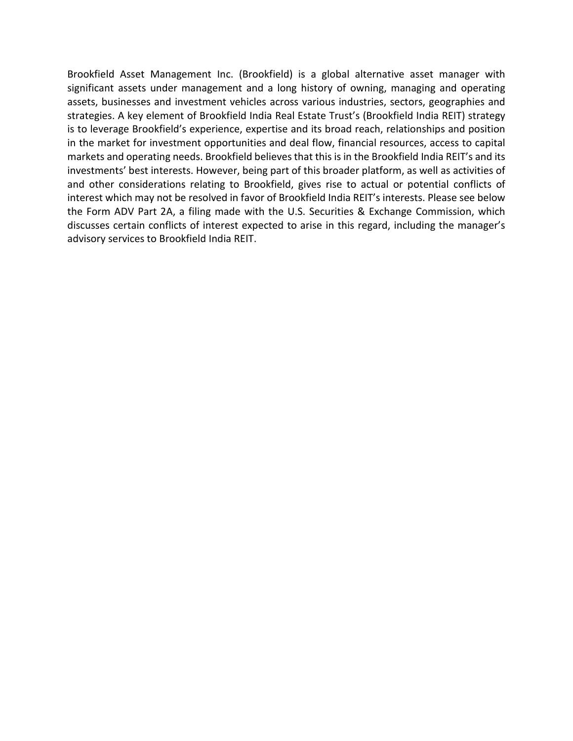Brookfield Asset Management Inc. (Brookfield) is a global alternative asset manager with significant assets under management and a long history of owning, managing and operating assets, businesses and investment vehicles across various industries, sectors, geographies and strategies. A key element of Brookfield India Real Estate Trust's (Brookfield India REIT) strategy is to leverage Brookfield's experience, expertise and its broad reach, relationships and position in the market for investment opportunities and deal flow, financial resources, access to capital markets and operating needs. Brookfield believes that this is in the Brookfield India REIT's and its investments' best interests. However, being part of this broader platform, as well as activities of and other considerations relating to Brookfield, gives rise to actual or potential conflicts of interest which may not be resolved in favor of Brookfield India REIT's interests. Please see below the Form ADV Part 2A, a filing made with the U.S. Securities & Exchange Commission, which discusses certain conflicts of interest expected to arise in this regard, including the manager's advisory services to Brookfield India REIT.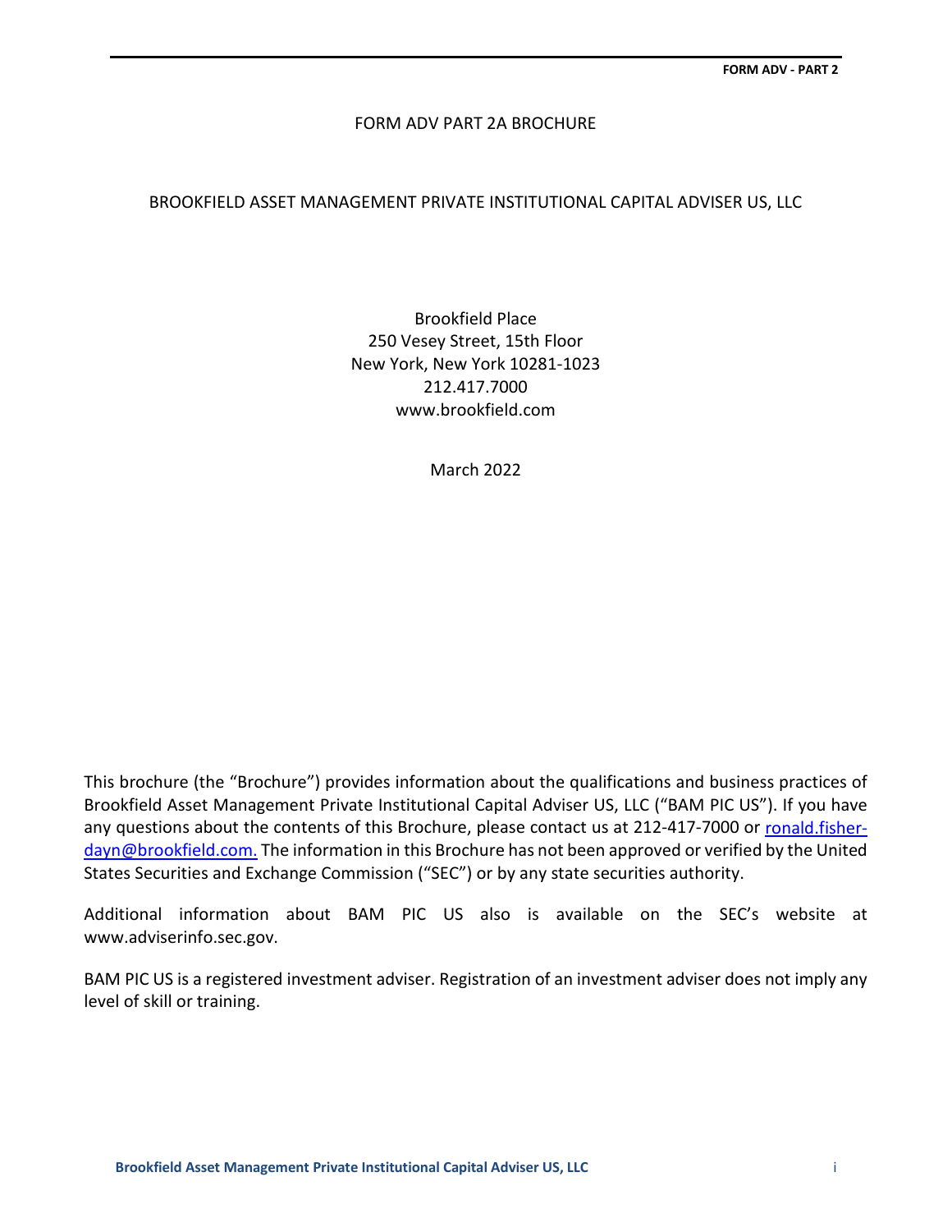# FORM ADV PART 2A BROCHURE

## BROOKFIELD ASSET MANAGEMENT PRIVATE INSTITUTIONAL CAPITAL ADVISER US, LLC

Brookfield Place
250 Vesey Street, 15th Floor
New York, New York 10281-1023
212.417.7000
www.brookfield.com

March 2022

This brochure (the "Brochure") provides information about the qualifications and business practices of Brookfield Asset Management Private Institutional Capital Adviser US, LLC ("BAM PIC US"). If you have any questions about the contents of this Brochure, please contact us at 212-417-7000 or ronald.fisher-dayn@brookfield.com. The information in this Brochure has not been approved or verified by the United States Securities and Exchange Commission ("SEC") or by any state securities authority.

Additional information about BAM PIC US also is available on the SEC's website at www.adviserinfo.sec.gov.

BAM PIC US is a registered investment adviser. Registration of an investment adviser does not imply any level of skill or training.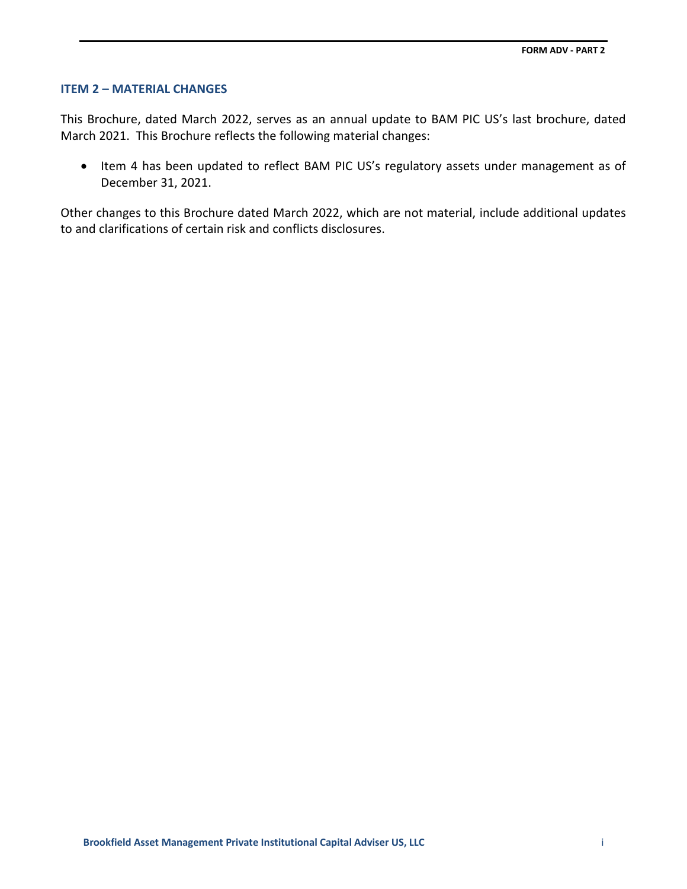## ITEM 2 – MATERIAL CHANGES

This Brochure, dated March 2022, serves as an annual update to BAM PIC US's last brochure, dated March 2021. This Brochure reflects the following material changes:

- Item 4 has been updated to reflect BAM PIC US's regulatory assets under management as of December 31, 2021.

Other changes to this Brochure dated March 2022, which are not material, include additional updates to and clarifications of certain risk and conflicts disclosures.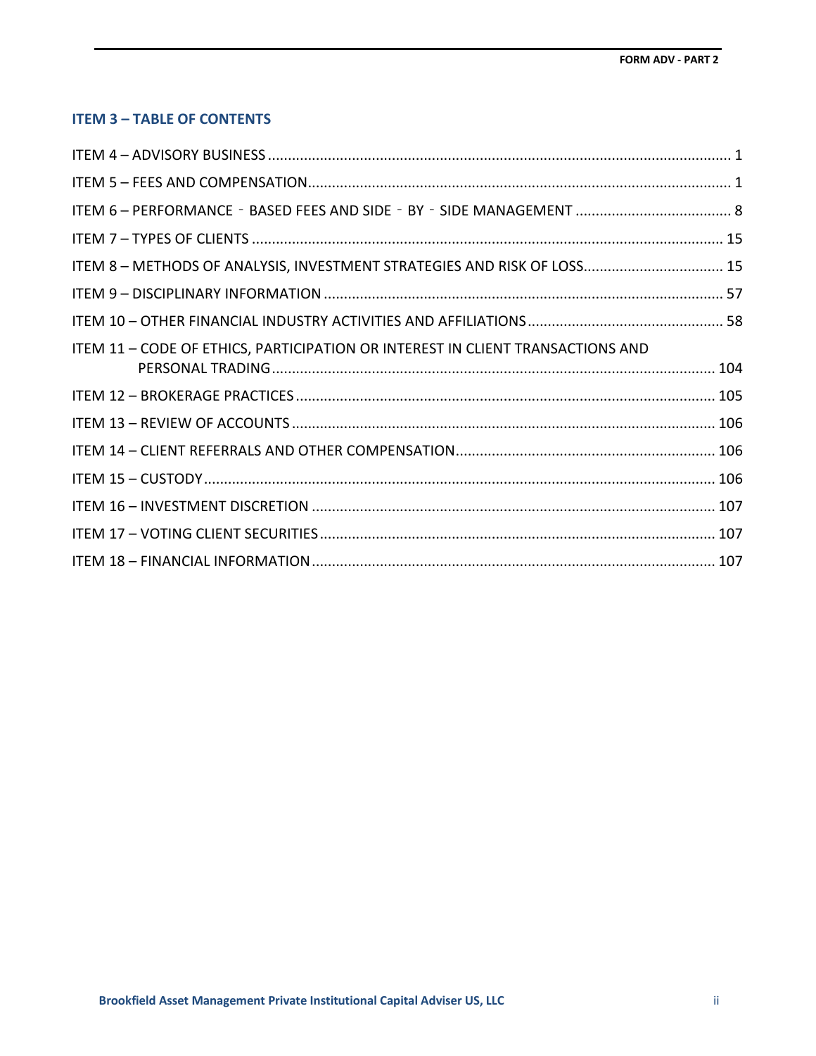## ITEM 3 – TABLE OF CONTENTS

ITEM 4 – ADVISORY BUSINESS .... 1

ITEM 5 – FEES AND COMPENSATION .... 1

ITEM 6 – PERFORMANCE ‐ BASED FEES AND SIDE ‐ BY ‐ SIDE MANAGEMENT .... 8

ITEM 7 – TYPES OF CLIENTS .... 15

ITEM 8 – METHODS OF ANALYSIS, INVESTMENT STRATEGIES AND RISK OF LOSS .... 15

ITEM 9 – DISCIPLINARY INFORMATION .... 57

ITEM 10 – OTHER FINANCIAL INDUSTRY ACTIVITIES AND AFFILIATIONS .... 58

ITEM 11 – CODE OF ETHICS, PARTICIPATION OR INTEREST IN CLIENT TRANSACTIONS AND PERSONAL TRADING .... 104

ITEM 12 – BROKERAGE PRACTICES .... 105

ITEM 13 – REVIEW OF ACCOUNTS .... 106

ITEM 14 – CLIENT REFERRALS AND OTHER COMPENSATION .... 106

ITEM 15 – CUSTODY .... 106

ITEM 16 – INVESTMENT DISCRETION .... 107

ITEM 17 – VOTING CLIENT SECURITIES .... 107

ITEM 18 – FINANCIAL INFORMATION .... 107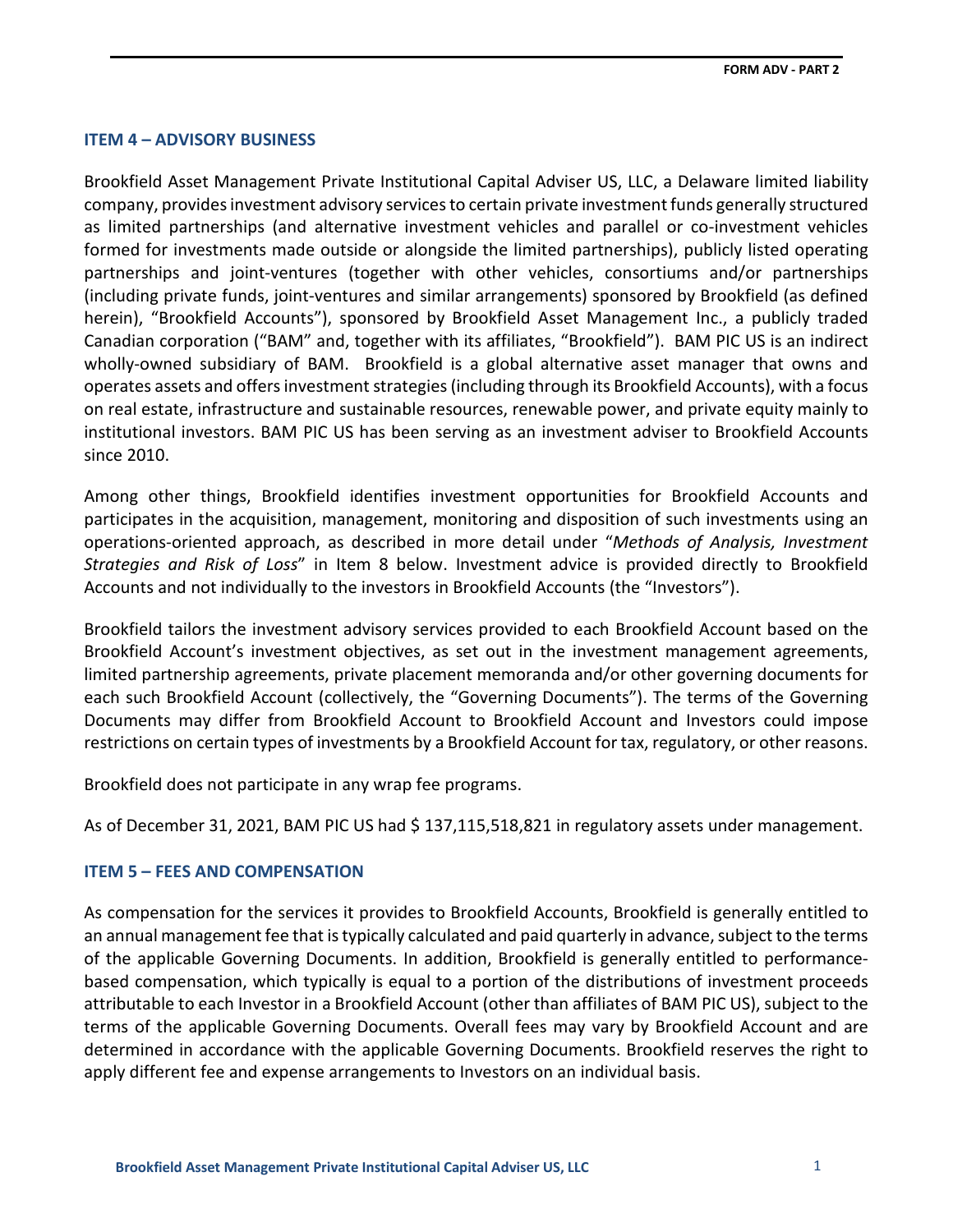## ITEM 4 – ADVISORY BUSINESS

Brookfield Asset Management Private Institutional Capital Adviser US, LLC, a Delaware limited liability company, provides investment advisory services to certain private investment funds generally structured as limited partnerships (and alternative investment vehicles and parallel or co-investment vehicles formed for investments made outside or alongside the limited partnerships), publicly listed operating partnerships and joint-ventures (together with other vehicles, consortiums and/or partnerships (including private funds, joint-ventures and similar arrangements) sponsored by Brookfield (as defined herein), "Brookfield Accounts"), sponsored by Brookfield Asset Management Inc., a publicly traded Canadian corporation ("BAM" and, together with its affiliates, "Brookfield"). BAM PIC US is an indirect wholly-owned subsidiary of BAM. Brookfield is a global alternative asset manager that owns and operates assets and offers investment strategies (including through its Brookfield Accounts), with a focus on real estate, infrastructure and sustainable resources, renewable power, and private equity mainly to institutional investors. BAM PIC US has been serving as an investment adviser to Brookfield Accounts since 2010.

Among other things, Brookfield identifies investment opportunities for Brookfield Accounts and participates in the acquisition, management, monitoring and disposition of such investments using an operations-oriented approach, as described in more detail under "*Methods of Analysis, Investment Strategies and Risk of Loss*" in Item 8 below. Investment advice is provided directly to Brookfield Accounts and not individually to the investors in Brookfield Accounts (the "Investors").

Brookfield tailors the investment advisory services provided to each Brookfield Account based on the Brookfield Account's investment objectives, as set out in the investment management agreements, limited partnership agreements, private placement memoranda and/or other governing documents for each such Brookfield Account (collectively, the "Governing Documents"). The terms of the Governing Documents may differ from Brookfield Account to Brookfield Account and Investors could impose restrictions on certain types of investments by a Brookfield Account for tax, regulatory, or other reasons.

Brookfield does not participate in any wrap fee programs.

As of December 31, 2021, BAM PIC US had $ 137,115,518,821 in regulatory assets under management.

## ITEM 5 – FEES AND COMPENSATION

As compensation for the services it provides to Brookfield Accounts, Brookfield is generally entitled to an annual management fee that is typically calculated and paid quarterly in advance, subject to the terms of the applicable Governing Documents. In addition, Brookfield is generally entitled to performance-based compensation, which typically is equal to a portion of the distributions of investment proceeds attributable to each Investor in a Brookfield Account (other than affiliates of BAM PIC US), subject to the terms of the applicable Governing Documents. Overall fees may vary by Brookfield Account and are determined in accordance with the applicable Governing Documents. Brookfield reserves the right to apply different fee and expense arrangements to Investors on an individual basis.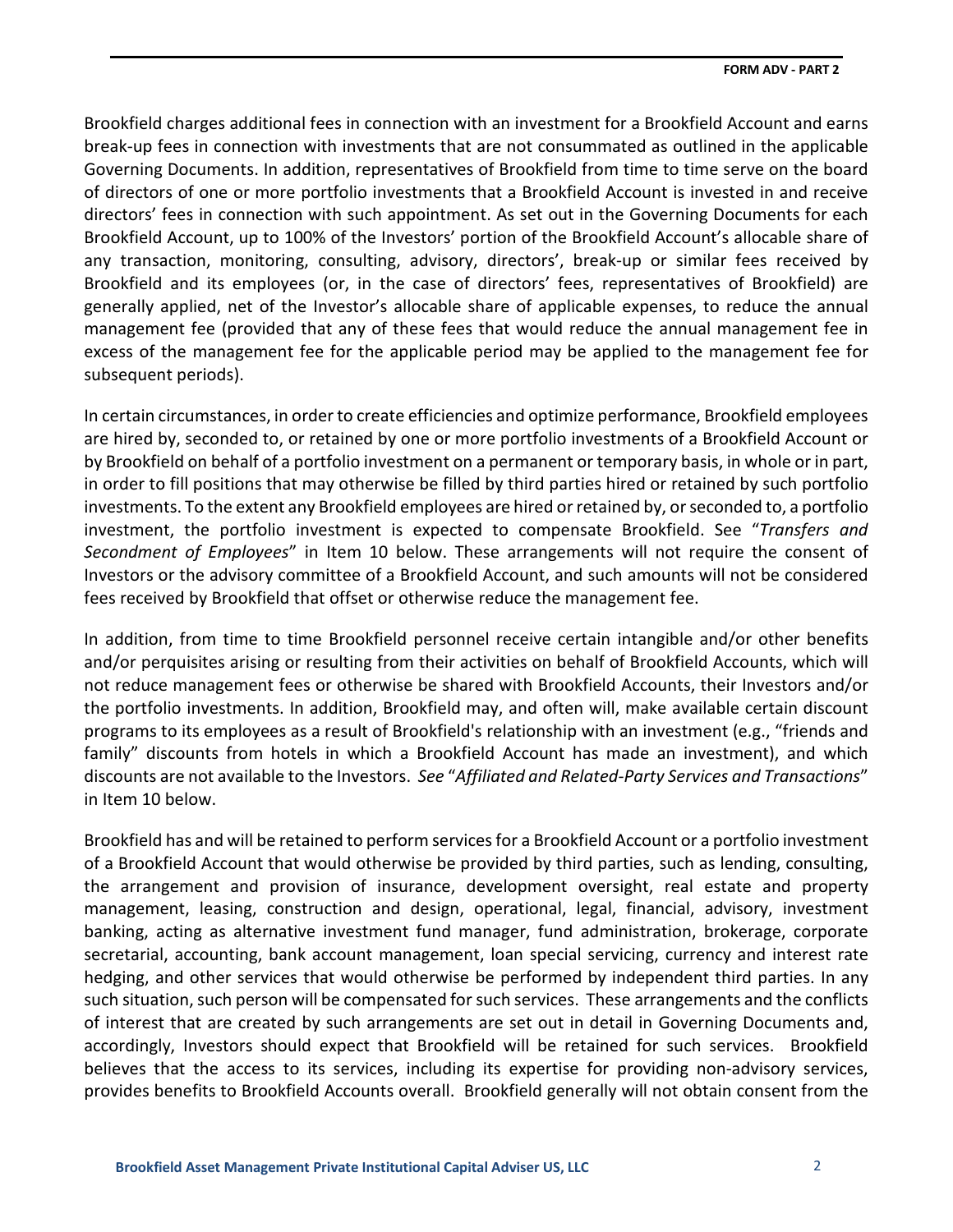Brookfield charges additional fees in connection with an investment for a Brookfield Account and earns break-up fees in connection with investments that are not consummated as outlined in the applicable Governing Documents. In addition, representatives of Brookfield from time to time serve on the board of directors of one or more portfolio investments that a Brookfield Account is invested in and receive directors' fees in connection with such appointment. As set out in the Governing Documents for each Brookfield Account, up to 100% of the Investors' portion of the Brookfield Account's allocable share of any transaction, monitoring, consulting, advisory, directors', break-up or similar fees received by Brookfield and its employees (or, in the case of directors' fees, representatives of Brookfield) are generally applied, net of the Investor's allocable share of applicable expenses, to reduce the annual management fee (provided that any of these fees that would reduce the annual management fee in excess of the management fee for the applicable period may be applied to the management fee for subsequent periods).

In certain circumstances, in order to create efficiencies and optimize performance, Brookfield employees are hired by, seconded to, or retained by one or more portfolio investments of a Brookfield Account or by Brookfield on behalf of a portfolio investment on a permanent or temporary basis, in whole or in part, in order to fill positions that may otherwise be filled by third parties hired or retained by such portfolio investments. To the extent any Brookfield employees are hired or retained by, or seconded to, a portfolio investment, the portfolio investment is expected to compensate Brookfield. See "*Transfers and Secondment of Employees*" in Item 10 below. These arrangements will not require the consent of Investors or the advisory committee of a Brookfield Account, and such amounts will not be considered fees received by Brookfield that offset or otherwise reduce the management fee.

In addition, from time to time Brookfield personnel receive certain intangible and/or other benefits and/or perquisites arising or resulting from their activities on behalf of Brookfield Accounts, which will not reduce management fees or otherwise be shared with Brookfield Accounts, their Investors and/or the portfolio investments. In addition, Brookfield may, and often will, make available certain discount programs to its employees as a result of Brookfield's relationship with an investment (e.g., "friends and family" discounts from hotels in which a Brookfield Account has made an investment), and which discounts are not available to the Investors. *See* "*Affiliated and Related-Party Services and Transactions*" in Item 10 below.

Brookfield has and will be retained to perform services for a Brookfield Account or a portfolio investment of a Brookfield Account that would otherwise be provided by third parties, such as lending, consulting, the arrangement and provision of insurance, development oversight, real estate and property management, leasing, construction and design, operational, legal, financial, advisory, investment banking, acting as alternative investment fund manager, fund administration, brokerage, corporate secretarial, accounting, bank account management, loan special servicing, currency and interest rate hedging, and other services that would otherwise be performed by independent third parties. In any such situation, such person will be compensated for such services. These arrangements and the conflicts of interest that are created by such arrangements are set out in detail in Governing Documents and, accordingly, Investors should expect that Brookfield will be retained for such services. Brookfield believes that the access to its services, including its expertise for providing non-advisory services, provides benefits to Brookfield Accounts overall. Brookfield generally will not obtain consent from the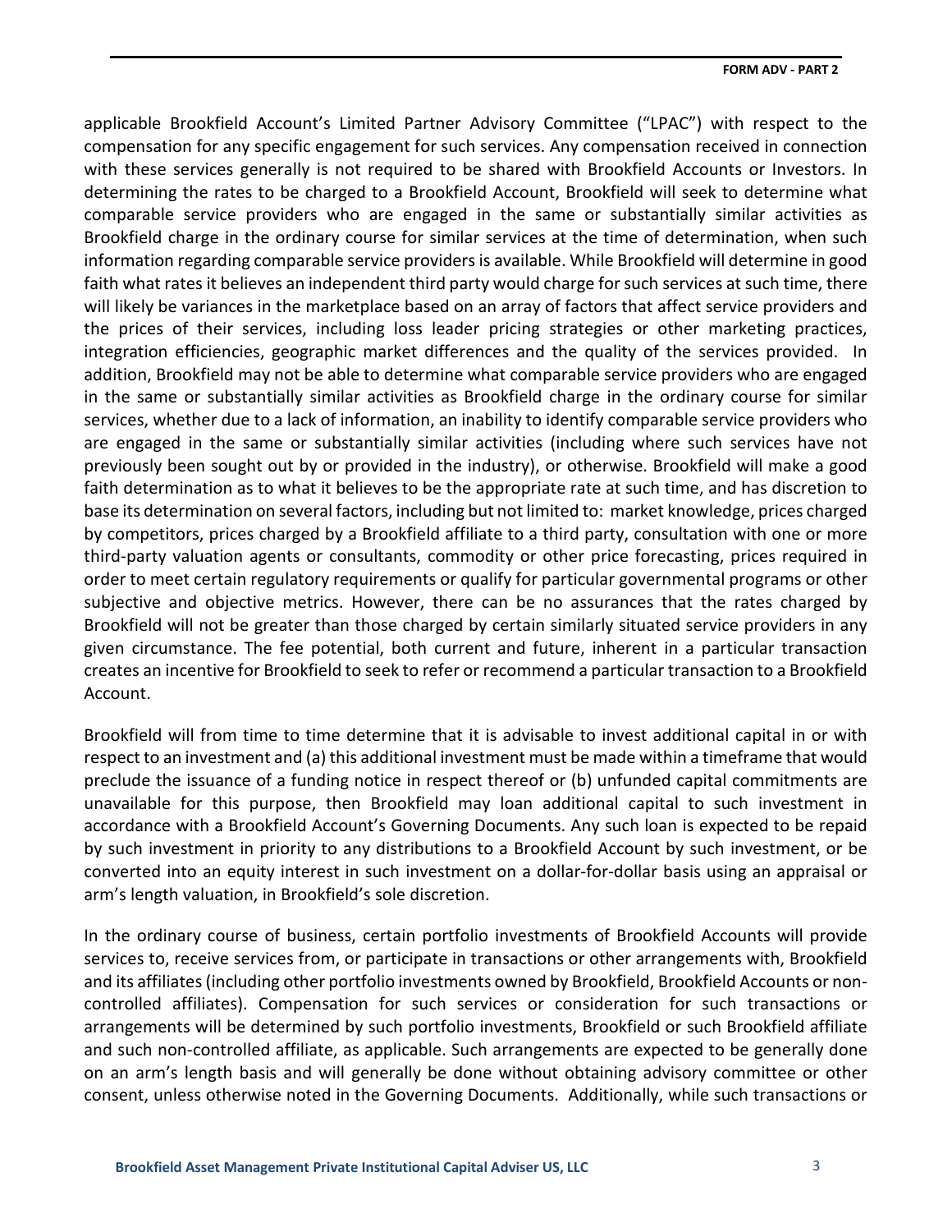applicable Brookfield Account's Limited Partner Advisory Committee ("LPAC") with respect to the compensation for any specific engagement for such services. Any compensation received in connection with these services generally is not required to be shared with Brookfield Accounts or Investors. In determining the rates to be charged to a Brookfield Account, Brookfield will seek to determine what comparable service providers who are engaged in the same or substantially similar activities as Brookfield charge in the ordinary course for similar services at the time of determination, when such information regarding comparable service providers is available. While Brookfield will determine in good faith what rates it believes an independent third party would charge for such services at such time, there will likely be variances in the marketplace based on an array of factors that affect service providers and the prices of their services, including loss leader pricing strategies or other marketing practices, integration efficiencies, geographic market differences and the quality of the services provided. In addition, Brookfield may not be able to determine what comparable service providers who are engaged in the same or substantially similar activities as Brookfield charge in the ordinary course for similar services, whether due to a lack of information, an inability to identify comparable service providers who are engaged in the same or substantially similar activities (including where such services have not previously been sought out by or provided in the industry), or otherwise. Brookfield will make a good faith determination as to what it believes to be the appropriate rate at such time, and has discretion to base its determination on several factors, including but not limited to: market knowledge, prices charged by competitors, prices charged by a Brookfield affiliate to a third party, consultation with one or more third-party valuation agents or consultants, commodity or other price forecasting, prices required in order to meet certain regulatory requirements or qualify for particular governmental programs or other subjective and objective metrics. However, there can be no assurances that the rates charged by Brookfield will not be greater than those charged by certain similarly situated service providers in any given circumstance. The fee potential, both current and future, inherent in a particular transaction creates an incentive for Brookfield to seek to refer or recommend a particular transaction to a Brookfield Account.

Brookfield will from time to time determine that it is advisable to invest additional capital in or with respect to an investment and (a) this additional investment must be made within a timeframe that would preclude the issuance of a funding notice in respect thereof or (b) unfunded capital commitments are unavailable for this purpose, then Brookfield may loan additional capital to such investment in accordance with a Brookfield Account's Governing Documents. Any such loan is expected to be repaid by such investment in priority to any distributions to a Brookfield Account by such investment, or be converted into an equity interest in such investment on a dollar-for-dollar basis using an appraisal or arm's length valuation, in Brookfield's sole discretion.

In the ordinary course of business, certain portfolio investments of Brookfield Accounts will provide services to, receive services from, or participate in transactions or other arrangements with, Brookfield and its affiliates (including other portfolio investments owned by Brookfield, Brookfield Accounts or non-controlled affiliates). Compensation for such services or consideration for such transactions or arrangements will be determined by such portfolio investments, Brookfield or such Brookfield affiliate and such non-controlled affiliate, as applicable. Such arrangements are expected to be generally done on an arm's length basis and will generally be done without obtaining advisory committee or other consent, unless otherwise noted in the Governing Documents. Additionally, while such transactions or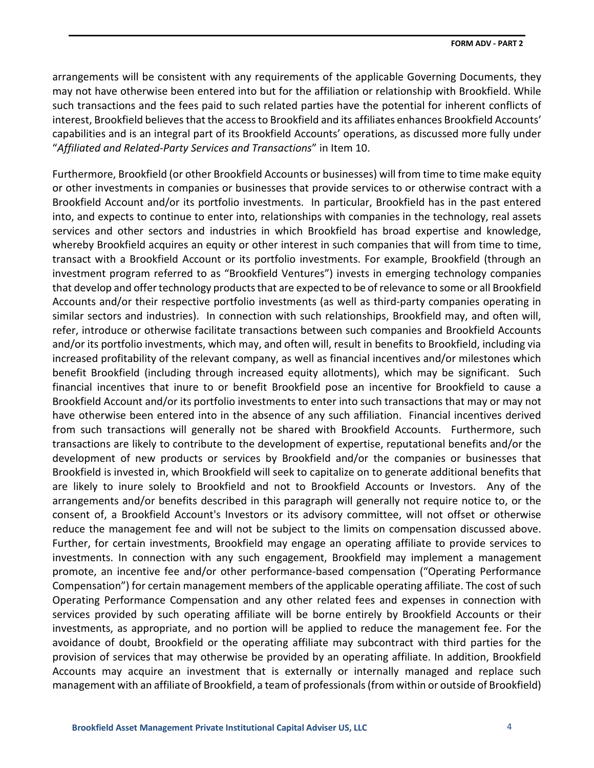arrangements will be consistent with any requirements of the applicable Governing Documents, they may not have otherwise been entered into but for the affiliation or relationship with Brookfield. While such transactions and the fees paid to such related parties have the potential for inherent conflicts of interest, Brookfield believes that the access to Brookfield and its affiliates enhances Brookfield Accounts' capabilities and is an integral part of its Brookfield Accounts' operations, as discussed more fully under "*Affiliated and Related-Party Services and Transactions*" in Item 10.

Furthermore, Brookfield (or other Brookfield Accounts or businesses) will from time to time make equity or other investments in companies or businesses that provide services to or otherwise contract with a Brookfield Account and/or its portfolio investments. In particular, Brookfield has in the past entered into, and expects to continue to enter into, relationships with companies in the technology, real assets services and other sectors and industries in which Brookfield has broad expertise and knowledge, whereby Brookfield acquires an equity or other interest in such companies that will from time to time, transact with a Brookfield Account or its portfolio investments. For example, Brookfield (through an investment program referred to as "Brookfield Ventures") invests in emerging technology companies that develop and offer technology products that are expected to be of relevance to some or all Brookfield Accounts and/or their respective portfolio investments (as well as third-party companies operating in similar sectors and industries). In connection with such relationships, Brookfield may, and often will, refer, introduce or otherwise facilitate transactions between such companies and Brookfield Accounts and/or its portfolio investments, which may, and often will, result in benefits to Brookfield, including via increased profitability of the relevant company, as well as financial incentives and/or milestones which benefit Brookfield (including through increased equity allotments), which may be significant. Such financial incentives that inure to or benefit Brookfield pose an incentive for Brookfield to cause a Brookfield Account and/or its portfolio investments to enter into such transactions that may or may not have otherwise been entered into in the absence of any such affiliation. Financial incentives derived from such transactions will generally not be shared with Brookfield Accounts. Furthermore, such transactions are likely to contribute to the development of expertise, reputational benefits and/or the development of new products or services by Brookfield and/or the companies or businesses that Brookfield is invested in, which Brookfield will seek to capitalize on to generate additional benefits that are likely to inure solely to Brookfield and not to Brookfield Accounts or Investors. Any of the arrangements and/or benefits described in this paragraph will generally not require notice to, or the consent of, a Brookfield Account's Investors or its advisory committee, will not offset or otherwise reduce the management fee and will not be subject to the limits on compensation discussed above. Further, for certain investments, Brookfield may engage an operating affiliate to provide services to investments. In connection with any such engagement, Brookfield may implement a management promote, an incentive fee and/or other performance-based compensation ("Operating Performance Compensation") for certain management members of the applicable operating affiliate. The cost of such Operating Performance Compensation and any other related fees and expenses in connection with services provided by such operating affiliate will be borne entirely by Brookfield Accounts or their investments, as appropriate, and no portion will be applied to reduce the management fee. For the avoidance of doubt, Brookfield or the operating affiliate may subcontract with third parties for the provision of services that may otherwise be provided by an operating affiliate. In addition, Brookfield Accounts may acquire an investment that is externally or internally managed and replace such management with an affiliate of Brookfield, a team of professionals (from within or outside of Brookfield)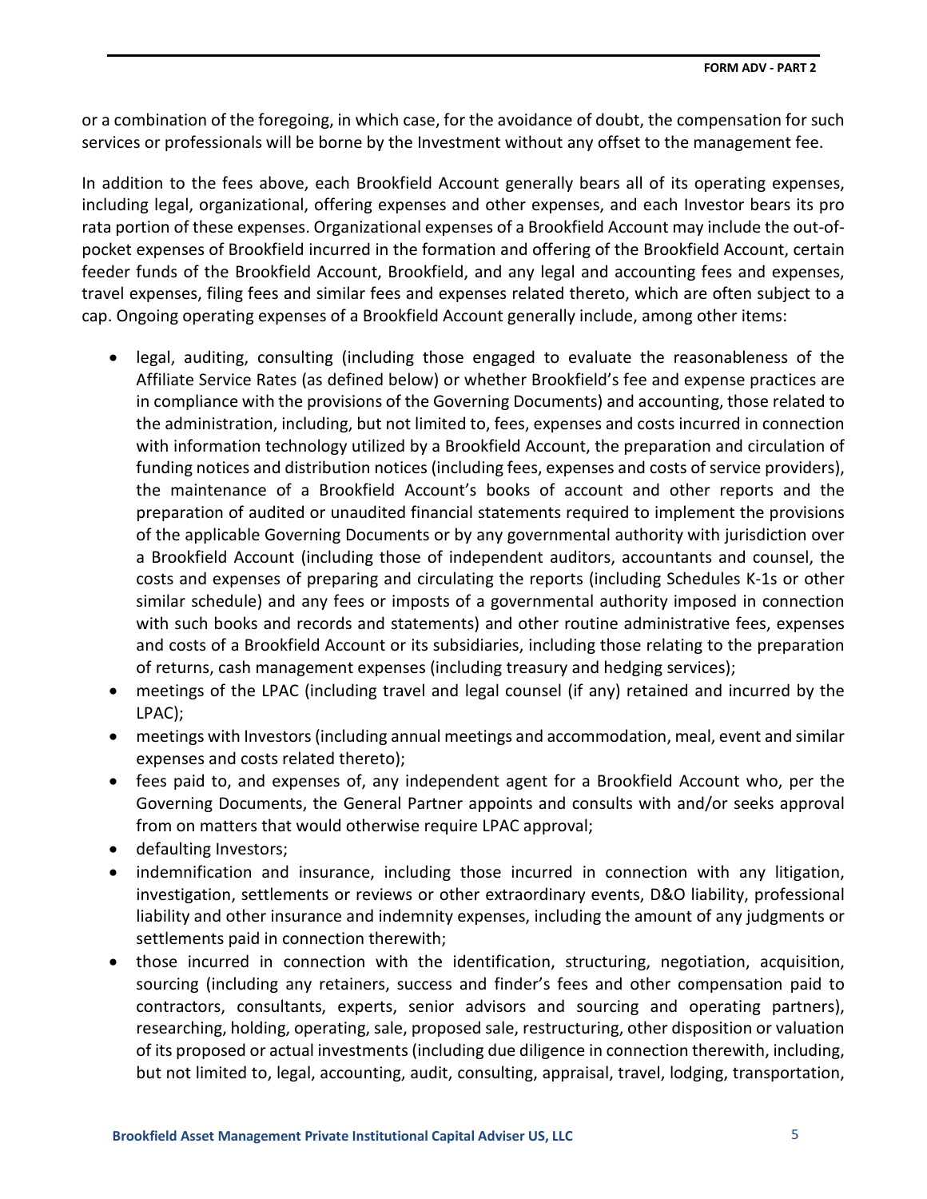or a combination of the foregoing, in which case, for the avoidance of doubt, the compensation for such services or professionals will be borne by the Investment without any offset to the management fee.

In addition to the fees above, each Brookfield Account generally bears all of its operating expenses, including legal, organizational, offering expenses and other expenses, and each Investor bears its pro rata portion of these expenses. Organizational expenses of a Brookfield Account may include the out-of-pocket expenses of Brookfield incurred in the formation and offering of the Brookfield Account, certain feeder funds of the Brookfield Account, Brookfield, and any legal and accounting fees and expenses, travel expenses, filing fees and similar fees and expenses related thereto, which are often subject to a cap. Ongoing operating expenses of a Brookfield Account generally include, among other items:

- legal, auditing, consulting (including those engaged to evaluate the reasonableness of the Affiliate Service Rates (as defined below) or whether Brookfield's fee and expense practices are in compliance with the provisions of the Governing Documents) and accounting, those related to the administration, including, but not limited to, fees, expenses and costs incurred in connection with information technology utilized by a Brookfield Account, the preparation and circulation of funding notices and distribution notices (including fees, expenses and costs of service providers), the maintenance of a Brookfield Account's books of account and other reports and the preparation of audited or unaudited financial statements required to implement the provisions of the applicable Governing Documents or by any governmental authority with jurisdiction over a Brookfield Account (including those of independent auditors, accountants and counsel, the costs and expenses of preparing and circulating the reports (including Schedules K-1s or other similar schedule) and any fees or imposts of a governmental authority imposed in connection with such books and records and statements) and other routine administrative fees, expenses and costs of a Brookfield Account or its subsidiaries, including those relating to the preparation of returns, cash management expenses (including treasury and hedging services);
- meetings of the LPAC (including travel and legal counsel (if any) retained and incurred by the LPAC);
- meetings with Investors (including annual meetings and accommodation, meal, event and similar expenses and costs related thereto);
- fees paid to, and expenses of, any independent agent for a Brookfield Account who, per the Governing Documents, the General Partner appoints and consults with and/or seeks approval from on matters that would otherwise require LPAC approval;
- defaulting Investors;
- indemnification and insurance, including those incurred in connection with any litigation, investigation, settlements or reviews or other extraordinary events, D&O liability, professional liability and other insurance and indemnity expenses, including the amount of any judgments or settlements paid in connection therewith;
- those incurred in connection with the identification, structuring, negotiation, acquisition, sourcing (including any retainers, success and finder's fees and other compensation paid to contractors, consultants, experts, senior advisors and sourcing and operating partners), researching, holding, operating, sale, proposed sale, restructuring, other disposition or valuation of its proposed or actual investments (including due diligence in connection therewith, including, but not limited to, legal, accounting, audit, consulting, appraisal, travel, lodging, transportation,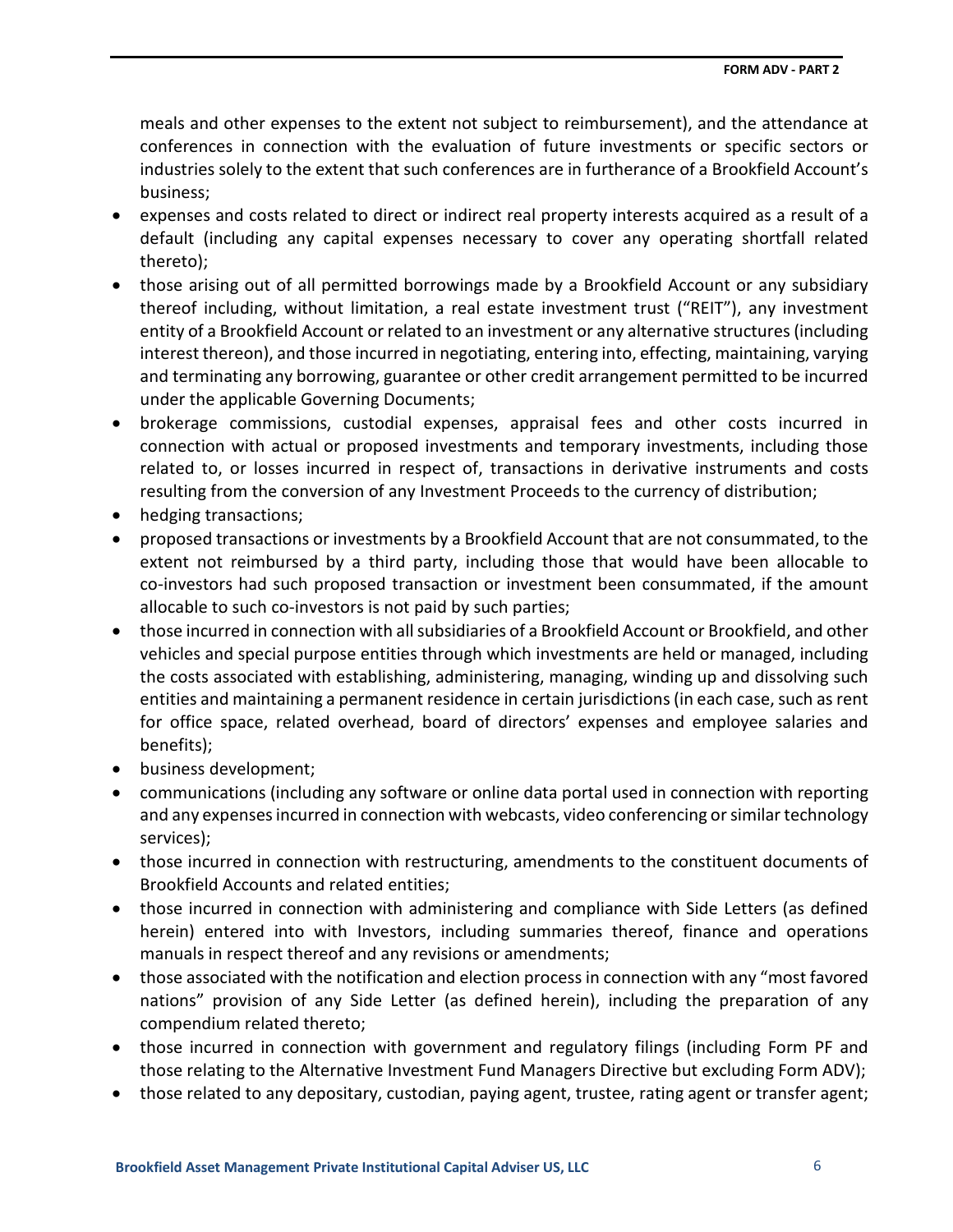meals and other expenses to the extent not subject to reimbursement), and the attendance at conferences in connection with the evaluation of future investments or specific sectors or industries solely to the extent that such conferences are in furtherance of a Brookfield Account's business;

- expenses and costs related to direct or indirect real property interests acquired as a result of a default (including any capital expenses necessary to cover any operating shortfall related thereto);
- those arising out of all permitted borrowings made by a Brookfield Account or any subsidiary thereof including, without limitation, a real estate investment trust ("REIT"), any investment entity of a Brookfield Account or related to an investment or any alternative structures (including interest thereon), and those incurred in negotiating, entering into, effecting, maintaining, varying and terminating any borrowing, guarantee or other credit arrangement permitted to be incurred under the applicable Governing Documents;
- brokerage commissions, custodial expenses, appraisal fees and other costs incurred in connection with actual or proposed investments and temporary investments, including those related to, or losses incurred in respect of, transactions in derivative instruments and costs resulting from the conversion of any Investment Proceeds to the currency of distribution;
- hedging transactions;
- proposed transactions or investments by a Brookfield Account that are not consummated, to the extent not reimbursed by a third party, including those that would have been allocable to co-investors had such proposed transaction or investment been consummated, if the amount allocable to such co-investors is not paid by such parties;
- those incurred in connection with all subsidiaries of a Brookfield Account or Brookfield, and other vehicles and special purpose entities through which investments are held or managed, including the costs associated with establishing, administering, managing, winding up and dissolving such entities and maintaining a permanent residence in certain jurisdictions (in each case, such as rent for office space, related overhead, board of directors' expenses and employee salaries and benefits);
- business development;
- communications (including any software or online data portal used in connection with reporting and any expenses incurred in connection with webcasts, video conferencing or similar technology services);
- those incurred in connection with restructuring, amendments to the constituent documents of Brookfield Accounts and related entities;
- those incurred in connection with administering and compliance with Side Letters (as defined herein) entered into with Investors, including summaries thereof, finance and operations manuals in respect thereof and any revisions or amendments;
- those associated with the notification and election process in connection with any "most favored nations" provision of any Side Letter (as defined herein), including the preparation of any compendium related thereto;
- those incurred in connection with government and regulatory filings (including Form PF and those relating to the Alternative Investment Fund Managers Directive but excluding Form ADV);
- those related to any depositary, custodian, paying agent, trustee, rating agent or transfer agent;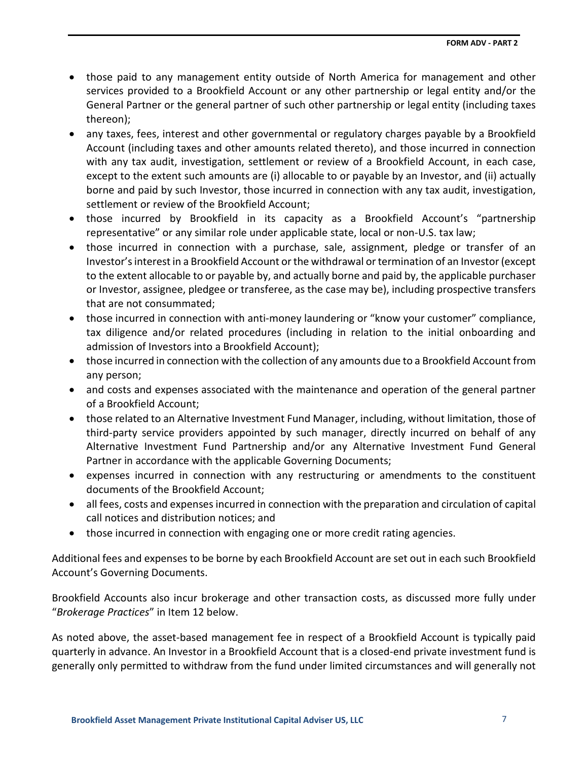- those paid to any management entity outside of North America for management and other services provided to a Brookfield Account or any other partnership or legal entity and/or the General Partner or the general partner of such other partnership or legal entity (including taxes thereon);
- any taxes, fees, interest and other governmental or regulatory charges payable by a Brookfield Account (including taxes and other amounts related thereto), and those incurred in connection with any tax audit, investigation, settlement or review of a Brookfield Account, in each case, except to the extent such amounts are (i) allocable to or payable by an Investor, and (ii) actually borne and paid by such Investor, those incurred in connection with any tax audit, investigation, settlement or review of the Brookfield Account;
- those incurred by Brookfield in its capacity as a Brookfield Account's "partnership representative" or any similar role under applicable state, local or non-U.S. tax law;
- those incurred in connection with a purchase, sale, assignment, pledge or transfer of an Investor's interest in a Brookfield Account or the withdrawal or termination of an Investor (except to the extent allocable to or payable by, and actually borne and paid by, the applicable purchaser or Investor, assignee, pledgee or transferee, as the case may be), including prospective transfers that are not consummated;
- those incurred in connection with anti-money laundering or "know your customer" compliance, tax diligence and/or related procedures (including in relation to the initial onboarding and admission of Investors into a Brookfield Account);
- those incurred in connection with the collection of any amounts due to a Brookfield Account from any person;
- and costs and expenses associated with the maintenance and operation of the general partner of a Brookfield Account;
- those related to an Alternative Investment Fund Manager, including, without limitation, those of third-party service providers appointed by such manager, directly incurred on behalf of any Alternative Investment Fund Partnership and/or any Alternative Investment Fund General Partner in accordance with the applicable Governing Documents;
- expenses incurred in connection with any restructuring or amendments to the constituent documents of the Brookfield Account;
- all fees, costs and expenses incurred in connection with the preparation and circulation of capital call notices and distribution notices; and
- those incurred in connection with engaging one or more credit rating agencies.

Additional fees and expenses to be borne by each Brookfield Account are set out in each such Brookfield Account's Governing Documents.

Brookfield Accounts also incur brokerage and other transaction costs, as discussed more fully under "*Brokerage Practices*" in Item 12 below.

As noted above, the asset-based management fee in respect of a Brookfield Account is typically paid quarterly in advance. An Investor in a Brookfield Account that is a closed-end private investment fund is generally only permitted to withdraw from the fund under limited circumstances and will generally not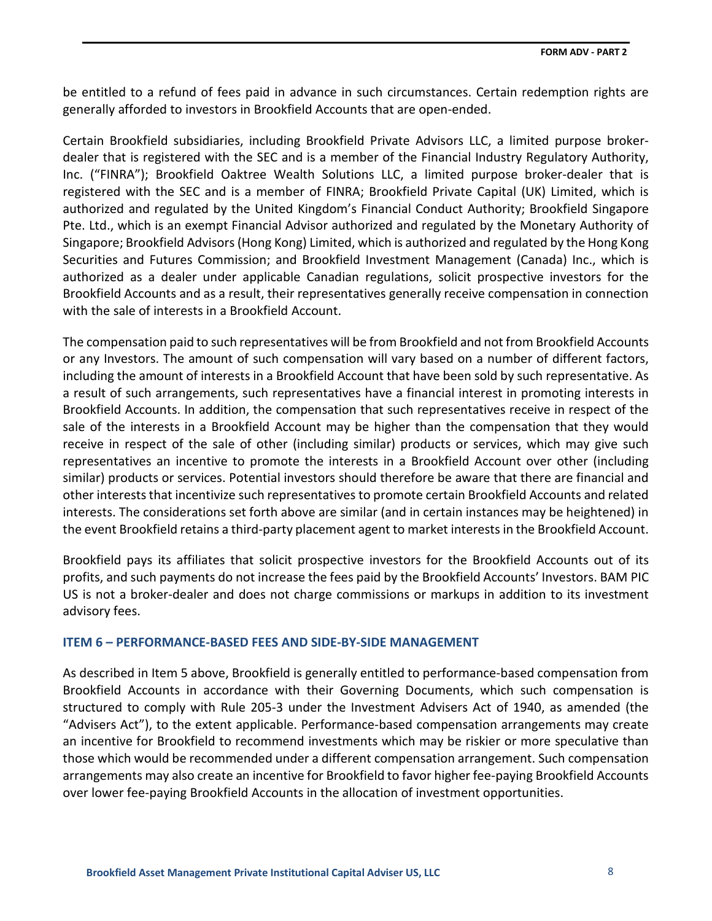be entitled to a refund of fees paid in advance in such circumstances. Certain redemption rights are generally afforded to investors in Brookfield Accounts that are open-ended.

Certain Brookfield subsidiaries, including Brookfield Private Advisors LLC, a limited purpose broker-dealer that is registered with the SEC and is a member of the Financial Industry Regulatory Authority, Inc. ("FINRA"); Brookfield Oaktree Wealth Solutions LLC, a limited purpose broker-dealer that is registered with the SEC and is a member of FINRA; Brookfield Private Capital (UK) Limited, which is authorized and regulated by the United Kingdom's Financial Conduct Authority; Brookfield Singapore Pte. Ltd., which is an exempt Financial Advisor authorized and regulated by the Monetary Authority of Singapore; Brookfield Advisors (Hong Kong) Limited, which is authorized and regulated by the Hong Kong Securities and Futures Commission; and Brookfield Investment Management (Canada) Inc., which is authorized as a dealer under applicable Canadian regulations, solicit prospective investors for the Brookfield Accounts and as a result, their representatives generally receive compensation in connection with the sale of interests in a Brookfield Account.

The compensation paid to such representatives will be from Brookfield and not from Brookfield Accounts or any Investors. The amount of such compensation will vary based on a number of different factors, including the amount of interests in a Brookfield Account that have been sold by such representative. As a result of such arrangements, such representatives have a financial interest in promoting interests in Brookfield Accounts. In addition, the compensation that such representatives receive in respect of the sale of the interests in a Brookfield Account may be higher than the compensation that they would receive in respect of the sale of other (including similar) products or services, which may give such representatives an incentive to promote the interests in a Brookfield Account over other (including similar) products or services. Potential investors should therefore be aware that there are financial and other interests that incentivize such representatives to promote certain Brookfield Accounts and related interests. The considerations set forth above are similar (and in certain instances may be heightened) in the event Brookfield retains a third-party placement agent to market interests in the Brookfield Account.

Brookfield pays its affiliates that solicit prospective investors for the Brookfield Accounts out of its profits, and such payments do not increase the fees paid by the Brookfield Accounts' Investors. BAM PIC US is not a broker-dealer and does not charge commissions or markups in addition to its investment advisory fees.

## ITEM 6 – PERFORMANCE-BASED FEES AND SIDE-BY-SIDE MANAGEMENT

As described in Item 5 above, Brookfield is generally entitled to performance-based compensation from Brookfield Accounts in accordance with their Governing Documents, which such compensation is structured to comply with Rule 205-3 under the Investment Advisers Act of 1940, as amended (the "Advisers Act"), to the extent applicable. Performance-based compensation arrangements may create an incentive for Brookfield to recommend investments which may be riskier or more speculative than those which would be recommended under a different compensation arrangement. Such compensation arrangements may also create an incentive for Brookfield to favor higher fee-paying Brookfield Accounts over lower fee-paying Brookfield Accounts in the allocation of investment opportunities.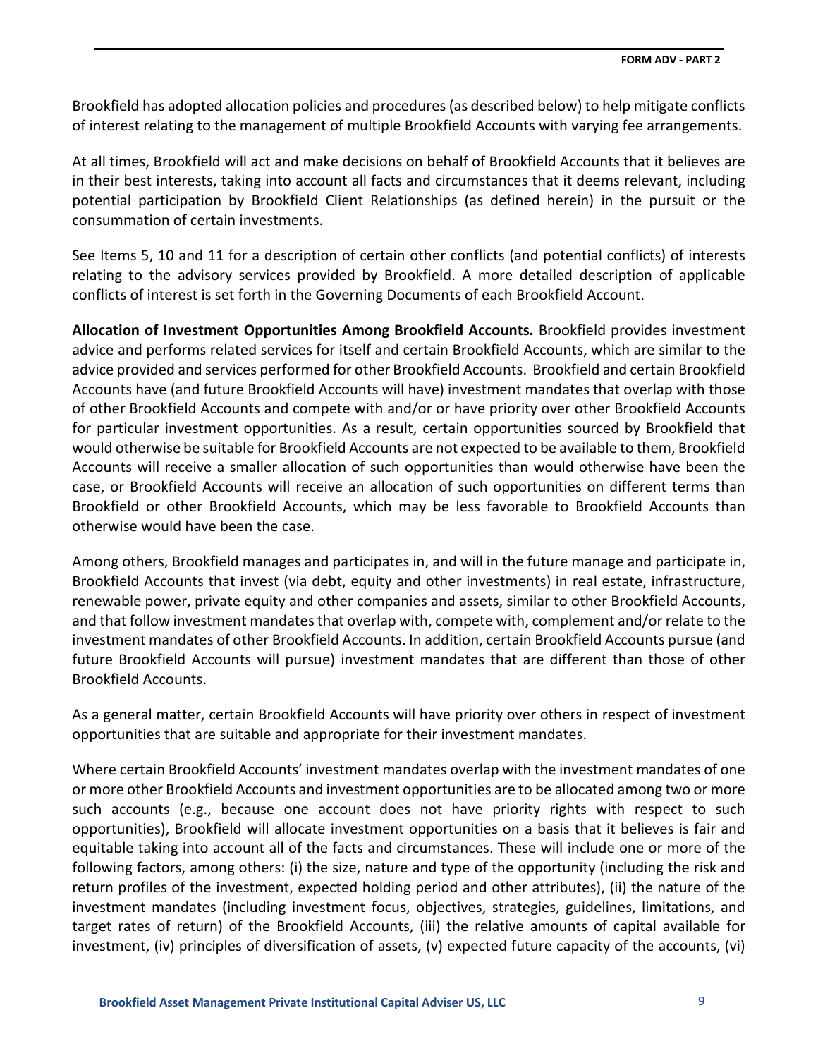Brookfield has adopted allocation policies and procedures (as described below) to help mitigate conflicts of interest relating to the management of multiple Brookfield Accounts with varying fee arrangements.

At all times, Brookfield will act and make decisions on behalf of Brookfield Accounts that it believes are in their best interests, taking into account all facts and circumstances that it deems relevant, including potential participation by Brookfield Client Relationships (as defined herein) in the pursuit or the consummation of certain investments.

See Items 5, 10 and 11 for a description of certain other conflicts (and potential conflicts) of interests relating to the advisory services provided by Brookfield. A more detailed description of applicable conflicts of interest is set forth in the Governing Documents of each Brookfield Account.

**Allocation of Investment Opportunities Among Brookfield Accounts.** Brookfield provides investment advice and performs related services for itself and certain Brookfield Accounts, which are similar to the advice provided and services performed for other Brookfield Accounts. Brookfield and certain Brookfield Accounts have (and future Brookfield Accounts will have) investment mandates that overlap with those of other Brookfield Accounts and compete with and/or or have priority over other Brookfield Accounts for particular investment opportunities. As a result, certain opportunities sourced by Brookfield that would otherwise be suitable for Brookfield Accounts are not expected to be available to them, Brookfield Accounts will receive a smaller allocation of such opportunities than would otherwise have been the case, or Brookfield Accounts will receive an allocation of such opportunities on different terms than Brookfield or other Brookfield Accounts, which may be less favorable to Brookfield Accounts than otherwise would have been the case.

Among others, Brookfield manages and participates in, and will in the future manage and participate in, Brookfield Accounts that invest (via debt, equity and other investments) in real estate, infrastructure, renewable power, private equity and other companies and assets, similar to other Brookfield Accounts, and that follow investment mandates that overlap with, compete with, complement and/or relate to the investment mandates of other Brookfield Accounts. In addition, certain Brookfield Accounts pursue (and future Brookfield Accounts will pursue) investment mandates that are different than those of other Brookfield Accounts.

As a general matter, certain Brookfield Accounts will have priority over others in respect of investment opportunities that are suitable and appropriate for their investment mandates.

Where certain Brookfield Accounts' investment mandates overlap with the investment mandates of one or more other Brookfield Accounts and investment opportunities are to be allocated among two or more such accounts (e.g., because one account does not have priority rights with respect to such opportunities), Brookfield will allocate investment opportunities on a basis that it believes is fair and equitable taking into account all of the facts and circumstances. These will include one or more of the following factors, among others: (i) the size, nature and type of the opportunity (including the risk and return profiles of the investment, expected holding period and other attributes), (ii) the nature of the investment mandates (including investment focus, objectives, strategies, guidelines, limitations, and target rates of return) of the Brookfield Accounts, (iii) the relative amounts of capital available for investment, (iv) principles of diversification of assets, (v) expected future capacity of the accounts, (vi)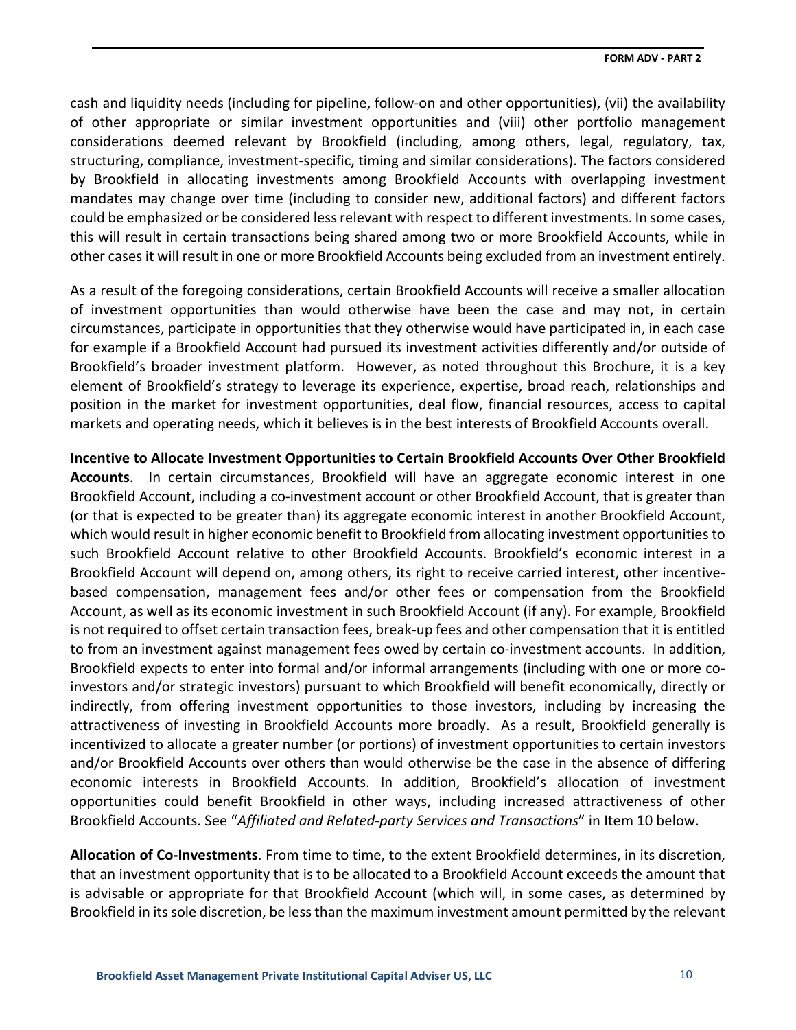cash and liquidity needs (including for pipeline, follow-on and other opportunities), (vii) the availability of other appropriate or similar investment opportunities and (viii) other portfolio management considerations deemed relevant by Brookfield (including, among others, legal, regulatory, tax, structuring, compliance, investment-specific, timing and similar considerations). The factors considered by Brookfield in allocating investments among Brookfield Accounts with overlapping investment mandates may change over time (including to consider new, additional factors) and different factors could be emphasized or be considered less relevant with respect to different investments. In some cases, this will result in certain transactions being shared among two or more Brookfield Accounts, while in other cases it will result in one or more Brookfield Accounts being excluded from an investment entirely.

As a result of the foregoing considerations, certain Brookfield Accounts will receive a smaller allocation of investment opportunities than would otherwise have been the case and may not, in certain circumstances, participate in opportunities that they otherwise would have participated in, in each case for example if a Brookfield Account had pursued its investment activities differently and/or outside of Brookfield's broader investment platform. However, as noted throughout this Brochure, it is a key element of Brookfield's strategy to leverage its experience, expertise, broad reach, relationships and position in the market for investment opportunities, deal flow, financial resources, access to capital markets and operating needs, which it believes is in the best interests of Brookfield Accounts overall.

**Incentive to Allocate Investment Opportunities to Certain Brookfield Accounts Over Other Brookfield Accounts**. In certain circumstances, Brookfield will have an aggregate economic interest in one Brookfield Account, including a co-investment account or other Brookfield Account, that is greater than (or that is expected to be greater than) its aggregate economic interest in another Brookfield Account, which would result in higher economic benefit to Brookfield from allocating investment opportunities to such Brookfield Account relative to other Brookfield Accounts. Brookfield's economic interest in a Brookfield Account will depend on, among others, its right to receive carried interest, other incentive-based compensation, management fees and/or other fees or compensation from the Brookfield Account, as well as its economic investment in such Brookfield Account (if any). For example, Brookfield is not required to offset certain transaction fees, break-up fees and other compensation that it is entitled to from an investment against management fees owed by certain co-investment accounts. In addition, Brookfield expects to enter into formal and/or informal arrangements (including with one or more co-investors and/or strategic investors) pursuant to which Brookfield will benefit economically, directly or indirectly, from offering investment opportunities to those investors, including by increasing the attractiveness of investing in Brookfield Accounts more broadly. As a result, Brookfield generally is incentivized to allocate a greater number (or portions) of investment opportunities to certain investors and/or Brookfield Accounts over others than would otherwise be the case in the absence of differing economic interests in Brookfield Accounts. In addition, Brookfield's allocation of investment opportunities could benefit Brookfield in other ways, including increased attractiveness of other Brookfield Accounts. See "*Affiliated and Related-party Services and Transactions*" in Item 10 below.

**Allocation of Co-Investments**. From time to time, to the extent Brookfield determines, in its discretion, that an investment opportunity that is to be allocated to a Brookfield Account exceeds the amount that is advisable or appropriate for that Brookfield Account (which will, in some cases, as determined by Brookfield in its sole discretion, be less than the maximum investment amount permitted by the relevant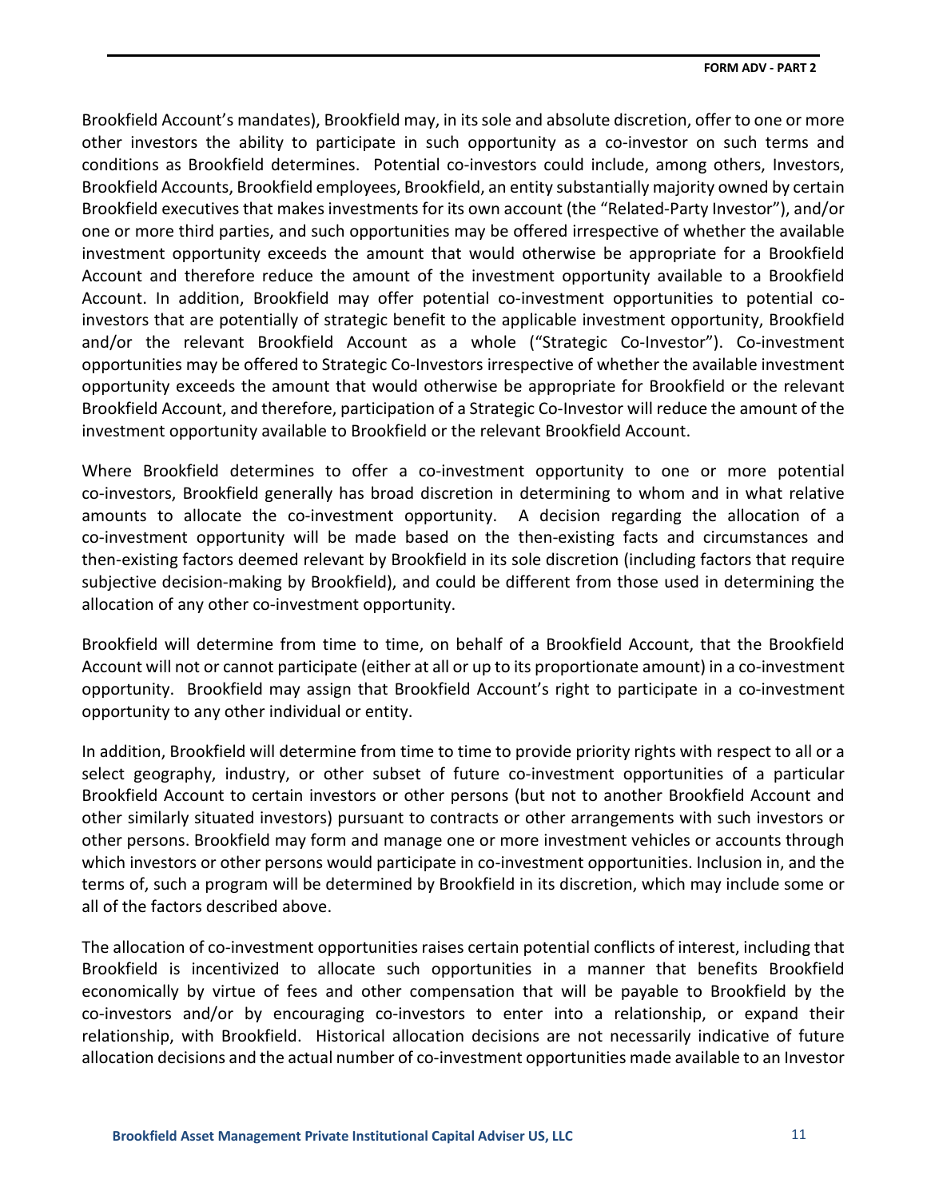Brookfield Account's mandates), Brookfield may, in its sole and absolute discretion, offer to one or more other investors the ability to participate in such opportunity as a co-investor on such terms and conditions as Brookfield determines. Potential co-investors could include, among others, Investors, Brookfield Accounts, Brookfield employees, Brookfield, an entity substantially majority owned by certain Brookfield executives that makes investments for its own account (the "Related-Party Investor"), and/or one or more third parties, and such opportunities may be offered irrespective of whether the available investment opportunity exceeds the amount that would otherwise be appropriate for a Brookfield Account and therefore reduce the amount of the investment opportunity available to a Brookfield Account. In addition, Brookfield may offer potential co-investment opportunities to potential co-investors that are potentially of strategic benefit to the applicable investment opportunity, Brookfield and/or the relevant Brookfield Account as a whole ("Strategic Co-Investor"). Co-investment opportunities may be offered to Strategic Co-Investors irrespective of whether the available investment opportunity exceeds the amount that would otherwise be appropriate for Brookfield or the relevant Brookfield Account, and therefore, participation of a Strategic Co-Investor will reduce the amount of the investment opportunity available to Brookfield or the relevant Brookfield Account.

Where Brookfield determines to offer a co-investment opportunity to one or more potential co-investors, Brookfield generally has broad discretion in determining to whom and in what relative amounts to allocate the co-investment opportunity. A decision regarding the allocation of a co-investment opportunity will be made based on the then-existing facts and circumstances and then-existing factors deemed relevant by Brookfield in its sole discretion (including factors that require subjective decision-making by Brookfield), and could be different from those used in determining the allocation of any other co-investment opportunity.

Brookfield will determine from time to time, on behalf of a Brookfield Account, that the Brookfield Account will not or cannot participate (either at all or up to its proportionate amount) in a co-investment opportunity. Brookfield may assign that Brookfield Account's right to participate in a co-investment opportunity to any other individual or entity.

In addition, Brookfield will determine from time to time to provide priority rights with respect to all or a select geography, industry, or other subset of future co-investment opportunities of a particular Brookfield Account to certain investors or other persons (but not to another Brookfield Account and other similarly situated investors) pursuant to contracts or other arrangements with such investors or other persons. Brookfield may form and manage one or more investment vehicles or accounts through which investors or other persons would participate in co-investment opportunities. Inclusion in, and the terms of, such a program will be determined by Brookfield in its discretion, which may include some or all of the factors described above.

The allocation of co-investment opportunities raises certain potential conflicts of interest, including that Brookfield is incentivized to allocate such opportunities in a manner that benefits Brookfield economically by virtue of fees and other compensation that will be payable to Brookfield by the co-investors and/or by encouraging co-investors to enter into a relationship, or expand their relationship, with Brookfield. Historical allocation decisions are not necessarily indicative of future allocation decisions and the actual number of co-investment opportunities made available to an Investor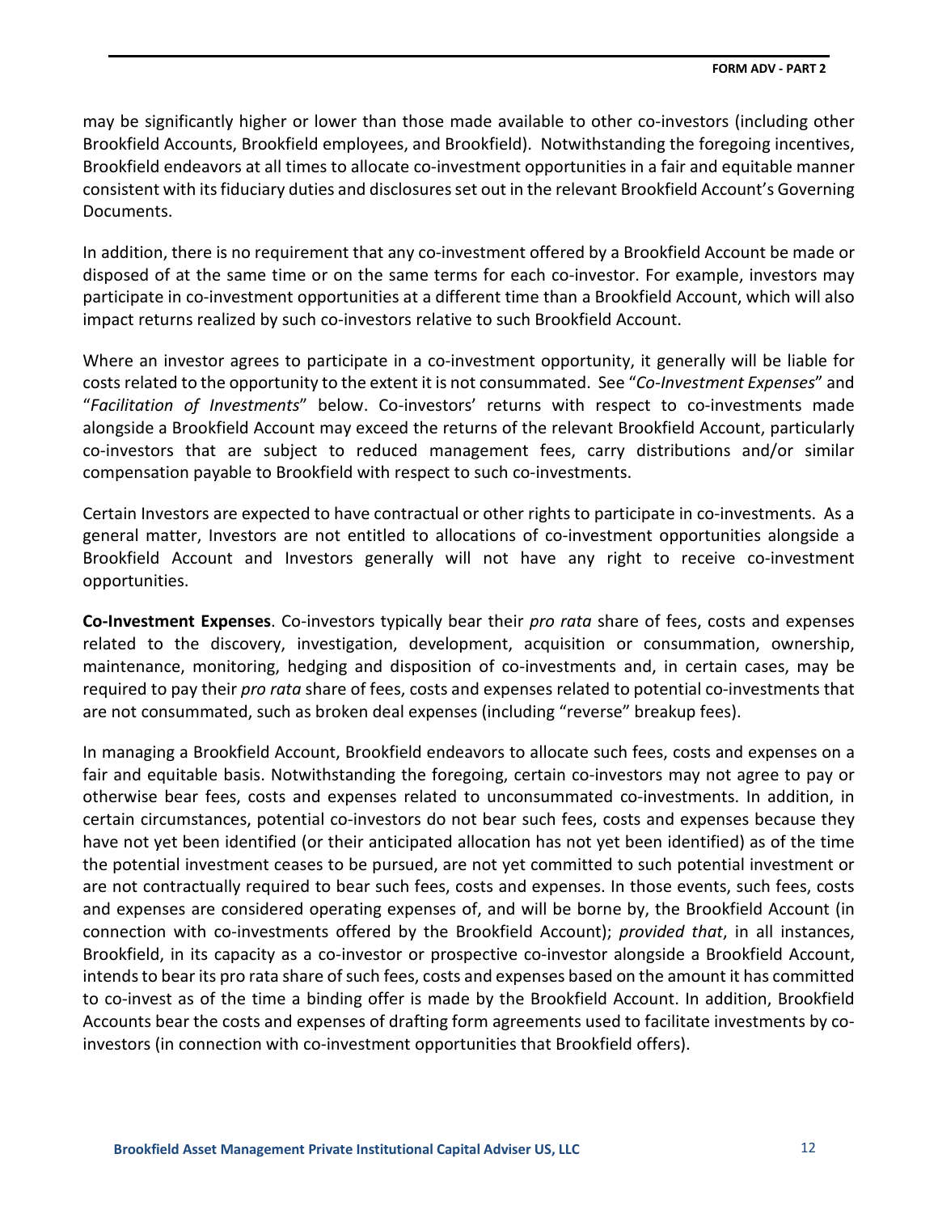may be significantly higher or lower than those made available to other co-investors (including other Brookfield Accounts, Brookfield employees, and Brookfield). Notwithstanding the foregoing incentives, Brookfield endeavors at all times to allocate co-investment opportunities in a fair and equitable manner consistent with its fiduciary duties and disclosures set out in the relevant Brookfield Account's Governing Documents.

In addition, there is no requirement that any co-investment offered by a Brookfield Account be made or disposed of at the same time or on the same terms for each co-investor. For example, investors may participate in co-investment opportunities at a different time than a Brookfield Account, which will also impact returns realized by such co-investors relative to such Brookfield Account.

Where an investor agrees to participate in a co-investment opportunity, it generally will be liable for costs related to the opportunity to the extent it is not consummated. See "*Co-Investment Expenses*" and "*Facilitation of Investments*" below. Co-investors' returns with respect to co-investments made alongside a Brookfield Account may exceed the returns of the relevant Brookfield Account, particularly co-investors that are subject to reduced management fees, carry distributions and/or similar compensation payable to Brookfield with respect to such co-investments.

Certain Investors are expected to have contractual or other rights to participate in co-investments. As a general matter, Investors are not entitled to allocations of co-investment opportunities alongside a Brookfield Account and Investors generally will not have any right to receive co-investment opportunities.

**Co-Investment Expenses**. Co-investors typically bear their *pro rata* share of fees, costs and expenses related to the discovery, investigation, development, acquisition or consummation, ownership, maintenance, monitoring, hedging and disposition of co-investments and, in certain cases, may be required to pay their *pro rata* share of fees, costs and expenses related to potential co-investments that are not consummated, such as broken deal expenses (including "reverse" breakup fees).

In managing a Brookfield Account, Brookfield endeavors to allocate such fees, costs and expenses on a fair and equitable basis. Notwithstanding the foregoing, certain co-investors may not agree to pay or otherwise bear fees, costs and expenses related to unconsummated co-investments. In addition, in certain circumstances, potential co-investors do not bear such fees, costs and expenses because they have not yet been identified (or their anticipated allocation has not yet been identified) as of the time the potential investment ceases to be pursued, are not yet committed to such potential investment or are not contractually required to bear such fees, costs and expenses. In those events, such fees, costs and expenses are considered operating expenses of, and will be borne by, the Brookfield Account (in connection with co-investments offered by the Brookfield Account); *provided that*, in all instances, Brookfield, in its capacity as a co-investor or prospective co-investor alongside a Brookfield Account, intends to bear its pro rata share of such fees, costs and expenses based on the amount it has committed to co-invest as of the time a binding offer is made by the Brookfield Account. In addition, Brookfield Accounts bear the costs and expenses of drafting form agreements used to facilitate investments by co-investors (in connection with co-investment opportunities that Brookfield offers).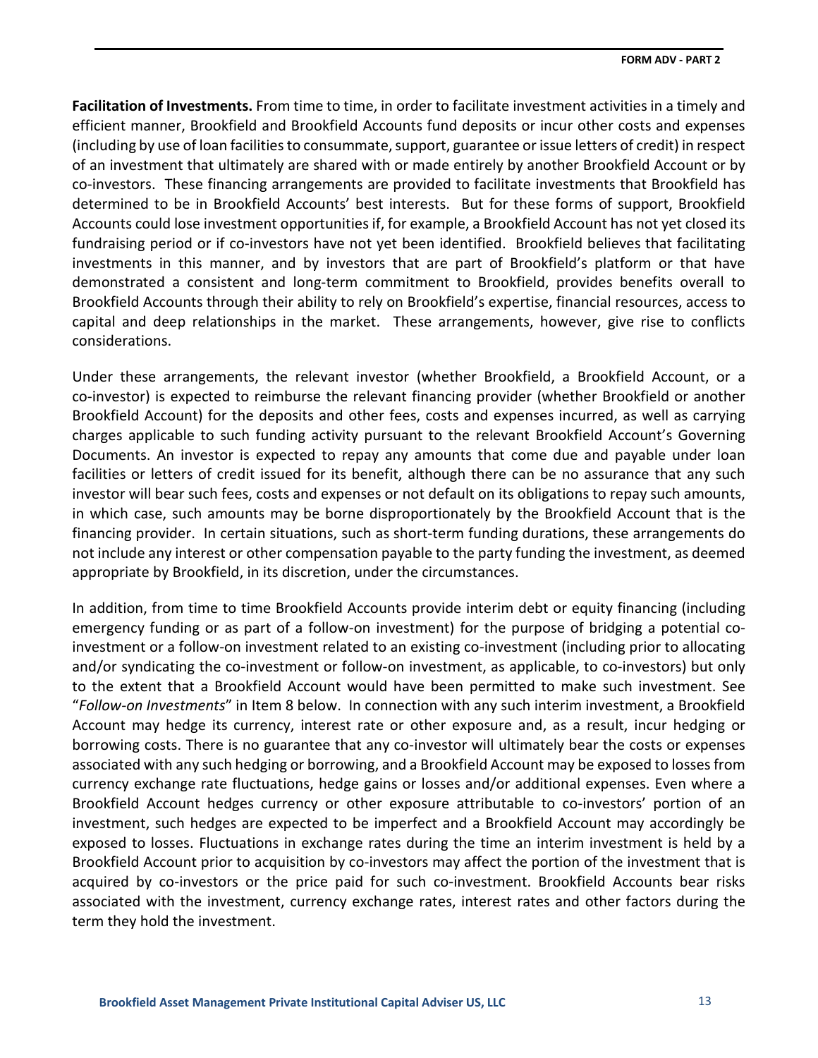**Facilitation of Investments.** From time to time, in order to facilitate investment activities in a timely and efficient manner, Brookfield and Brookfield Accounts fund deposits or incur other costs and expenses (including by use of loan facilities to consummate, support, guarantee or issue letters of credit) in respect of an investment that ultimately are shared with or made entirely by another Brookfield Account or by co-investors. These financing arrangements are provided to facilitate investments that Brookfield has determined to be in Brookfield Accounts' best interests. But for these forms of support, Brookfield Accounts could lose investment opportunities if, for example, a Brookfield Account has not yet closed its fundraising period or if co-investors have not yet been identified. Brookfield believes that facilitating investments in this manner, and by investors that are part of Brookfield's platform or that have demonstrated a consistent and long-term commitment to Brookfield, provides benefits overall to Brookfield Accounts through their ability to rely on Brookfield's expertise, financial resources, access to capital and deep relationships in the market. These arrangements, however, give rise to conflicts considerations.

Under these arrangements, the relevant investor (whether Brookfield, a Brookfield Account, or a co-investor) is expected to reimburse the relevant financing provider (whether Brookfield or another Brookfield Account) for the deposits and other fees, costs and expenses incurred, as well as carrying charges applicable to such funding activity pursuant to the relevant Brookfield Account's Governing Documents. An investor is expected to repay any amounts that come due and payable under loan facilities or letters of credit issued for its benefit, although there can be no assurance that any such investor will bear such fees, costs and expenses or not default on its obligations to repay such amounts, in which case, such amounts may be borne disproportionately by the Brookfield Account that is the financing provider. In certain situations, such as short-term funding durations, these arrangements do not include any interest or other compensation payable to the party funding the investment, as deemed appropriate by Brookfield, in its discretion, under the circumstances.

In addition, from time to time Brookfield Accounts provide interim debt or equity financing (including emergency funding or as part of a follow-on investment) for the purpose of bridging a potential co-investment or a follow-on investment related to an existing co-investment (including prior to allocating and/or syndicating the co-investment or follow-on investment, as applicable, to co-investors) but only to the extent that a Brookfield Account would have been permitted to make such investment. See "*Follow-on Investments*" in Item 8 below. In connection with any such interim investment, a Brookfield Account may hedge its currency, interest rate or other exposure and, as a result, incur hedging or borrowing costs. There is no guarantee that any co-investor will ultimately bear the costs or expenses associated with any such hedging or borrowing, and a Brookfield Account may be exposed to losses from currency exchange rate fluctuations, hedge gains or losses and/or additional expenses. Even where a Brookfield Account hedges currency or other exposure attributable to co-investors' portion of an investment, such hedges are expected to be imperfect and a Brookfield Account may accordingly be exposed to losses. Fluctuations in exchange rates during the time an interim investment is held by a Brookfield Account prior to acquisition by co-investors may affect the portion of the investment that is acquired by co-investors or the price paid for such co-investment. Brookfield Accounts bear risks associated with the investment, currency exchange rates, interest rates and other factors during the term they hold the investment.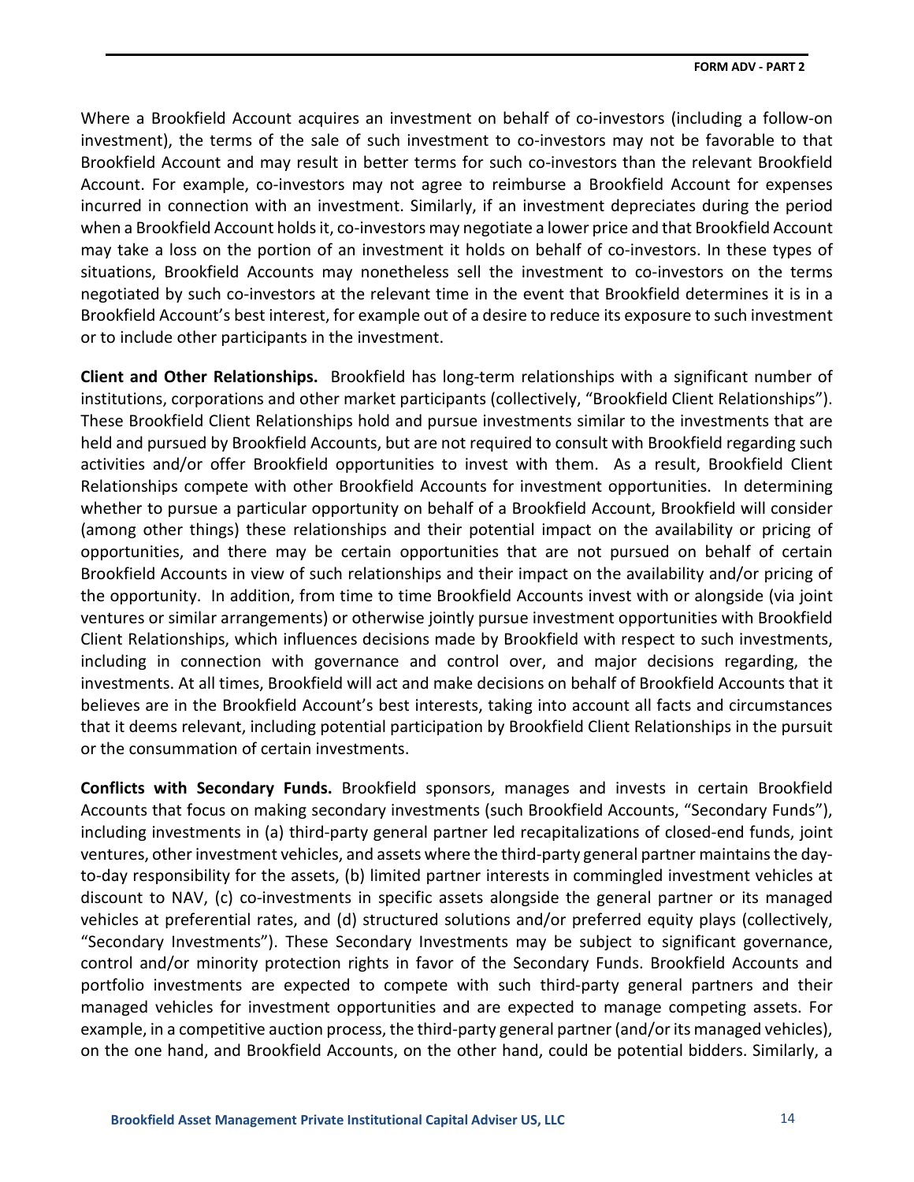Where a Brookfield Account acquires an investment on behalf of co-investors (including a follow-on investment), the terms of the sale of such investment to co-investors may not be favorable to that Brookfield Account and may result in better terms for such co-investors than the relevant Brookfield Account. For example, co-investors may not agree to reimburse a Brookfield Account for expenses incurred in connection with an investment. Similarly, if an investment depreciates during the period when a Brookfield Account holds it, co-investors may negotiate a lower price and that Brookfield Account may take a loss on the portion of an investment it holds on behalf of co-investors. In these types of situations, Brookfield Accounts may nonetheless sell the investment to co-investors on the terms negotiated by such co-investors at the relevant time in the event that Brookfield determines it is in a Brookfield Account's best interest, for example out of a desire to reduce its exposure to such investment or to include other participants in the investment.

**Client and Other Relationships.** Brookfield has long-term relationships with a significant number of institutions, corporations and other market participants (collectively, "Brookfield Client Relationships"). These Brookfield Client Relationships hold and pursue investments similar to the investments that are held and pursued by Brookfield Accounts, but are not required to consult with Brookfield regarding such activities and/or offer Brookfield opportunities to invest with them. As a result, Brookfield Client Relationships compete with other Brookfield Accounts for investment opportunities. In determining whether to pursue a particular opportunity on behalf of a Brookfield Account, Brookfield will consider (among other things) these relationships and their potential impact on the availability or pricing of opportunities, and there may be certain opportunities that are not pursued on behalf of certain Brookfield Accounts in view of such relationships and their impact on the availability and/or pricing of the opportunity. In addition, from time to time Brookfield Accounts invest with or alongside (via joint ventures or similar arrangements) or otherwise jointly pursue investment opportunities with Brookfield Client Relationships, which influences decisions made by Brookfield with respect to such investments, including in connection with governance and control over, and major decisions regarding, the investments. At all times, Brookfield will act and make decisions on behalf of Brookfield Accounts that it believes are in the Brookfield Account's best interests, taking into account all facts and circumstances that it deems relevant, including potential participation by Brookfield Client Relationships in the pursuit or the consummation of certain investments.

**Conflicts with Secondary Funds.** Brookfield sponsors, manages and invests in certain Brookfield Accounts that focus on making secondary investments (such Brookfield Accounts, "Secondary Funds"), including investments in (a) third-party general partner led recapitalizations of closed-end funds, joint ventures, other investment vehicles, and assets where the third-party general partner maintains the day-to-day responsibility for the assets, (b) limited partner interests in commingled investment vehicles at discount to NAV, (c) co-investments in specific assets alongside the general partner or its managed vehicles at preferential rates, and (d) structured solutions and/or preferred equity plays (collectively, "Secondary Investments"). These Secondary Investments may be subject to significant governance, control and/or minority protection rights in favor of the Secondary Funds. Brookfield Accounts and portfolio investments are expected to compete with such third-party general partners and their managed vehicles for investment opportunities and are expected to manage competing assets. For example, in a competitive auction process, the third-party general partner (and/or its managed vehicles), on the one hand, and Brookfield Accounts, on the other hand, could be potential bidders. Similarly, a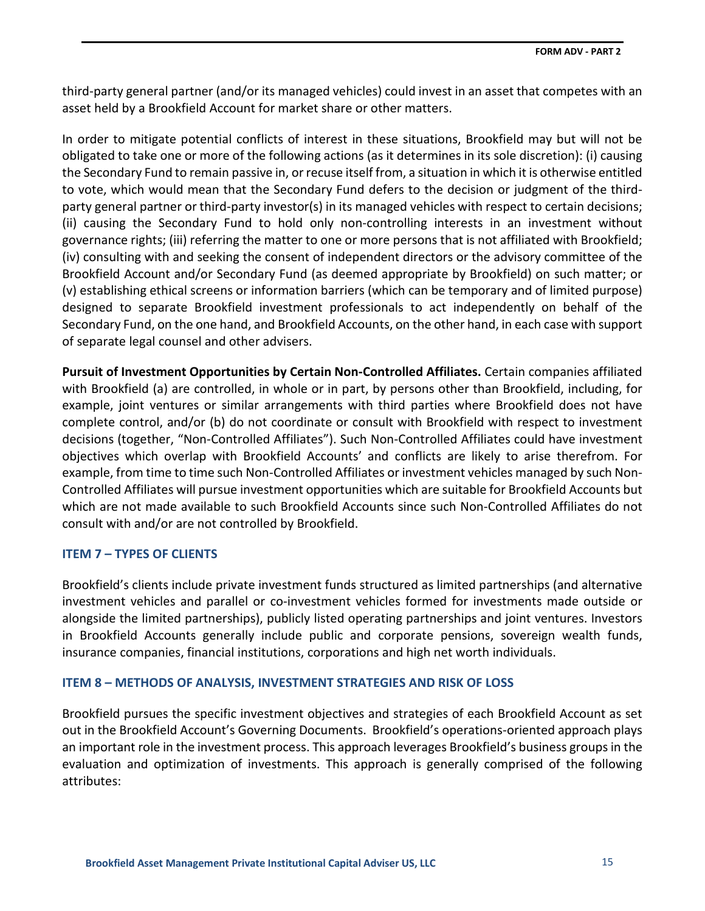third-party general partner (and/or its managed vehicles) could invest in an asset that competes with an asset held by a Brookfield Account for market share or other matters.

In order to mitigate potential conflicts of interest in these situations, Brookfield may but will not be obligated to take one or more of the following actions (as it determines in its sole discretion): (i) causing the Secondary Fund to remain passive in, or recuse itself from, a situation in which it is otherwise entitled to vote, which would mean that the Secondary Fund defers to the decision or judgment of the third-party general partner or third-party investor(s) in its managed vehicles with respect to certain decisions; (ii) causing the Secondary Fund to hold only non-controlling interests in an investment without governance rights; (iii) referring the matter to one or more persons that is not affiliated with Brookfield; (iv) consulting with and seeking the consent of independent directors or the advisory committee of the Brookfield Account and/or Secondary Fund (as deemed appropriate by Brookfield) on such matter; or (v) establishing ethical screens or information barriers (which can be temporary and of limited purpose) designed to separate Brookfield investment professionals to act independently on behalf of the Secondary Fund, on the one hand, and Brookfield Accounts, on the other hand, in each case with support of separate legal counsel and other advisers.

**Pursuit of Investment Opportunities by Certain Non-Controlled Affiliates.** Certain companies affiliated with Brookfield (a) are controlled, in whole or in part, by persons other than Brookfield, including, for example, joint ventures or similar arrangements with third parties where Brookfield does not have complete control, and/or (b) do not coordinate or consult with Brookfield with respect to investment decisions (together, "Non-Controlled Affiliates"). Such Non-Controlled Affiliates could have investment objectives which overlap with Brookfield Accounts' and conflicts are likely to arise therefrom. For example, from time to time such Non-Controlled Affiliates or investment vehicles managed by such Non-Controlled Affiliates will pursue investment opportunities which are suitable for Brookfield Accounts but which are not made available to such Brookfield Accounts since such Non-Controlled Affiliates do not consult with and/or are not controlled by Brookfield.

## ITEM 7 – TYPES OF CLIENTS

Brookfield's clients include private investment funds structured as limited partnerships (and alternative investment vehicles and parallel or co-investment vehicles formed for investments made outside or alongside the limited partnerships), publicly listed operating partnerships and joint ventures. Investors in Brookfield Accounts generally include public and corporate pensions, sovereign wealth funds, insurance companies, financial institutions, corporations and high net worth individuals.

## ITEM 8 – METHODS OF ANALYSIS, INVESTMENT STRATEGIES AND RISK OF LOSS

Brookfield pursues the specific investment objectives and strategies of each Brookfield Account as set out in the Brookfield Account's Governing Documents. Brookfield's operations-oriented approach plays an important role in the investment process. This approach leverages Brookfield's business groups in the evaluation and optimization of investments. This approach is generally comprised of the following attributes: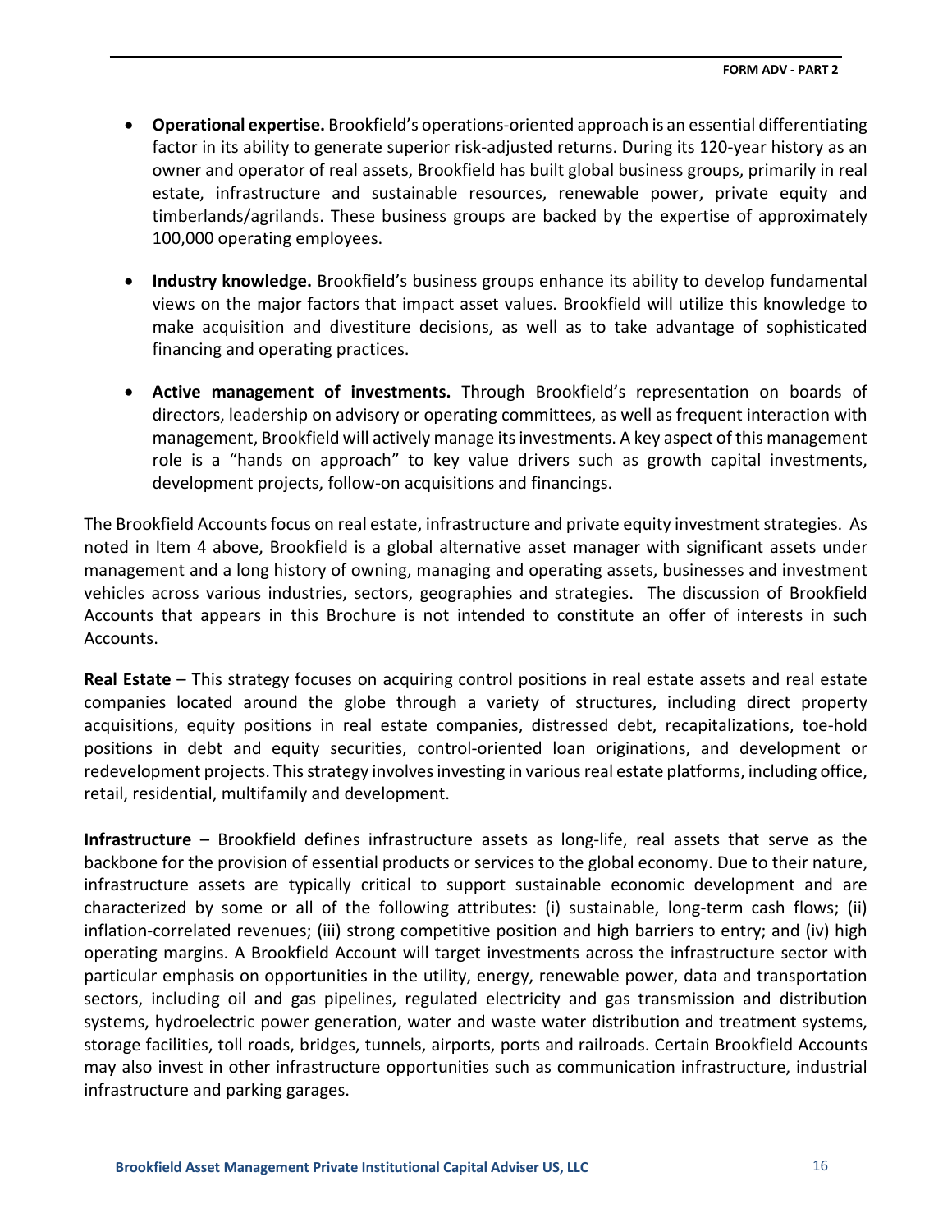- **Operational expertise.** Brookfield's operations-oriented approach is an essential differentiating factor in its ability to generate superior risk-adjusted returns. During its 120-year history as an owner and operator of real assets, Brookfield has built global business groups, primarily in real estate, infrastructure and sustainable resources, renewable power, private equity and timberlands/agrilands. These business groups are backed by the expertise of approximately 100,000 operating employees.

- **Industry knowledge.** Brookfield's business groups enhance its ability to develop fundamental views on the major factors that impact asset values. Brookfield will utilize this knowledge to make acquisition and divestiture decisions, as well as to take advantage of sophisticated financing and operating practices.

- **Active management of investments.** Through Brookfield's representation on boards of directors, leadership on advisory or operating committees, as well as frequent interaction with management, Brookfield will actively manage its investments. A key aspect of this management role is a "hands on approach" to key value drivers such as growth capital investments, development projects, follow-on acquisitions and financings.

The Brookfield Accounts focus on real estate, infrastructure and private equity investment strategies. As noted in Item 4 above, Brookfield is a global alternative asset manager with significant assets under management and a long history of owning, managing and operating assets, businesses and investment vehicles across various industries, sectors, geographies and strategies. The discussion of Brookfield Accounts that appears in this Brochure is not intended to constitute an offer of interests in such Accounts.

**Real Estate** – This strategy focuses on acquiring control positions in real estate assets and real estate companies located around the globe through a variety of structures, including direct property acquisitions, equity positions in real estate companies, distressed debt, recapitalizations, toe-hold positions in debt and equity securities, control-oriented loan originations, and development or redevelopment projects. This strategy involves investing in various real estate platforms, including office, retail, residential, multifamily and development.

**Infrastructure** – Brookfield defines infrastructure assets as long-life, real assets that serve as the backbone for the provision of essential products or services to the global economy. Due to their nature, infrastructure assets are typically critical to support sustainable economic development and are characterized by some or all of the following attributes: (i) sustainable, long-term cash flows; (ii) inflation-correlated revenues; (iii) strong competitive position and high barriers to entry; and (iv) high operating margins. A Brookfield Account will target investments across the infrastructure sector with particular emphasis on opportunities in the utility, energy, renewable power, data and transportation sectors, including oil and gas pipelines, regulated electricity and gas transmission and distribution systems, hydroelectric power generation, water and waste water distribution and treatment systems, storage facilities, toll roads, bridges, tunnels, airports, ports and railroads. Certain Brookfield Accounts may also invest in other infrastructure opportunities such as communication infrastructure, industrial infrastructure and parking garages.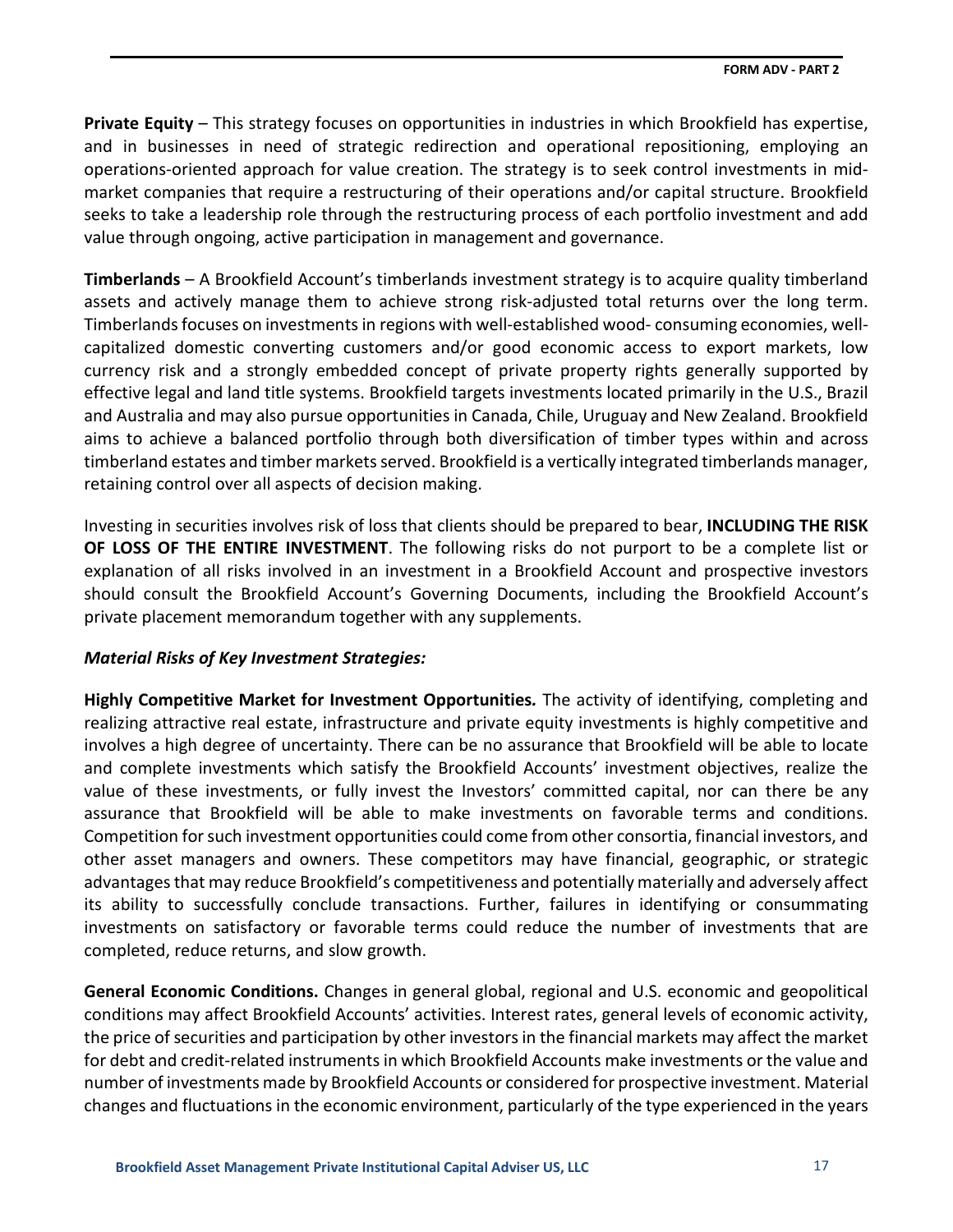**Private Equity** – This strategy focuses on opportunities in industries in which Brookfield has expertise, and in businesses in need of strategic redirection and operational repositioning, employing an operations-oriented approach for value creation. The strategy is to seek control investments in mid-market companies that require a restructuring of their operations and/or capital structure. Brookfield seeks to take a leadership role through the restructuring process of each portfolio investment and add value through ongoing, active participation in management and governance.

**Timberlands** – A Brookfield Account's timberlands investment strategy is to acquire quality timberland assets and actively manage them to achieve strong risk-adjusted total returns over the long term. Timberlands focuses on investments in regions with well-established wood- consuming economies, well-capitalized domestic converting customers and/or good economic access to export markets, low currency risk and a strongly embedded concept of private property rights generally supported by effective legal and land title systems. Brookfield targets investments located primarily in the U.S., Brazil and Australia and may also pursue opportunities in Canada, Chile, Uruguay and New Zealand. Brookfield aims to achieve a balanced portfolio through both diversification of timber types within and across timberland estates and timber markets served. Brookfield is a vertically integrated timberlands manager, retaining control over all aspects of decision making.

Investing in securities involves risk of loss that clients should be prepared to bear, **INCLUDING THE RISK OF LOSS OF THE ENTIRE INVESTMENT**. The following risks do not purport to be a complete list or explanation of all risks involved in an investment in a Brookfield Account and prospective investors should consult the Brookfield Account's Governing Documents, including the Brookfield Account's private placement memorandum together with any supplements.

***Material Risks of Key Investment Strategies:***

**Highly Competitive Market for Investment Opportunities.** The activity of identifying, completing and realizing attractive real estate, infrastructure and private equity investments is highly competitive and involves a high degree of uncertainty. There can be no assurance that Brookfield will be able to locate and complete investments which satisfy the Brookfield Accounts' investment objectives, realize the value of these investments, or fully invest the Investors' committed capital, nor can there be any assurance that Brookfield will be able to make investments on favorable terms and conditions. Competition for such investment opportunities could come from other consortia, financial investors, and other asset managers and owners. These competitors may have financial, geographic, or strategic advantages that may reduce Brookfield's competitiveness and potentially materially and adversely affect its ability to successfully conclude transactions. Further, failures in identifying or consummating investments on satisfactory or favorable terms could reduce the number of investments that are completed, reduce returns, and slow growth.

**General Economic Conditions.** Changes in general global, regional and U.S. economic and geopolitical conditions may affect Brookfield Accounts' activities. Interest rates, general levels of economic activity, the price of securities and participation by other investors in the financial markets may affect the market for debt and credit-related instruments in which Brookfield Accounts make investments or the value and number of investments made by Brookfield Accounts or considered for prospective investment. Material changes and fluctuations in the economic environment, particularly of the type experienced in the years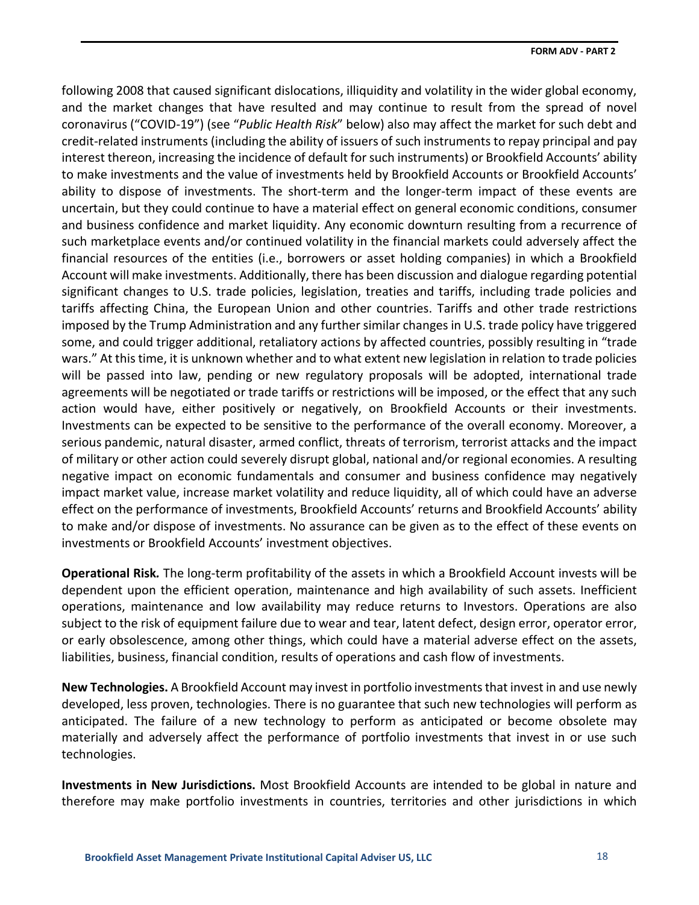following 2008 that caused significant dislocations, illiquidity and volatility in the wider global economy, and the market changes that have resulted and may continue to result from the spread of novel coronavirus ("COVID-19") (see "*Public Health Risk*" below) also may affect the market for such debt and credit-related instruments (including the ability of issuers of such instruments to repay principal and pay interest thereon, increasing the incidence of default for such instruments) or Brookfield Accounts' ability to make investments and the value of investments held by Brookfield Accounts or Brookfield Accounts' ability to dispose of investments. The short-term and the longer-term impact of these events are uncertain, but they could continue to have a material effect on general economic conditions, consumer and business confidence and market liquidity. Any economic downturn resulting from a recurrence of such marketplace events and/or continued volatility in the financial markets could adversely affect the financial resources of the entities (i.e., borrowers or asset holding companies) in which a Brookfield Account will make investments. Additionally, there has been discussion and dialogue regarding potential significant changes to U.S. trade policies, legislation, treaties and tariffs, including trade policies and tariffs affecting China, the European Union and other countries. Tariffs and other trade restrictions imposed by the Trump Administration and any further similar changes in U.S. trade policy have triggered some, and could trigger additional, retaliatory actions by affected countries, possibly resulting in "trade wars." At this time, it is unknown whether and to what extent new legislation in relation to trade policies will be passed into law, pending or new regulatory proposals will be adopted, international trade agreements will be negotiated or trade tariffs or restrictions will be imposed, or the effect that any such action would have, either positively or negatively, on Brookfield Accounts or their investments. Investments can be expected to be sensitive to the performance of the overall economy. Moreover, a serious pandemic, natural disaster, armed conflict, threats of terrorism, terrorist attacks and the impact of military or other action could severely disrupt global, national and/or regional economies. A resulting negative impact on economic fundamentals and consumer and business confidence may negatively impact market value, increase market volatility and reduce liquidity, all of which could have an adverse effect on the performance of investments, Brookfield Accounts' returns and Brookfield Accounts' ability to make and/or dispose of investments. No assurance can be given as to the effect of these events on investments or Brookfield Accounts' investment objectives.

**Operational Risk.** The long-term profitability of the assets in which a Brookfield Account invests will be dependent upon the efficient operation, maintenance and high availability of such assets. Inefficient operations, maintenance and low availability may reduce returns to Investors. Operations are also subject to the risk of equipment failure due to wear and tear, latent defect, design error, operator error, or early obsolescence, among other things, which could have a material adverse effect on the assets, liabilities, business, financial condition, results of operations and cash flow of investments.

**New Technologies.** A Brookfield Account may invest in portfolio investments that invest in and use newly developed, less proven, technologies. There is no guarantee that such new technologies will perform as anticipated. The failure of a new technology to perform as anticipated or become obsolete may materially and adversely affect the performance of portfolio investments that invest in or use such technologies.

**Investments in New Jurisdictions.** Most Brookfield Accounts are intended to be global in nature and therefore may make portfolio investments in countries, territories and other jurisdictions in which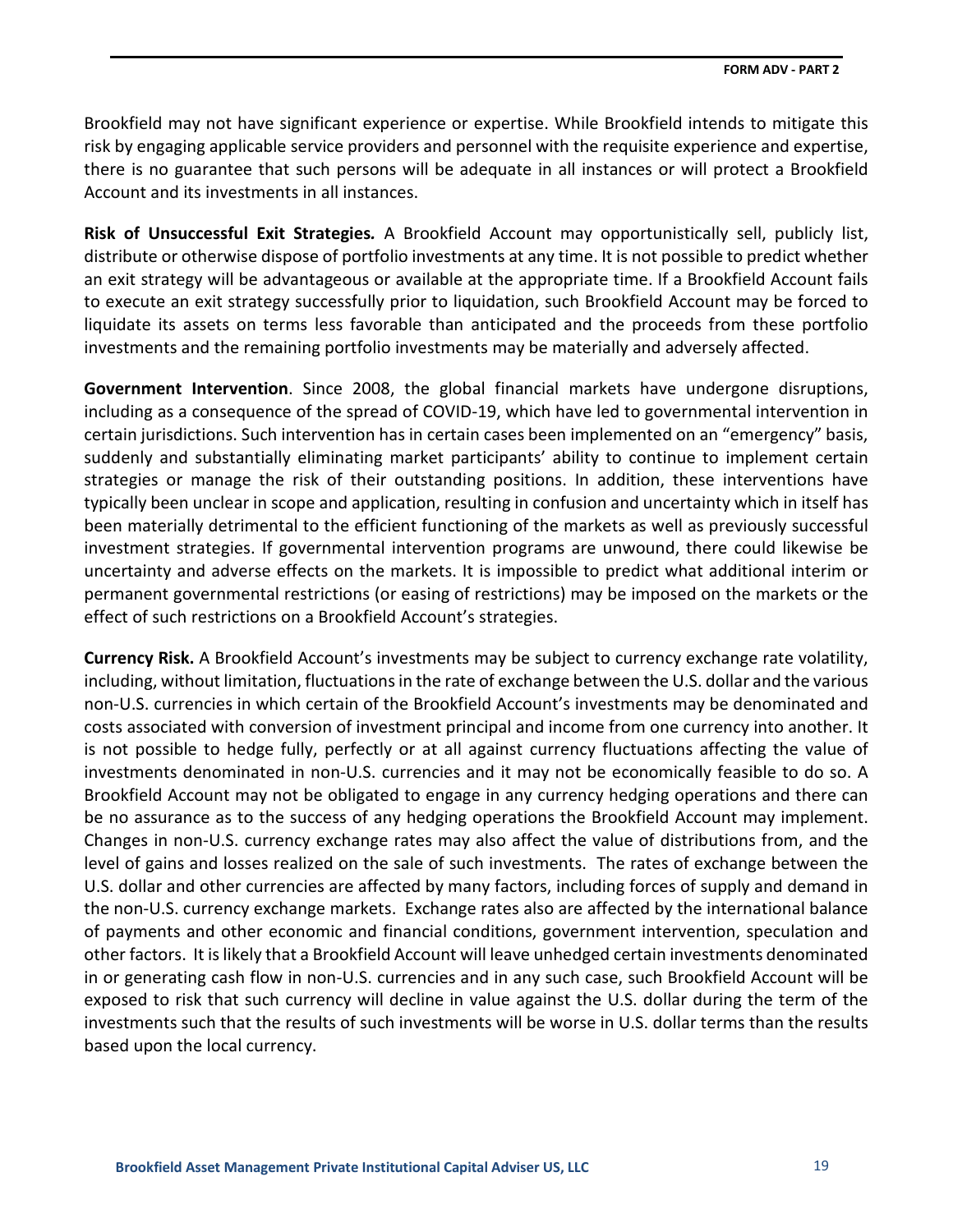Brookfield may not have significant experience or expertise. While Brookfield intends to mitigate this risk by engaging applicable service providers and personnel with the requisite experience and expertise, there is no guarantee that such persons will be adequate in all instances or will protect a Brookfield Account and its investments in all instances.

**Risk of Unsuccessful Exit Strategies.** A Brookfield Account may opportunistically sell, publicly list, distribute or otherwise dispose of portfolio investments at any time. It is not possible to predict whether an exit strategy will be advantageous or available at the appropriate time. If a Brookfield Account fails to execute an exit strategy successfully prior to liquidation, such Brookfield Account may be forced to liquidate its assets on terms less favorable than anticipated and the proceeds from these portfolio investments and the remaining portfolio investments may be materially and adversely affected.

**Government Intervention**. Since 2008, the global financial markets have undergone disruptions, including as a consequence of the spread of COVID-19, which have led to governmental intervention in certain jurisdictions. Such intervention has in certain cases been implemented on an "emergency" basis, suddenly and substantially eliminating market participants' ability to continue to implement certain strategies or manage the risk of their outstanding positions. In addition, these interventions have typically been unclear in scope and application, resulting in confusion and uncertainty which in itself has been materially detrimental to the efficient functioning of the markets as well as previously successful investment strategies. If governmental intervention programs are unwound, there could likewise be uncertainty and adverse effects on the markets. It is impossible to predict what additional interim or permanent governmental restrictions (or easing of restrictions) may be imposed on the markets or the effect of such restrictions on a Brookfield Account's strategies.

**Currency Risk.** A Brookfield Account's investments may be subject to currency exchange rate volatility, including, without limitation, fluctuations in the rate of exchange between the U.S. dollar and the various non-U.S. currencies in which certain of the Brookfield Account's investments may be denominated and costs associated with conversion of investment principal and income from one currency into another. It is not possible to hedge fully, perfectly or at all against currency fluctuations affecting the value of investments denominated in non-U.S. currencies and it may not be economically feasible to do so. A Brookfield Account may not be obligated to engage in any currency hedging operations and there can be no assurance as to the success of any hedging operations the Brookfield Account may implement. Changes in non-U.S. currency exchange rates may also affect the value of distributions from, and the level of gains and losses realized on the sale of such investments. The rates of exchange between the U.S. dollar and other currencies are affected by many factors, including forces of supply and demand in the non-U.S. currency exchange markets. Exchange rates also are affected by the international balance of payments and other economic and financial conditions, government intervention, speculation and other factors. It is likely that a Brookfield Account will leave unhedged certain investments denominated in or generating cash flow in non-U.S. currencies and in any such case, such Brookfield Account will be exposed to risk that such currency will decline in value against the U.S. dollar during the term of the investments such that the results of such investments will be worse in U.S. dollar terms than the results based upon the local currency.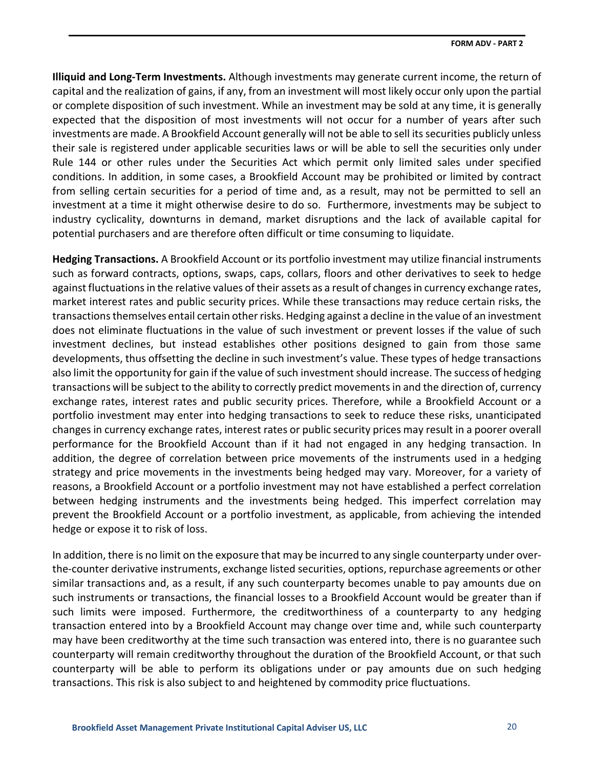**Illiquid and Long-Term Investments.** Although investments may generate current income, the return of capital and the realization of gains, if any, from an investment will most likely occur only upon the partial or complete disposition of such investment. While an investment may be sold at any time, it is generally expected that the disposition of most investments will not occur for a number of years after such investments are made. A Brookfield Account generally will not be able to sell its securities publicly unless their sale is registered under applicable securities laws or will be able to sell the securities only under Rule 144 or other rules under the Securities Act which permit only limited sales under specified conditions. In addition, in some cases, a Brookfield Account may be prohibited or limited by contract from selling certain securities for a period of time and, as a result, may not be permitted to sell an investment at a time it might otherwise desire to do so. Furthermore, investments may be subject to industry cyclicality, downturns in demand, market disruptions and the lack of available capital for potential purchasers and are therefore often difficult or time consuming to liquidate.

**Hedging Transactions.** A Brookfield Account or its portfolio investment may utilize financial instruments such as forward contracts, options, swaps, caps, collars, floors and other derivatives to seek to hedge against fluctuations in the relative values of their assets as a result of changes in currency exchange rates, market interest rates and public security prices. While these transactions may reduce certain risks, the transactions themselves entail certain other risks. Hedging against a decline in the value of an investment does not eliminate fluctuations in the value of such investment or prevent losses if the value of such investment declines, but instead establishes other positions designed to gain from those same developments, thus offsetting the decline in such investment's value. These types of hedge transactions also limit the opportunity for gain if the value of such investment should increase. The success of hedging transactions will be subject to the ability to correctly predict movements in and the direction of, currency exchange rates, interest rates and public security prices. Therefore, while a Brookfield Account or a portfolio investment may enter into hedging transactions to seek to reduce these risks, unanticipated changes in currency exchange rates, interest rates or public security prices may result in a poorer overall performance for the Brookfield Account than if it had not engaged in any hedging transaction. In addition, the degree of correlation between price movements of the instruments used in a hedging strategy and price movements in the investments being hedged may vary. Moreover, for a variety of reasons, a Brookfield Account or a portfolio investment may not have established a perfect correlation between hedging instruments and the investments being hedged. This imperfect correlation may prevent the Brookfield Account or a portfolio investment, as applicable, from achieving the intended hedge or expose it to risk of loss.

In addition, there is no limit on the exposure that may be incurred to any single counterparty under over-the-counter derivative instruments, exchange listed securities, options, repurchase agreements or other similar transactions and, as a result, if any such counterparty becomes unable to pay amounts due on such instruments or transactions, the financial losses to a Brookfield Account would be greater than if such limits were imposed. Furthermore, the creditworthiness of a counterparty to any hedging transaction entered into by a Brookfield Account may change over time and, while such counterparty may have been creditworthy at the time such transaction was entered into, there is no guarantee such counterparty will remain creditworthy throughout the duration of the Brookfield Account, or that such counterparty will be able to perform its obligations under or pay amounts due on such hedging transactions. This risk is also subject to and heightened by commodity price fluctuations.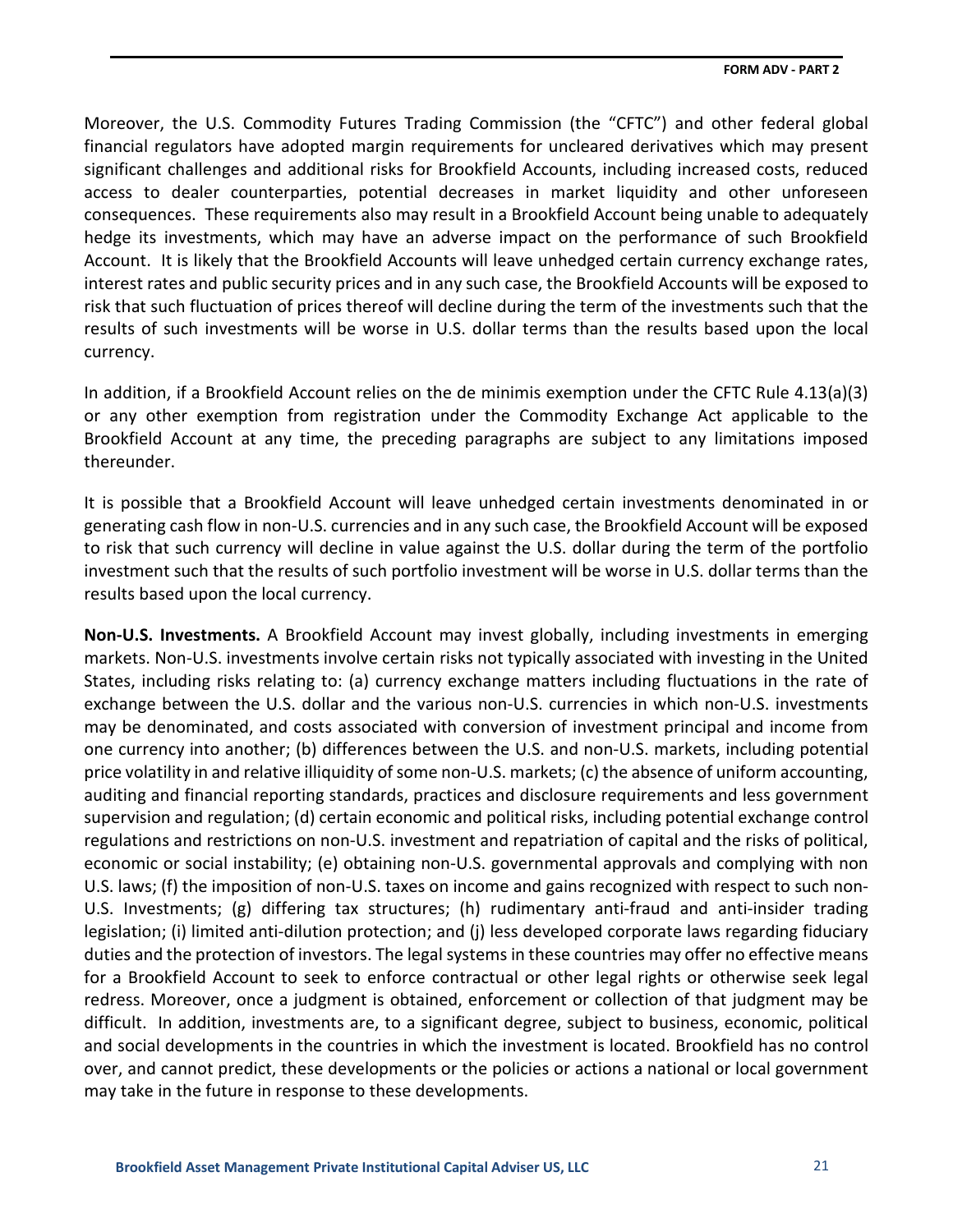Moreover, the U.S. Commodity Futures Trading Commission (the "CFTC") and other federal global financial regulators have adopted margin requirements for uncleared derivatives which may present significant challenges and additional risks for Brookfield Accounts, including increased costs, reduced access to dealer counterparties, potential decreases in market liquidity and other unforeseen consequences. These requirements also may result in a Brookfield Account being unable to adequately hedge its investments, which may have an adverse impact on the performance of such Brookfield Account. It is likely that the Brookfield Accounts will leave unhedged certain currency exchange rates, interest rates and public security prices and in any such case, the Brookfield Accounts will be exposed to risk that such fluctuation of prices thereof will decline during the term of the investments such that the results of such investments will be worse in U.S. dollar terms than the results based upon the local currency.

In addition, if a Brookfield Account relies on the de minimis exemption under the CFTC Rule 4.13(a)(3) or any other exemption from registration under the Commodity Exchange Act applicable to the Brookfield Account at any time, the preceding paragraphs are subject to any limitations imposed thereunder.

It is possible that a Brookfield Account will leave unhedged certain investments denominated in or generating cash flow in non-U.S. currencies and in any such case, the Brookfield Account will be exposed to risk that such currency will decline in value against the U.S. dollar during the term of the portfolio investment such that the results of such portfolio investment will be worse in U.S. dollar terms than the results based upon the local currency.

**Non-U.S. Investments.** A Brookfield Account may invest globally, including investments in emerging markets. Non-U.S. investments involve certain risks not typically associated with investing in the United States, including risks relating to: (a) currency exchange matters including fluctuations in the rate of exchange between the U.S. dollar and the various non-U.S. currencies in which non-U.S. investments may be denominated, and costs associated with conversion of investment principal and income from one currency into another; (b) differences between the U.S. and non-U.S. markets, including potential price volatility in and relative illiquidity of some non-U.S. markets; (c) the absence of uniform accounting, auditing and financial reporting standards, practices and disclosure requirements and less government supervision and regulation; (d) certain economic and political risks, including potential exchange control regulations and restrictions on non-U.S. investment and repatriation of capital and the risks of political, economic or social instability; (e) obtaining non-U.S. governmental approvals and complying with non U.S. laws; (f) the imposition of non-U.S. taxes on income and gains recognized with respect to such non-U.S. Investments; (g) differing tax structures; (h) rudimentary anti-fraud and anti-insider trading legislation; (i) limited anti-dilution protection; and (j) less developed corporate laws regarding fiduciary duties and the protection of investors. The legal systems in these countries may offer no effective means for a Brookfield Account to seek to enforce contractual or other legal rights or otherwise seek legal redress. Moreover, once a judgment is obtained, enforcement or collection of that judgment may be difficult. In addition, investments are, to a significant degree, subject to business, economic, political and social developments in the countries in which the investment is located. Brookfield has no control over, and cannot predict, these developments or the policies or actions a national or local government may take in the future in response to these developments.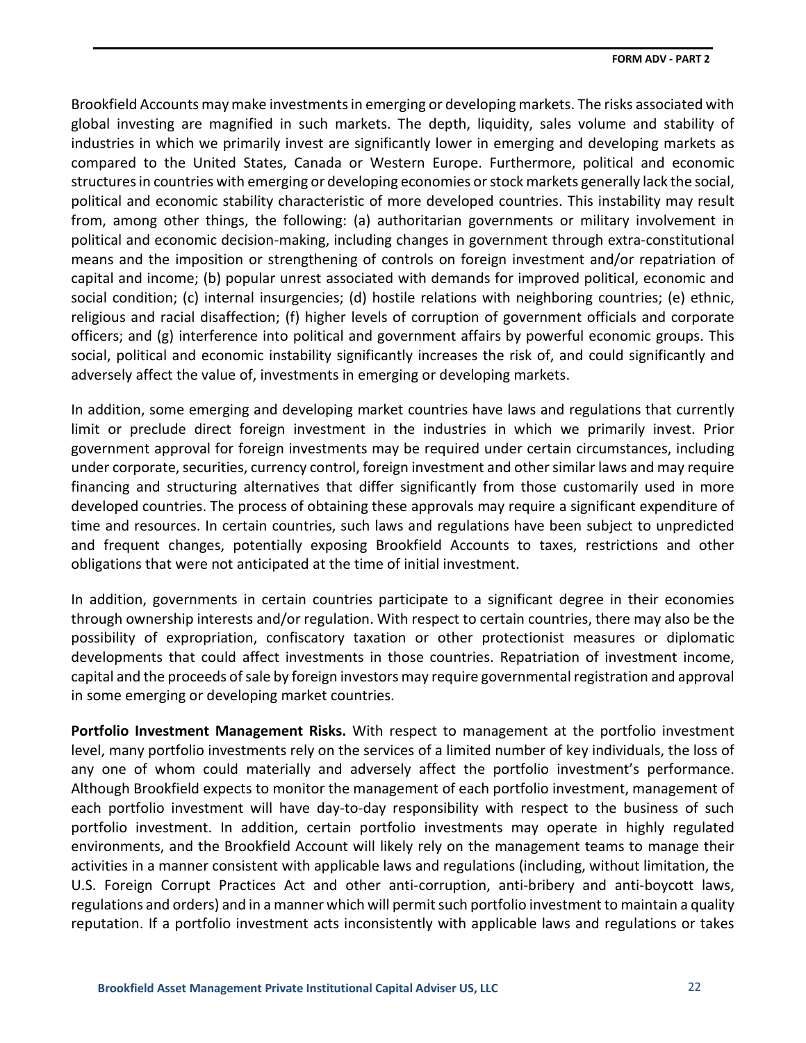Brookfield Accounts may make investments in emerging or developing markets. The risks associated with global investing are magnified in such markets. The depth, liquidity, sales volume and stability of industries in which we primarily invest are significantly lower in emerging and developing markets as compared to the United States, Canada or Western Europe. Furthermore, political and economic structures in countries with emerging or developing economies or stock markets generally lack the social, political and economic stability characteristic of more developed countries. This instability may result from, among other things, the following: (a) authoritarian governments or military involvement in political and economic decision-making, including changes in government through extra-constitutional means and the imposition or strengthening of controls on foreign investment and/or repatriation of capital and income; (b) popular unrest associated with demands for improved political, economic and social condition; (c) internal insurgencies; (d) hostile relations with neighboring countries; (e) ethnic, religious and racial disaffection; (f) higher levels of corruption of government officials and corporate officers; and (g) interference into political and government affairs by powerful economic groups. This social, political and economic instability significantly increases the risk of, and could significantly and adversely affect the value of, investments in emerging or developing markets.

In addition, some emerging and developing market countries have laws and regulations that currently limit or preclude direct foreign investment in the industries in which we primarily invest. Prior government approval for foreign investments may be required under certain circumstances, including under corporate, securities, currency control, foreign investment and other similar laws and may require financing and structuring alternatives that differ significantly from those customarily used in more developed countries. The process of obtaining these approvals may require a significant expenditure of time and resources. In certain countries, such laws and regulations have been subject to unpredicted and frequent changes, potentially exposing Brookfield Accounts to taxes, restrictions and other obligations that were not anticipated at the time of initial investment.

In addition, governments in certain countries participate to a significant degree in their economies through ownership interests and/or regulation. With respect to certain countries, there may also be the possibility of expropriation, confiscatory taxation or other protectionist measures or diplomatic developments that could affect investments in those countries. Repatriation of investment income, capital and the proceeds of sale by foreign investors may require governmental registration and approval in some emerging or developing market countries.

**Portfolio Investment Management Risks.** With respect to management at the portfolio investment level, many portfolio investments rely on the services of a limited number of key individuals, the loss of any one of whom could materially and adversely affect the portfolio investment's performance. Although Brookfield expects to monitor the management of each portfolio investment, management of each portfolio investment will have day-to-day responsibility with respect to the business of such portfolio investment. In addition, certain portfolio investments may operate in highly regulated environments, and the Brookfield Account will likely rely on the management teams to manage their activities in a manner consistent with applicable laws and regulations (including, without limitation, the U.S. Foreign Corrupt Practices Act and other anti-corruption, anti-bribery and anti-boycott laws, regulations and orders) and in a manner which will permit such portfolio investment to maintain a quality reputation. If a portfolio investment acts inconsistently with applicable laws and regulations or takes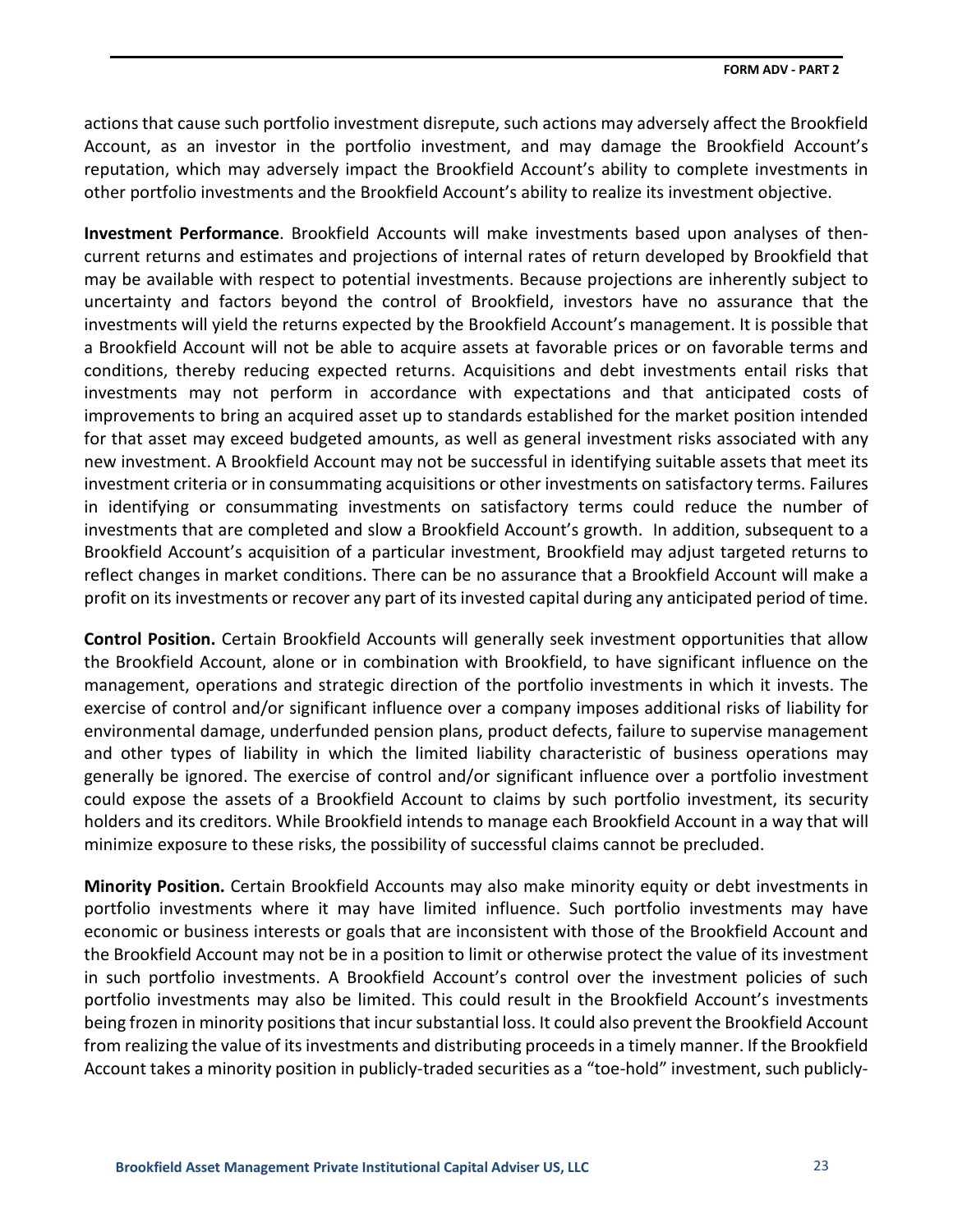actions that cause such portfolio investment disrepute, such actions may adversely affect the Brookfield Account, as an investor in the portfolio investment, and may damage the Brookfield Account's reputation, which may adversely impact the Brookfield Account's ability to complete investments in other portfolio investments and the Brookfield Account's ability to realize its investment objective.

**Investment Performance**. Brookfield Accounts will make investments based upon analyses of then-current returns and estimates and projections of internal rates of return developed by Brookfield that may be available with respect to potential investments. Because projections are inherently subject to uncertainty and factors beyond the control of Brookfield, investors have no assurance that the investments will yield the returns expected by the Brookfield Account's management. It is possible that a Brookfield Account will not be able to acquire assets at favorable prices or on favorable terms and conditions, thereby reducing expected returns. Acquisitions and debt investments entail risks that investments may not perform in accordance with expectations and that anticipated costs of improvements to bring an acquired asset up to standards established for the market position intended for that asset may exceed budgeted amounts, as well as general investment risks associated with any new investment. A Brookfield Account may not be successful in identifying suitable assets that meet its investment criteria or in consummating acquisitions or other investments on satisfactory terms. Failures in identifying or consummating investments on satisfactory terms could reduce the number of investments that are completed and slow a Brookfield Account's growth. In addition, subsequent to a Brookfield Account's acquisition of a particular investment, Brookfield may adjust targeted returns to reflect changes in market conditions. There can be no assurance that a Brookfield Account will make a profit on its investments or recover any part of its invested capital during any anticipated period of time.

**Control Position.** Certain Brookfield Accounts will generally seek investment opportunities that allow the Brookfield Account, alone or in combination with Brookfield, to have significant influence on the management, operations and strategic direction of the portfolio investments in which it invests. The exercise of control and/or significant influence over a company imposes additional risks of liability for environmental damage, underfunded pension plans, product defects, failure to supervise management and other types of liability in which the limited liability characteristic of business operations may generally be ignored. The exercise of control and/or significant influence over a portfolio investment could expose the assets of a Brookfield Account to claims by such portfolio investment, its security holders and its creditors. While Brookfield intends to manage each Brookfield Account in a way that will minimize exposure to these risks, the possibility of successful claims cannot be precluded.

**Minority Position.** Certain Brookfield Accounts may also make minority equity or debt investments in portfolio investments where it may have limited influence. Such portfolio investments may have economic or business interests or goals that are inconsistent with those of the Brookfield Account and the Brookfield Account may not be in a position to limit or otherwise protect the value of its investment in such portfolio investments. A Brookfield Account's control over the investment policies of such portfolio investments may also be limited. This could result in the Brookfield Account's investments being frozen in minority positions that incur substantial loss. It could also prevent the Brookfield Account from realizing the value of its investments and distributing proceeds in a timely manner. If the Brookfield Account takes a minority position in publicly-traded securities as a "toe-hold" investment, such publicly-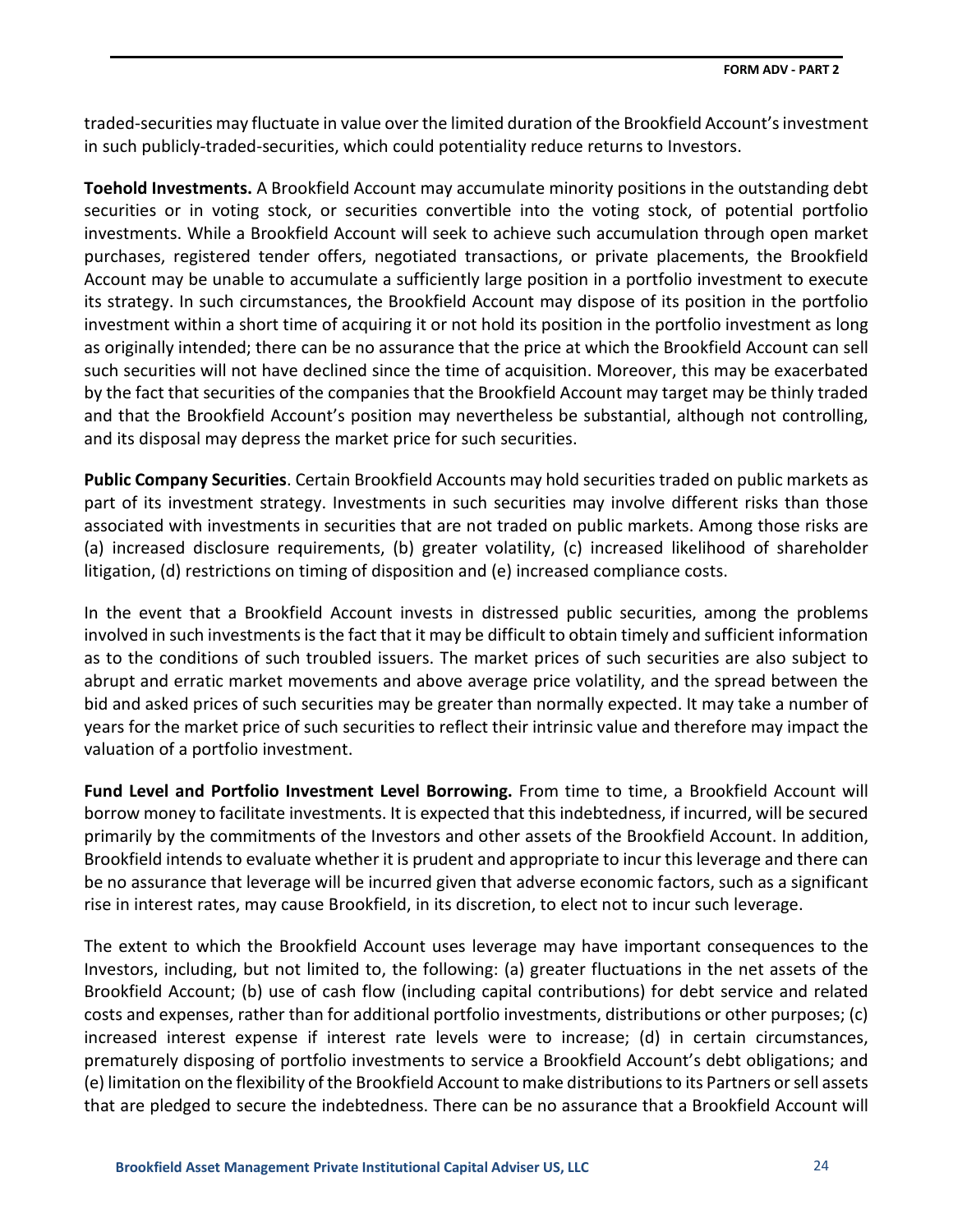traded-securities may fluctuate in value over the limited duration of the Brookfield Account's investment in such publicly-traded-securities, which could potentiality reduce returns to Investors.

**Toehold Investments.** A Brookfield Account may accumulate minority positions in the outstanding debt securities or in voting stock, or securities convertible into the voting stock, of potential portfolio investments. While a Brookfield Account will seek to achieve such accumulation through open market purchases, registered tender offers, negotiated transactions, or private placements, the Brookfield Account may be unable to accumulate a sufficiently large position in a portfolio investment to execute its strategy. In such circumstances, the Brookfield Account may dispose of its position in the portfolio investment within a short time of acquiring it or not hold its position in the portfolio investment as long as originally intended; there can be no assurance that the price at which the Brookfield Account can sell such securities will not have declined since the time of acquisition. Moreover, this may be exacerbated by the fact that securities of the companies that the Brookfield Account may target may be thinly traded and that the Brookfield Account's position may nevertheless be substantial, although not controlling, and its disposal may depress the market price for such securities.

**Public Company Securities**. Certain Brookfield Accounts may hold securities traded on public markets as part of its investment strategy. Investments in such securities may involve different risks than those associated with investments in securities that are not traded on public markets. Among those risks are (a) increased disclosure requirements, (b) greater volatility, (c) increased likelihood of shareholder litigation, (d) restrictions on timing of disposition and (e) increased compliance costs.

In the event that a Brookfield Account invests in distressed public securities, among the problems involved in such investments is the fact that it may be difficult to obtain timely and sufficient information as to the conditions of such troubled issuers. The market prices of such securities are also subject to abrupt and erratic market movements and above average price volatility, and the spread between the bid and asked prices of such securities may be greater than normally expected. It may take a number of years for the market price of such securities to reflect their intrinsic value and therefore may impact the valuation of a portfolio investment.

**Fund Level and Portfolio Investment Level Borrowing.** From time to time, a Brookfield Account will borrow money to facilitate investments. It is expected that this indebtedness, if incurred, will be secured primarily by the commitments of the Investors and other assets of the Brookfield Account. In addition, Brookfield intends to evaluate whether it is prudent and appropriate to incur this leverage and there can be no assurance that leverage will be incurred given that adverse economic factors, such as a significant rise in interest rates, may cause Brookfield, in its discretion, to elect not to incur such leverage.

The extent to which the Brookfield Account uses leverage may have important consequences to the Investors, including, but not limited to, the following: (a) greater fluctuations in the net assets of the Brookfield Account; (b) use of cash flow (including capital contributions) for debt service and related costs and expenses, rather than for additional portfolio investments, distributions or other purposes; (c) increased interest expense if interest rate levels were to increase; (d) in certain circumstances, prematurely disposing of portfolio investments to service a Brookfield Account's debt obligations; and (e) limitation on the flexibility of the Brookfield Account to make distributions to its Partners or sell assets that are pledged to secure the indebtedness. There can be no assurance that a Brookfield Account will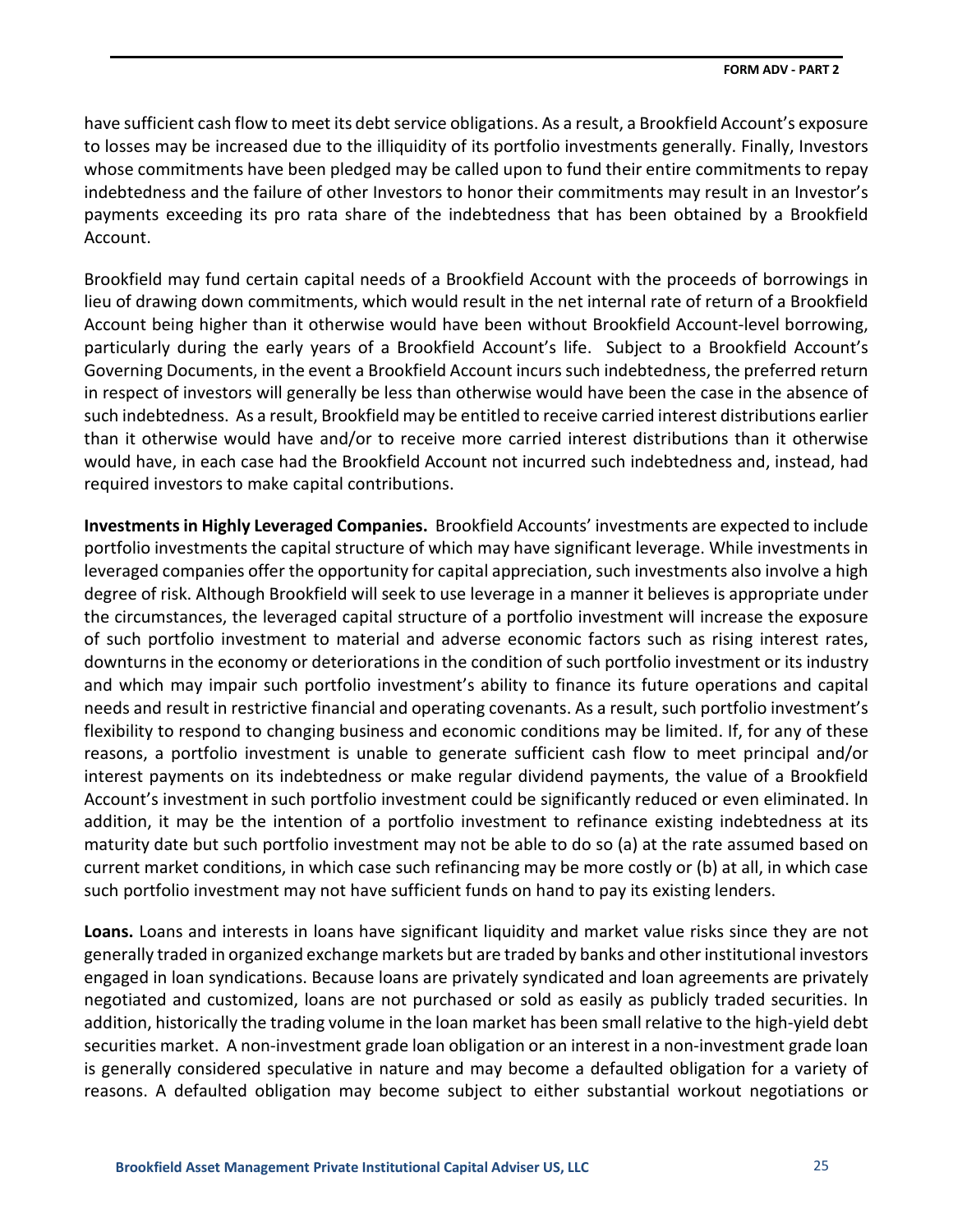have sufficient cash flow to meet its debt service obligations. As a result, a Brookfield Account's exposure to losses may be increased due to the illiquidity of its portfolio investments generally. Finally, Investors whose commitments have been pledged may be called upon to fund their entire commitments to repay indebtedness and the failure of other Investors to honor their commitments may result in an Investor's payments exceeding its pro rata share of the indebtedness that has been obtained by a Brookfield Account.

Brookfield may fund certain capital needs of a Brookfield Account with the proceeds of borrowings in lieu of drawing down commitments, which would result in the net internal rate of return of a Brookfield Account being higher than it otherwise would have been without Brookfield Account-level borrowing, particularly during the early years of a Brookfield Account's life. Subject to a Brookfield Account's Governing Documents, in the event a Brookfield Account incurs such indebtedness, the preferred return in respect of investors will generally be less than otherwise would have been the case in the absence of such indebtedness. As a result, Brookfield may be entitled to receive carried interest distributions earlier than it otherwise would have and/or to receive more carried interest distributions than it otherwise would have, in each case had the Brookfield Account not incurred such indebtedness and, instead, had required investors to make capital contributions.

**Investments in Highly Leveraged Companies.** Brookfield Accounts' investments are expected to include portfolio investments the capital structure of which may have significant leverage. While investments in leveraged companies offer the opportunity for capital appreciation, such investments also involve a high degree of risk. Although Brookfield will seek to use leverage in a manner it believes is appropriate under the circumstances, the leveraged capital structure of a portfolio investment will increase the exposure of such portfolio investment to material and adverse economic factors such as rising interest rates, downturns in the economy or deteriorations in the condition of such portfolio investment or its industry and which may impair such portfolio investment's ability to finance its future operations and capital needs and result in restrictive financial and operating covenants. As a result, such portfolio investment's flexibility to respond to changing business and economic conditions may be limited. If, for any of these reasons, a portfolio investment is unable to generate sufficient cash flow to meet principal and/or interest payments on its indebtedness or make regular dividend payments, the value of a Brookfield Account's investment in such portfolio investment could be significantly reduced or even eliminated. In addition, it may be the intention of a portfolio investment to refinance existing indebtedness at its maturity date but such portfolio investment may not be able to do so (a) at the rate assumed based on current market conditions, in which case such refinancing may be more costly or (b) at all, in which case such portfolio investment may not have sufficient funds on hand to pay its existing lenders.

**Loans.** Loans and interests in loans have significant liquidity and market value risks since they are not generally traded in organized exchange markets but are traded by banks and other institutional investors engaged in loan syndications. Because loans are privately syndicated and loan agreements are privately negotiated and customized, loans are not purchased or sold as easily as publicly traded securities. In addition, historically the trading volume in the loan market has been small relative to the high-yield debt securities market. A non-investment grade loan obligation or an interest in a non-investment grade loan is generally considered speculative in nature and may become a defaulted obligation for a variety of reasons. A defaulted obligation may become subject to either substantial workout negotiations or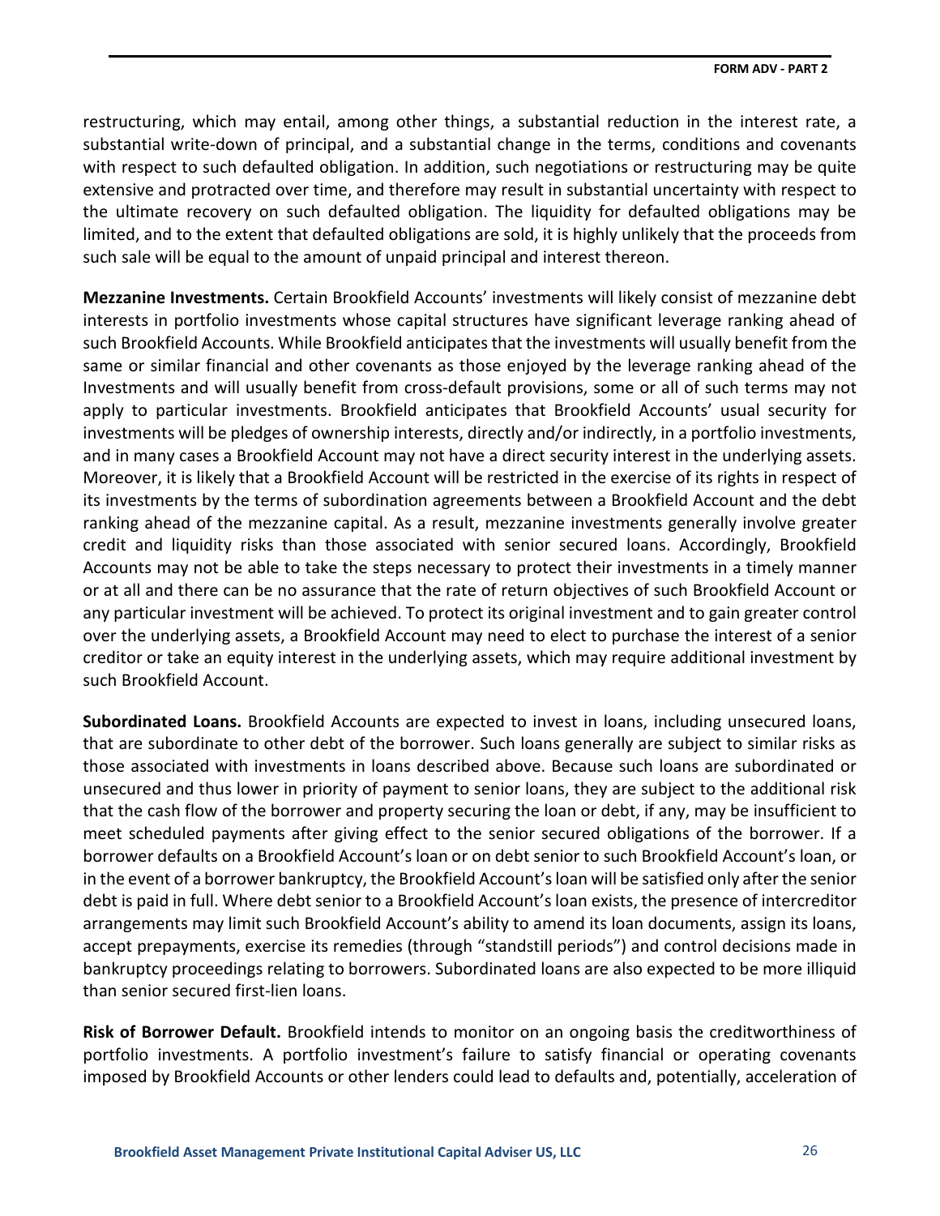restructuring, which may entail, among other things, a substantial reduction in the interest rate, a substantial write-down of principal, and a substantial change in the terms, conditions and covenants with respect to such defaulted obligation. In addition, such negotiations or restructuring may be quite extensive and protracted over time, and therefore may result in substantial uncertainty with respect to the ultimate recovery on such defaulted obligation. The liquidity for defaulted obligations may be limited, and to the extent that defaulted obligations are sold, it is highly unlikely that the proceeds from such sale will be equal to the amount of unpaid principal and interest thereon.

**Mezzanine Investments.** Certain Brookfield Accounts' investments will likely consist of mezzanine debt interests in portfolio investments whose capital structures have significant leverage ranking ahead of such Brookfield Accounts. While Brookfield anticipates that the investments will usually benefit from the same or similar financial and other covenants as those enjoyed by the leverage ranking ahead of the Investments and will usually benefit from cross-default provisions, some or all of such terms may not apply to particular investments. Brookfield anticipates that Brookfield Accounts' usual security for investments will be pledges of ownership interests, directly and/or indirectly, in a portfolio investments, and in many cases a Brookfield Account may not have a direct security interest in the underlying assets. Moreover, it is likely that a Brookfield Account will be restricted in the exercise of its rights in respect of its investments by the terms of subordination agreements between a Brookfield Account and the debt ranking ahead of the mezzanine capital. As a result, mezzanine investments generally involve greater credit and liquidity risks than those associated with senior secured loans. Accordingly, Brookfield Accounts may not be able to take the steps necessary to protect their investments in a timely manner or at all and there can be no assurance that the rate of return objectives of such Brookfield Account or any particular investment will be achieved. To protect its original investment and to gain greater control over the underlying assets, a Brookfield Account may need to elect to purchase the interest of a senior creditor or take an equity interest in the underlying assets, which may require additional investment by such Brookfield Account.

**Subordinated Loans.** Brookfield Accounts are expected to invest in loans, including unsecured loans, that are subordinate to other debt of the borrower. Such loans generally are subject to similar risks as those associated with investments in loans described above. Because such loans are subordinated or unsecured and thus lower in priority of payment to senior loans, they are subject to the additional risk that the cash flow of the borrower and property securing the loan or debt, if any, may be insufficient to meet scheduled payments after giving effect to the senior secured obligations of the borrower. If a borrower defaults on a Brookfield Account's loan or on debt senior to such Brookfield Account's loan, or in the event of a borrower bankruptcy, the Brookfield Account's loan will be satisfied only after the senior debt is paid in full. Where debt senior to a Brookfield Account's loan exists, the presence of intercreditor arrangements may limit such Brookfield Account's ability to amend its loan documents, assign its loans, accept prepayments, exercise its remedies (through "standstill periods") and control decisions made in bankruptcy proceedings relating to borrowers. Subordinated loans are also expected to be more illiquid than senior secured first-lien loans.

**Risk of Borrower Default.** Brookfield intends to monitor on an ongoing basis the creditworthiness of portfolio investments. A portfolio investment's failure to satisfy financial or operating covenants imposed by Brookfield Accounts or other lenders could lead to defaults and, potentially, acceleration of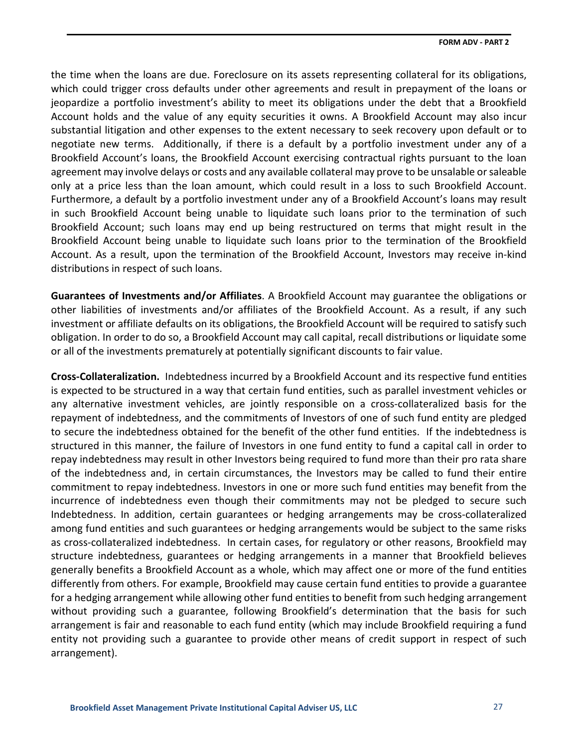the time when the loans are due. Foreclosure on its assets representing collateral for its obligations, which could trigger cross defaults under other agreements and result in prepayment of the loans or jeopardize a portfolio investment's ability to meet its obligations under the debt that a Brookfield Account holds and the value of any equity securities it owns. A Brookfield Account may also incur substantial litigation and other expenses to the extent necessary to seek recovery upon default or to negotiate new terms. Additionally, if there is a default by a portfolio investment under any of a Brookfield Account's loans, the Brookfield Account exercising contractual rights pursuant to the loan agreement may involve delays or costs and any available collateral may prove to be unsalable or saleable only at a price less than the loan amount, which could result in a loss to such Brookfield Account. Furthermore, a default by a portfolio investment under any of a Brookfield Account's loans may result in such Brookfield Account being unable to liquidate such loans prior to the termination of such Brookfield Account; such loans may end up being restructured on terms that might result in the Brookfield Account being unable to liquidate such loans prior to the termination of the Brookfield Account. As a result, upon the termination of the Brookfield Account, Investors may receive in-kind distributions in respect of such loans.

**Guarantees of Investments and/or Affiliates**. A Brookfield Account may guarantee the obligations or other liabilities of investments and/or affiliates of the Brookfield Account. As a result, if any such investment or affiliate defaults on its obligations, the Brookfield Account will be required to satisfy such obligation. In order to do so, a Brookfield Account may call capital, recall distributions or liquidate some or all of the investments prematurely at potentially significant discounts to fair value.

**Cross-Collateralization.** Indebtedness incurred by a Brookfield Account and its respective fund entities is expected to be structured in a way that certain fund entities, such as parallel investment vehicles or any alternative investment vehicles, are jointly responsible on a cross-collateralized basis for the repayment of indebtedness, and the commitments of Investors of one of such fund entity are pledged to secure the indebtedness obtained for the benefit of the other fund entities. If the indebtedness is structured in this manner, the failure of Investors in one fund entity to fund a capital call in order to repay indebtedness may result in other Investors being required to fund more than their pro rata share of the indebtedness and, in certain circumstances, the Investors may be called to fund their entire commitment to repay indebtedness. Investors in one or more such fund entities may benefit from the incurrence of indebtedness even though their commitments may not be pledged to secure such Indebtedness. In addition, certain guarantees or hedging arrangements may be cross-collateralized among fund entities and such guarantees or hedging arrangements would be subject to the same risks as cross-collateralized indebtedness. In certain cases, for regulatory or other reasons, Brookfield may structure indebtedness, guarantees or hedging arrangements in a manner that Brookfield believes generally benefits a Brookfield Account as a whole, which may affect one or more of the fund entities differently from others. For example, Brookfield may cause certain fund entities to provide a guarantee for a hedging arrangement while allowing other fund entities to benefit from such hedging arrangement without providing such a guarantee, following Brookfield's determination that the basis for such arrangement is fair and reasonable to each fund entity (which may include Brookfield requiring a fund entity not providing such a guarantee to provide other means of credit support in respect of such arrangement).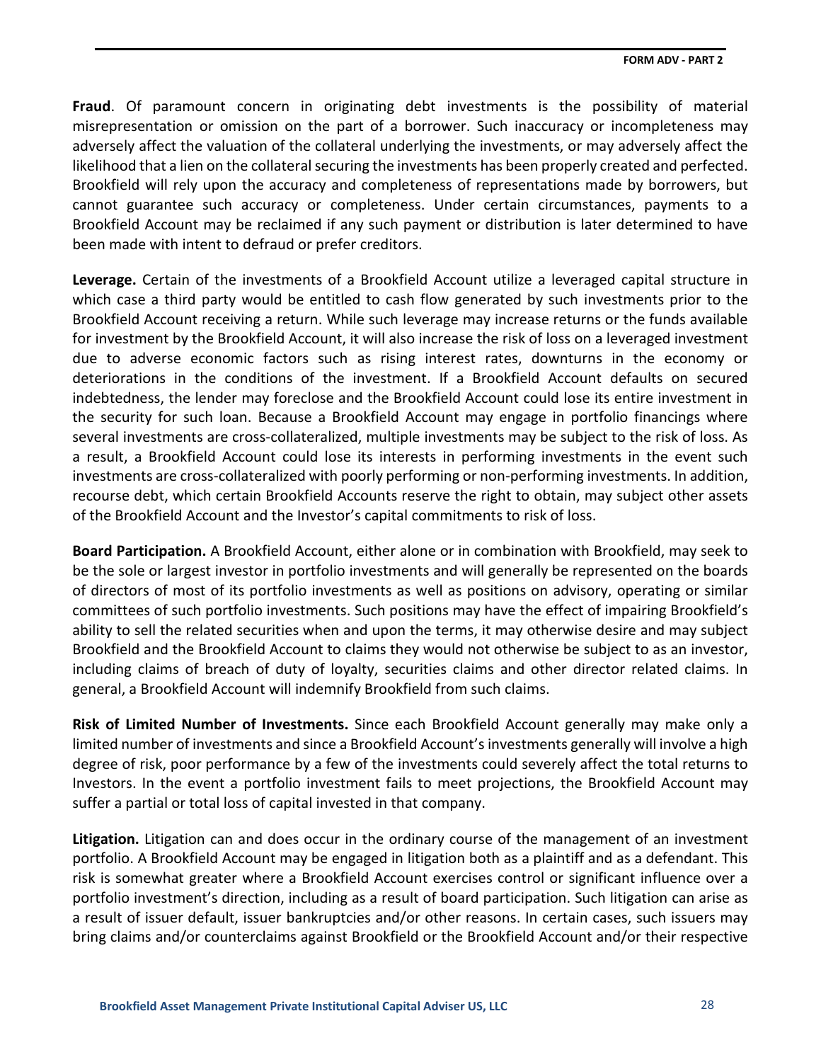**Fraud**. Of paramount concern in originating debt investments is the possibility of material misrepresentation or omission on the part of a borrower. Such inaccuracy or incompleteness may adversely affect the valuation of the collateral underlying the investments, or may adversely affect the likelihood that a lien on the collateral securing the investments has been properly created and perfected. Brookfield will rely upon the accuracy and completeness of representations made by borrowers, but cannot guarantee such accuracy or completeness. Under certain circumstances, payments to a Brookfield Account may be reclaimed if any such payment or distribution is later determined to have been made with intent to defraud or prefer creditors.

**Leverage.** Certain of the investments of a Brookfield Account utilize a leveraged capital structure in which case a third party would be entitled to cash flow generated by such investments prior to the Brookfield Account receiving a return. While such leverage may increase returns or the funds available for investment by the Brookfield Account, it will also increase the risk of loss on a leveraged investment due to adverse economic factors such as rising interest rates, downturns in the economy or deteriorations in the conditions of the investment. If a Brookfield Account defaults on secured indebtedness, the lender may foreclose and the Brookfield Account could lose its entire investment in the security for such loan. Because a Brookfield Account may engage in portfolio financings where several investments are cross-collateralized, multiple investments may be subject to the risk of loss. As a result, a Brookfield Account could lose its interests in performing investments in the event such investments are cross-collateralized with poorly performing or non-performing investments. In addition, recourse debt, which certain Brookfield Accounts reserve the right to obtain, may subject other assets of the Brookfield Account and the Investor's capital commitments to risk of loss.

**Board Participation.** A Brookfield Account, either alone or in combination with Brookfield, may seek to be the sole or largest investor in portfolio investments and will generally be represented on the boards of directors of most of its portfolio investments as well as positions on advisory, operating or similar committees of such portfolio investments. Such positions may have the effect of impairing Brookfield's ability to sell the related securities when and upon the terms, it may otherwise desire and may subject Brookfield and the Brookfield Account to claims they would not otherwise be subject to as an investor, including claims of breach of duty of loyalty, securities claims and other director related claims. In general, a Brookfield Account will indemnify Brookfield from such claims.

**Risk of Limited Number of Investments.** Since each Brookfield Account generally may make only a limited number of investments and since a Brookfield Account's investments generally will involve a high degree of risk, poor performance by a few of the investments could severely affect the total returns to Investors. In the event a portfolio investment fails to meet projections, the Brookfield Account may suffer a partial or total loss of capital invested in that company.

**Litigation.** Litigation can and does occur in the ordinary course of the management of an investment portfolio. A Brookfield Account may be engaged in litigation both as a plaintiff and as a defendant. This risk is somewhat greater where a Brookfield Account exercises control or significant influence over a portfolio investment's direction, including as a result of board participation. Such litigation can arise as a result of issuer default, issuer bankruptcies and/or other reasons. In certain cases, such issuers may bring claims and/or counterclaims against Brookfield or the Brookfield Account and/or their respective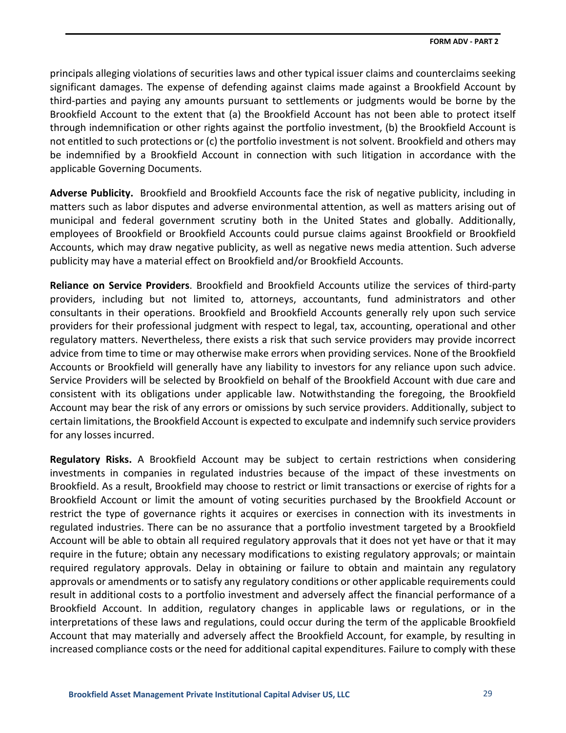principals alleging violations of securities laws and other typical issuer claims and counterclaims seeking significant damages. The expense of defending against claims made against a Brookfield Account by third-parties and paying any amounts pursuant to settlements or judgments would be borne by the Brookfield Account to the extent that (a) the Brookfield Account has not been able to protect itself through indemnification or other rights against the portfolio investment, (b) the Brookfield Account is not entitled to such protections or (c) the portfolio investment is not solvent. Brookfield and others may be indemnified by a Brookfield Account in connection with such litigation in accordance with the applicable Governing Documents.

**Adverse Publicity.** Brookfield and Brookfield Accounts face the risk of negative publicity, including in matters such as labor disputes and adverse environmental attention, as well as matters arising out of municipal and federal government scrutiny both in the United States and globally. Additionally, employees of Brookfield or Brookfield Accounts could pursue claims against Brookfield or Brookfield Accounts, which may draw negative publicity, as well as negative news media attention. Such adverse publicity may have a material effect on Brookfield and/or Brookfield Accounts.

**Reliance on Service Providers**. Brookfield and Brookfield Accounts utilize the services of third-party providers, including but not limited to, attorneys, accountants, fund administrators and other consultants in their operations. Brookfield and Brookfield Accounts generally rely upon such service providers for their professional judgment with respect to legal, tax, accounting, operational and other regulatory matters. Nevertheless, there exists a risk that such service providers may provide incorrect advice from time to time or may otherwise make errors when providing services. None of the Brookfield Accounts or Brookfield will generally have any liability to investors for any reliance upon such advice. Service Providers will be selected by Brookfield on behalf of the Brookfield Account with due care and consistent with its obligations under applicable law. Notwithstanding the foregoing, the Brookfield Account may bear the risk of any errors or omissions by such service providers. Additionally, subject to certain limitations, the Brookfield Account is expected to exculpate and indemnify such service providers for any losses incurred.

**Regulatory Risks.** A Brookfield Account may be subject to certain restrictions when considering investments in companies in regulated industries because of the impact of these investments on Brookfield. As a result, Brookfield may choose to restrict or limit transactions or exercise of rights for a Brookfield Account or limit the amount of voting securities purchased by the Brookfield Account or restrict the type of governance rights it acquires or exercises in connection with its investments in regulated industries. There can be no assurance that a portfolio investment targeted by a Brookfield Account will be able to obtain all required regulatory approvals that it does not yet have or that it may require in the future; obtain any necessary modifications to existing regulatory approvals; or maintain required regulatory approvals. Delay in obtaining or failure to obtain and maintain any regulatory approvals or amendments or to satisfy any regulatory conditions or other applicable requirements could result in additional costs to a portfolio investment and adversely affect the financial performance of a Brookfield Account. In addition, regulatory changes in applicable laws or regulations, or in the interpretations of these laws and regulations, could occur during the term of the applicable Brookfield Account that may materially and adversely affect the Brookfield Account, for example, by resulting in increased compliance costs or the need for additional capital expenditures. Failure to comply with these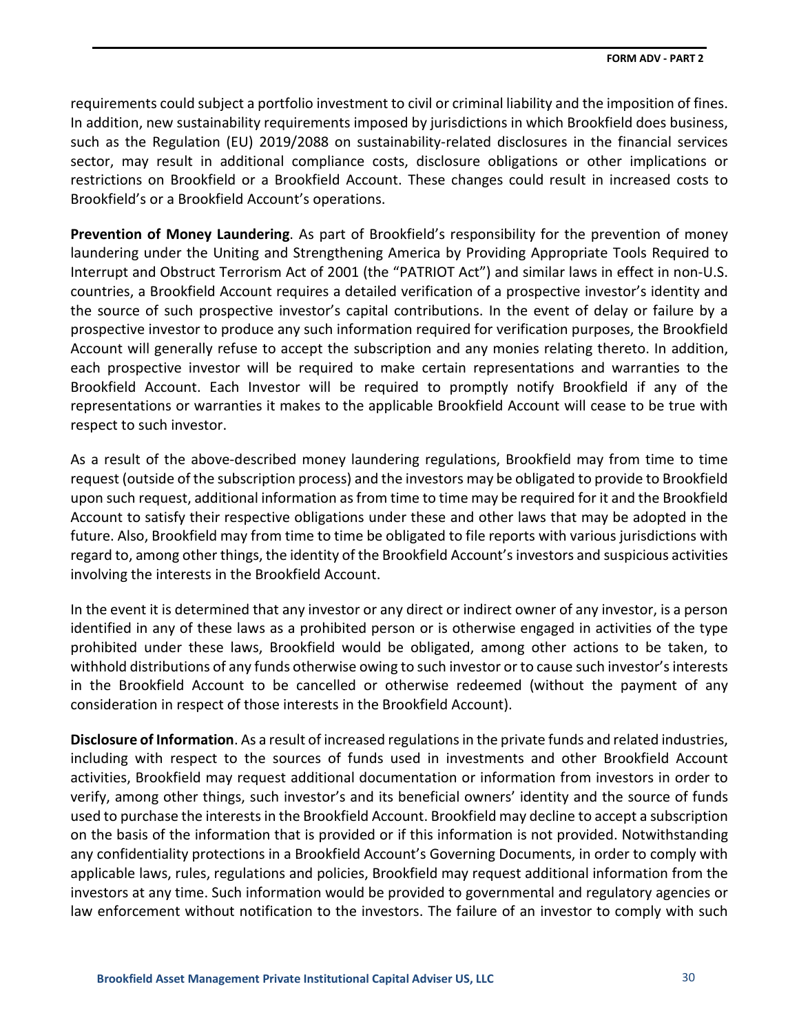requirements could subject a portfolio investment to civil or criminal liability and the imposition of fines. In addition, new sustainability requirements imposed by jurisdictions in which Brookfield does business, such as the Regulation (EU) 2019/2088 on sustainability-related disclosures in the financial services sector, may result in additional compliance costs, disclosure obligations or other implications or restrictions on Brookfield or a Brookfield Account. These changes could result in increased costs to Brookfield's or a Brookfield Account's operations.

**Prevention of Money Laundering**. As part of Brookfield's responsibility for the prevention of money laundering under the Uniting and Strengthening America by Providing Appropriate Tools Required to Interrupt and Obstruct Terrorism Act of 2001 (the "PATRIOT Act") and similar laws in effect in non-U.S. countries, a Brookfield Account requires a detailed verification of a prospective investor's identity and the source of such prospective investor's capital contributions. In the event of delay or failure by a prospective investor to produce any such information required for verification purposes, the Brookfield Account will generally refuse to accept the subscription and any monies relating thereto. In addition, each prospective investor will be required to make certain representations and warranties to the Brookfield Account. Each Investor will be required to promptly notify Brookfield if any of the representations or warranties it makes to the applicable Brookfield Account will cease to be true with respect to such investor.

As a result of the above-described money laundering regulations, Brookfield may from time to time request (outside of the subscription process) and the investors may be obligated to provide to Brookfield upon such request, additional information as from time to time may be required for it and the Brookfield Account to satisfy their respective obligations under these and other laws that may be adopted in the future. Also, Brookfield may from time to time be obligated to file reports with various jurisdictions with regard to, among other things, the identity of the Brookfield Account's investors and suspicious activities involving the interests in the Brookfield Account.

In the event it is determined that any investor or any direct or indirect owner of any investor, is a person identified in any of these laws as a prohibited person or is otherwise engaged in activities of the type prohibited under these laws, Brookfield would be obligated, among other actions to be taken, to withhold distributions of any funds otherwise owing to such investor or to cause such investor's interests in the Brookfield Account to be cancelled or otherwise redeemed (without the payment of any consideration in respect of those interests in the Brookfield Account).

**Disclosure of Information**. As a result of increased regulations in the private funds and related industries, including with respect to the sources of funds used in investments and other Brookfield Account activities, Brookfield may request additional documentation or information from investors in order to verify, among other things, such investor's and its beneficial owners' identity and the source of funds used to purchase the interests in the Brookfield Account. Brookfield may decline to accept a subscription on the basis of the information that is provided or if this information is not provided. Notwithstanding any confidentiality protections in a Brookfield Account's Governing Documents, in order to comply with applicable laws, rules, regulations and policies, Brookfield may request additional information from the investors at any time. Such information would be provided to governmental and regulatory agencies or law enforcement without notification to the investors. The failure of an investor to comply with such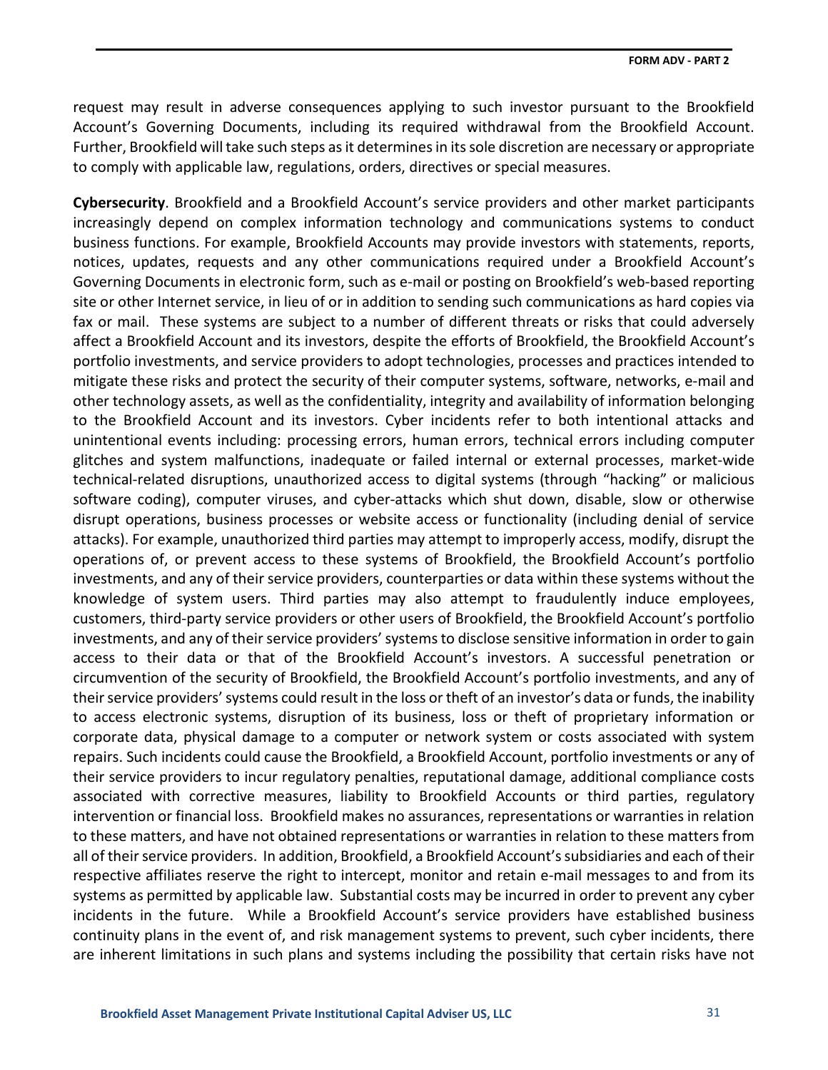request may result in adverse consequences applying to such investor pursuant to the Brookfield Account's Governing Documents, including its required withdrawal from the Brookfield Account. Further, Brookfield will take such steps as it determines in its sole discretion are necessary or appropriate to comply with applicable law, regulations, orders, directives or special measures.

**Cybersecurity**. Brookfield and a Brookfield Account's service providers and other market participants increasingly depend on complex information technology and communications systems to conduct business functions. For example, Brookfield Accounts may provide investors with statements, reports, notices, updates, requests and any other communications required under a Brookfield Account's Governing Documents in electronic form, such as e-mail or posting on Brookfield's web-based reporting site or other Internet service, in lieu of or in addition to sending such communications as hard copies via fax or mail. These systems are subject to a number of different threats or risks that could adversely affect a Brookfield Account and its investors, despite the efforts of Brookfield, the Brookfield Account's portfolio investments, and service providers to adopt technologies, processes and practices intended to mitigate these risks and protect the security of their computer systems, software, networks, e-mail and other technology assets, as well as the confidentiality, integrity and availability of information belonging to the Brookfield Account and its investors. Cyber incidents refer to both intentional attacks and unintentional events including: processing errors, human errors, technical errors including computer glitches and system malfunctions, inadequate or failed internal or external processes, market-wide technical-related disruptions, unauthorized access to digital systems (through "hacking" or malicious software coding), computer viruses, and cyber-attacks which shut down, disable, slow or otherwise disrupt operations, business processes or website access or functionality (including denial of service attacks). For example, unauthorized third parties may attempt to improperly access, modify, disrupt the operations of, or prevent access to these systems of Brookfield, the Brookfield Account's portfolio investments, and any of their service providers, counterparties or data within these systems without the knowledge of system users. Third parties may also attempt to fraudulently induce employees, customers, third-party service providers or other users of Brookfield, the Brookfield Account's portfolio investments, and any of their service providers' systems to disclose sensitive information in order to gain access to their data or that of the Brookfield Account's investors. A successful penetration or circumvention of the security of Brookfield, the Brookfield Account's portfolio investments, and any of their service providers' systems could result in the loss or theft of an investor's data or funds, the inability to access electronic systems, disruption of its business, loss or theft of proprietary information or corporate data, physical damage to a computer or network system or costs associated with system repairs. Such incidents could cause the Brookfield, a Brookfield Account, portfolio investments or any of their service providers to incur regulatory penalties, reputational damage, additional compliance costs associated with corrective measures, liability to Brookfield Accounts or third parties, regulatory intervention or financial loss. Brookfield makes no assurances, representations or warranties in relation to these matters, and have not obtained representations or warranties in relation to these matters from all of their service providers. In addition, Brookfield, a Brookfield Account's subsidiaries and each of their respective affiliates reserve the right to intercept, monitor and retain e-mail messages to and from its systems as permitted by applicable law. Substantial costs may be incurred in order to prevent any cyber incidents in the future. While a Brookfield Account's service providers have established business continuity plans in the event of, and risk management systems to prevent, such cyber incidents, there are inherent limitations in such plans and systems including the possibility that certain risks have not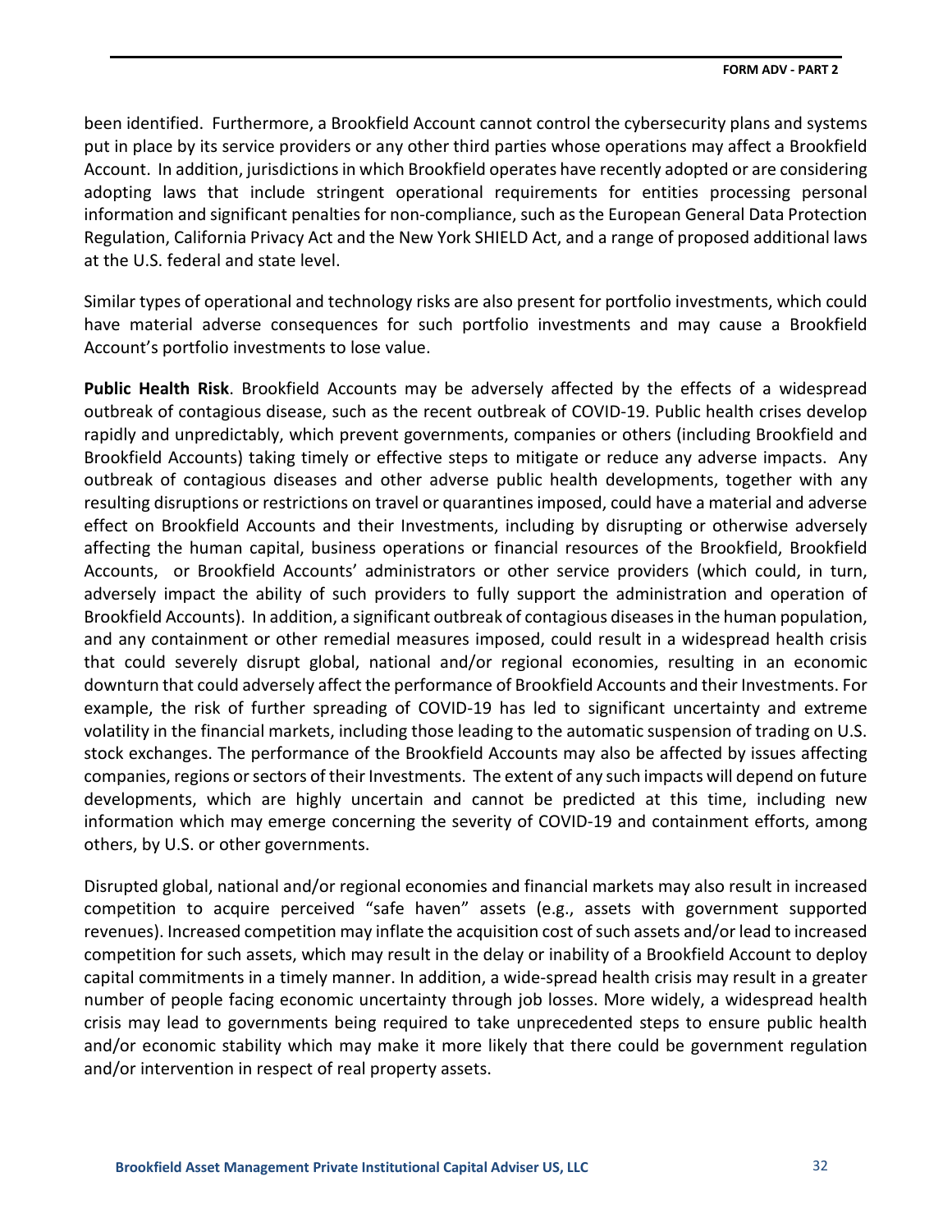been identified. Furthermore, a Brookfield Account cannot control the cybersecurity plans and systems put in place by its service providers or any other third parties whose operations may affect a Brookfield Account. In addition, jurisdictions in which Brookfield operates have recently adopted or are considering adopting laws that include stringent operational requirements for entities processing personal information and significant penalties for non-compliance, such as the European General Data Protection Regulation, California Privacy Act and the New York SHIELD Act, and a range of proposed additional laws at the U.S. federal and state level.

Similar types of operational and technology risks are also present for portfolio investments, which could have material adverse consequences for such portfolio investments and may cause a Brookfield Account's portfolio investments to lose value.

**Public Health Risk**. Brookfield Accounts may be adversely affected by the effects of a widespread outbreak of contagious disease, such as the recent outbreak of COVID-19. Public health crises develop rapidly and unpredictably, which prevent governments, companies or others (including Brookfield and Brookfield Accounts) taking timely or effective steps to mitigate or reduce any adverse impacts. Any outbreak of contagious diseases and other adverse public health developments, together with any resulting disruptions or restrictions on travel or quarantines imposed, could have a material and adverse effect on Brookfield Accounts and their Investments, including by disrupting or otherwise adversely affecting the human capital, business operations or financial resources of the Brookfield, Brookfield Accounts, or Brookfield Accounts' administrators or other service providers (which could, in turn, adversely impact the ability of such providers to fully support the administration and operation of Brookfield Accounts). In addition, a significant outbreak of contagious diseases in the human population, and any containment or other remedial measures imposed, could result in a widespread health crisis that could severely disrupt global, national and/or regional economies, resulting in an economic downturn that could adversely affect the performance of Brookfield Accounts and their Investments. For example, the risk of further spreading of COVID-19 has led to significant uncertainty and extreme volatility in the financial markets, including those leading to the automatic suspension of trading on U.S. stock exchanges. The performance of the Brookfield Accounts may also be affected by issues affecting companies, regions or sectors of their Investments. The extent of any such impacts will depend on future developments, which are highly uncertain and cannot be predicted at this time, including new information which may emerge concerning the severity of COVID-19 and containment efforts, among others, by U.S. or other governments.

Disrupted global, national and/or regional economies and financial markets may also result in increased competition to acquire perceived "safe haven" assets (e.g., assets with government supported revenues). Increased competition may inflate the acquisition cost of such assets and/or lead to increased competition for such assets, which may result in the delay or inability of a Brookfield Account to deploy capital commitments in a timely manner. In addition, a wide-spread health crisis may result in a greater number of people facing economic uncertainty through job losses. More widely, a widespread health crisis may lead to governments being required to take unprecedented steps to ensure public health and/or economic stability which may make it more likely that there could be government regulation and/or intervention in respect of real property assets.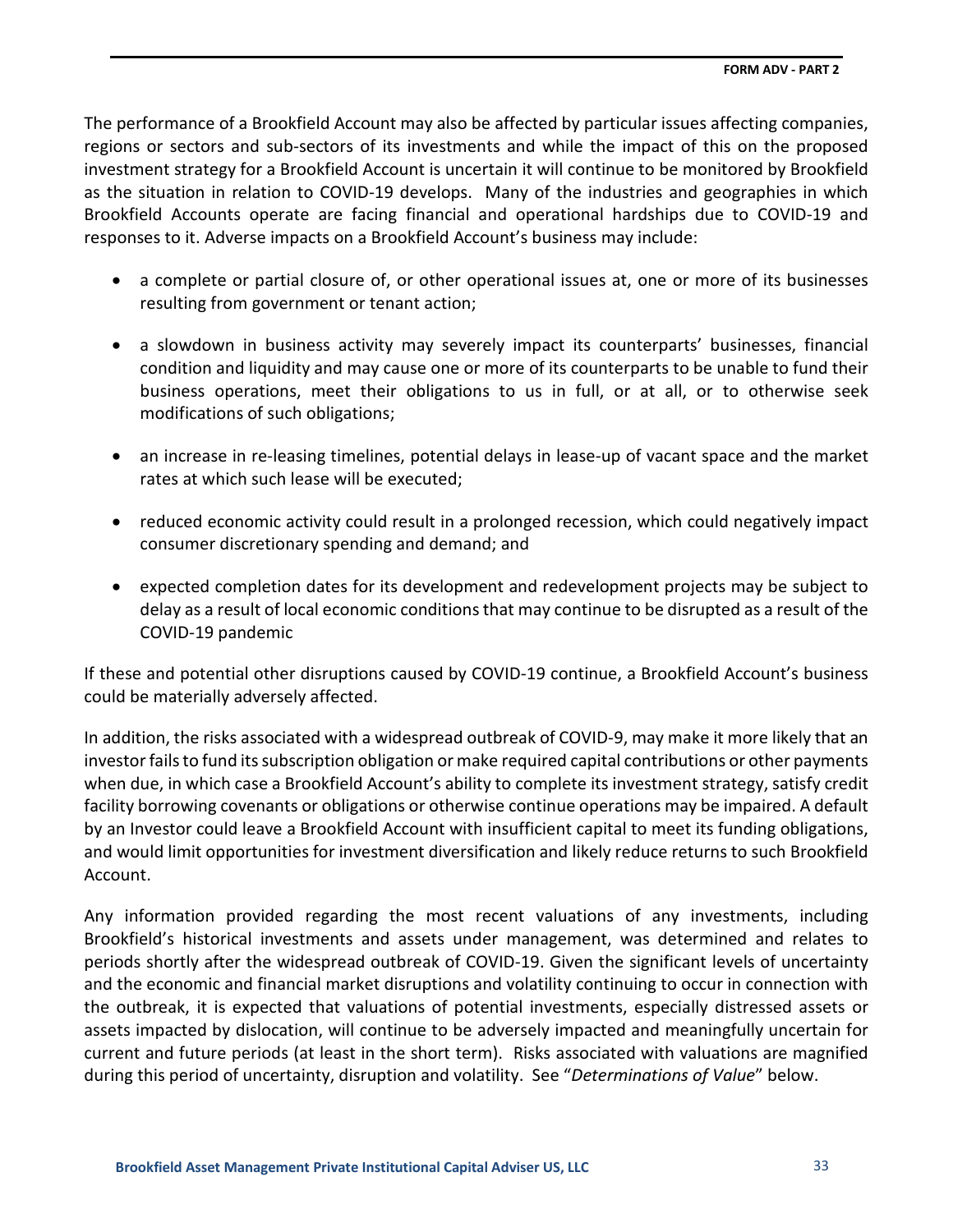The performance of a Brookfield Account may also be affected by particular issues affecting companies, regions or sectors and sub-sectors of its investments and while the impact of this on the proposed investment strategy for a Brookfield Account is uncertain it will continue to be monitored by Brookfield as the situation in relation to COVID-19 develops. Many of the industries and geographies in which Brookfield Accounts operate are facing financial and operational hardships due to COVID-19 and responses to it. Adverse impacts on a Brookfield Account's business may include:

- a complete or partial closure of, or other operational issues at, one or more of its businesses resulting from government or tenant action;
- a slowdown in business activity may severely impact its counterparts' businesses, financial condition and liquidity and may cause one or more of its counterparts to be unable to fund their business operations, meet their obligations to us in full, or at all, or to otherwise seek modifications of such obligations;
- an increase in re-leasing timelines, potential delays in lease-up of vacant space and the market rates at which such lease will be executed;
- reduced economic activity could result in a prolonged recession, which could negatively impact consumer discretionary spending and demand; and
- expected completion dates for its development and redevelopment projects may be subject to delay as a result of local economic conditions that may continue to be disrupted as a result of the COVID-19 pandemic

If these and potential other disruptions caused by COVID-19 continue, a Brookfield Account's business could be materially adversely affected.

In addition, the risks associated with a widespread outbreak of COVID-9, may make it more likely that an investor fails to fund its subscription obligation or make required capital contributions or other payments when due, in which case a Brookfield Account's ability to complete its investment strategy, satisfy credit facility borrowing covenants or obligations or otherwise continue operations may be impaired. A default by an Investor could leave a Brookfield Account with insufficient capital to meet its funding obligations, and would limit opportunities for investment diversification and likely reduce returns to such Brookfield Account.

Any information provided regarding the most recent valuations of any investments, including Brookfield's historical investments and assets under management, was determined and relates to periods shortly after the widespread outbreak of COVID-19. Given the significant levels of uncertainty and the economic and financial market disruptions and volatility continuing to occur in connection with the outbreak, it is expected that valuations of potential investments, especially distressed assets or assets impacted by dislocation, will continue to be adversely impacted and meaningfully uncertain for current and future periods (at least in the short term). Risks associated with valuations are magnified during this period of uncertainty, disruption and volatility. See "*Determinations of Value*" below.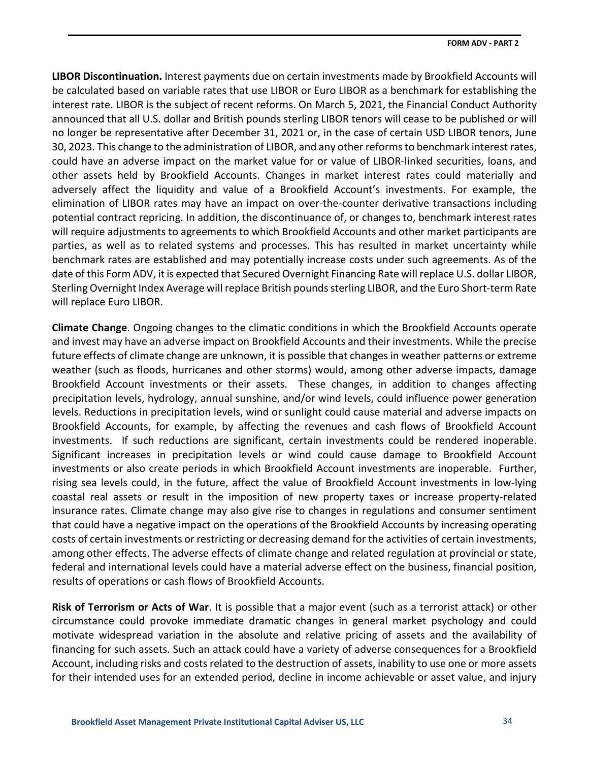**LIBOR Discontinuation.** Interest payments due on certain investments made by Brookfield Accounts will be calculated based on variable rates that use LIBOR or Euro LIBOR as a benchmark for establishing the interest rate. LIBOR is the subject of recent reforms. On March 5, 2021, the Financial Conduct Authority announced that all U.S. dollar and British pounds sterling LIBOR tenors will cease to be published or will no longer be representative after December 31, 2021 or, in the case of certain USD LIBOR tenors, June 30, 2023. This change to the administration of LIBOR, and any other reforms to benchmark interest rates, could have an adverse impact on the market value for or value of LIBOR-linked securities, loans, and other assets held by Brookfield Accounts. Changes in market interest rates could materially and adversely affect the liquidity and value of a Brookfield Account's investments. For example, the elimination of LIBOR rates may have an impact on over-the-counter derivative transactions including potential contract repricing. In addition, the discontinuance of, or changes to, benchmark interest rates will require adjustments to agreements to which Brookfield Accounts and other market participants are parties, as well as to related systems and processes. This has resulted in market uncertainty while benchmark rates are established and may potentially increase costs under such agreements. As of the date of this Form ADV, it is expected that Secured Overnight Financing Rate will replace U.S. dollar LIBOR, Sterling Overnight Index Average will replace British pounds sterling LIBOR, and the Euro Short-term Rate will replace Euro LIBOR.

**Climate Change**. Ongoing changes to the climatic conditions in which the Brookfield Accounts operate and invest may have an adverse impact on Brookfield Accounts and their investments. While the precise future effects of climate change are unknown, it is possible that changes in weather patterns or extreme weather (such as floods, hurricanes and other storms) would, among other adverse impacts, damage Brookfield Account investments or their assets. These changes, in addition to changes affecting precipitation levels, hydrology, annual sunshine, and/or wind levels, could influence power generation levels. Reductions in precipitation levels, wind or sunlight could cause material and adverse impacts on Brookfield Accounts, for example, by affecting the revenues and cash flows of Brookfield Account investments. If such reductions are significant, certain investments could be rendered inoperable. Significant increases in precipitation levels or wind could cause damage to Brookfield Account investments or also create periods in which Brookfield Account investments are inoperable. Further, rising sea levels could, in the future, affect the value of Brookfield Account investments in low-lying coastal real assets or result in the imposition of new property taxes or increase property-related insurance rates. Climate change may also give rise to changes in regulations and consumer sentiment that could have a negative impact on the operations of the Brookfield Accounts by increasing operating costs of certain investments or restricting or decreasing demand for the activities of certain investments, among other effects. The adverse effects of climate change and related regulation at provincial or state, federal and international levels could have a material adverse effect on the business, financial position, results of operations or cash flows of Brookfield Accounts.

**Risk of Terrorism or Acts of War**. It is possible that a major event (such as a terrorist attack) or other circumstance could provoke immediate dramatic changes in general market psychology and could motivate widespread variation in the absolute and relative pricing of assets and the availability of financing for such assets. Such an attack could have a variety of adverse consequences for a Brookfield Account, including risks and costs related to the destruction of assets, inability to use one or more assets for their intended uses for an extended period, decline in income achievable or asset value, and injury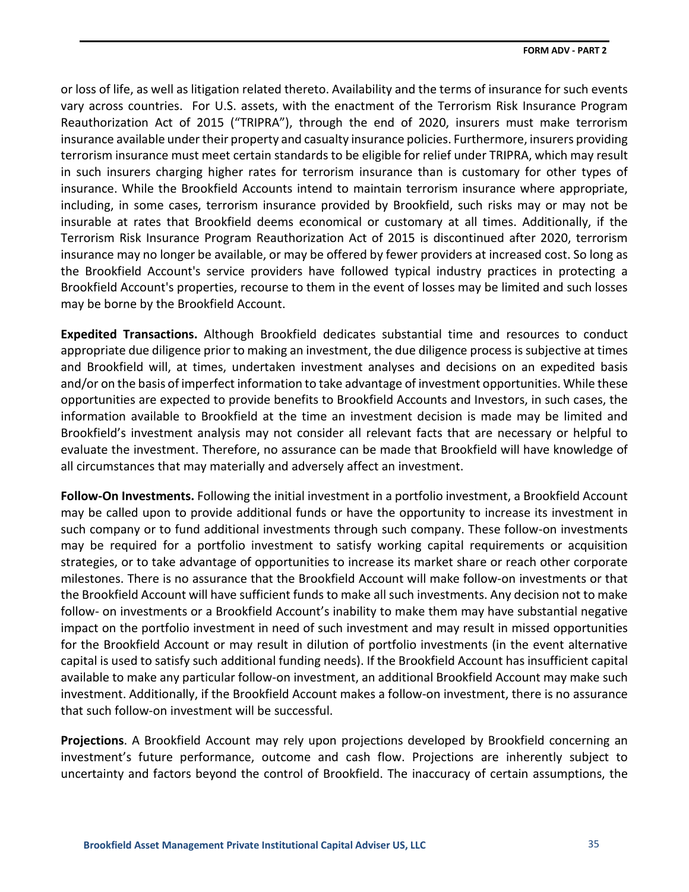or loss of life, as well as litigation related thereto. Availability and the terms of insurance for such events vary across countries. For U.S. assets, with the enactment of the Terrorism Risk Insurance Program Reauthorization Act of 2015 ("TRIPRA"), through the end of 2020, insurers must make terrorism insurance available under their property and casualty insurance policies. Furthermore, insurers providing terrorism insurance must meet certain standards to be eligible for relief under TRIPRA, which may result in such insurers charging higher rates for terrorism insurance than is customary for other types of insurance. While the Brookfield Accounts intend to maintain terrorism insurance where appropriate, including, in some cases, terrorism insurance provided by Brookfield, such risks may or may not be insurable at rates that Brookfield deems economical or customary at all times. Additionally, if the Terrorism Risk Insurance Program Reauthorization Act of 2015 is discontinued after 2020, terrorism insurance may no longer be available, or may be offered by fewer providers at increased cost. So long as the Brookfield Account's service providers have followed typical industry practices in protecting a Brookfield Account's properties, recourse to them in the event of losses may be limited and such losses may be borne by the Brookfield Account.

**Expedited Transactions.** Although Brookfield dedicates substantial time and resources to conduct appropriate due diligence prior to making an investment, the due diligence process is subjective at times and Brookfield will, at times, undertaken investment analyses and decisions on an expedited basis and/or on the basis of imperfect information to take advantage of investment opportunities. While these opportunities are expected to provide benefits to Brookfield Accounts and Investors, in such cases, the information available to Brookfield at the time an investment decision is made may be limited and Brookfield's investment analysis may not consider all relevant facts that are necessary or helpful to evaluate the investment. Therefore, no assurance can be made that Brookfield will have knowledge of all circumstances that may materially and adversely affect an investment.

**Follow-On Investments.** Following the initial investment in a portfolio investment, a Brookfield Account may be called upon to provide additional funds or have the opportunity to increase its investment in such company or to fund additional investments through such company. These follow-on investments may be required for a portfolio investment to satisfy working capital requirements or acquisition strategies, or to take advantage of opportunities to increase its market share or reach other corporate milestones. There is no assurance that the Brookfield Account will make follow-on investments or that the Brookfield Account will have sufficient funds to make all such investments. Any decision not to make follow- on investments or a Brookfield Account's inability to make them may have substantial negative impact on the portfolio investment in need of such investment and may result in missed opportunities for the Brookfield Account or may result in dilution of portfolio investments (in the event alternative capital is used to satisfy such additional funding needs). If the Brookfield Account has insufficient capital available to make any particular follow-on investment, an additional Brookfield Account may make such investment. Additionally, if the Brookfield Account makes a follow-on investment, there is no assurance that such follow-on investment will be successful.

**Projections**. A Brookfield Account may rely upon projections developed by Brookfield concerning an investment's future performance, outcome and cash flow. Projections are inherently subject to uncertainty and factors beyond the control of Brookfield. The inaccuracy of certain assumptions, the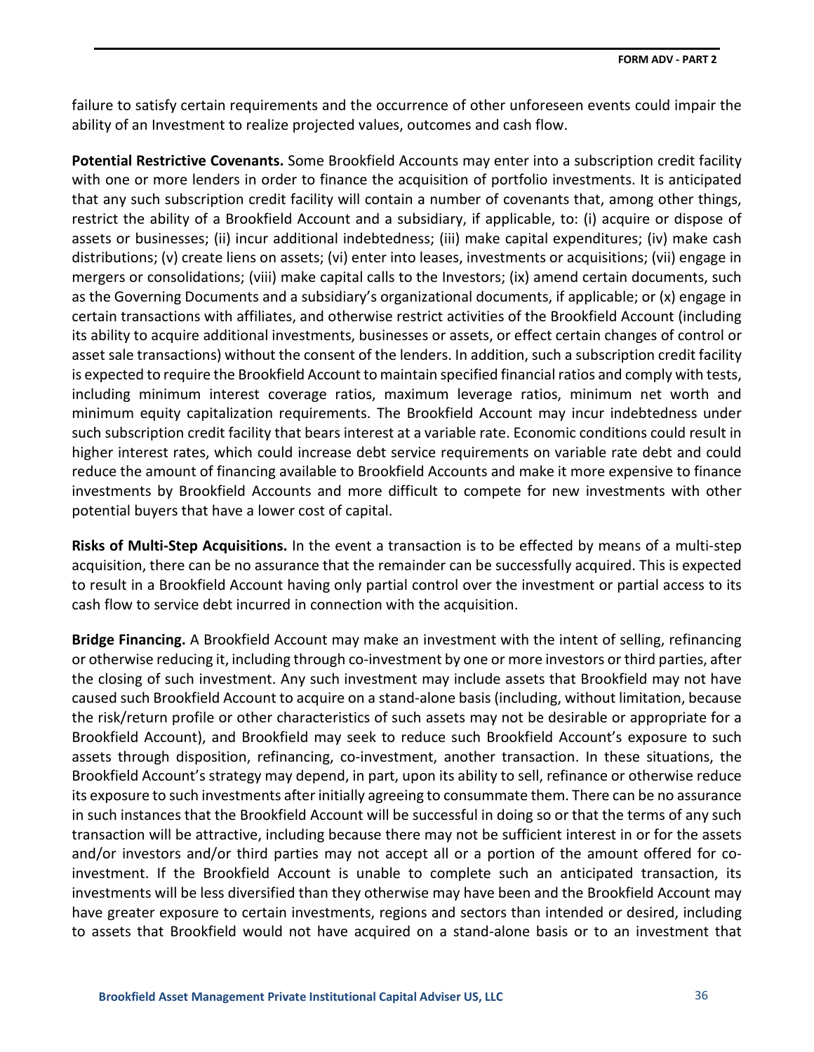failure to satisfy certain requirements and the occurrence of other unforeseen events could impair the ability of an Investment to realize projected values, outcomes and cash flow.

**Potential Restrictive Covenants.** Some Brookfield Accounts may enter into a subscription credit facility with one or more lenders in order to finance the acquisition of portfolio investments. It is anticipated that any such subscription credit facility will contain a number of covenants that, among other things, restrict the ability of a Brookfield Account and a subsidiary, if applicable, to: (i) acquire or dispose of assets or businesses; (ii) incur additional indebtedness; (iii) make capital expenditures; (iv) make cash distributions; (v) create liens on assets; (vi) enter into leases, investments or acquisitions; (vii) engage in mergers or consolidations; (viii) make capital calls to the Investors; (ix) amend certain documents, such as the Governing Documents and a subsidiary's organizational documents, if applicable; or (x) engage in certain transactions with affiliates, and otherwise restrict activities of the Brookfield Account (including its ability to acquire additional investments, businesses or assets, or effect certain changes of control or asset sale transactions) without the consent of the lenders. In addition, such a subscription credit facility is expected to require the Brookfield Account to maintain specified financial ratios and comply with tests, including minimum interest coverage ratios, maximum leverage ratios, minimum net worth and minimum equity capitalization requirements. The Brookfield Account may incur indebtedness under such subscription credit facility that bears interest at a variable rate. Economic conditions could result in higher interest rates, which could increase debt service requirements on variable rate debt and could reduce the amount of financing available to Brookfield Accounts and make it more expensive to finance investments by Brookfield Accounts and more difficult to compete for new investments with other potential buyers that have a lower cost of capital.

**Risks of Multi-Step Acquisitions.** In the event a transaction is to be effected by means of a multi-step acquisition, there can be no assurance that the remainder can be successfully acquired. This is expected to result in a Brookfield Account having only partial control over the investment or partial access to its cash flow to service debt incurred in connection with the acquisition.

**Bridge Financing.** A Brookfield Account may make an investment with the intent of selling, refinancing or otherwise reducing it, including through co-investment by one or more investors or third parties, after the closing of such investment. Any such investment may include assets that Brookfield may not have caused such Brookfield Account to acquire on a stand-alone basis (including, without limitation, because the risk/return profile or other characteristics of such assets may not be desirable or appropriate for a Brookfield Account), and Brookfield may seek to reduce such Brookfield Account's exposure to such assets through disposition, refinancing, co-investment, another transaction. In these situations, the Brookfield Account's strategy may depend, in part, upon its ability to sell, refinance or otherwise reduce its exposure to such investments after initially agreeing to consummate them. There can be no assurance in such instances that the Brookfield Account will be successful in doing so or that the terms of any such transaction will be attractive, including because there may not be sufficient interest in or for the assets and/or investors and/or third parties may not accept all or a portion of the amount offered for co-investment. If the Brookfield Account is unable to complete such an anticipated transaction, its investments will be less diversified than they otherwise may have been and the Brookfield Account may have greater exposure to certain investments, regions and sectors than intended or desired, including to assets that Brookfield would not have acquired on a stand-alone basis or to an investment that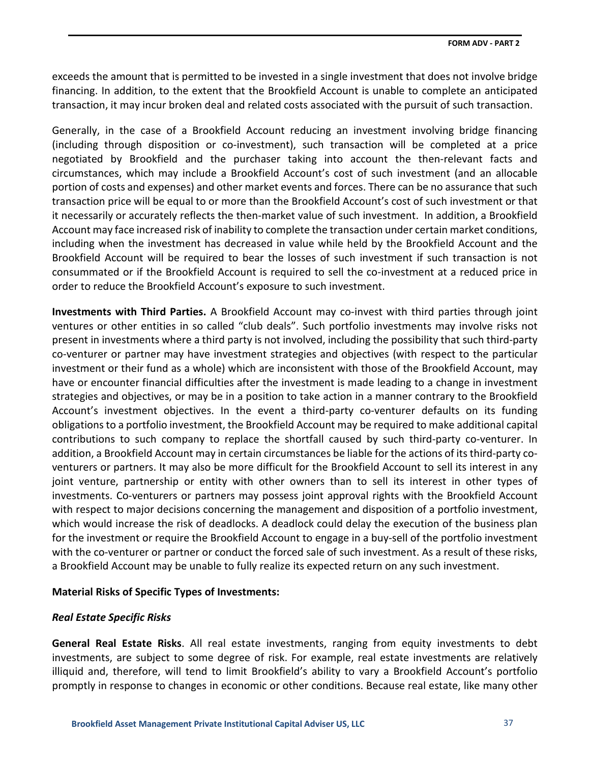exceeds the amount that is permitted to be invested in a single investment that does not involve bridge financing. In addition, to the extent that the Brookfield Account is unable to complete an anticipated transaction, it may incur broken deal and related costs associated with the pursuit of such transaction.

Generally, in the case of a Brookfield Account reducing an investment involving bridge financing (including through disposition or co-investment), such transaction will be completed at a price negotiated by Brookfield and the purchaser taking into account the then-relevant facts and circumstances, which may include a Brookfield Account's cost of such investment (and an allocable portion of costs and expenses) and other market events and forces. There can be no assurance that such transaction price will be equal to or more than the Brookfield Account's cost of such investment or that it necessarily or accurately reflects the then-market value of such investment. In addition, a Brookfield Account may face increased risk of inability to complete the transaction under certain market conditions, including when the investment has decreased in value while held by the Brookfield Account and the Brookfield Account will be required to bear the losses of such investment if such transaction is not consummated or if the Brookfield Account is required to sell the co-investment at a reduced price in order to reduce the Brookfield Account's exposure to such investment.

**Investments with Third Parties.** A Brookfield Account may co-invest with third parties through joint ventures or other entities in so called "club deals". Such portfolio investments may involve risks not present in investments where a third party is not involved, including the possibility that such third-party co-venturer or partner may have investment strategies and objectives (with respect to the particular investment or their fund as a whole) which are inconsistent with those of the Brookfield Account, may have or encounter financial difficulties after the investment is made leading to a change in investment strategies and objectives, or may be in a position to take action in a manner contrary to the Brookfield Account's investment objectives. In the event a third-party co-venturer defaults on its funding obligations to a portfolio investment, the Brookfield Account may be required to make additional capital contributions to such company to replace the shortfall caused by such third-party co-venturer. In addition, a Brookfield Account may in certain circumstances be liable for the actions of its third-party co-venturers or partners. It may also be more difficult for the Brookfield Account to sell its interest in any joint venture, partnership or entity with other owners than to sell its interest in other types of investments. Co-venturers or partners may possess joint approval rights with the Brookfield Account with respect to major decisions concerning the management and disposition of a portfolio investment, which would increase the risk of deadlocks. A deadlock could delay the execution of the business plan for the investment or require the Brookfield Account to engage in a buy-sell of the portfolio investment with the co-venturer or partner or conduct the forced sale of such investment. As a result of these risks, a Brookfield Account may be unable to fully realize its expected return on any such investment.

**Material Risks of Specific Types of Investments:**

***Real Estate Specific Risks***

**General Real Estate Risks**. All real estate investments, ranging from equity investments to debt investments, are subject to some degree of risk. For example, real estate investments are relatively illiquid and, therefore, will tend to limit Brookfield's ability to vary a Brookfield Account's portfolio promptly in response to changes in economic or other conditions. Because real estate, like many other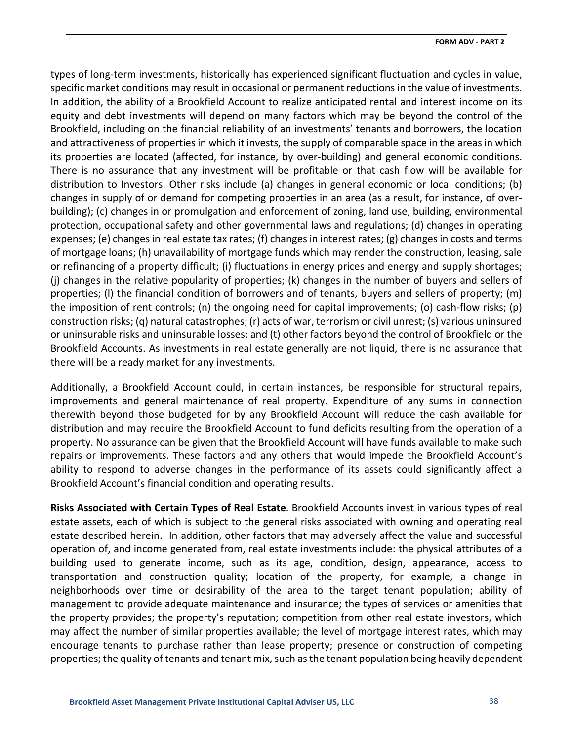types of long-term investments, historically has experienced significant fluctuation and cycles in value, specific market conditions may result in occasional or permanent reductions in the value of investments. In addition, the ability of a Brookfield Account to realize anticipated rental and interest income on its equity and debt investments will depend on many factors which may be beyond the control of the Brookfield, including on the financial reliability of an investments' tenants and borrowers, the location and attractiveness of properties in which it invests, the supply of comparable space in the areas in which its properties are located (affected, for instance, by over-building) and general economic conditions. There is no assurance that any investment will be profitable or that cash flow will be available for distribution to Investors. Other risks include (a) changes in general economic or local conditions; (b) changes in supply of or demand for competing properties in an area (as a result, for instance, of over-building); (c) changes in or promulgation and enforcement of zoning, land use, building, environmental protection, occupational safety and other governmental laws and regulations; (d) changes in operating expenses; (e) changes in real estate tax rates; (f) changes in interest rates; (g) changes in costs and terms of mortgage loans; (h) unavailability of mortgage funds which may render the construction, leasing, sale or refinancing of a property difficult; (i) fluctuations in energy prices and energy and supply shortages; (j) changes in the relative popularity of properties; (k) changes in the number of buyers and sellers of properties; (l) the financial condition of borrowers and of tenants, buyers and sellers of property; (m) the imposition of rent controls; (n) the ongoing need for capital improvements; (o) cash-flow risks; (p) construction risks; (q) natural catastrophes; (r) acts of war, terrorism or civil unrest; (s) various uninsured or uninsurable risks and uninsurable losses; and (t) other factors beyond the control of Brookfield or the Brookfield Accounts. As investments in real estate generally are not liquid, there is no assurance that there will be a ready market for any investments.

Additionally, a Brookfield Account could, in certain instances, be responsible for structural repairs, improvements and general maintenance of real property. Expenditure of any sums in connection therewith beyond those budgeted for by any Brookfield Account will reduce the cash available for distribution and may require the Brookfield Account to fund deficits resulting from the operation of a property. No assurance can be given that the Brookfield Account will have funds available to make such repairs or improvements. These factors and any others that would impede the Brookfield Account's ability to respond to adverse changes in the performance of its assets could significantly affect a Brookfield Account's financial condition and operating results.

**Risks Associated with Certain Types of Real Estate**. Brookfield Accounts invest in various types of real estate assets, each of which is subject to the general risks associated with owning and operating real estate described herein. In addition, other factors that may adversely affect the value and successful operation of, and income generated from, real estate investments include: the physical attributes of a building used to generate income, such as its age, condition, design, appearance, access to transportation and construction quality; location of the property, for example, a change in neighborhoods over time or desirability of the area to the target tenant population; ability of management to provide adequate maintenance and insurance; the types of services or amenities that the property provides; the property's reputation; competition from other real estate investors, which may affect the number of similar properties available; the level of mortgage interest rates, which may encourage tenants to purchase rather than lease property; presence or construction of competing properties; the quality of tenants and tenant mix, such as the tenant population being heavily dependent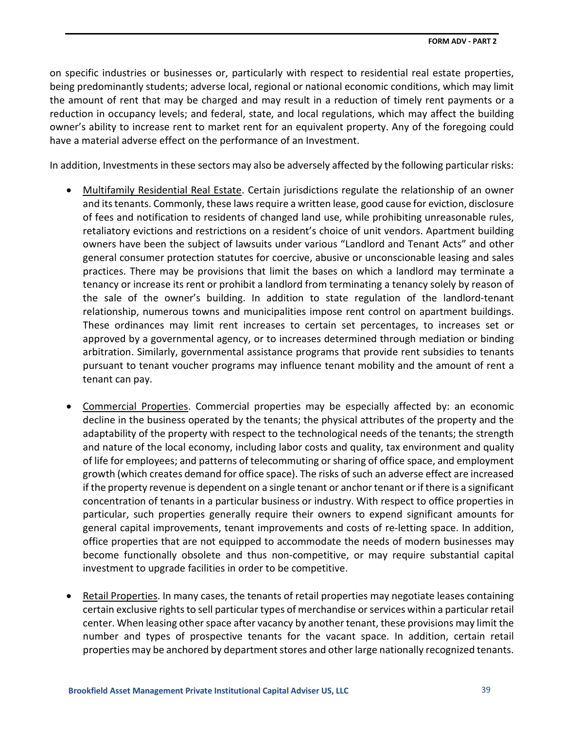on specific industries or businesses or, particularly with respect to residential real estate properties, being predominantly students; adverse local, regional or national economic conditions, which may limit the amount of rent that may be charged and may result in a reduction of timely rent payments or a reduction in occupancy levels; and federal, state, and local regulations, which may affect the building owner's ability to increase rent to market rent for an equivalent property. Any of the foregoing could have a material adverse effect on the performance of an Investment.

In addition, Investments in these sectors may also be adversely affected by the following particular risks:

- Multifamily Residential Real Estate. Certain jurisdictions regulate the relationship of an owner and its tenants. Commonly, these laws require a written lease, good cause for eviction, disclosure of fees and notification to residents of changed land use, while prohibiting unreasonable rules, retaliatory evictions and restrictions on a resident's choice of unit vendors. Apartment building owners have been the subject of lawsuits under various "Landlord and Tenant Acts" and other general consumer protection statutes for coercive, abusive or unconscionable leasing and sales practices. There may be provisions that limit the bases on which a landlord may terminate a tenancy or increase its rent or prohibit a landlord from terminating a tenancy solely by reason of the sale of the owner's building. In addition to state regulation of the landlord-tenant relationship, numerous towns and municipalities impose rent control on apartment buildings. These ordinances may limit rent increases to certain set percentages, to increases set or approved by a governmental agency, or to increases determined through mediation or binding arbitration. Similarly, governmental assistance programs that provide rent subsidies to tenants pursuant to tenant voucher programs may influence tenant mobility and the amount of rent a tenant can pay.

- Commercial Properties. Commercial properties may be especially affected by: an economic decline in the business operated by the tenants; the physical attributes of the property and the adaptability of the property with respect to the technological needs of the tenants; the strength and nature of the local economy, including labor costs and quality, tax environment and quality of life for employees; and patterns of telecommuting or sharing of office space, and employment growth (which creates demand for office space). The risks of such an adverse effect are increased if the property revenue is dependent on a single tenant or anchor tenant or if there is a significant concentration of tenants in a particular business or industry. With respect to office properties in particular, such properties generally require their owners to expend significant amounts for general capital improvements, tenant improvements and costs of re-letting space. In addition, office properties that are not equipped to accommodate the needs of modern businesses may become functionally obsolete and thus non-competitive, or may require substantial capital investment to upgrade facilities in order to be competitive.

- Retail Properties. In many cases, the tenants of retail properties may negotiate leases containing certain exclusive rights to sell particular types of merchandise or services within a particular retail center. When leasing other space after vacancy by another tenant, these provisions may limit the number and types of prospective tenants for the vacant space. In addition, certain retail properties may be anchored by department stores and other large nationally recognized tenants.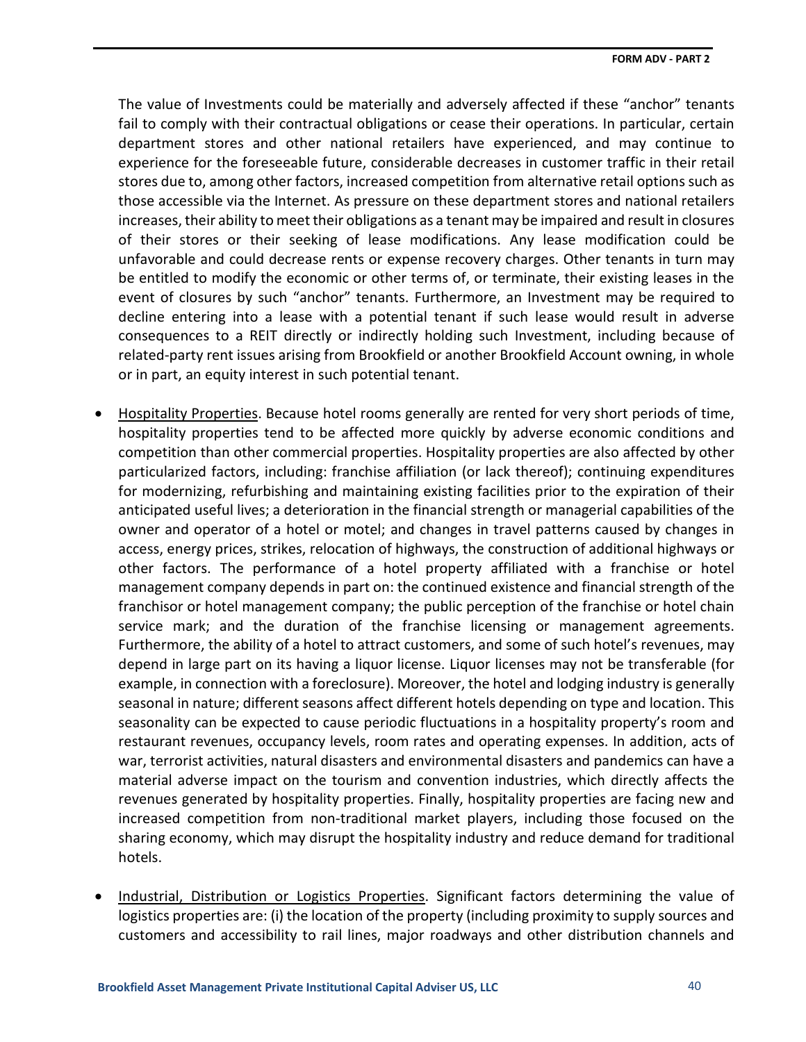The value of Investments could be materially and adversely affected if these "anchor" tenants fail to comply with their contractual obligations or cease their operations. In particular, certain department stores and other national retailers have experienced, and may continue to experience for the foreseeable future, considerable decreases in customer traffic in their retail stores due to, among other factors, increased competition from alternative retail options such as those accessible via the Internet. As pressure on these department stores and national retailers increases, their ability to meet their obligations as a tenant may be impaired and result in closures of their stores or their seeking of lease modifications. Any lease modification could be unfavorable and could decrease rents or expense recovery charges. Other tenants in turn may be entitled to modify the economic or other terms of, or terminate, their existing leases in the event of closures by such "anchor" tenants. Furthermore, an Investment may be required to decline entering into a lease with a potential tenant if such lease would result in adverse consequences to a REIT directly or indirectly holding such Investment, including because of related-party rent issues arising from Brookfield or another Brookfield Account owning, in whole or in part, an equity interest in such potential tenant.

- Hospitality Properties. Because hotel rooms generally are rented for very short periods of time, hospitality properties tend to be affected more quickly by adverse economic conditions and competition than other commercial properties. Hospitality properties are also affected by other particularized factors, including: franchise affiliation (or lack thereof); continuing expenditures for modernizing, refurbishing and maintaining existing facilities prior to the expiration of their anticipated useful lives; a deterioration in the financial strength or managerial capabilities of the owner and operator of a hotel or motel; and changes in travel patterns caused by changes in access, energy prices, strikes, relocation of highways, the construction of additional highways or other factors. The performance of a hotel property affiliated with a franchise or hotel management company depends in part on: the continued existence and financial strength of the franchisor or hotel management company; the public perception of the franchise or hotel chain service mark; and the duration of the franchise licensing or management agreements. Furthermore, the ability of a hotel to attract customers, and some of such hotel's revenues, may depend in large part on its having a liquor license. Liquor licenses may not be transferable (for example, in connection with a foreclosure). Moreover, the hotel and lodging industry is generally seasonal in nature; different seasons affect different hotels depending on type and location. This seasonality can be expected to cause periodic fluctuations in a hospitality property's room and restaurant revenues, occupancy levels, room rates and operating expenses. In addition, acts of war, terrorist activities, natural disasters and environmental disasters and pandemics can have a material adverse impact on the tourism and convention industries, which directly affects the revenues generated by hospitality properties. Finally, hospitality properties are facing new and increased competition from non-traditional market players, including those focused on the sharing economy, which may disrupt the hospitality industry and reduce demand for traditional hotels.

- Industrial, Distribution or Logistics Properties. Significant factors determining the value of logistics properties are: (i) the location of the property (including proximity to supply sources and customers and accessibility to rail lines, major roadways and other distribution channels and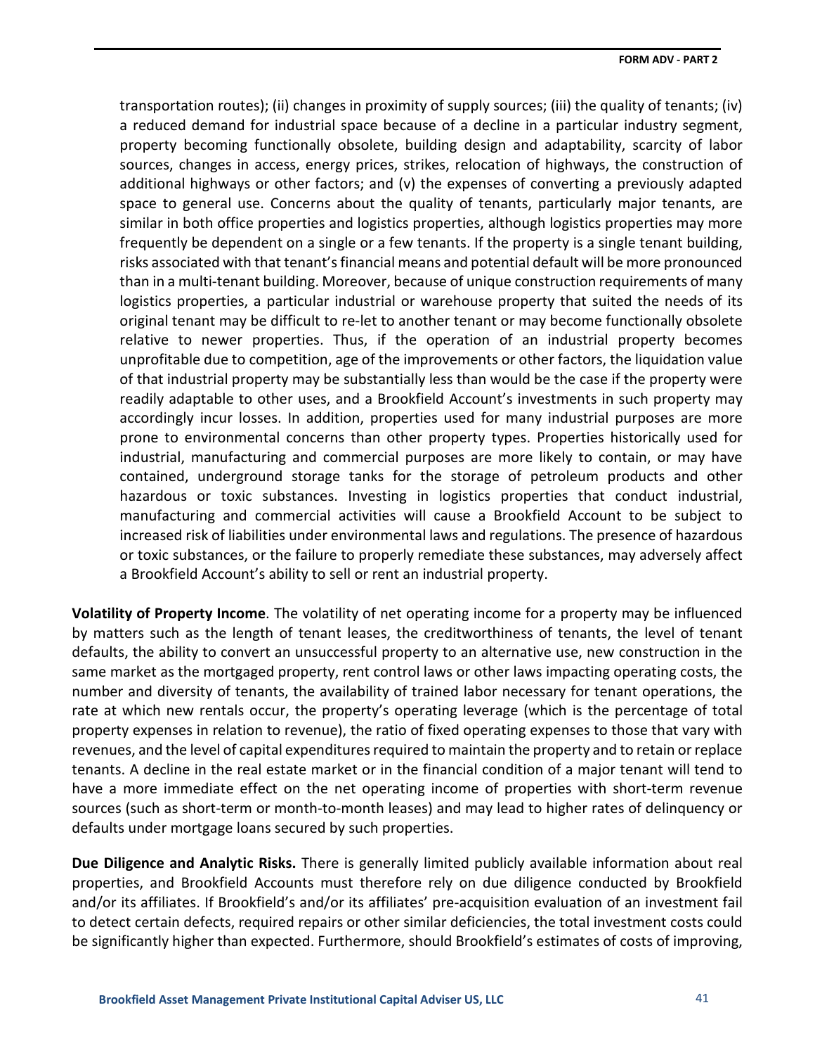transportation routes); (ii) changes in proximity of supply sources; (iii) the quality of tenants; (iv) a reduced demand for industrial space because of a decline in a particular industry segment, property becoming functionally obsolete, building design and adaptability, scarcity of labor sources, changes in access, energy prices, strikes, relocation of highways, the construction of additional highways or other factors; and (v) the expenses of converting a previously adapted space to general use. Concerns about the quality of tenants, particularly major tenants, are similar in both office properties and logistics properties, although logistics properties may more frequently be dependent on a single or a few tenants. If the property is a single tenant building, risks associated with that tenant's financial means and potential default will be more pronounced than in a multi-tenant building. Moreover, because of unique construction requirements of many logistics properties, a particular industrial or warehouse property that suited the needs of its original tenant may be difficult to re-let to another tenant or may become functionally obsolete relative to newer properties. Thus, if the operation of an industrial property becomes unprofitable due to competition, age of the improvements or other factors, the liquidation value of that industrial property may be substantially less than would be the case if the property were readily adaptable to other uses, and a Brookfield Account's investments in such property may accordingly incur losses. In addition, properties used for many industrial purposes are more prone to environmental concerns than other property types. Properties historically used for industrial, manufacturing and commercial purposes are more likely to contain, or may have contained, underground storage tanks for the storage of petroleum products and other hazardous or toxic substances. Investing in logistics properties that conduct industrial, manufacturing and commercial activities will cause a Brookfield Account to be subject to increased risk of liabilities under environmental laws and regulations. The presence of hazardous or toxic substances, or the failure to properly remediate these substances, may adversely affect a Brookfield Account's ability to sell or rent an industrial property.

**Volatility of Property Income**. The volatility of net operating income for a property may be influenced by matters such as the length of tenant leases, the creditworthiness of tenants, the level of tenant defaults, the ability to convert an unsuccessful property to an alternative use, new construction in the same market as the mortgaged property, rent control laws or other laws impacting operating costs, the number and diversity of tenants, the availability of trained labor necessary for tenant operations, the rate at which new rentals occur, the property's operating leverage (which is the percentage of total property expenses in relation to revenue), the ratio of fixed operating expenses to those that vary with revenues, and the level of capital expenditures required to maintain the property and to retain or replace tenants. A decline in the real estate market or in the financial condition of a major tenant will tend to have a more immediate effect on the net operating income of properties with short-term revenue sources (such as short-term or month-to-month leases) and may lead to higher rates of delinquency or defaults under mortgage loans secured by such properties.

**Due Diligence and Analytic Risks.** There is generally limited publicly available information about real properties, and Brookfield Accounts must therefore rely on due diligence conducted by Brookfield and/or its affiliates. If Brookfield's and/or its affiliates' pre-acquisition evaluation of an investment fail to detect certain defects, required repairs or other similar deficiencies, the total investment costs could be significantly higher than expected. Furthermore, should Brookfield's estimates of costs of improving,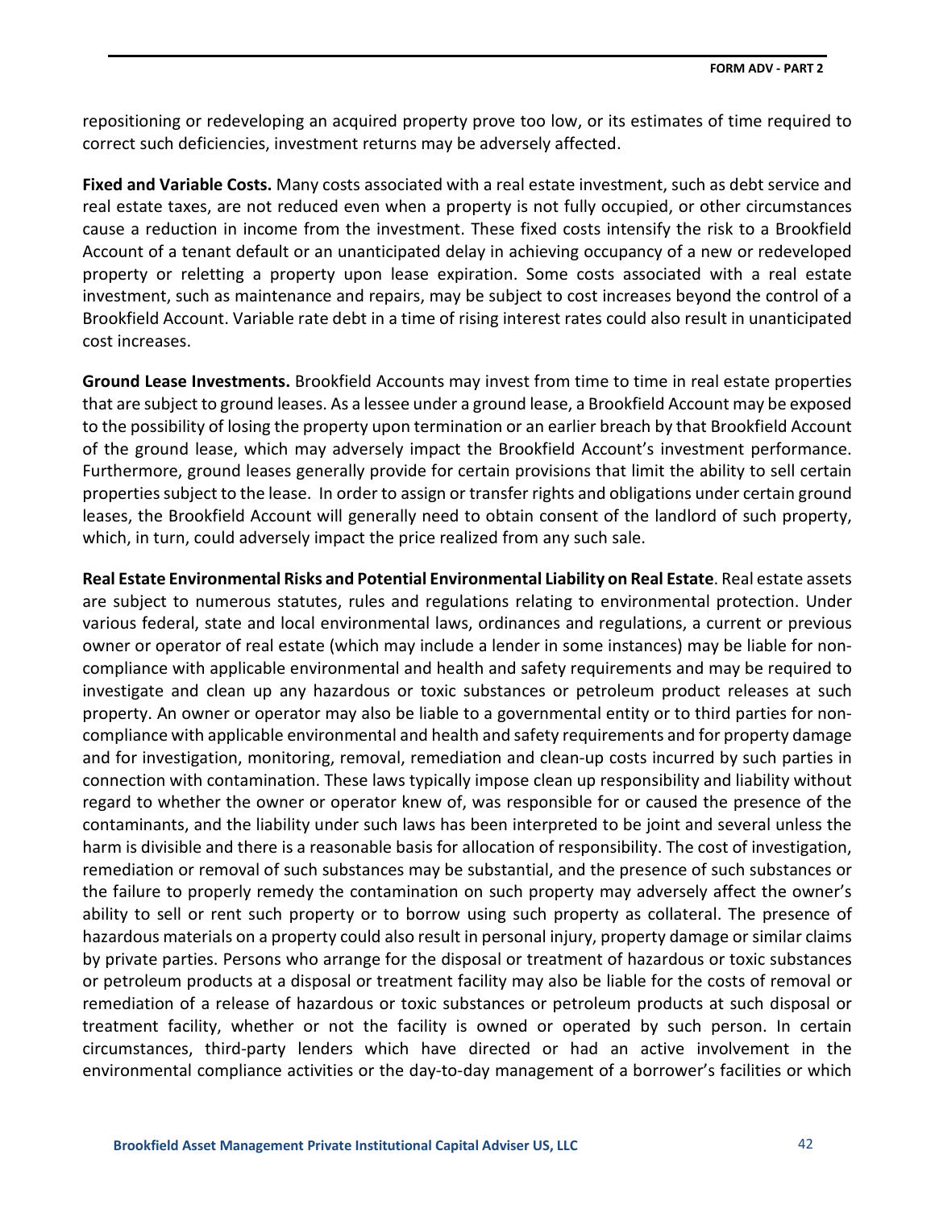repositioning or redeveloping an acquired property prove too low, or its estimates of time required to correct such deficiencies, investment returns may be adversely affected.

**Fixed and Variable Costs.** Many costs associated with a real estate investment, such as debt service and real estate taxes, are not reduced even when a property is not fully occupied, or other circumstances cause a reduction in income from the investment. These fixed costs intensify the risk to a Brookfield Account of a tenant default or an unanticipated delay in achieving occupancy of a new or redeveloped property or reletting a property upon lease expiration. Some costs associated with a real estate investment, such as maintenance and repairs, may be subject to cost increases beyond the control of a Brookfield Account. Variable rate debt in a time of rising interest rates could also result in unanticipated cost increases.

**Ground Lease Investments.** Brookfield Accounts may invest from time to time in real estate properties that are subject to ground leases. As a lessee under a ground lease, a Brookfield Account may be exposed to the possibility of losing the property upon termination or an earlier breach by that Brookfield Account of the ground lease, which may adversely impact the Brookfield Account's investment performance. Furthermore, ground leases generally provide for certain provisions that limit the ability to sell certain properties subject to the lease. In order to assign or transfer rights and obligations under certain ground leases, the Brookfield Account will generally need to obtain consent of the landlord of such property, which, in turn, could adversely impact the price realized from any such sale.

**Real Estate Environmental Risks and Potential Environmental Liability on Real Estate**. Real estate assets are subject to numerous statutes, rules and regulations relating to environmental protection. Under various federal, state and local environmental laws, ordinances and regulations, a current or previous owner or operator of real estate (which may include a lender in some instances) may be liable for non-compliance with applicable environmental and health and safety requirements and may be required to investigate and clean up any hazardous or toxic substances or petroleum product releases at such property. An owner or operator may also be liable to a governmental entity or to third parties for non-compliance with applicable environmental and health and safety requirements and for property damage and for investigation, monitoring, removal, remediation and clean-up costs incurred by such parties in connection with contamination. These laws typically impose clean up responsibility and liability without regard to whether the owner or operator knew of, was responsible for or caused the presence of the contaminants, and the liability under such laws has been interpreted to be joint and several unless the harm is divisible and there is a reasonable basis for allocation of responsibility. The cost of investigation, remediation or removal of such substances may be substantial, and the presence of such substances or the failure to properly remedy the contamination on such property may adversely affect the owner's ability to sell or rent such property or to borrow using such property as collateral. The presence of hazardous materials on a property could also result in personal injury, property damage or similar claims by private parties. Persons who arrange for the disposal or treatment of hazardous or toxic substances or petroleum products at a disposal or treatment facility may also be liable for the costs of removal or remediation of a release of hazardous or toxic substances or petroleum products at such disposal or treatment facility, whether or not the facility is owned or operated by such person. In certain circumstances, third-party lenders which have directed or had an active involvement in the environmental compliance activities or the day-to-day management of a borrower's facilities or which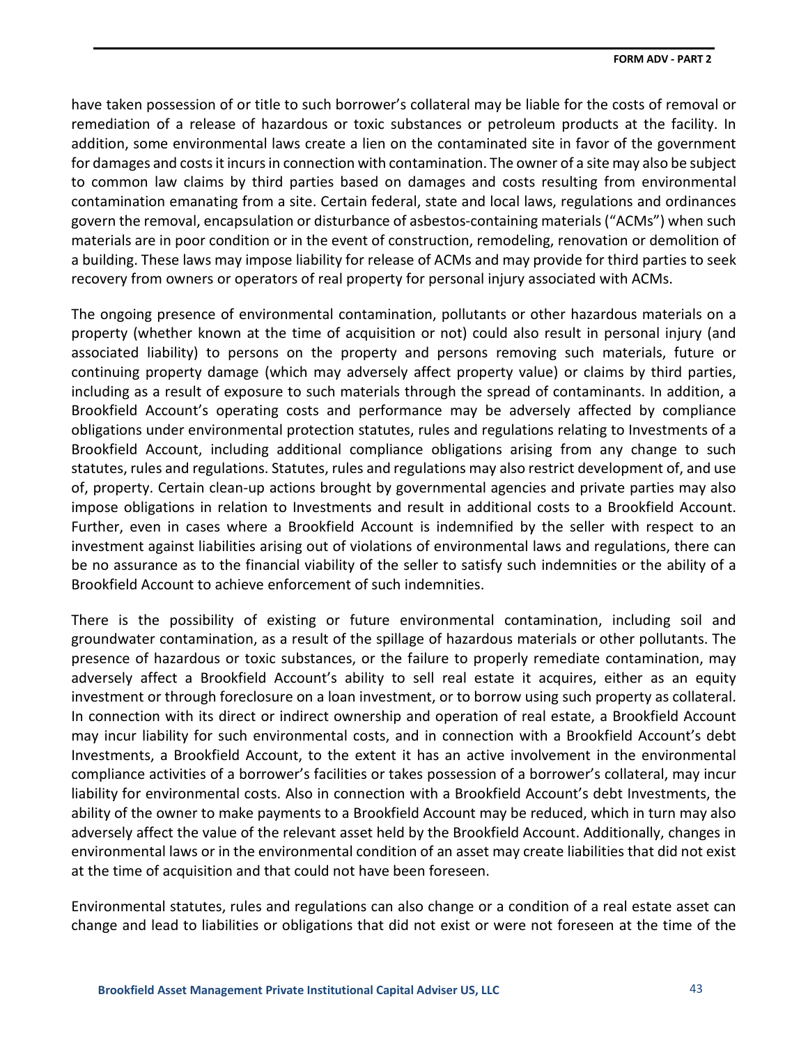have taken possession of or title to such borrower's collateral may be liable for the costs of removal or remediation of a release of hazardous or toxic substances or petroleum products at the facility. In addition, some environmental laws create a lien on the contaminated site in favor of the government for damages and costs it incurs in connection with contamination. The owner of a site may also be subject to common law claims by third parties based on damages and costs resulting from environmental contamination emanating from a site. Certain federal, state and local laws, regulations and ordinances govern the removal, encapsulation or disturbance of asbestos-containing materials ("ACMs") when such materials are in poor condition or in the event of construction, remodeling, renovation or demolition of a building. These laws may impose liability for release of ACMs and may provide for third parties to seek recovery from owners or operators of real property for personal injury associated with ACMs.

The ongoing presence of environmental contamination, pollutants or other hazardous materials on a property (whether known at the time of acquisition or not) could also result in personal injury (and associated liability) to persons on the property and persons removing such materials, future or continuing property damage (which may adversely affect property value) or claims by third parties, including as a result of exposure to such materials through the spread of contaminants. In addition, a Brookfield Account's operating costs and performance may be adversely affected by compliance obligations under environmental protection statutes, rules and regulations relating to Investments of a Brookfield Account, including additional compliance obligations arising from any change to such statutes, rules and regulations. Statutes, rules and regulations may also restrict development of, and use of, property. Certain clean-up actions brought by governmental agencies and private parties may also impose obligations in relation to Investments and result in additional costs to a Brookfield Account. Further, even in cases where a Brookfield Account is indemnified by the seller with respect to an investment against liabilities arising out of violations of environmental laws and regulations, there can be no assurance as to the financial viability of the seller to satisfy such indemnities or the ability of a Brookfield Account to achieve enforcement of such indemnities.

There is the possibility of existing or future environmental contamination, including soil and groundwater contamination, as a result of the spillage of hazardous materials or other pollutants. The presence of hazardous or toxic substances, or the failure to properly remediate contamination, may adversely affect a Brookfield Account's ability to sell real estate it acquires, either as an equity investment or through foreclosure on a loan investment, or to borrow using such property as collateral. In connection with its direct or indirect ownership and operation of real estate, a Brookfield Account may incur liability for such environmental costs, and in connection with a Brookfield Account's debt Investments, a Brookfield Account, to the extent it has an active involvement in the environmental compliance activities of a borrower's facilities or takes possession of a borrower's collateral, may incur liability for environmental costs. Also in connection with a Brookfield Account's debt Investments, the ability of the owner to make payments to a Brookfield Account may be reduced, which in turn may also adversely affect the value of the relevant asset held by the Brookfield Account. Additionally, changes in environmental laws or in the environmental condition of an asset may create liabilities that did not exist at the time of acquisition and that could not have been foreseen.

Environmental statutes, rules and regulations can also change or a condition of a real estate asset can change and lead to liabilities or obligations that did not exist or were not foreseen at the time of the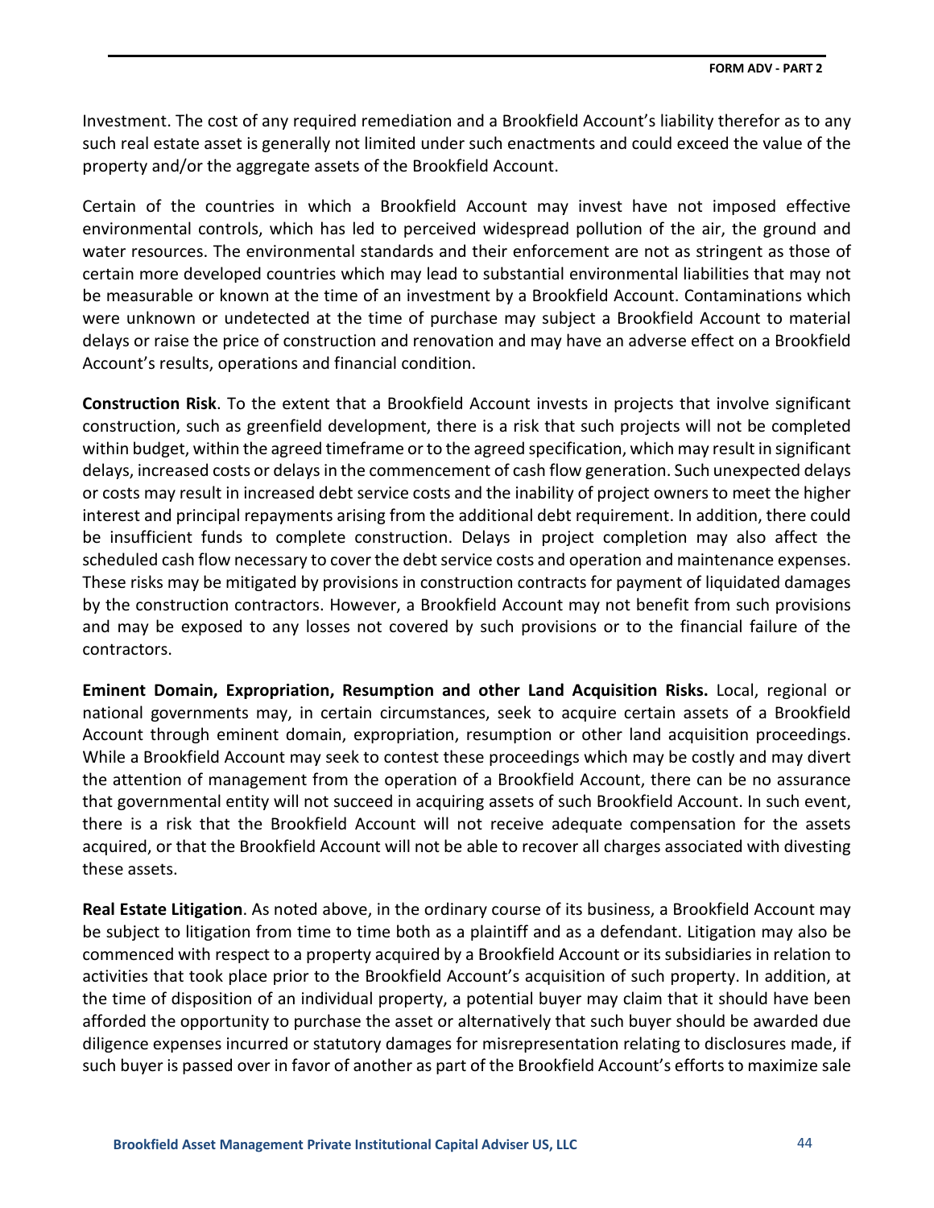Investment. The cost of any required remediation and a Brookfield Account's liability therefor as to any such real estate asset is generally not limited under such enactments and could exceed the value of the property and/or the aggregate assets of the Brookfield Account.

Certain of the countries in which a Brookfield Account may invest have not imposed effective environmental controls, which has led to perceived widespread pollution of the air, the ground and water resources. The environmental standards and their enforcement are not as stringent as those of certain more developed countries which may lead to substantial environmental liabilities that may not be measurable or known at the time of an investment by a Brookfield Account. Contaminations which were unknown or undetected at the time of purchase may subject a Brookfield Account to material delays or raise the price of construction and renovation and may have an adverse effect on a Brookfield Account's results, operations and financial condition.

**Construction Risk**. To the extent that a Brookfield Account invests in projects that involve significant construction, such as greenfield development, there is a risk that such projects will not be completed within budget, within the agreed timeframe or to the agreed specification, which may result in significant delays, increased costs or delays in the commencement of cash flow generation. Such unexpected delays or costs may result in increased debt service costs and the inability of project owners to meet the higher interest and principal repayments arising from the additional debt requirement. In addition, there could be insufficient funds to complete construction. Delays in project completion may also affect the scheduled cash flow necessary to cover the debt service costs and operation and maintenance expenses. These risks may be mitigated by provisions in construction contracts for payment of liquidated damages by the construction contractors. However, a Brookfield Account may not benefit from such provisions and may be exposed to any losses not covered by such provisions or to the financial failure of the contractors.

**Eminent Domain, Expropriation, Resumption and other Land Acquisition Risks.** Local, regional or national governments may, in certain circumstances, seek to acquire certain assets of a Brookfield Account through eminent domain, expropriation, resumption or other land acquisition proceedings. While a Brookfield Account may seek to contest these proceedings which may be costly and may divert the attention of management from the operation of a Brookfield Account, there can be no assurance that governmental entity will not succeed in acquiring assets of such Brookfield Account. In such event, there is a risk that the Brookfield Account will not receive adequate compensation for the assets acquired, or that the Brookfield Account will not be able to recover all charges associated with divesting these assets.

**Real Estate Litigation**. As noted above, in the ordinary course of its business, a Brookfield Account may be subject to litigation from time to time both as a plaintiff and as a defendant. Litigation may also be commenced with respect to a property acquired by a Brookfield Account or its subsidiaries in relation to activities that took place prior to the Brookfield Account's acquisition of such property. In addition, at the time of disposition of an individual property, a potential buyer may claim that it should have been afforded the opportunity to purchase the asset or alternatively that such buyer should be awarded due diligence expenses incurred or statutory damages for misrepresentation relating to disclosures made, if such buyer is passed over in favor of another as part of the Brookfield Account's efforts to maximize sale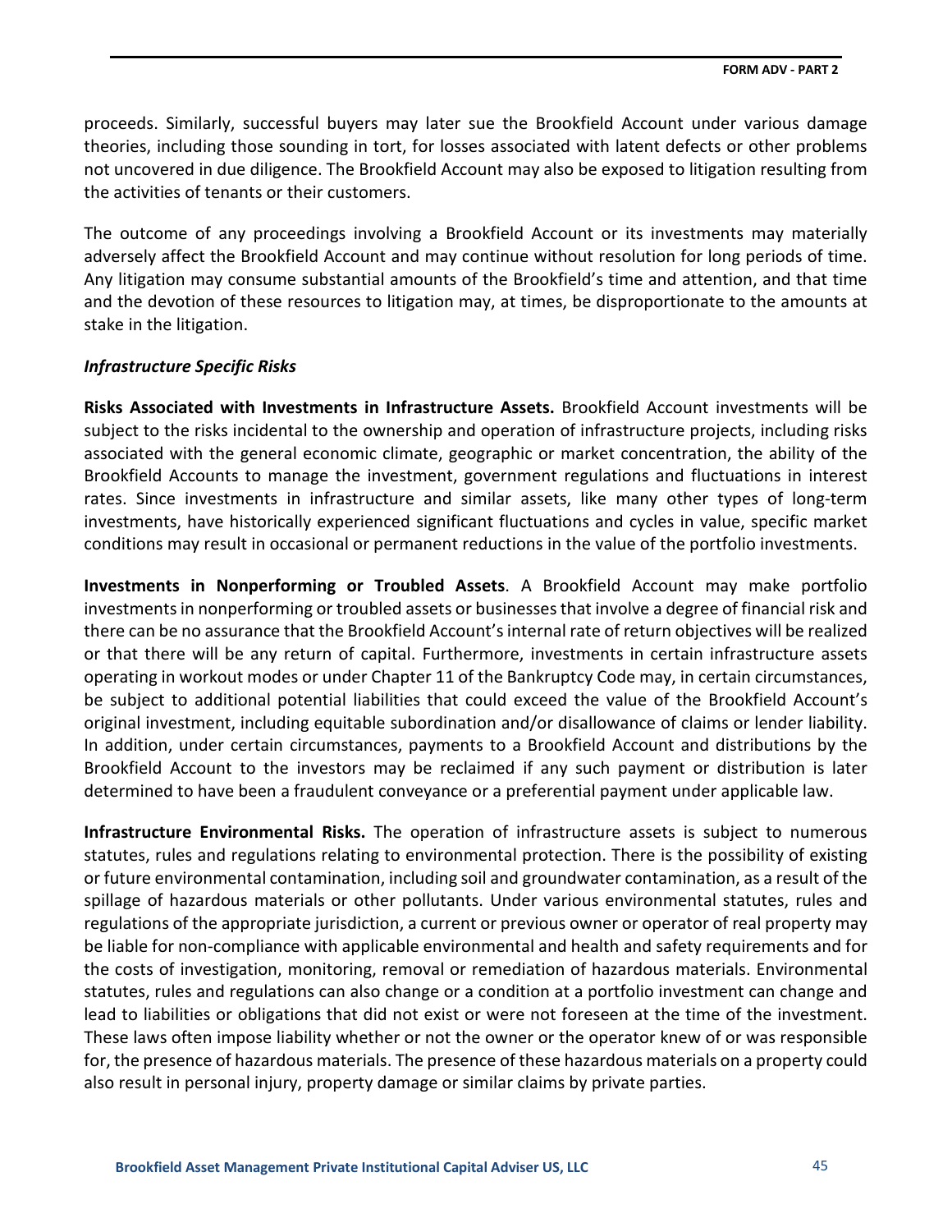proceeds. Similarly, successful buyers may later sue the Brookfield Account under various damage theories, including those sounding in tort, for losses associated with latent defects or other problems not uncovered in due diligence. The Brookfield Account may also be exposed to litigation resulting from the activities of tenants or their customers.

The outcome of any proceedings involving a Brookfield Account or its investments may materially adversely affect the Brookfield Account and may continue without resolution for long periods of time. Any litigation may consume substantial amounts of the Brookfield's time and attention, and that time and the devotion of these resources to litigation may, at times, be disproportionate to the amounts at stake in the litigation.

*Infrastructure Specific Risks*

**Risks Associated with Investments in Infrastructure Assets.** Brookfield Account investments will be subject to the risks incidental to the ownership and operation of infrastructure projects, including risks associated with the general economic climate, geographic or market concentration, the ability of the Brookfield Accounts to manage the investment, government regulations and fluctuations in interest rates. Since investments in infrastructure and similar assets, like many other types of long-term investments, have historically experienced significant fluctuations and cycles in value, specific market conditions may result in occasional or permanent reductions in the value of the portfolio investments.

**Investments in Nonperforming or Troubled Assets**. A Brookfield Account may make portfolio investments in nonperforming or troubled assets or businesses that involve a degree of financial risk and there can be no assurance that the Brookfield Account's internal rate of return objectives will be realized or that there will be any return of capital. Furthermore, investments in certain infrastructure assets operating in workout modes or under Chapter 11 of the Bankruptcy Code may, in certain circumstances, be subject to additional potential liabilities that could exceed the value of the Brookfield Account's original investment, including equitable subordination and/or disallowance of claims or lender liability. In addition, under certain circumstances, payments to a Brookfield Account and distributions by the Brookfield Account to the investors may be reclaimed if any such payment or distribution is later determined to have been a fraudulent conveyance or a preferential payment under applicable law.

**Infrastructure Environmental Risks.** The operation of infrastructure assets is subject to numerous statutes, rules and regulations relating to environmental protection. There is the possibility of existing or future environmental contamination, including soil and groundwater contamination, as a result of the spillage of hazardous materials or other pollutants. Under various environmental statutes, rules and regulations of the appropriate jurisdiction, a current or previous owner or operator of real property may be liable for non-compliance with applicable environmental and health and safety requirements and for the costs of investigation, monitoring, removal or remediation of hazardous materials. Environmental statutes, rules and regulations can also change or a condition at a portfolio investment can change and lead to liabilities or obligations that did not exist or were not foreseen at the time of the investment. These laws often impose liability whether or not the owner or the operator knew of or was responsible for, the presence of hazardous materials. The presence of these hazardous materials on a property could also result in personal injury, property damage or similar claims by private parties.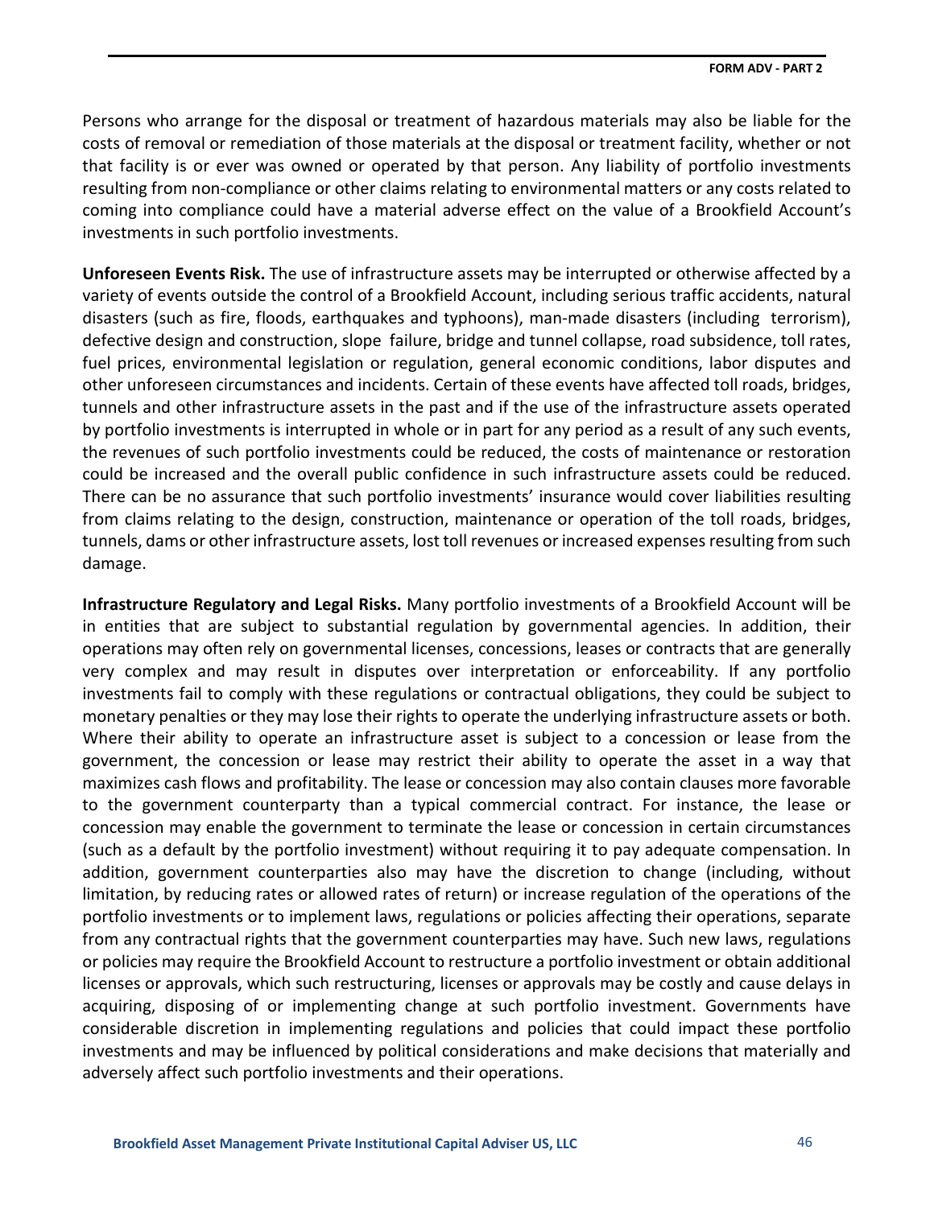Persons who arrange for the disposal or treatment of hazardous materials may also be liable for the costs of removal or remediation of those materials at the disposal or treatment facility, whether or not that facility is or ever was owned or operated by that person. Any liability of portfolio investments resulting from non-compliance or other claims relating to environmental matters or any costs related to coming into compliance could have a material adverse effect on the value of a Brookfield Account's investments in such portfolio investments.

**Unforeseen Events Risk.** The use of infrastructure assets may be interrupted or otherwise affected by a variety of events outside the control of a Brookfield Account, including serious traffic accidents, natural disasters (such as fire, floods, earthquakes and typhoons), man-made disasters (including terrorism), defective design and construction, slope failure, bridge and tunnel collapse, road subsidence, toll rates, fuel prices, environmental legislation or regulation, general economic conditions, labor disputes and other unforeseen circumstances and incidents. Certain of these events have affected toll roads, bridges, tunnels and other infrastructure assets in the past and if the use of the infrastructure assets operated by portfolio investments is interrupted in whole or in part for any period as a result of any such events, the revenues of such portfolio investments could be reduced, the costs of maintenance or restoration could be increased and the overall public confidence in such infrastructure assets could be reduced. There can be no assurance that such portfolio investments' insurance would cover liabilities resulting from claims relating to the design, construction, maintenance or operation of the toll roads, bridges, tunnels, dams or other infrastructure assets, lost toll revenues or increased expenses resulting from such damage.

**Infrastructure Regulatory and Legal Risks.** Many portfolio investments of a Brookfield Account will be in entities that are subject to substantial regulation by governmental agencies. In addition, their operations may often rely on governmental licenses, concessions, leases or contracts that are generally very complex and may result in disputes over interpretation or enforceability. If any portfolio investments fail to comply with these regulations or contractual obligations, they could be subject to monetary penalties or they may lose their rights to operate the underlying infrastructure assets or both. Where their ability to operate an infrastructure asset is subject to a concession or lease from the government, the concession or lease may restrict their ability to operate the asset in a way that maximizes cash flows and profitability. The lease or concession may also contain clauses more favorable to the government counterparty than a typical commercial contract. For instance, the lease or concession may enable the government to terminate the lease or concession in certain circumstances (such as a default by the portfolio investment) without requiring it to pay adequate compensation. In addition, government counterparties also may have the discretion to change (including, without limitation, by reducing rates or allowed rates of return) or increase regulation of the operations of the portfolio investments or to implement laws, regulations or policies affecting their operations, separate from any contractual rights that the government counterparties may have. Such new laws, regulations or policies may require the Brookfield Account to restructure a portfolio investment or obtain additional licenses or approvals, which such restructuring, licenses or approvals may be costly and cause delays in acquiring, disposing of or implementing change at such portfolio investment. Governments have considerable discretion in implementing regulations and policies that could impact these portfolio investments and may be influenced by political considerations and make decisions that materially and adversely affect such portfolio investments and their operations.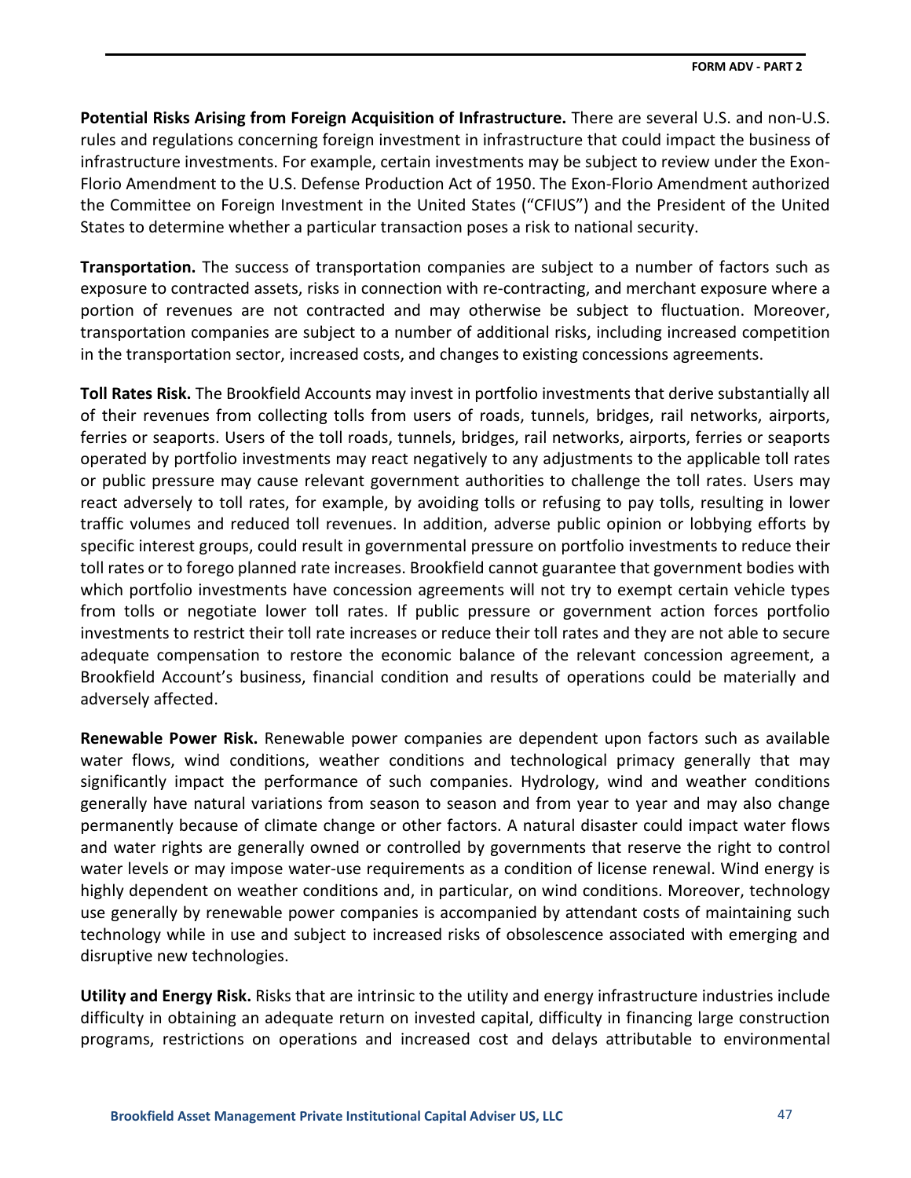**Potential Risks Arising from Foreign Acquisition of Infrastructure.** There are several U.S. and non-U.S. rules and regulations concerning foreign investment in infrastructure that could impact the business of infrastructure investments. For example, certain investments may be subject to review under the Exon-Florio Amendment to the U.S. Defense Production Act of 1950. The Exon-Florio Amendment authorized the Committee on Foreign Investment in the United States ("CFIUS") and the President of the United States to determine whether a particular transaction poses a risk to national security.

**Transportation.** The success of transportation companies are subject to a number of factors such as exposure to contracted assets, risks in connection with re-contracting, and merchant exposure where a portion of revenues are not contracted and may otherwise be subject to fluctuation. Moreover, transportation companies are subject to a number of additional risks, including increased competition in the transportation sector, increased costs, and changes to existing concessions agreements.

**Toll Rates Risk.** The Brookfield Accounts may invest in portfolio investments that derive substantially all of their revenues from collecting tolls from users of roads, tunnels, bridges, rail networks, airports, ferries or seaports. Users of the toll roads, tunnels, bridges, rail networks, airports, ferries or seaports operated by portfolio investments may react negatively to any adjustments to the applicable toll rates or public pressure may cause relevant government authorities to challenge the toll rates. Users may react adversely to toll rates, for example, by avoiding tolls or refusing to pay tolls, resulting in lower traffic volumes and reduced toll revenues. In addition, adverse public opinion or lobbying efforts by specific interest groups, could result in governmental pressure on portfolio investments to reduce their toll rates or to forego planned rate increases. Brookfield cannot guarantee that government bodies with which portfolio investments have concession agreements will not try to exempt certain vehicle types from tolls or negotiate lower toll rates. If public pressure or government action forces portfolio investments to restrict their toll rate increases or reduce their toll rates and they are not able to secure adequate compensation to restore the economic balance of the relevant concession agreement, a Brookfield Account's business, financial condition and results of operations could be materially and adversely affected.

**Renewable Power Risk.** Renewable power companies are dependent upon factors such as available water flows, wind conditions, weather conditions and technological primacy generally that may significantly impact the performance of such companies. Hydrology, wind and weather conditions generally have natural variations from season to season and from year to year and may also change permanently because of climate change or other factors. A natural disaster could impact water flows and water rights are generally owned or controlled by governments that reserve the right to control water levels or may impose water-use requirements as a condition of license renewal. Wind energy is highly dependent on weather conditions and, in particular, on wind conditions. Moreover, technology use generally by renewable power companies is accompanied by attendant costs of maintaining such technology while in use and subject to increased risks of obsolescence associated with emerging and disruptive new technologies.

**Utility and Energy Risk.** Risks that are intrinsic to the utility and energy infrastructure industries include difficulty in obtaining an adequate return on invested capital, difficulty in financing large construction programs, restrictions on operations and increased cost and delays attributable to environmental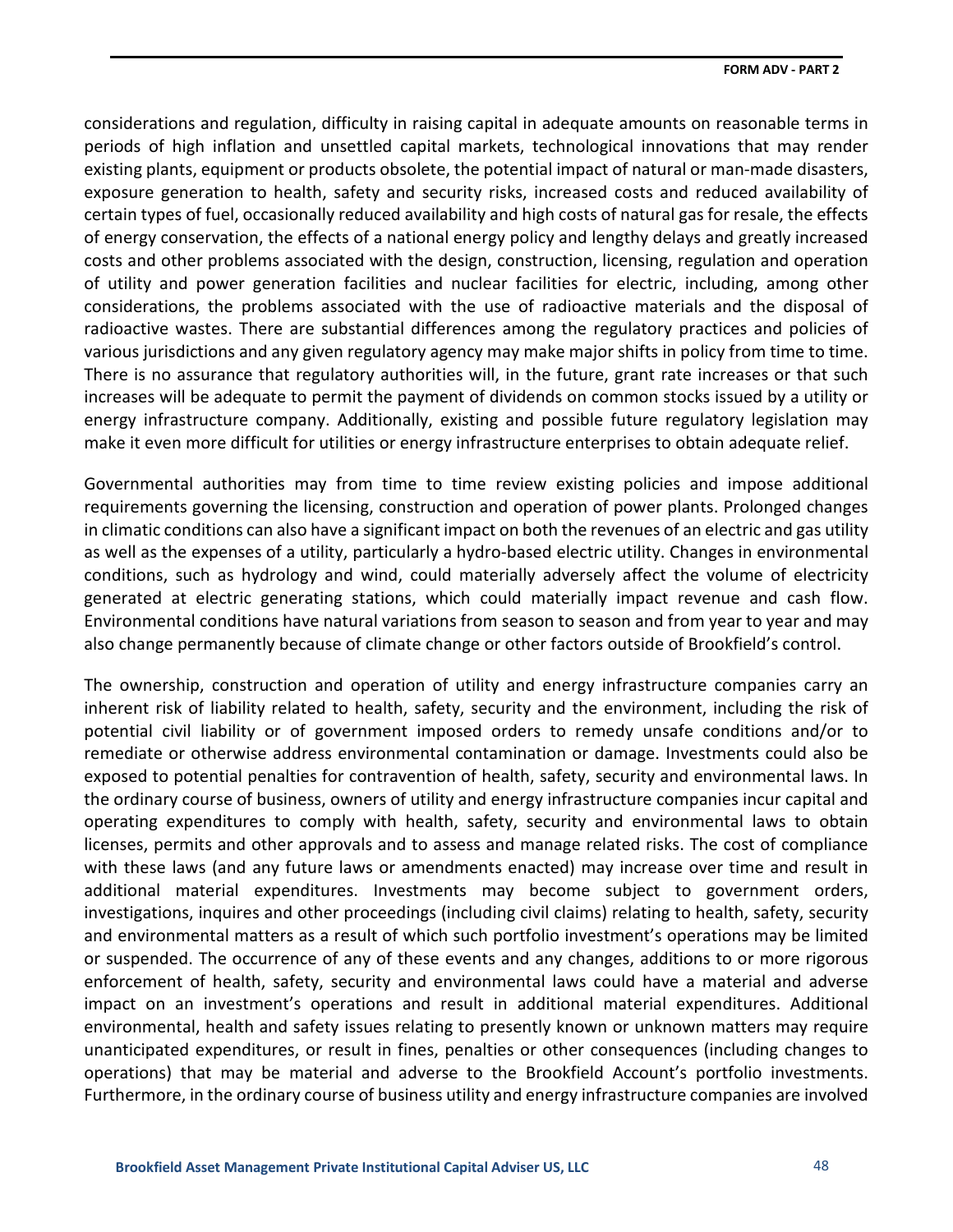considerations and regulation, difficulty in raising capital in adequate amounts on reasonable terms in periods of high inflation and unsettled capital markets, technological innovations that may render existing plants, equipment or products obsolete, the potential impact of natural or man-made disasters, exposure generation to health, safety and security risks, increased costs and reduced availability of certain types of fuel, occasionally reduced availability and high costs of natural gas for resale, the effects of energy conservation, the effects of a national energy policy and lengthy delays and greatly increased costs and other problems associated with the design, construction, licensing, regulation and operation of utility and power generation facilities and nuclear facilities for electric, including, among other considerations, the problems associated with the use of radioactive materials and the disposal of radioactive wastes. There are substantial differences among the regulatory practices and policies of various jurisdictions and any given regulatory agency may make major shifts in policy from time to time. There is no assurance that regulatory authorities will, in the future, grant rate increases or that such increases will be adequate to permit the payment of dividends on common stocks issued by a utility or energy infrastructure company. Additionally, existing and possible future regulatory legislation may make it even more difficult for utilities or energy infrastructure enterprises to obtain adequate relief.

Governmental authorities may from time to time review existing policies and impose additional requirements governing the licensing, construction and operation of power plants. Prolonged changes in climatic conditions can also have a significant impact on both the revenues of an electric and gas utility as well as the expenses of a utility, particularly a hydro-based electric utility. Changes in environmental conditions, such as hydrology and wind, could materially adversely affect the volume of electricity generated at electric generating stations, which could materially impact revenue and cash flow. Environmental conditions have natural variations from season to season and from year to year and may also change permanently because of climate change or other factors outside of Brookfield's control.

The ownership, construction and operation of utility and energy infrastructure companies carry an inherent risk of liability related to health, safety, security and the environment, including the risk of potential civil liability or of government imposed orders to remedy unsafe conditions and/or to remediate or otherwise address environmental contamination or damage. Investments could also be exposed to potential penalties for contravention of health, safety, security and environmental laws. In the ordinary course of business, owners of utility and energy infrastructure companies incur capital and operating expenditures to comply with health, safety, security and environmental laws to obtain licenses, permits and other approvals and to assess and manage related risks. The cost of compliance with these laws (and any future laws or amendments enacted) may increase over time and result in additional material expenditures. Investments may become subject to government orders, investigations, inquires and other proceedings (including civil claims) relating to health, safety, security and environmental matters as a result of which such portfolio investment's operations may be limited or suspended. The occurrence of any of these events and any changes, additions to or more rigorous enforcement of health, safety, security and environmental laws could have a material and adverse impact on an investment's operations and result in additional material expenditures. Additional environmental, health and safety issues relating to presently known or unknown matters may require unanticipated expenditures, or result in fines, penalties or other consequences (including changes to operations) that may be material and adverse to the Brookfield Account's portfolio investments. Furthermore, in the ordinary course of business utility and energy infrastructure companies are involved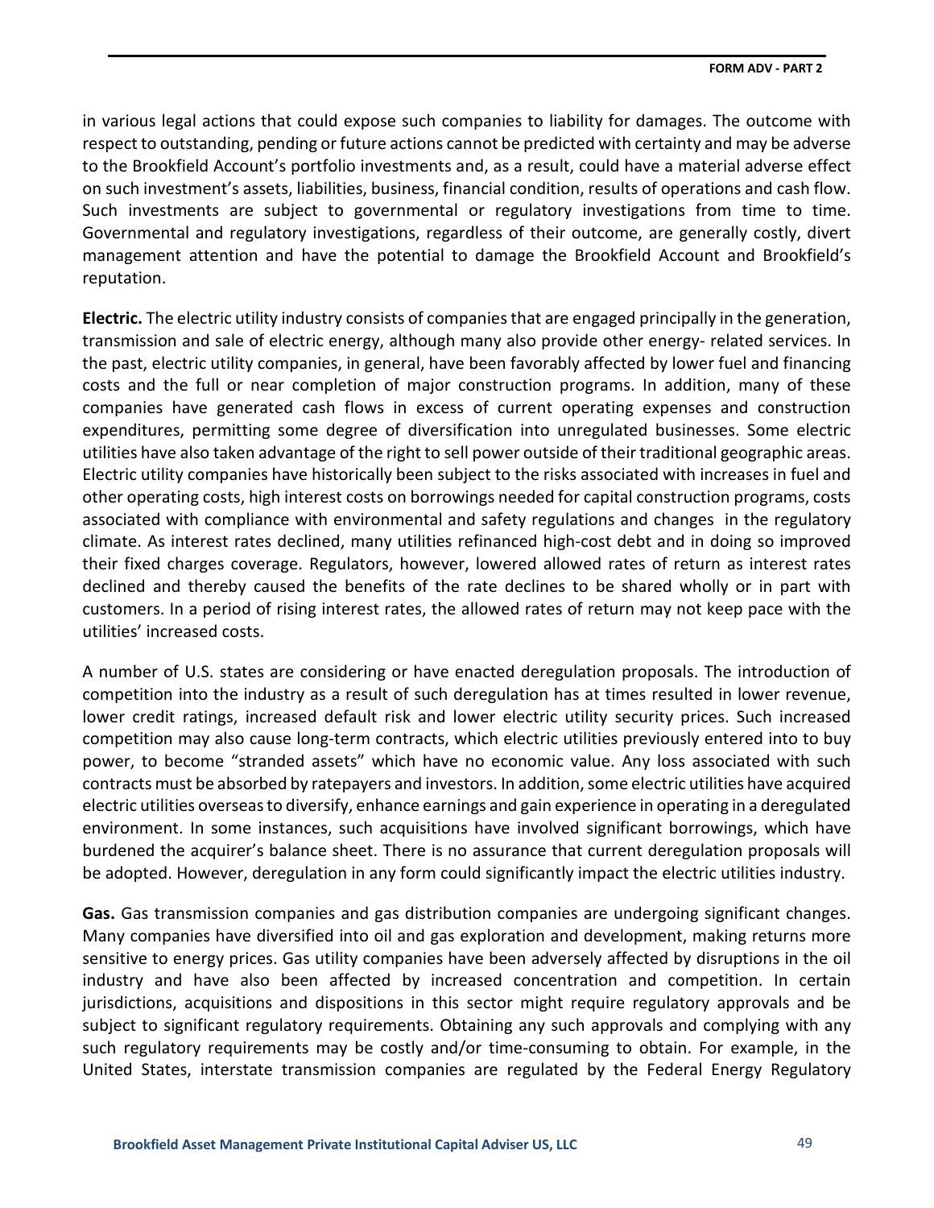in various legal actions that could expose such companies to liability for damages. The outcome with respect to outstanding, pending or future actions cannot be predicted with certainty and may be adverse to the Brookfield Account's portfolio investments and, as a result, could have a material adverse effect on such investment's assets, liabilities, business, financial condition, results of operations and cash flow. Such investments are subject to governmental or regulatory investigations from time to time. Governmental and regulatory investigations, regardless of their outcome, are generally costly, divert management attention and have the potential to damage the Brookfield Account and Brookfield's reputation.

**Electric.** The electric utility industry consists of companies that are engaged principally in the generation, transmission and sale of electric energy, although many also provide other energy- related services. In the past, electric utility companies, in general, have been favorably affected by lower fuel and financing costs and the full or near completion of major construction programs. In addition, many of these companies have generated cash flows in excess of current operating expenses and construction expenditures, permitting some degree of diversification into unregulated businesses. Some electric utilities have also taken advantage of the right to sell power outside of their traditional geographic areas. Electric utility companies have historically been subject to the risks associated with increases in fuel and other operating costs, high interest costs on borrowings needed for capital construction programs, costs associated with compliance with environmental and safety regulations and changes in the regulatory climate. As interest rates declined, many utilities refinanced high-cost debt and in doing so improved their fixed charges coverage. Regulators, however, lowered allowed rates of return as interest rates declined and thereby caused the benefits of the rate declines to be shared wholly or in part with customers. In a period of rising interest rates, the allowed rates of return may not keep pace with the utilities' increased costs.

A number of U.S. states are considering or have enacted deregulation proposals. The introduction of competition into the industry as a result of such deregulation has at times resulted in lower revenue, lower credit ratings, increased default risk and lower electric utility security prices. Such increased competition may also cause long-term contracts, which electric utilities previously entered into to buy power, to become "stranded assets" which have no economic value. Any loss associated with such contracts must be absorbed by ratepayers and investors. In addition, some electric utilities have acquired electric utilities overseas to diversify, enhance earnings and gain experience in operating in a deregulated environment. In some instances, such acquisitions have involved significant borrowings, which have burdened the acquirer's balance sheet. There is no assurance that current deregulation proposals will be adopted. However, deregulation in any form could significantly impact the electric utilities industry.

**Gas.** Gas transmission companies and gas distribution companies are undergoing significant changes. Many companies have diversified into oil and gas exploration and development, making returns more sensitive to energy prices. Gas utility companies have been adversely affected by disruptions in the oil industry and have also been affected by increased concentration and competition. In certain jurisdictions, acquisitions and dispositions in this sector might require regulatory approvals and be subject to significant regulatory requirements. Obtaining any such approvals and complying with any such regulatory requirements may be costly and/or time-consuming to obtain. For example, in the United States, interstate transmission companies are regulated by the Federal Energy Regulatory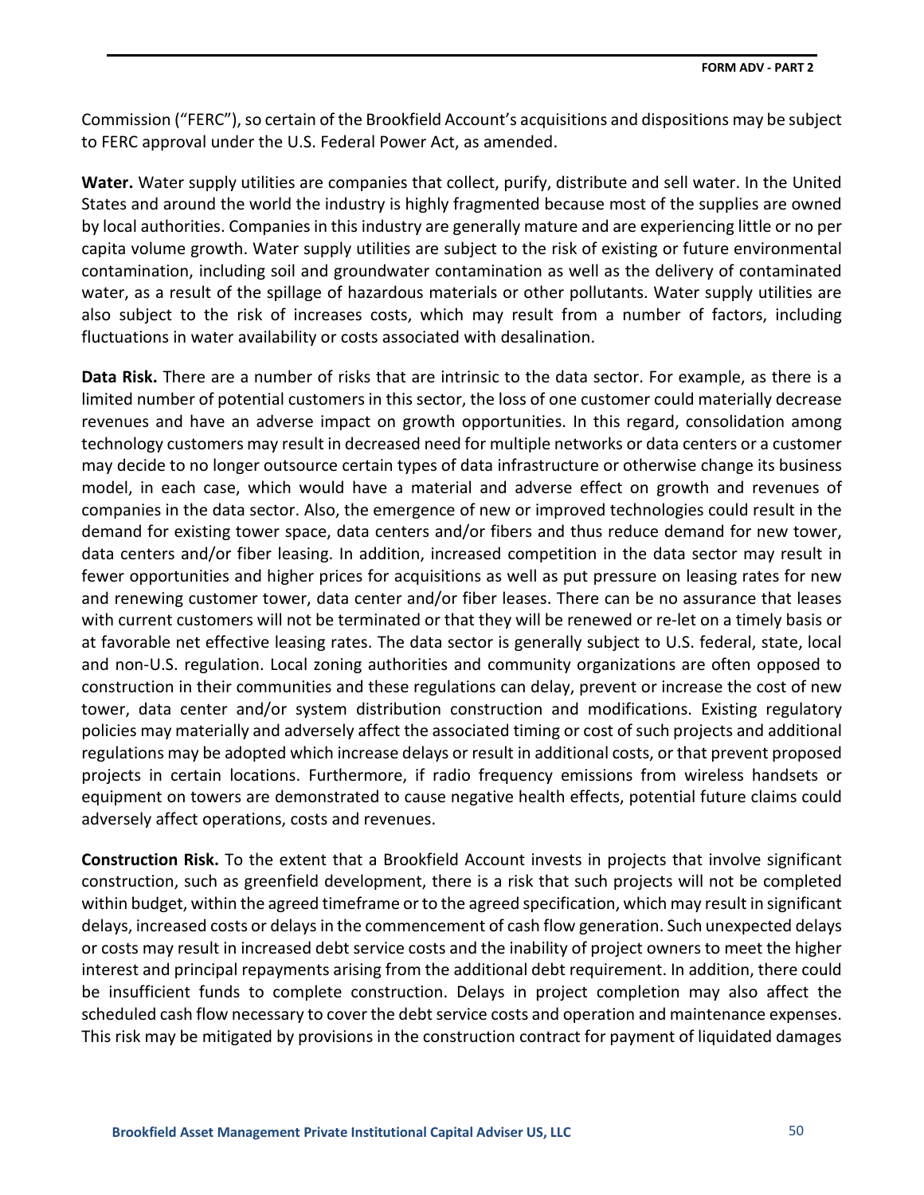Commission ("FERC"), so certain of the Brookfield Account's acquisitions and dispositions may be subject to FERC approval under the U.S. Federal Power Act, as amended.

**Water.** Water supply utilities are companies that collect, purify, distribute and sell water. In the United States and around the world the industry is highly fragmented because most of the supplies are owned by local authorities. Companies in this industry are generally mature and are experiencing little or no per capita volume growth. Water supply utilities are subject to the risk of existing or future environmental contamination, including soil and groundwater contamination as well as the delivery of contaminated water, as a result of the spillage of hazardous materials or other pollutants. Water supply utilities are also subject to the risk of increases costs, which may result from a number of factors, including fluctuations in water availability or costs associated with desalination.

**Data Risk.** There are a number of risks that are intrinsic to the data sector. For example, as there is a limited number of potential customers in this sector, the loss of one customer could materially decrease revenues and have an adverse impact on growth opportunities. In this regard, consolidation among technology customers may result in decreased need for multiple networks or data centers or a customer may decide to no longer outsource certain types of data infrastructure or otherwise change its business model, in each case, which would have a material and adverse effect on growth and revenues of companies in the data sector. Also, the emergence of new or improved technologies could result in the demand for existing tower space, data centers and/or fibers and thus reduce demand for new tower, data centers and/or fiber leasing. In addition, increased competition in the data sector may result in fewer opportunities and higher prices for acquisitions as well as put pressure on leasing rates for new and renewing customer tower, data center and/or fiber leases. There can be no assurance that leases with current customers will not be terminated or that they will be renewed or re-let on a timely basis or at favorable net effective leasing rates. The data sector is generally subject to U.S. federal, state, local and non-U.S. regulation. Local zoning authorities and community organizations are often opposed to construction in their communities and these regulations can delay, prevent or increase the cost of new tower, data center and/or system distribution construction and modifications. Existing regulatory policies may materially and adversely affect the associated timing or cost of such projects and additional regulations may be adopted which increase delays or result in additional costs, or that prevent proposed projects in certain locations. Furthermore, if radio frequency emissions from wireless handsets or equipment on towers are demonstrated to cause negative health effects, potential future claims could adversely affect operations, costs and revenues.

**Construction Risk.** To the extent that a Brookfield Account invests in projects that involve significant construction, such as greenfield development, there is a risk that such projects will not be completed within budget, within the agreed timeframe or to the agreed specification, which may result in significant delays, increased costs or delays in the commencement of cash flow generation. Such unexpected delays or costs may result in increased debt service costs and the inability of project owners to meet the higher interest and principal repayments arising from the additional debt requirement. In addition, there could be insufficient funds to complete construction. Delays in project completion may also affect the scheduled cash flow necessary to cover the debt service costs and operation and maintenance expenses. This risk may be mitigated by provisions in the construction contract for payment of liquidated damages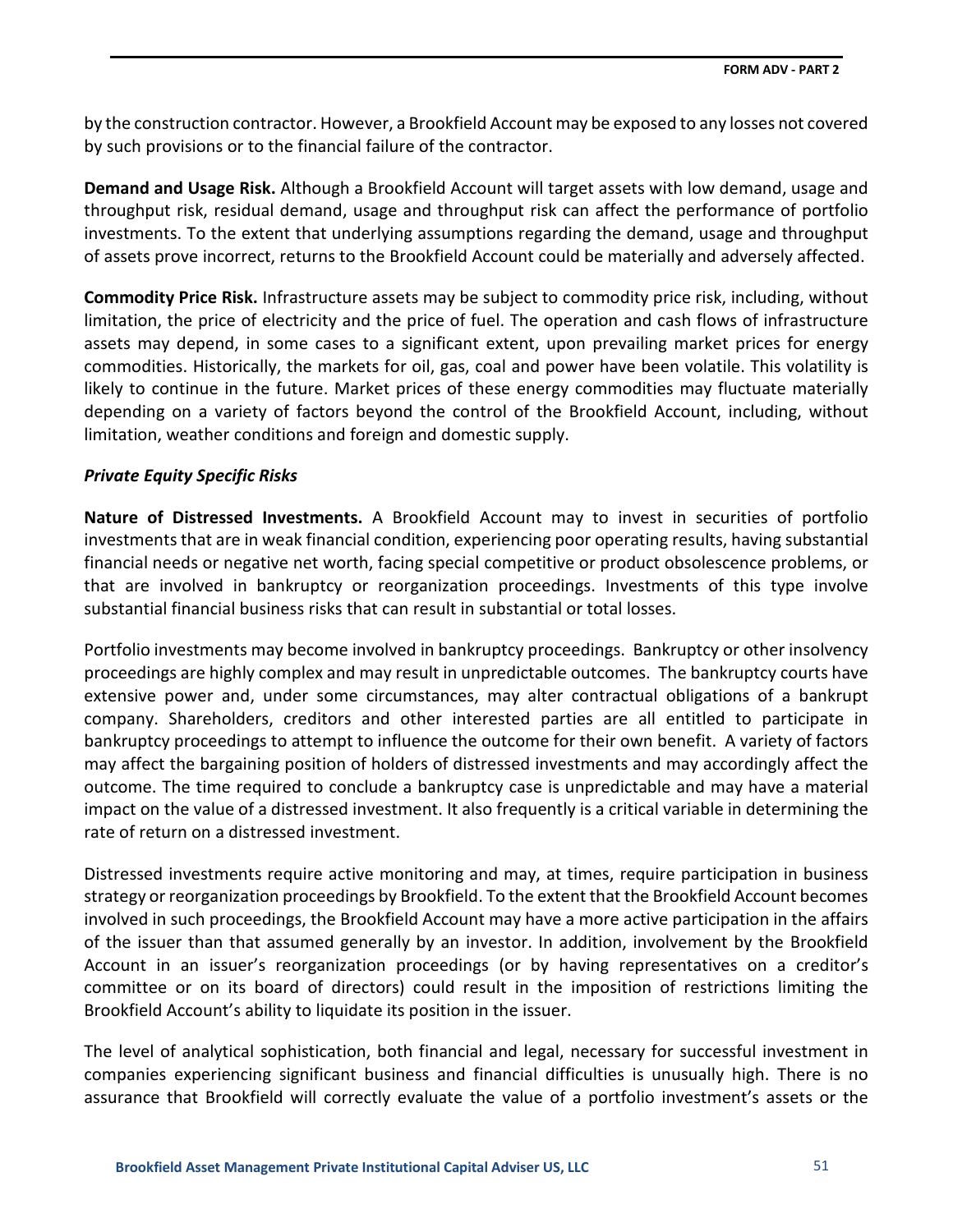by the construction contractor. However, a Brookfield Account may be exposed to any losses not covered by such provisions or to the financial failure of the contractor.

**Demand and Usage Risk.** Although a Brookfield Account will target assets with low demand, usage and throughput risk, residual demand, usage and throughput risk can affect the performance of portfolio investments. To the extent that underlying assumptions regarding the demand, usage and throughput of assets prove incorrect, returns to the Brookfield Account could be materially and adversely affected.

**Commodity Price Risk.** Infrastructure assets may be subject to commodity price risk, including, without limitation, the price of electricity and the price of fuel. The operation and cash flows of infrastructure assets may depend, in some cases to a significant extent, upon prevailing market prices for energy commodities. Historically, the markets for oil, gas, coal and power have been volatile. This volatility is likely to continue in the future. Market prices of these energy commodities may fluctuate materially depending on a variety of factors beyond the control of the Brookfield Account, including, without limitation, weather conditions and foreign and domestic supply.

***Private Equity Specific Risks***

**Nature of Distressed Investments.** A Brookfield Account may to invest in securities of portfolio investments that are in weak financial condition, experiencing poor operating results, having substantial financial needs or negative net worth, facing special competitive or product obsolescence problems, or that are involved in bankruptcy or reorganization proceedings. Investments of this type involve substantial financial business risks that can result in substantial or total losses.

Portfolio investments may become involved in bankruptcy proceedings. Bankruptcy or other insolvency proceedings are highly complex and may result in unpredictable outcomes. The bankruptcy courts have extensive power and, under some circumstances, may alter contractual obligations of a bankrupt company. Shareholders, creditors and other interested parties are all entitled to participate in bankruptcy proceedings to attempt to influence the outcome for their own benefit. A variety of factors may affect the bargaining position of holders of distressed investments and may accordingly affect the outcome. The time required to conclude a bankruptcy case is unpredictable and may have a material impact on the value of a distressed investment. It also frequently is a critical variable in determining the rate of return on a distressed investment.

Distressed investments require active monitoring and may, at times, require participation in business strategy or reorganization proceedings by Brookfield. To the extent that the Brookfield Account becomes involved in such proceedings, the Brookfield Account may have a more active participation in the affairs of the issuer than that assumed generally by an investor. In addition, involvement by the Brookfield Account in an issuer's reorganization proceedings (or by having representatives on a creditor's committee or on its board of directors) could result in the imposition of restrictions limiting the Brookfield Account's ability to liquidate its position in the issuer.

The level of analytical sophistication, both financial and legal, necessary for successful investment in companies experiencing significant business and financial difficulties is unusually high. There is no assurance that Brookfield will correctly evaluate the value of a portfolio investment's assets or the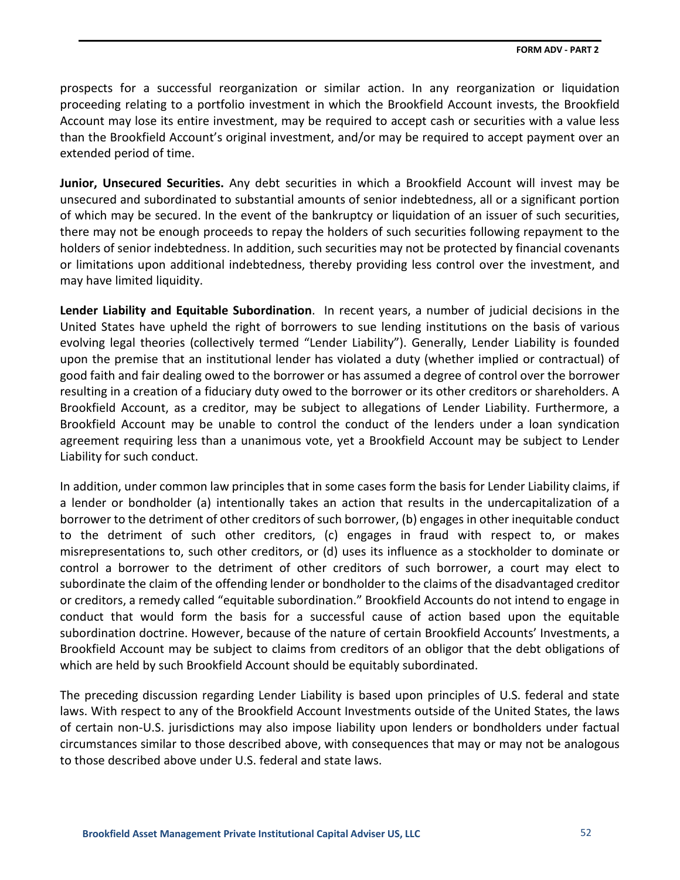prospects for a successful reorganization or similar action. In any reorganization or liquidation proceeding relating to a portfolio investment in which the Brookfield Account invests, the Brookfield Account may lose its entire investment, may be required to accept cash or securities with a value less than the Brookfield Account's original investment, and/or may be required to accept payment over an extended period of time.

**Junior, Unsecured Securities.** Any debt securities in which a Brookfield Account will invest may be unsecured and subordinated to substantial amounts of senior indebtedness, all or a significant portion of which may be secured. In the event of the bankruptcy or liquidation of an issuer of such securities, there may not be enough proceeds to repay the holders of such securities following repayment to the holders of senior indebtedness. In addition, such securities may not be protected by financial covenants or limitations upon additional indebtedness, thereby providing less control over the investment, and may have limited liquidity.

**Lender Liability and Equitable Subordination**. In recent years, a number of judicial decisions in the United States have upheld the right of borrowers to sue lending institutions on the basis of various evolving legal theories (collectively termed "Lender Liability"). Generally, Lender Liability is founded upon the premise that an institutional lender has violated a duty (whether implied or contractual) of good faith and fair dealing owed to the borrower or has assumed a degree of control over the borrower resulting in a creation of a fiduciary duty owed to the borrower or its other creditors or shareholders. A Brookfield Account, as a creditor, may be subject to allegations of Lender Liability. Furthermore, a Brookfield Account may be unable to control the conduct of the lenders under a loan syndication agreement requiring less than a unanimous vote, yet a Brookfield Account may be subject to Lender Liability for such conduct.

In addition, under common law principles that in some cases form the basis for Lender Liability claims, if a lender or bondholder (a) intentionally takes an action that results in the undercapitalization of a borrower to the detriment of other creditors of such borrower, (b) engages in other inequitable conduct to the detriment of such other creditors, (c) engages in fraud with respect to, or makes misrepresentations to, such other creditors, or (d) uses its influence as a stockholder to dominate or control a borrower to the detriment of other creditors of such borrower, a court may elect to subordinate the claim of the offending lender or bondholder to the claims of the disadvantaged creditor or creditors, a remedy called "equitable subordination." Brookfield Accounts do not intend to engage in conduct that would form the basis for a successful cause of action based upon the equitable subordination doctrine. However, because of the nature of certain Brookfield Accounts' Investments, a Brookfield Account may be subject to claims from creditors of an obligor that the debt obligations of which are held by such Brookfield Account should be equitably subordinated.

The preceding discussion regarding Lender Liability is based upon principles of U.S. federal and state laws. With respect to any of the Brookfield Account Investments outside of the United States, the laws of certain non-U.S. jurisdictions may also impose liability upon lenders or bondholders under factual circumstances similar to those described above, with consequences that may or may not be analogous to those described above under U.S. federal and state laws.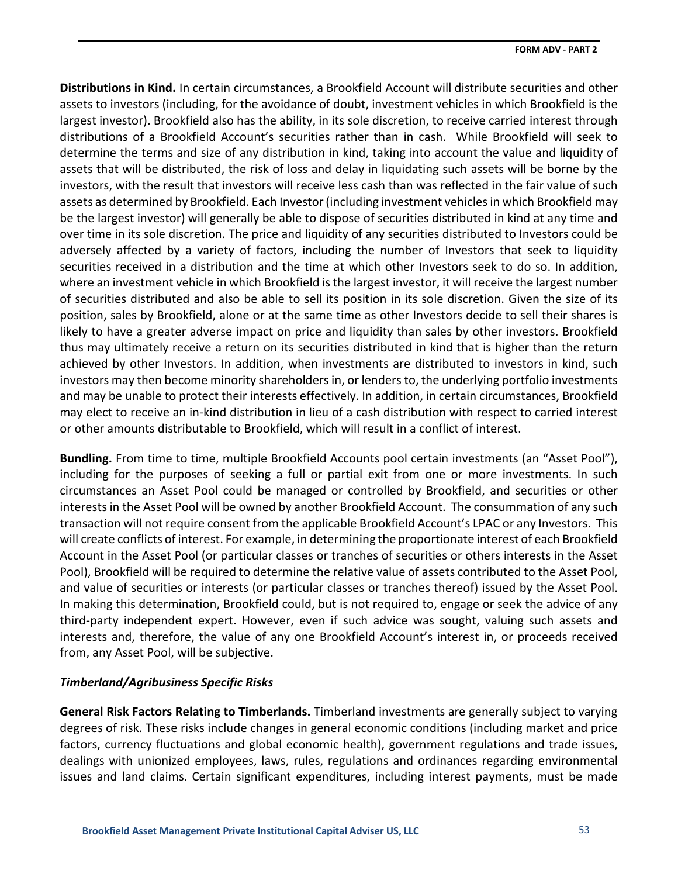**Distributions in Kind.** In certain circumstances, a Brookfield Account will distribute securities and other assets to investors (including, for the avoidance of doubt, investment vehicles in which Brookfield is the largest investor). Brookfield also has the ability, in its sole discretion, to receive carried interest through distributions of a Brookfield Account's securities rather than in cash. While Brookfield will seek to determine the terms and size of any distribution in kind, taking into account the value and liquidity of assets that will be distributed, the risk of loss and delay in liquidating such assets will be borne by the investors, with the result that investors will receive less cash than was reflected in the fair value of such assets as determined by Brookfield. Each Investor (including investment vehicles in which Brookfield may be the largest investor) will generally be able to dispose of securities distributed in kind at any time and over time in its sole discretion. The price and liquidity of any securities distributed to Investors could be adversely affected by a variety of factors, including the number of Investors that seek to liquidity securities received in a distribution and the time at which other Investors seek to do so. In addition, where an investment vehicle in which Brookfield is the largest investor, it will receive the largest number of securities distributed and also be able to sell its position in its sole discretion. Given the size of its position, sales by Brookfield, alone or at the same time as other Investors decide to sell their shares is likely to have a greater adverse impact on price and liquidity than sales by other investors. Brookfield thus may ultimately receive a return on its securities distributed in kind that is higher than the return achieved by other Investors. In addition, when investments are distributed to investors in kind, such investors may then become minority shareholders in, or lenders to, the underlying portfolio investments and may be unable to protect their interests effectively. In addition, in certain circumstances, Brookfield may elect to receive an in-kind distribution in lieu of a cash distribution with respect to carried interest or other amounts distributable to Brookfield, which will result in a conflict of interest.

**Bundling.** From time to time, multiple Brookfield Accounts pool certain investments (an "Asset Pool"), including for the purposes of seeking a full or partial exit from one or more investments. In such circumstances an Asset Pool could be managed or controlled by Brookfield, and securities or other interests in the Asset Pool will be owned by another Brookfield Account. The consummation of any such transaction will not require consent from the applicable Brookfield Account's LPAC or any Investors. This will create conflicts of interest. For example, in determining the proportionate interest of each Brookfield Account in the Asset Pool (or particular classes or tranches of securities or others interests in the Asset Pool), Brookfield will be required to determine the relative value of assets contributed to the Asset Pool, and value of securities or interests (or particular classes or tranches thereof) issued by the Asset Pool. In making this determination, Brookfield could, but is not required to, engage or seek the advice of any third-party independent expert. However, even if such advice was sought, valuing such assets and interests and, therefore, the value of any one Brookfield Account's interest in, or proceeds received from, any Asset Pool, will be subjective.

### *Timberland/Agribusiness Specific Risks*

**General Risk Factors Relating to Timberlands.** Timberland investments are generally subject to varying degrees of risk. These risks include changes in general economic conditions (including market and price factors, currency fluctuations and global economic health), government regulations and trade issues, dealings with unionized employees, laws, rules, regulations and ordinances regarding environmental issues and land claims. Certain significant expenditures, including interest payments, must be made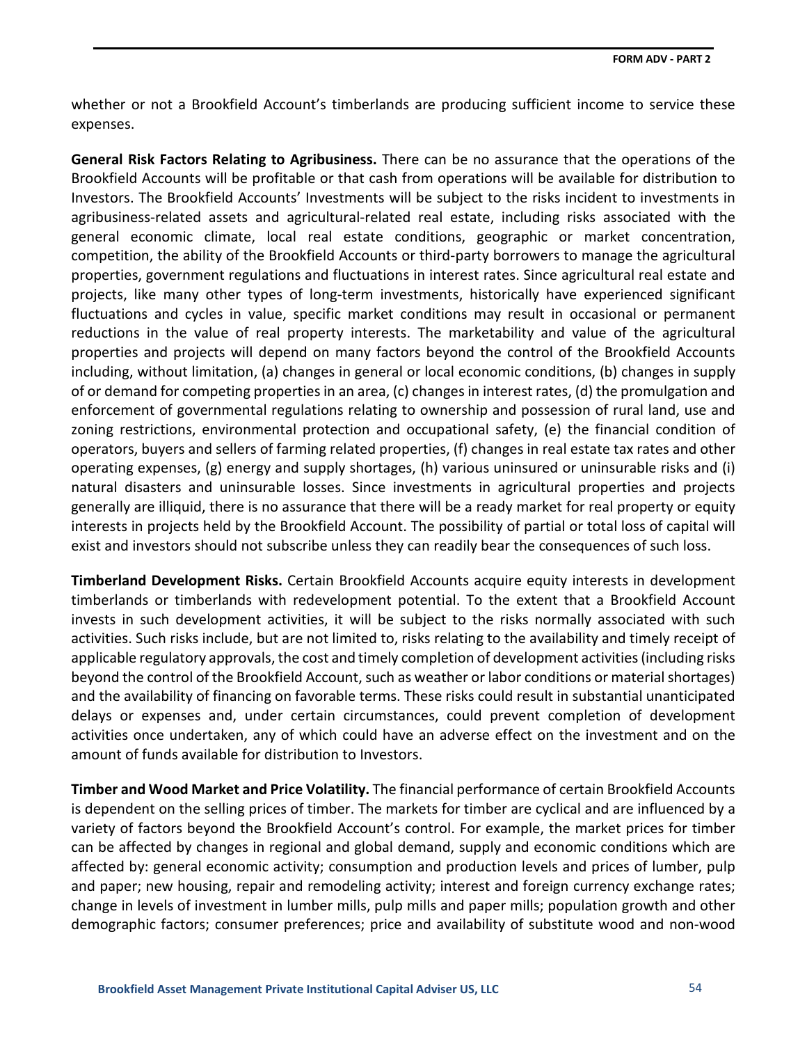whether or not a Brookfield Account's timberlands are producing sufficient income to service these expenses.

**General Risk Factors Relating to Agribusiness.** There can be no assurance that the operations of the Brookfield Accounts will be profitable or that cash from operations will be available for distribution to Investors. The Brookfield Accounts' Investments will be subject to the risks incident to investments in agribusiness-related assets and agricultural-related real estate, including risks associated with the general economic climate, local real estate conditions, geographic or market concentration, competition, the ability of the Brookfield Accounts or third-party borrowers to manage the agricultural properties, government regulations and fluctuations in interest rates. Since agricultural real estate and projects, like many other types of long-term investments, historically have experienced significant fluctuations and cycles in value, specific market conditions may result in occasional or permanent reductions in the value of real property interests. The marketability and value of the agricultural properties and projects will depend on many factors beyond the control of the Brookfield Accounts including, without limitation, (a) changes in general or local economic conditions, (b) changes in supply of or demand for competing properties in an area, (c) changes in interest rates, (d) the promulgation and enforcement of governmental regulations relating to ownership and possession of rural land, use and zoning restrictions, environmental protection and occupational safety, (e) the financial condition of operators, buyers and sellers of farming related properties, (f) changes in real estate tax rates and other operating expenses, (g) energy and supply shortages, (h) various uninsured or uninsurable risks and (i) natural disasters and uninsurable losses. Since investments in agricultural properties and projects generally are illiquid, there is no assurance that there will be a ready market for real property or equity interests in projects held by the Brookfield Account. The possibility of partial or total loss of capital will exist and investors should not subscribe unless they can readily bear the consequences of such loss.

**Timberland Development Risks.** Certain Brookfield Accounts acquire equity interests in development timberlands or timberlands with redevelopment potential. To the extent that a Brookfield Account invests in such development activities, it will be subject to the risks normally associated with such activities. Such risks include, but are not limited to, risks relating to the availability and timely receipt of applicable regulatory approvals, the cost and timely completion of development activities (including risks beyond the control of the Brookfield Account, such as weather or labor conditions or material shortages) and the availability of financing on favorable terms. These risks could result in substantial unanticipated delays or expenses and, under certain circumstances, could prevent completion of development activities once undertaken, any of which could have an adverse effect on the investment and on the amount of funds available for distribution to Investors.

**Timber and Wood Market and Price Volatility.** The financial performance of certain Brookfield Accounts is dependent on the selling prices of timber. The markets for timber are cyclical and are influenced by a variety of factors beyond the Brookfield Account's control. For example, the market prices for timber can be affected by changes in regional and global demand, supply and economic conditions which are affected by: general economic activity; consumption and production levels and prices of lumber, pulp and paper; new housing, repair and remodeling activity; interest and foreign currency exchange rates; change in levels of investment in lumber mills, pulp mills and paper mills; population growth and other demographic factors; consumer preferences; price and availability of substitute wood and non-wood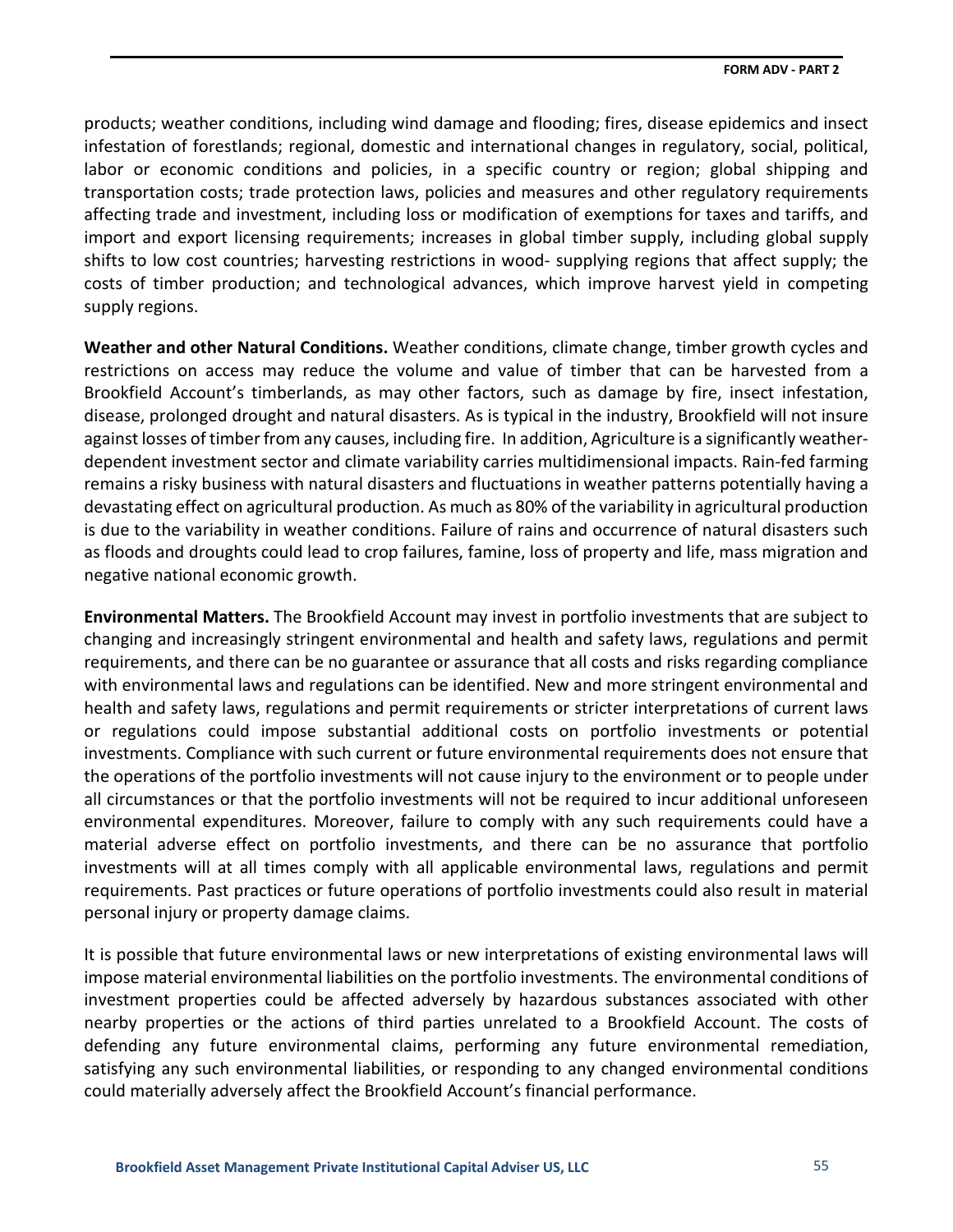products; weather conditions, including wind damage and flooding; fires, disease epidemics and insect infestation of forestlands; regional, domestic and international changes in regulatory, social, political, labor or economic conditions and policies, in a specific country or region; global shipping and transportation costs; trade protection laws, policies and measures and other regulatory requirements affecting trade and investment, including loss or modification of exemptions for taxes and tariffs, and import and export licensing requirements; increases in global timber supply, including global supply shifts to low cost countries; harvesting restrictions in wood- supplying regions that affect supply; the costs of timber production; and technological advances, which improve harvest yield in competing supply regions.

**Weather and other Natural Conditions.** Weather conditions, climate change, timber growth cycles and restrictions on access may reduce the volume and value of timber that can be harvested from a Brookfield Account's timberlands, as may other factors, such as damage by fire, insect infestation, disease, prolonged drought and natural disasters. As is typical in the industry, Brookfield will not insure against losses of timber from any causes, including fire. In addition, Agriculture is a significantly weather-dependent investment sector and climate variability carries multidimensional impacts. Rain-fed farming remains a risky business with natural disasters and fluctuations in weather patterns potentially having a devastating effect on agricultural production. As much as 80% of the variability in agricultural production is due to the variability in weather conditions. Failure of rains and occurrence of natural disasters such as floods and droughts could lead to crop failures, famine, loss of property and life, mass migration and negative national economic growth.

**Environmental Matters.** The Brookfield Account may invest in portfolio investments that are subject to changing and increasingly stringent environmental and health and safety laws, regulations and permit requirements, and there can be no guarantee or assurance that all costs and risks regarding compliance with environmental laws and regulations can be identified. New and more stringent environmental and health and safety laws, regulations and permit requirements or stricter interpretations of current laws or regulations could impose substantial additional costs on portfolio investments or potential investments. Compliance with such current or future environmental requirements does not ensure that the operations of the portfolio investments will not cause injury to the environment or to people under all circumstances or that the portfolio investments will not be required to incur additional unforeseen environmental expenditures. Moreover, failure to comply with any such requirements could have a material adverse effect on portfolio investments, and there can be no assurance that portfolio investments will at all times comply with all applicable environmental laws, regulations and permit requirements. Past practices or future operations of portfolio investments could also result in material personal injury or property damage claims.

It is possible that future environmental laws or new interpretations of existing environmental laws will impose material environmental liabilities on the portfolio investments. The environmental conditions of investment properties could be affected adversely by hazardous substances associated with other nearby properties or the actions of third parties unrelated to a Brookfield Account. The costs of defending any future environmental claims, performing any future environmental remediation, satisfying any such environmental liabilities, or responding to any changed environmental conditions could materially adversely affect the Brookfield Account's financial performance.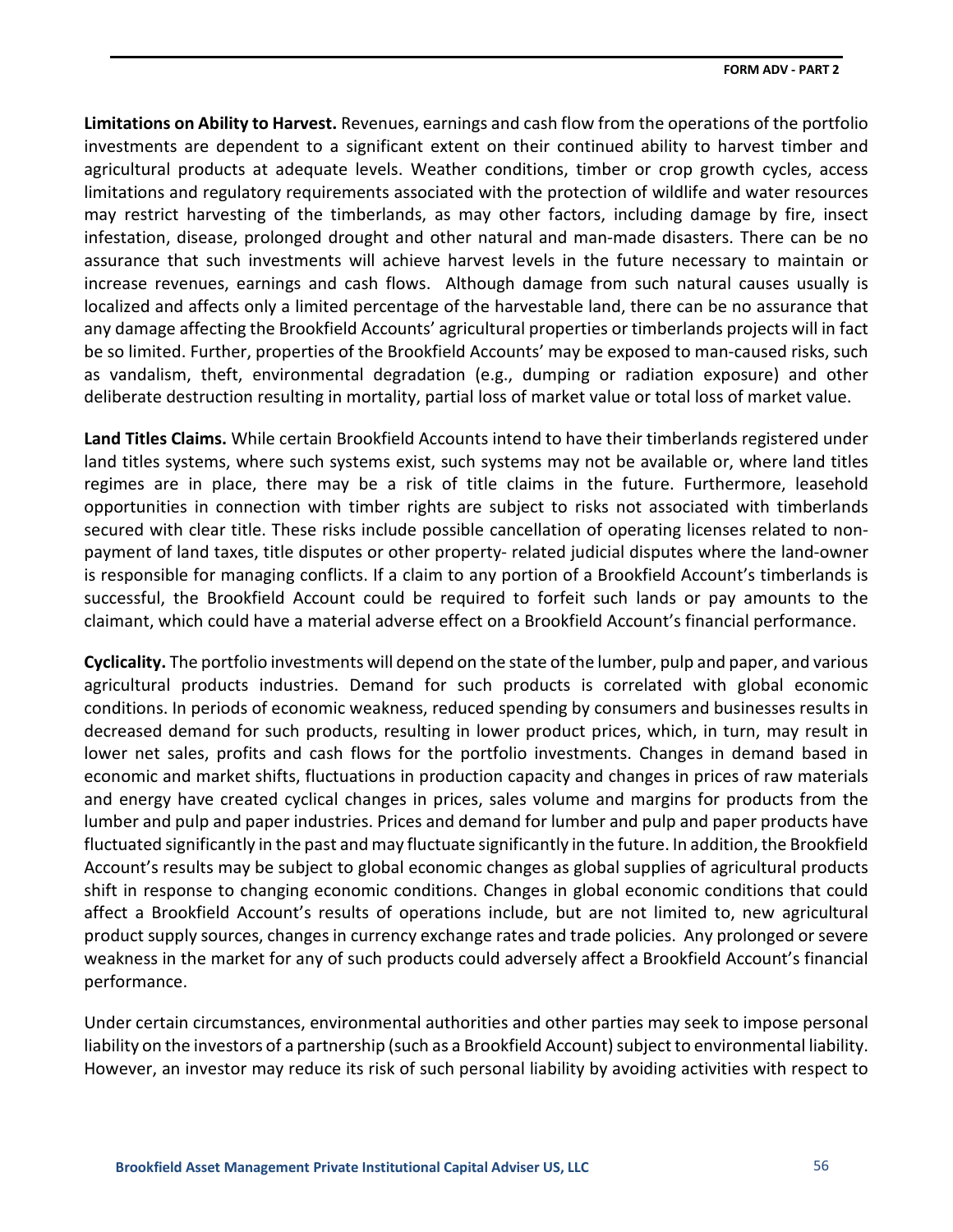**Limitations on Ability to Harvest.** Revenues, earnings and cash flow from the operations of the portfolio investments are dependent to a significant extent on their continued ability to harvest timber and agricultural products at adequate levels. Weather conditions, timber or crop growth cycles, access limitations and regulatory requirements associated with the protection of wildlife and water resources may restrict harvesting of the timberlands, as may other factors, including damage by fire, insect infestation, disease, prolonged drought and other natural and man-made disasters. There can be no assurance that such investments will achieve harvest levels in the future necessary to maintain or increase revenues, earnings and cash flows. Although damage from such natural causes usually is localized and affects only a limited percentage of the harvestable land, there can be no assurance that any damage affecting the Brookfield Accounts' agricultural properties or timberlands projects will in fact be so limited. Further, properties of the Brookfield Accounts' may be exposed to man-caused risks, such as vandalism, theft, environmental degradation (e.g., dumping or radiation exposure) and other deliberate destruction resulting in mortality, partial loss of market value or total loss of market value.

**Land Titles Claims.** While certain Brookfield Accounts intend to have their timberlands registered under land titles systems, where such systems exist, such systems may not be available or, where land titles regimes are in place, there may be a risk of title claims in the future. Furthermore, leasehold opportunities in connection with timber rights are subject to risks not associated with timberlands secured with clear title. These risks include possible cancellation of operating licenses related to non-payment of land taxes, title disputes or other property- related judicial disputes where the land-owner is responsible for managing conflicts. If a claim to any portion of a Brookfield Account's timberlands is successful, the Brookfield Account could be required to forfeit such lands or pay amounts to the claimant, which could have a material adverse effect on a Brookfield Account's financial performance.

**Cyclicality.** The portfolio investments will depend on the state of the lumber, pulp and paper, and various agricultural products industries. Demand for such products is correlated with global economic conditions. In periods of economic weakness, reduced spending by consumers and businesses results in decreased demand for such products, resulting in lower product prices, which, in turn, may result in lower net sales, profits and cash flows for the portfolio investments. Changes in demand based in economic and market shifts, fluctuations in production capacity and changes in prices of raw materials and energy have created cyclical changes in prices, sales volume and margins for products from the lumber and pulp and paper industries. Prices and demand for lumber and pulp and paper products have fluctuated significantly in the past and may fluctuate significantly in the future. In addition, the Brookfield Account's results may be subject to global economic changes as global supplies of agricultural products shift in response to changing economic conditions. Changes in global economic conditions that could affect a Brookfield Account's results of operations include, but are not limited to, new agricultural product supply sources, changes in currency exchange rates and trade policies. Any prolonged or severe weakness in the market for any of such products could adversely affect a Brookfield Account's financial performance.

Under certain circumstances, environmental authorities and other parties may seek to impose personal liability on the investors of a partnership (such as a Brookfield Account) subject to environmental liability. However, an investor may reduce its risk of such personal liability by avoiding activities with respect to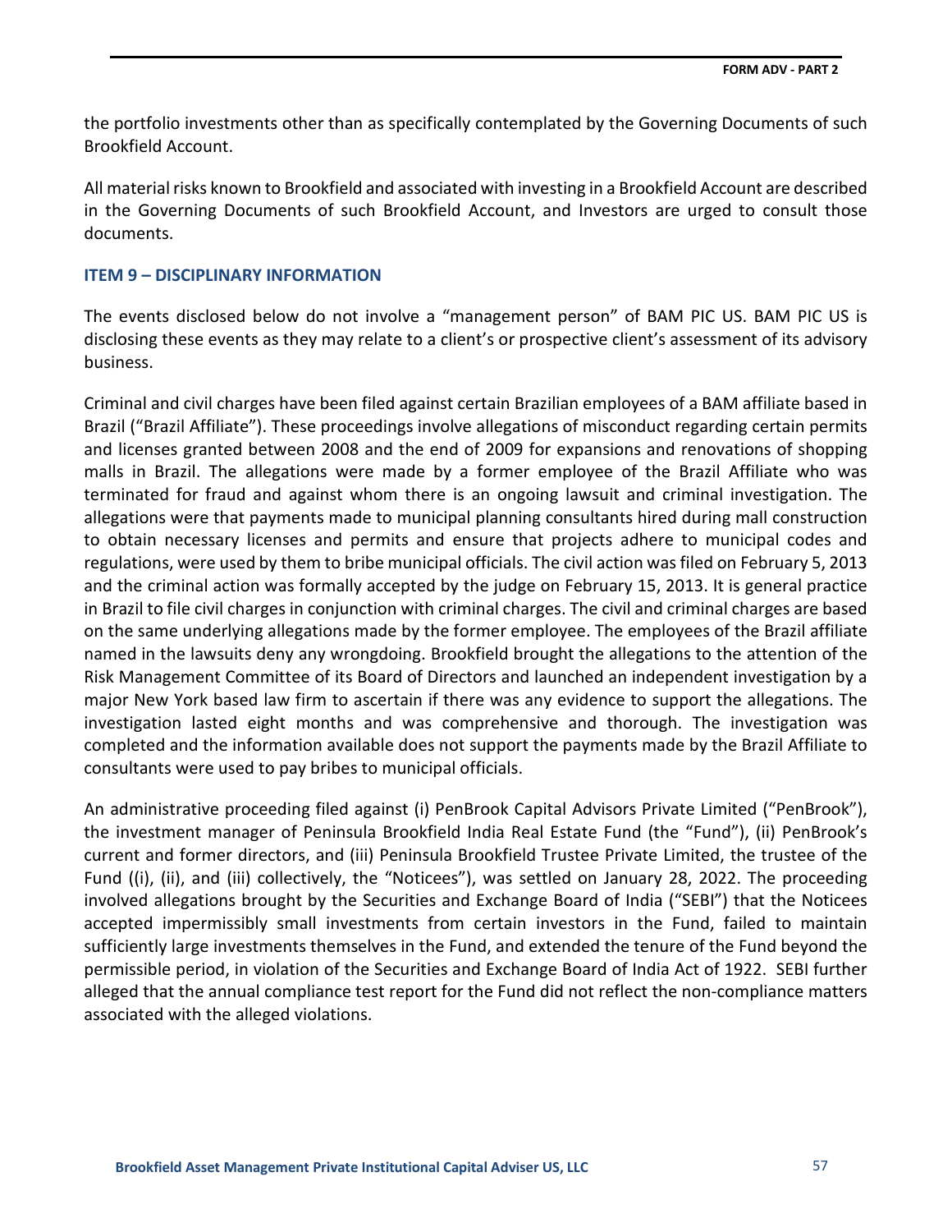the portfolio investments other than as specifically contemplated by the Governing Documents of such Brookfield Account.

All material risks known to Brookfield and associated with investing in a Brookfield Account are described in the Governing Documents of such Brookfield Account, and Investors are urged to consult those documents.

## ITEM 9 – DISCIPLINARY INFORMATION

The events disclosed below do not involve a "management person" of BAM PIC US. BAM PIC US is disclosing these events as they may relate to a client's or prospective client's assessment of its advisory business.

Criminal and civil charges have been filed against certain Brazilian employees of a BAM affiliate based in Brazil ("Brazil Affiliate"). These proceedings involve allegations of misconduct regarding certain permits and licenses granted between 2008 and the end of 2009 for expansions and renovations of shopping malls in Brazil. The allegations were made by a former employee of the Brazil Affiliate who was terminated for fraud and against whom there is an ongoing lawsuit and criminal investigation. The allegations were that payments made to municipal planning consultants hired during mall construction to obtain necessary licenses and permits and ensure that projects adhere to municipal codes and regulations, were used by them to bribe municipal officials. The civil action was filed on February 5, 2013 and the criminal action was formally accepted by the judge on February 15, 2013. It is general practice in Brazil to file civil charges in conjunction with criminal charges. The civil and criminal charges are based on the same underlying allegations made by the former employee. The employees of the Brazil affiliate named in the lawsuits deny any wrongdoing. Brookfield brought the allegations to the attention of the Risk Management Committee of its Board of Directors and launched an independent investigation by a major New York based law firm to ascertain if there was any evidence to support the allegations. The investigation lasted eight months and was comprehensive and thorough. The investigation was completed and the information available does not support the payments made by the Brazil Affiliate to consultants were used to pay bribes to municipal officials.

An administrative proceeding filed against (i) PenBrook Capital Advisors Private Limited ("PenBrook"), the investment manager of Peninsula Brookfield India Real Estate Fund (the "Fund"), (ii) PenBrook's current and former directors, and (iii) Peninsula Brookfield Trustee Private Limited, the trustee of the Fund ((i), (ii), and (iii) collectively, the "Noticees"), was settled on January 28, 2022. The proceeding involved allegations brought by the Securities and Exchange Board of India ("SEBI") that the Noticees accepted impermissibly small investments from certain investors in the Fund, failed to maintain sufficiently large investments themselves in the Fund, and extended the tenure of the Fund beyond the permissible period, in violation of the Securities and Exchange Board of India Act of 1922. SEBI further alleged that the annual compliance test report for the Fund did not reflect the non-compliance matters associated with the alleged violations.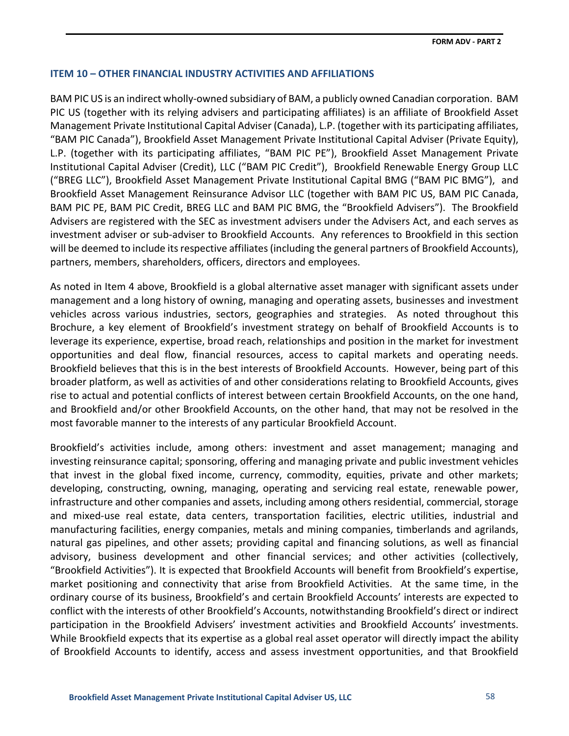## ITEM 10 – OTHER FINANCIAL INDUSTRY ACTIVITIES AND AFFILIATIONS

BAM PIC US is an indirect wholly-owned subsidiary of BAM, a publicly owned Canadian corporation. BAM PIC US (together with its relying advisers and participating affiliates) is an affiliate of Brookfield Asset Management Private Institutional Capital Adviser (Canada), L.P. (together with its participating affiliates, "BAM PIC Canada"), Brookfield Asset Management Private Institutional Capital Adviser (Private Equity), L.P. (together with its participating affiliates, "BAM PIC PE"), Brookfield Asset Management Private Institutional Capital Adviser (Credit), LLC ("BAM PIC Credit"), Brookfield Renewable Energy Group LLC ("BREG LLC"), Brookfield Asset Management Private Institutional Capital BMG ("BAM PIC BMG"), and Brookfield Asset Management Reinsurance Advisor LLC (together with BAM PIC US, BAM PIC Canada, BAM PIC PE, BAM PIC Credit, BREG LLC and BAM PIC BMG, the "Brookfield Advisers"). The Brookfield Advisers are registered with the SEC as investment advisers under the Advisers Act, and each serves as investment adviser or sub-adviser to Brookfield Accounts. Any references to Brookfield in this section will be deemed to include its respective affiliates (including the general partners of Brookfield Accounts), partners, members, shareholders, officers, directors and employees.

As noted in Item 4 above, Brookfield is a global alternative asset manager with significant assets under management and a long history of owning, managing and operating assets, businesses and investment vehicles across various industries, sectors, geographies and strategies. As noted throughout this Brochure, a key element of Brookfield's investment strategy on behalf of Brookfield Accounts is to leverage its experience, expertise, broad reach, relationships and position in the market for investment opportunities and deal flow, financial resources, access to capital markets and operating needs. Brookfield believes that this is in the best interests of Brookfield Accounts. However, being part of this broader platform, as well as activities of and other considerations relating to Brookfield Accounts, gives rise to actual and potential conflicts of interest between certain Brookfield Accounts, on the one hand, and Brookfield and/or other Brookfield Accounts, on the other hand, that may not be resolved in the most favorable manner to the interests of any particular Brookfield Account.

Brookfield's activities include, among others: investment and asset management; managing and investing reinsurance capital; sponsoring, offering and managing private and public investment vehicles that invest in the global fixed income, currency, commodity, equities, private and other markets; developing, constructing, owning, managing, operating and servicing real estate, renewable power, infrastructure and other companies and assets, including among others residential, commercial, storage and mixed-use real estate, data centers, transportation facilities, electric utilities, industrial and manufacturing facilities, energy companies, metals and mining companies, timberlands and agrilands, natural gas pipelines, and other assets; providing capital and financing solutions, as well as financial advisory, business development and other financial services; and other activities (collectively, "Brookfield Activities"). It is expected that Brookfield Accounts will benefit from Brookfield's expertise, market positioning and connectivity that arise from Brookfield Activities. At the same time, in the ordinary course of its business, Brookfield's and certain Brookfield Accounts' interests are expected to conflict with the interests of other Brookfield's Accounts, notwithstanding Brookfield's direct or indirect participation in the Brookfield Advisers' investment activities and Brookfield Accounts' investments. While Brookfield expects that its expertise as a global real asset operator will directly impact the ability of Brookfield Accounts to identify, access and assess investment opportunities, and that Brookfield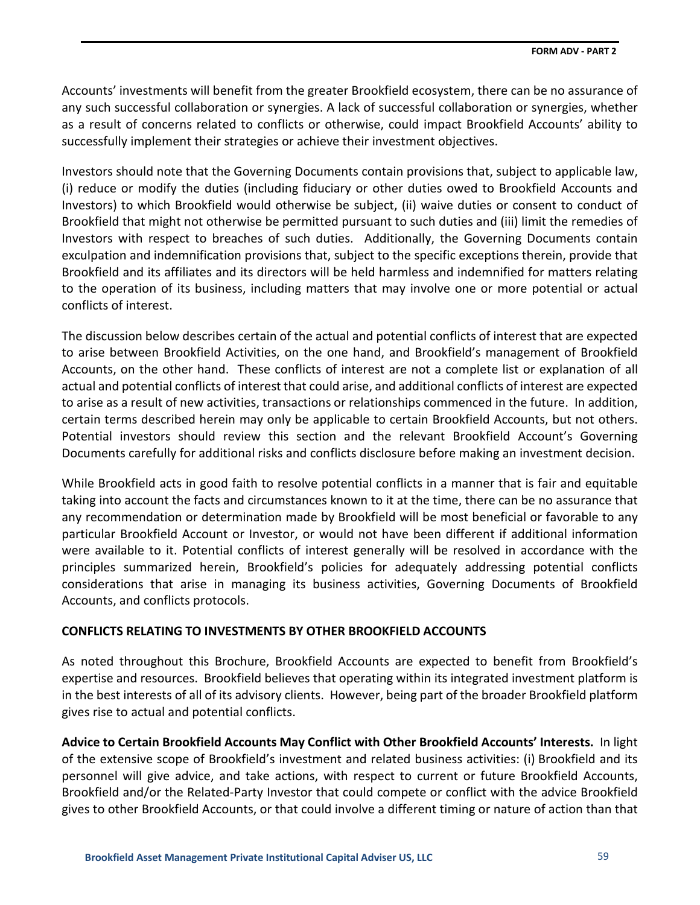Accounts' investments will benefit from the greater Brookfield ecosystem, there can be no assurance of any such successful collaboration or synergies. A lack of successful collaboration or synergies, whether as a result of concerns related to conflicts or otherwise, could impact Brookfield Accounts' ability to successfully implement their strategies or achieve their investment objectives.

Investors should note that the Governing Documents contain provisions that, subject to applicable law, (i) reduce or modify the duties (including fiduciary or other duties owed to Brookfield Accounts and Investors) to which Brookfield would otherwise be subject, (ii) waive duties or consent to conduct of Brookfield that might not otherwise be permitted pursuant to such duties and (iii) limit the remedies of Investors with respect to breaches of such duties. Additionally, the Governing Documents contain exculpation and indemnification provisions that, subject to the specific exceptions therein, provide that Brookfield and its affiliates and its directors will be held harmless and indemnified for matters relating to the operation of its business, including matters that may involve one or more potential or actual conflicts of interest.

The discussion below describes certain of the actual and potential conflicts of interest that are expected to arise between Brookfield Activities, on the one hand, and Brookfield's management of Brookfield Accounts, on the other hand. These conflicts of interest are not a complete list or explanation of all actual and potential conflicts of interest that could arise, and additional conflicts of interest are expected to arise as a result of new activities, transactions or relationships commenced in the future. In addition, certain terms described herein may only be applicable to certain Brookfield Accounts, but not others. Potential investors should review this section and the relevant Brookfield Account's Governing Documents carefully for additional risks and conflicts disclosure before making an investment decision.

While Brookfield acts in good faith to resolve potential conflicts in a manner that is fair and equitable taking into account the facts and circumstances known to it at the time, there can be no assurance that any recommendation or determination made by Brookfield will be most beneficial or favorable to any particular Brookfield Account or Investor, or would not have been different if additional information were available to it. Potential conflicts of interest generally will be resolved in accordance with the principles summarized herein, Brookfield's policies for adequately addressing potential conflicts considerations that arise in managing its business activities, Governing Documents of Brookfield Accounts, and conflicts protocols.

**CONFLICTS RELATING TO INVESTMENTS BY OTHER BROOKFIELD ACCOUNTS**

As noted throughout this Brochure, Brookfield Accounts are expected to benefit from Brookfield's expertise and resources. Brookfield believes that operating within its integrated investment platform is in the best interests of all of its advisory clients. However, being part of the broader Brookfield platform gives rise to actual and potential conflicts.

**Advice to Certain Brookfield Accounts May Conflict with Other Brookfield Accounts' Interests.** In light of the extensive scope of Brookfield's investment and related business activities: (i) Brookfield and its personnel will give advice, and take actions, with respect to current or future Brookfield Accounts, Brookfield and/or the Related-Party Investor that could compete or conflict with the advice Brookfield gives to other Brookfield Accounts, or that could involve a different timing or nature of action than that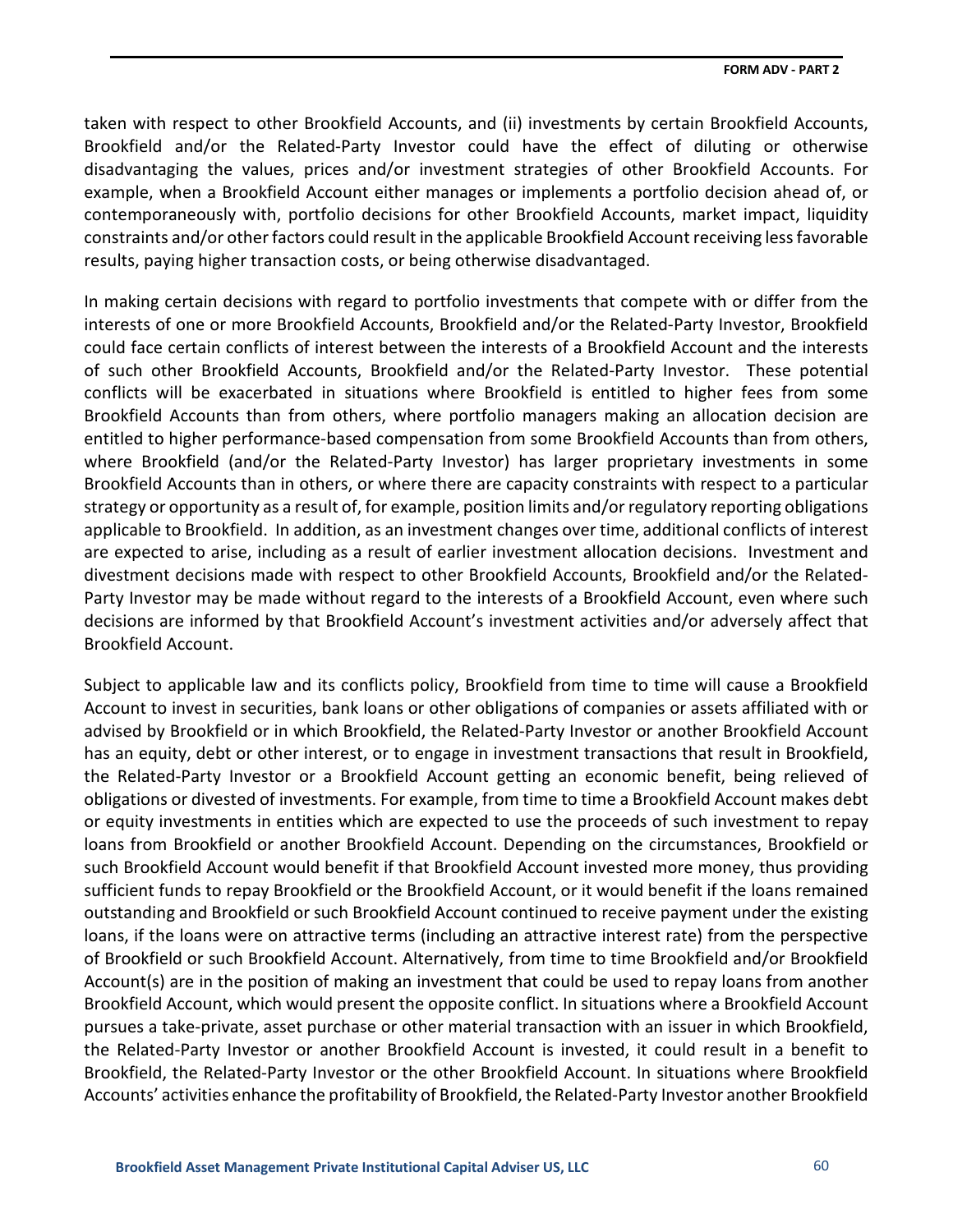taken with respect to other Brookfield Accounts, and (ii) investments by certain Brookfield Accounts, Brookfield and/or the Related-Party Investor could have the effect of diluting or otherwise disadvantaging the values, prices and/or investment strategies of other Brookfield Accounts. For example, when a Brookfield Account either manages or implements a portfolio decision ahead of, or contemporaneously with, portfolio decisions for other Brookfield Accounts, market impact, liquidity constraints and/or other factors could result in the applicable Brookfield Account receiving less favorable results, paying higher transaction costs, or being otherwise disadvantaged.

In making certain decisions with regard to portfolio investments that compete with or differ from the interests of one or more Brookfield Accounts, Brookfield and/or the Related-Party Investor, Brookfield could face certain conflicts of interest between the interests of a Brookfield Account and the interests of such other Brookfield Accounts, Brookfield and/or the Related-Party Investor. These potential conflicts will be exacerbated in situations where Brookfield is entitled to higher fees from some Brookfield Accounts than from others, where portfolio managers making an allocation decision are entitled to higher performance-based compensation from some Brookfield Accounts than from others, where Brookfield (and/or the Related-Party Investor) has larger proprietary investments in some Brookfield Accounts than in others, or where there are capacity constraints with respect to a particular strategy or opportunity as a result of, for example, position limits and/or regulatory reporting obligations applicable to Brookfield. In addition, as an investment changes over time, additional conflicts of interest are expected to arise, including as a result of earlier investment allocation decisions. Investment and divestment decisions made with respect to other Brookfield Accounts, Brookfield and/or the Related-Party Investor may be made without regard to the interests of a Brookfield Account, even where such decisions are informed by that Brookfield Account's investment activities and/or adversely affect that Brookfield Account.

Subject to applicable law and its conflicts policy, Brookfield from time to time will cause a Brookfield Account to invest in securities, bank loans or other obligations of companies or assets affiliated with or advised by Brookfield or in which Brookfield, the Related-Party Investor or another Brookfield Account has an equity, debt or other interest, or to engage in investment transactions that result in Brookfield, the Related-Party Investor or a Brookfield Account getting an economic benefit, being relieved of obligations or divested of investments. For example, from time to time a Brookfield Account makes debt or equity investments in entities which are expected to use the proceeds of such investment to repay loans from Brookfield or another Brookfield Account. Depending on the circumstances, Brookfield or such Brookfield Account would benefit if that Brookfield Account invested more money, thus providing sufficient funds to repay Brookfield or the Brookfield Account, or it would benefit if the loans remained outstanding and Brookfield or such Brookfield Account continued to receive payment under the existing loans, if the loans were on attractive terms (including an attractive interest rate) from the perspective of Brookfield or such Brookfield Account. Alternatively, from time to time Brookfield and/or Brookfield Account(s) are in the position of making an investment that could be used to repay loans from another Brookfield Account, which would present the opposite conflict. In situations where a Brookfield Account pursues a take-private, asset purchase or other material transaction with an issuer in which Brookfield, the Related-Party Investor or another Brookfield Account is invested, it could result in a benefit to Brookfield, the Related-Party Investor or the other Brookfield Account. In situations where Brookfield Accounts' activities enhance the profitability of Brookfield, the Related-Party Investor another Brookfield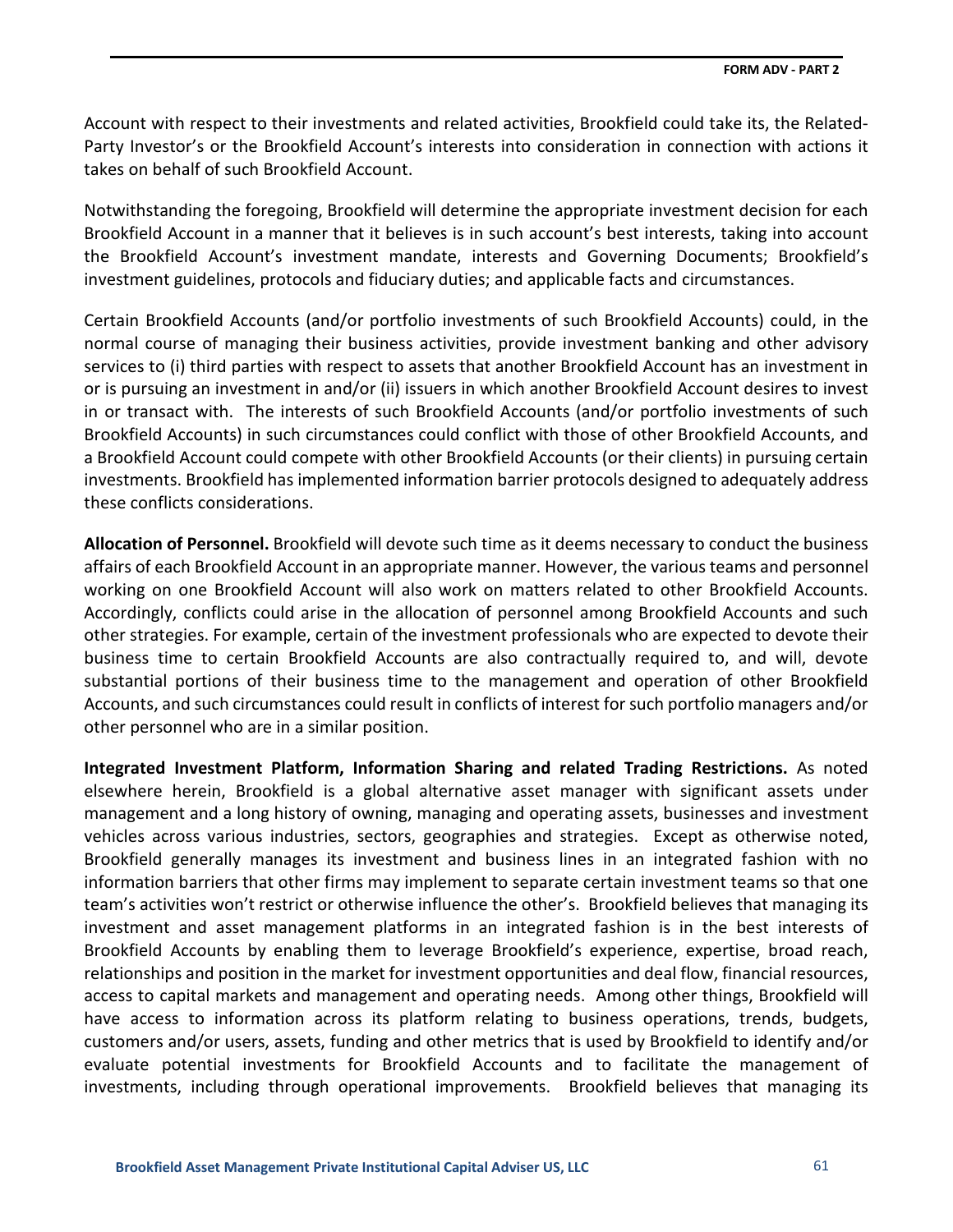Account with respect to their investments and related activities, Brookfield could take its, the Related-Party Investor's or the Brookfield Account's interests into consideration in connection with actions it takes on behalf of such Brookfield Account.

Notwithstanding the foregoing, Brookfield will determine the appropriate investment decision for each Brookfield Account in a manner that it believes is in such account's best interests, taking into account the Brookfield Account's investment mandate, interests and Governing Documents; Brookfield's investment guidelines, protocols and fiduciary duties; and applicable facts and circumstances.

Certain Brookfield Accounts (and/or portfolio investments of such Brookfield Accounts) could, in the normal course of managing their business activities, provide investment banking and other advisory services to (i) third parties with respect to assets that another Brookfield Account has an investment in or is pursuing an investment in and/or (ii) issuers in which another Brookfield Account desires to invest in or transact with. The interests of such Brookfield Accounts (and/or portfolio investments of such Brookfield Accounts) in such circumstances could conflict with those of other Brookfield Accounts, and a Brookfield Account could compete with other Brookfield Accounts (or their clients) in pursuing certain investments. Brookfield has implemented information barrier protocols designed to adequately address these conflicts considerations.

**Allocation of Personnel.** Brookfield will devote such time as it deems necessary to conduct the business affairs of each Brookfield Account in an appropriate manner. However, the various teams and personnel working on one Brookfield Account will also work on matters related to other Brookfield Accounts. Accordingly, conflicts could arise in the allocation of personnel among Brookfield Accounts and such other strategies. For example, certain of the investment professionals who are expected to devote their business time to certain Brookfield Accounts are also contractually required to, and will, devote substantial portions of their business time to the management and operation of other Brookfield Accounts, and such circumstances could result in conflicts of interest for such portfolio managers and/or other personnel who are in a similar position.

**Integrated Investment Platform, Information Sharing and related Trading Restrictions.** As noted elsewhere herein, Brookfield is a global alternative asset manager with significant assets under management and a long history of owning, managing and operating assets, businesses and investment vehicles across various industries, sectors, geographies and strategies. Except as otherwise noted, Brookfield generally manages its investment and business lines in an integrated fashion with no information barriers that other firms may implement to separate certain investment teams so that one team's activities won't restrict or otherwise influence the other's. Brookfield believes that managing its investment and asset management platforms in an integrated fashion is in the best interests of Brookfield Accounts by enabling them to leverage Brookfield's experience, expertise, broad reach, relationships and position in the market for investment opportunities and deal flow, financial resources, access to capital markets and management and operating needs. Among other things, Brookfield will have access to information across its platform relating to business operations, trends, budgets, customers and/or users, assets, funding and other metrics that is used by Brookfield to identify and/or evaluate potential investments for Brookfield Accounts and to facilitate the management of investments, including through operational improvements. Brookfield believes that managing its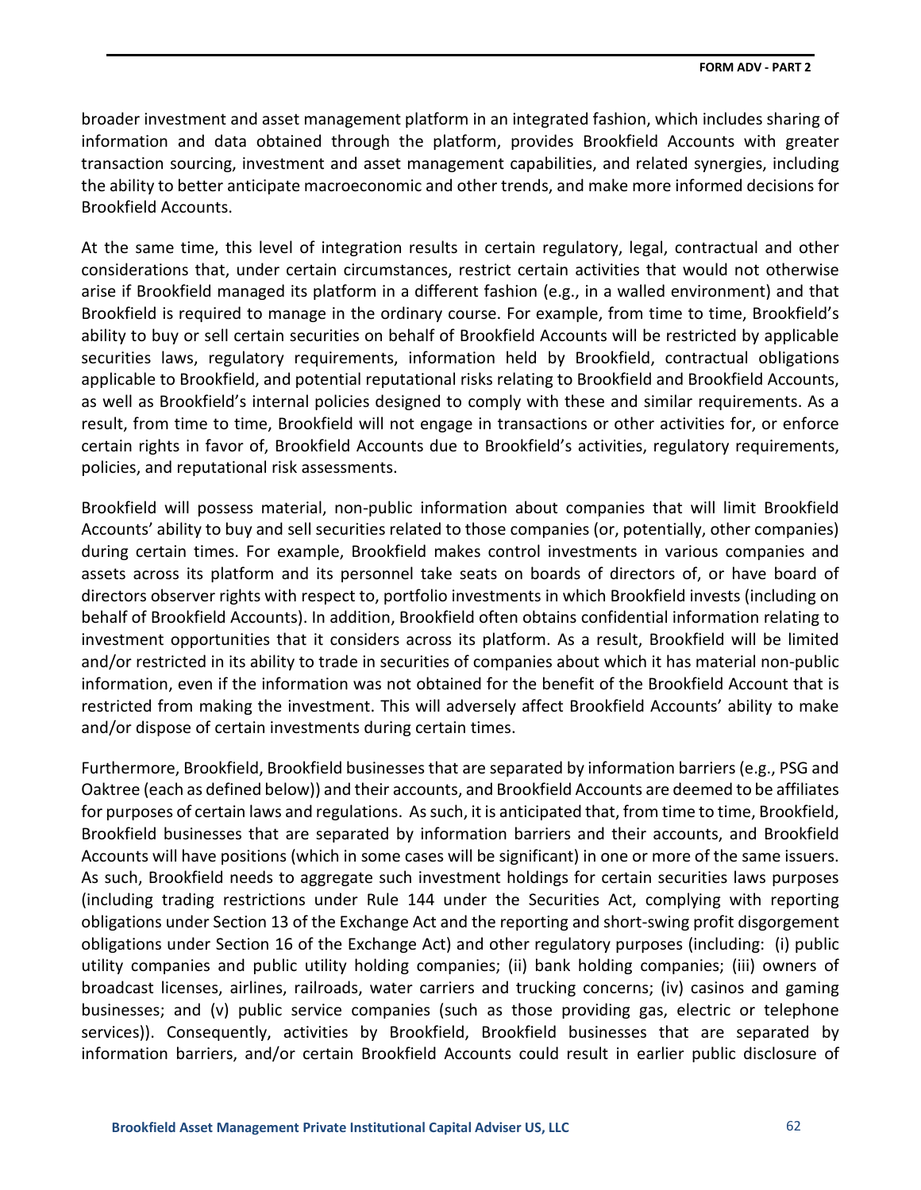broader investment and asset management platform in an integrated fashion, which includes sharing of information and data obtained through the platform, provides Brookfield Accounts with greater transaction sourcing, investment and asset management capabilities, and related synergies, including the ability to better anticipate macroeconomic and other trends, and make more informed decisions for Brookfield Accounts.

At the same time, this level of integration results in certain regulatory, legal, contractual and other considerations that, under certain circumstances, restrict certain activities that would not otherwise arise if Brookfield managed its platform in a different fashion (e.g., in a walled environment) and that Brookfield is required to manage in the ordinary course. For example, from time to time, Brookfield's ability to buy or sell certain securities on behalf of Brookfield Accounts will be restricted by applicable securities laws, regulatory requirements, information held by Brookfield, contractual obligations applicable to Brookfield, and potential reputational risks relating to Brookfield and Brookfield Accounts, as well as Brookfield's internal policies designed to comply with these and similar requirements. As a result, from time to time, Brookfield will not engage in transactions or other activities for, or enforce certain rights in favor of, Brookfield Accounts due to Brookfield's activities, regulatory requirements, policies, and reputational risk assessments.

Brookfield will possess material, non-public information about companies that will limit Brookfield Accounts' ability to buy and sell securities related to those companies (or, potentially, other companies) during certain times. For example, Brookfield makes control investments in various companies and assets across its platform and its personnel take seats on boards of directors of, or have board of directors observer rights with respect to, portfolio investments in which Brookfield invests (including on behalf of Brookfield Accounts). In addition, Brookfield often obtains confidential information relating to investment opportunities that it considers across its platform. As a result, Brookfield will be limited and/or restricted in its ability to trade in securities of companies about which it has material non-public information, even if the information was not obtained for the benefit of the Brookfield Account that is restricted from making the investment. This will adversely affect Brookfield Accounts' ability to make and/or dispose of certain investments during certain times.

Furthermore, Brookfield, Brookfield businesses that are separated by information barriers (e.g., PSG and Oaktree (each as defined below)) and their accounts, and Brookfield Accounts are deemed to be affiliates for purposes of certain laws and regulations. As such, it is anticipated that, from time to time, Brookfield, Brookfield businesses that are separated by information barriers and their accounts, and Brookfield Accounts will have positions (which in some cases will be significant) in one or more of the same issuers. As such, Brookfield needs to aggregate such investment holdings for certain securities laws purposes (including trading restrictions under Rule 144 under the Securities Act, complying with reporting obligations under Section 13 of the Exchange Act and the reporting and short-swing profit disgorgement obligations under Section 16 of the Exchange Act) and other regulatory purposes (including: (i) public utility companies and public utility holding companies; (ii) bank holding companies; (iii) owners of broadcast licenses, airlines, railroads, water carriers and trucking concerns; (iv) casinos and gaming businesses; and (v) public service companies (such as those providing gas, electric or telephone services)). Consequently, activities by Brookfield, Brookfield businesses that are separated by information barriers, and/or certain Brookfield Accounts could result in earlier public disclosure of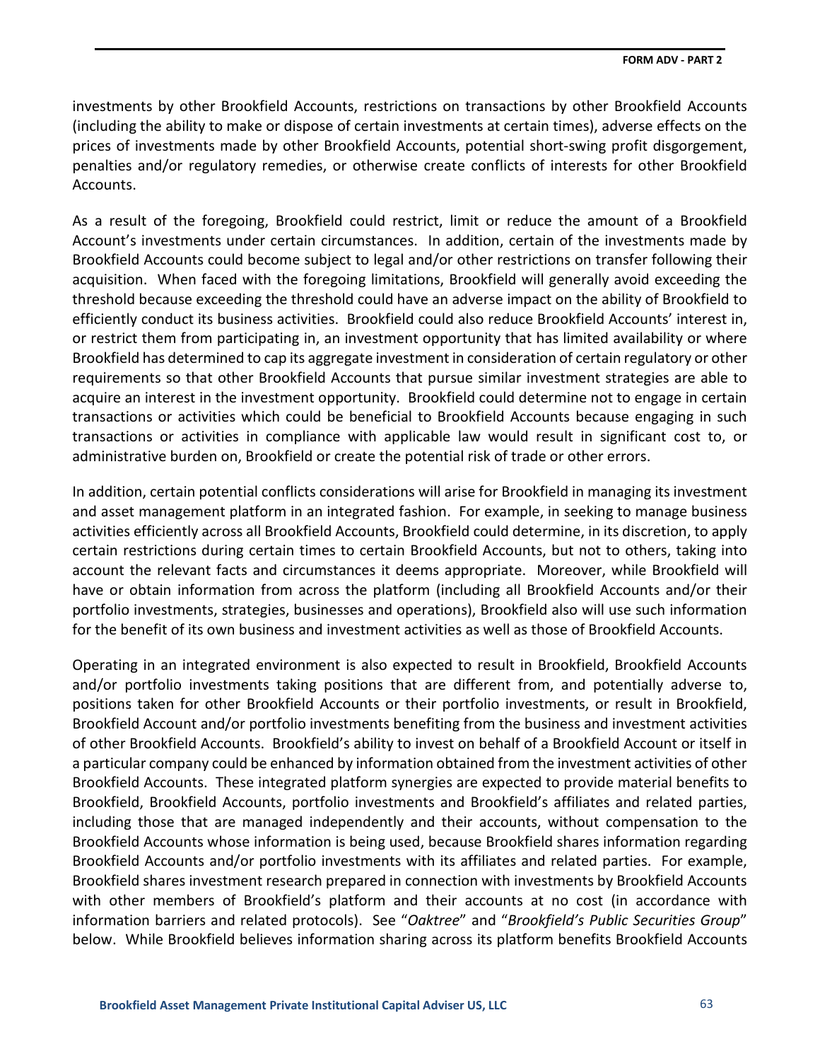investments by other Brookfield Accounts, restrictions on transactions by other Brookfield Accounts (including the ability to make or dispose of certain investments at certain times), adverse effects on the prices of investments made by other Brookfield Accounts, potential short-swing profit disgorgement, penalties and/or regulatory remedies, or otherwise create conflicts of interests for other Brookfield Accounts.

As a result of the foregoing, Brookfield could restrict, limit or reduce the amount of a Brookfield Account's investments under certain circumstances. In addition, certain of the investments made by Brookfield Accounts could become subject to legal and/or other restrictions on transfer following their acquisition. When faced with the foregoing limitations, Brookfield will generally avoid exceeding the threshold because exceeding the threshold could have an adverse impact on the ability of Brookfield to efficiently conduct its business activities. Brookfield could also reduce Brookfield Accounts' interest in, or restrict them from participating in, an investment opportunity that has limited availability or where Brookfield has determined to cap its aggregate investment in consideration of certain regulatory or other requirements so that other Brookfield Accounts that pursue similar investment strategies are able to acquire an interest in the investment opportunity. Brookfield could determine not to engage in certain transactions or activities which could be beneficial to Brookfield Accounts because engaging in such transactions or activities in compliance with applicable law would result in significant cost to, or administrative burden on, Brookfield or create the potential risk of trade or other errors.

In addition, certain potential conflicts considerations will arise for Brookfield in managing its investment and asset management platform in an integrated fashion. For example, in seeking to manage business activities efficiently across all Brookfield Accounts, Brookfield could determine, in its discretion, to apply certain restrictions during certain times to certain Brookfield Accounts, but not to others, taking into account the relevant facts and circumstances it deems appropriate. Moreover, while Brookfield will have or obtain information from across the platform (including all Brookfield Accounts and/or their portfolio investments, strategies, businesses and operations), Brookfield also will use such information for the benefit of its own business and investment activities as well as those of Brookfield Accounts.

Operating in an integrated environment is also expected to result in Brookfield, Brookfield Accounts and/or portfolio investments taking positions that are different from, and potentially adverse to, positions taken for other Brookfield Accounts or their portfolio investments, or result in Brookfield, Brookfield Account and/or portfolio investments benefiting from the business and investment activities of other Brookfield Accounts. Brookfield's ability to invest on behalf of a Brookfield Account or itself in a particular company could be enhanced by information obtained from the investment activities of other Brookfield Accounts. These integrated platform synergies are expected to provide material benefits to Brookfield, Brookfield Accounts, portfolio investments and Brookfield's affiliates and related parties, including those that are managed independently and their accounts, without compensation to the Brookfield Accounts whose information is being used, because Brookfield shares information regarding Brookfield Accounts and/or portfolio investments with its affiliates and related parties. For example, Brookfield shares investment research prepared in connection with investments by Brookfield Accounts with other members of Brookfield's platform and their accounts at no cost (in accordance with information barriers and related protocols). See "*Oaktree*" and "*Brookfield's Public Securities Group*" below. While Brookfield believes information sharing across its platform benefits Brookfield Accounts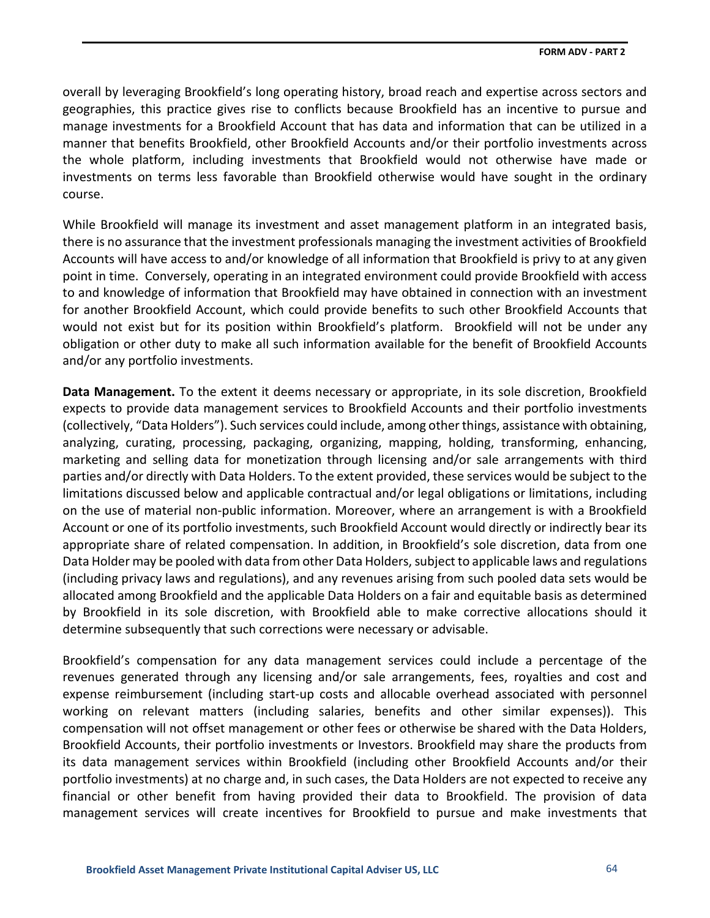overall by leveraging Brookfield's long operating history, broad reach and expertise across sectors and geographies, this practice gives rise to conflicts because Brookfield has an incentive to pursue and manage investments for a Brookfield Account that has data and information that can be utilized in a manner that benefits Brookfield, other Brookfield Accounts and/or their portfolio investments across the whole platform, including investments that Brookfield would not otherwise have made or investments on terms less favorable than Brookfield otherwise would have sought in the ordinary course.

While Brookfield will manage its investment and asset management platform in an integrated basis, there is no assurance that the investment professionals managing the investment activities of Brookfield Accounts will have access to and/or knowledge of all information that Brookfield is privy to at any given point in time. Conversely, operating in an integrated environment could provide Brookfield with access to and knowledge of information that Brookfield may have obtained in connection with an investment for another Brookfield Account, which could provide benefits to such other Brookfield Accounts that would not exist but for its position within Brookfield's platform. Brookfield will not be under any obligation or other duty to make all such information available for the benefit of Brookfield Accounts and/or any portfolio investments.

**Data Management.** To the extent it deems necessary or appropriate, in its sole discretion, Brookfield expects to provide data management services to Brookfield Accounts and their portfolio investments (collectively, "Data Holders"). Such services could include, among other things, assistance with obtaining, analyzing, curating, processing, packaging, organizing, mapping, holding, transforming, enhancing, marketing and selling data for monetization through licensing and/or sale arrangements with third parties and/or directly with Data Holders. To the extent provided, these services would be subject to the limitations discussed below and applicable contractual and/or legal obligations or limitations, including on the use of material non-public information. Moreover, where an arrangement is with a Brookfield Account or one of its portfolio investments, such Brookfield Account would directly or indirectly bear its appropriate share of related compensation. In addition, in Brookfield's sole discretion, data from one Data Holder may be pooled with data from other Data Holders, subject to applicable laws and regulations (including privacy laws and regulations), and any revenues arising from such pooled data sets would be allocated among Brookfield and the applicable Data Holders on a fair and equitable basis as determined by Brookfield in its sole discretion, with Brookfield able to make corrective allocations should it determine subsequently that such corrections were necessary or advisable.

Brookfield's compensation for any data management services could include a percentage of the revenues generated through any licensing and/or sale arrangements, fees, royalties and cost and expense reimbursement (including start-up costs and allocable overhead associated with personnel working on relevant matters (including salaries, benefits and other similar expenses)). This compensation will not offset management or other fees or otherwise be shared with the Data Holders, Brookfield Accounts, their portfolio investments or Investors. Brookfield may share the products from its data management services within Brookfield (including other Brookfield Accounts and/or their portfolio investments) at no charge and, in such cases, the Data Holders are not expected to receive any financial or other benefit from having provided their data to Brookfield. The provision of data management services will create incentives for Brookfield to pursue and make investments that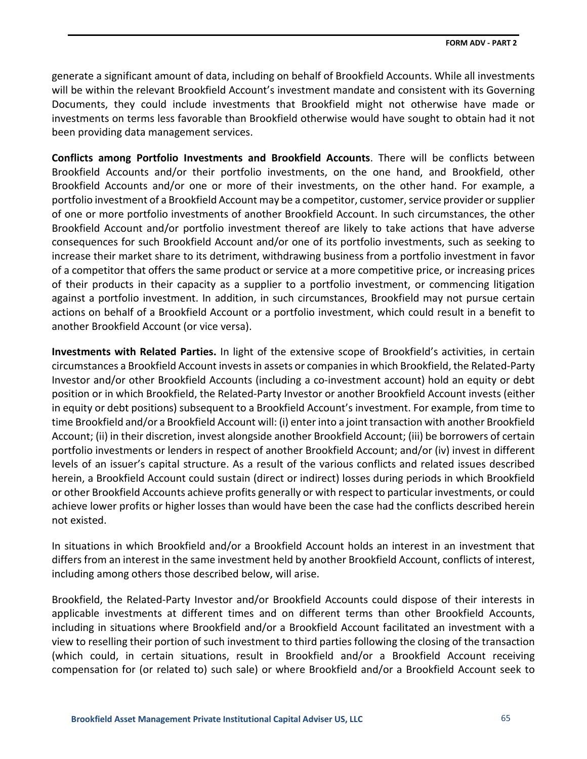generate a significant amount of data, including on behalf of Brookfield Accounts. While all investments will be within the relevant Brookfield Account's investment mandate and consistent with its Governing Documents, they could include investments that Brookfield might not otherwise have made or investments on terms less favorable than Brookfield otherwise would have sought to obtain had it not been providing data management services.

**Conflicts among Portfolio Investments and Brookfield Accounts**. There will be conflicts between Brookfield Accounts and/or their portfolio investments, on the one hand, and Brookfield, other Brookfield Accounts and/or one or more of their investments, on the other hand. For example, a portfolio investment of a Brookfield Account may be a competitor, customer, service provider or supplier of one or more portfolio investments of another Brookfield Account. In such circumstances, the other Brookfield Account and/or portfolio investment thereof are likely to take actions that have adverse consequences for such Brookfield Account and/or one of its portfolio investments, such as seeking to increase their market share to its detriment, withdrawing business from a portfolio investment in favor of a competitor that offers the same product or service at a more competitive price, or increasing prices of their products in their capacity as a supplier to a portfolio investment, or commencing litigation against a portfolio investment. In addition, in such circumstances, Brookfield may not pursue certain actions on behalf of a Brookfield Account or a portfolio investment, which could result in a benefit to another Brookfield Account (or vice versa).

**Investments with Related Parties.** In light of the extensive scope of Brookfield's activities, in certain circumstances a Brookfield Account invests in assets or companies in which Brookfield, the Related-Party Investor and/or other Brookfield Accounts (including a co-investment account) hold an equity or debt position or in which Brookfield, the Related-Party Investor or another Brookfield Account invests (either in equity or debt positions) subsequent to a Brookfield Account's investment. For example, from time to time Brookfield and/or a Brookfield Account will: (i) enter into a joint transaction with another Brookfield Account; (ii) in their discretion, invest alongside another Brookfield Account; (iii) be borrowers of certain portfolio investments or lenders in respect of another Brookfield Account; and/or (iv) invest in different levels of an issuer's capital structure. As a result of the various conflicts and related issues described herein, a Brookfield Account could sustain (direct or indirect) losses during periods in which Brookfield or other Brookfield Accounts achieve profits generally or with respect to particular investments, or could achieve lower profits or higher losses than would have been the case had the conflicts described herein not existed.

In situations in which Brookfield and/or a Brookfield Account holds an interest in an investment that differs from an interest in the same investment held by another Brookfield Account, conflicts of interest, including among others those described below, will arise.

Brookfield, the Related-Party Investor and/or Brookfield Accounts could dispose of their interests in applicable investments at different times and on different terms than other Brookfield Accounts, including in situations where Brookfield and/or a Brookfield Account facilitated an investment with a view to reselling their portion of such investment to third parties following the closing of the transaction (which could, in certain situations, result in Brookfield and/or a Brookfield Account receiving compensation for (or related to) such sale) or where Brookfield and/or a Brookfield Account seek to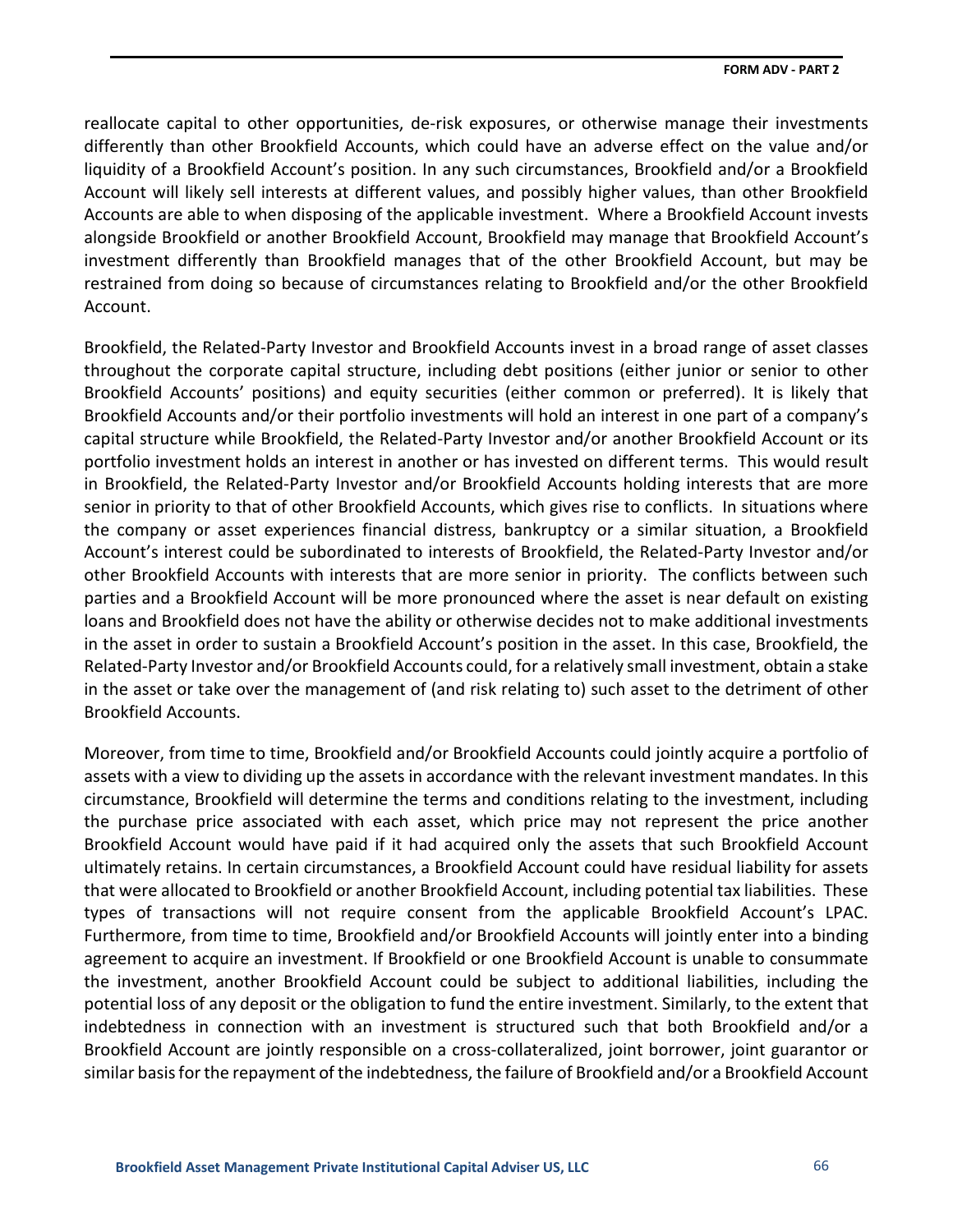reallocate capital to other opportunities, de-risk exposures, or otherwise manage their investments differently than other Brookfield Accounts, which could have an adverse effect on the value and/or liquidity of a Brookfield Account's position. In any such circumstances, Brookfield and/or a Brookfield Account will likely sell interests at different values, and possibly higher values, than other Brookfield Accounts are able to when disposing of the applicable investment. Where a Brookfield Account invests alongside Brookfield or another Brookfield Account, Brookfield may manage that Brookfield Account's investment differently than Brookfield manages that of the other Brookfield Account, but may be restrained from doing so because of circumstances relating to Brookfield and/or the other Brookfield Account.

Brookfield, the Related-Party Investor and Brookfield Accounts invest in a broad range of asset classes throughout the corporate capital structure, including debt positions (either junior or senior to other Brookfield Accounts' positions) and equity securities (either common or preferred). It is likely that Brookfield Accounts and/or their portfolio investments will hold an interest in one part of a company's capital structure while Brookfield, the Related-Party Investor and/or another Brookfield Account or its portfolio investment holds an interest in another or has invested on different terms. This would result in Brookfield, the Related-Party Investor and/or Brookfield Accounts holding interests that are more senior in priority to that of other Brookfield Accounts, which gives rise to conflicts. In situations where the company or asset experiences financial distress, bankruptcy or a similar situation, a Brookfield Account's interest could be subordinated to interests of Brookfield, the Related-Party Investor and/or other Brookfield Accounts with interests that are more senior in priority. The conflicts between such parties and a Brookfield Account will be more pronounced where the asset is near default on existing loans and Brookfield does not have the ability or otherwise decides not to make additional investments in the asset in order to sustain a Brookfield Account's position in the asset. In this case, Brookfield, the Related-Party Investor and/or Brookfield Accounts could, for a relatively small investment, obtain a stake in the asset or take over the management of (and risk relating to) such asset to the detriment of other Brookfield Accounts.

Moreover, from time to time, Brookfield and/or Brookfield Accounts could jointly acquire a portfolio of assets with a view to dividing up the assets in accordance with the relevant investment mandates. In this circumstance, Brookfield will determine the terms and conditions relating to the investment, including the purchase price associated with each asset, which price may not represent the price another Brookfield Account would have paid if it had acquired only the assets that such Brookfield Account ultimately retains. In certain circumstances, a Brookfield Account could have residual liability for assets that were allocated to Brookfield or another Brookfield Account, including potential tax liabilities. These types of transactions will not require consent from the applicable Brookfield Account's LPAC. Furthermore, from time to time, Brookfield and/or Brookfield Accounts will jointly enter into a binding agreement to acquire an investment. If Brookfield or one Brookfield Account is unable to consummate the investment, another Brookfield Account could be subject to additional liabilities, including the potential loss of any deposit or the obligation to fund the entire investment. Similarly, to the extent that indebtedness in connection with an investment is structured such that both Brookfield and/or a Brookfield Account are jointly responsible on a cross-collateralized, joint borrower, joint guarantor or similar basis for the repayment of the indebtedness, the failure of Brookfield and/or a Brookfield Account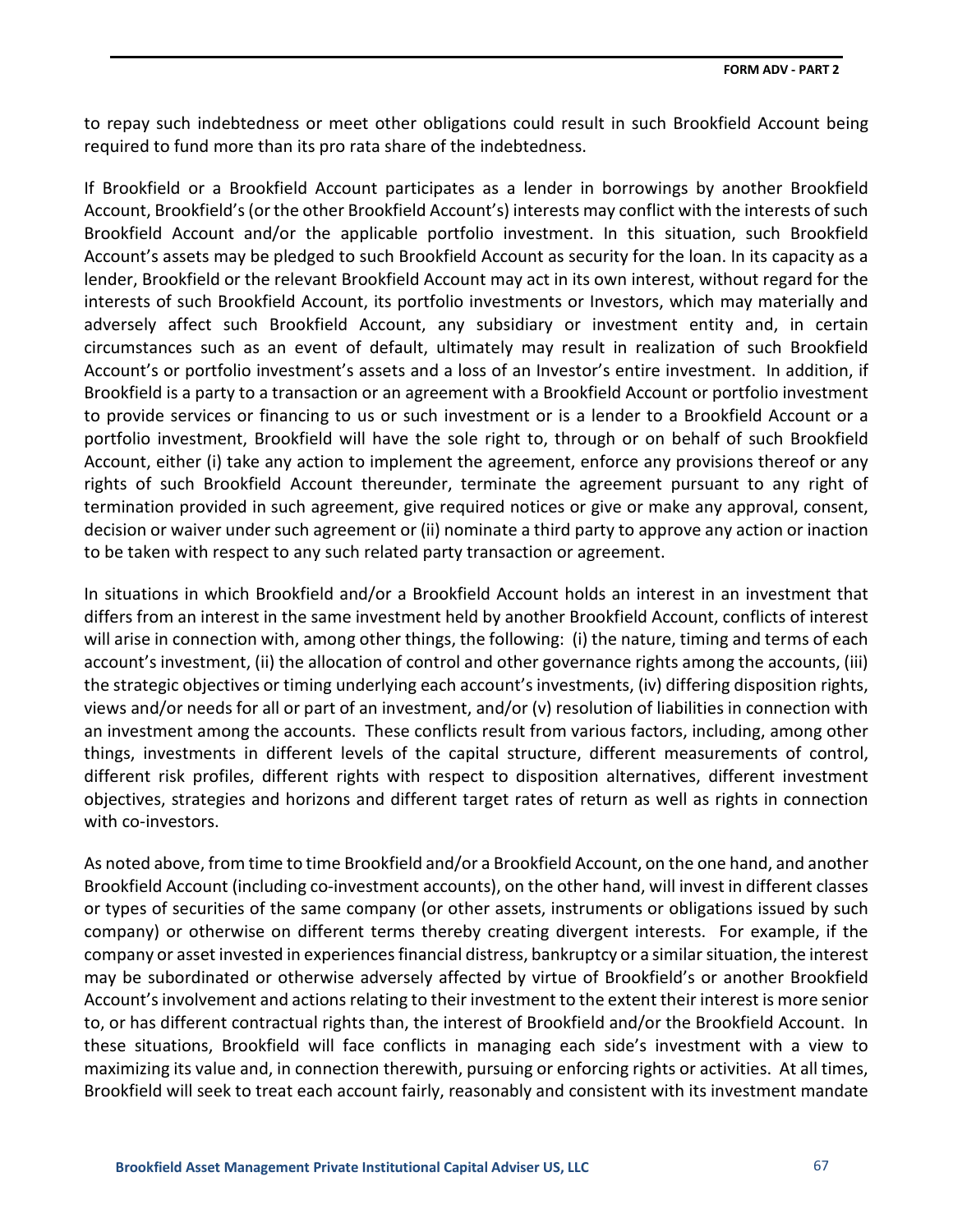to repay such indebtedness or meet other obligations could result in such Brookfield Account being required to fund more than its pro rata share of the indebtedness.

If Brookfield or a Brookfield Account participates as a lender in borrowings by another Brookfield Account, Brookfield's (or the other Brookfield Account's) interests may conflict with the interests of such Brookfield Account and/or the applicable portfolio investment. In this situation, such Brookfield Account's assets may be pledged to such Brookfield Account as security for the loan. In its capacity as a lender, Brookfield or the relevant Brookfield Account may act in its own interest, without regard for the interests of such Brookfield Account, its portfolio investments or Investors, which may materially and adversely affect such Brookfield Account, any subsidiary or investment entity and, in certain circumstances such as an event of default, ultimately may result in realization of such Brookfield Account's or portfolio investment's assets and a loss of an Investor's entire investment. In addition, if Brookfield is a party to a transaction or an agreement with a Brookfield Account or portfolio investment to provide services or financing to us or such investment or is a lender to a Brookfield Account or a portfolio investment, Brookfield will have the sole right to, through or on behalf of such Brookfield Account, either (i) take any action to implement the agreement, enforce any provisions thereof or any rights of such Brookfield Account thereunder, terminate the agreement pursuant to any right of termination provided in such agreement, give required notices or give or make any approval, consent, decision or waiver under such agreement or (ii) nominate a third party to approve any action or inaction to be taken with respect to any such related party transaction or agreement.

In situations in which Brookfield and/or a Brookfield Account holds an interest in an investment that differs from an interest in the same investment held by another Brookfield Account, conflicts of interest will arise in connection with, among other things, the following: (i) the nature, timing and terms of each account's investment, (ii) the allocation of control and other governance rights among the accounts, (iii) the strategic objectives or timing underlying each account's investments, (iv) differing disposition rights, views and/or needs for all or part of an investment, and/or (v) resolution of liabilities in connection with an investment among the accounts. These conflicts result from various factors, including, among other things, investments in different levels of the capital structure, different measurements of control, different risk profiles, different rights with respect to disposition alternatives, different investment objectives, strategies and horizons and different target rates of return as well as rights in connection with co-investors.

As noted above, from time to time Brookfield and/or a Brookfield Account, on the one hand, and another Brookfield Account (including co-investment accounts), on the other hand, will invest in different classes or types of securities of the same company (or other assets, instruments or obligations issued by such company) or otherwise on different terms thereby creating divergent interests. For example, if the company or asset invested in experiences financial distress, bankruptcy or a similar situation, the interest may be subordinated or otherwise adversely affected by virtue of Brookfield's or another Brookfield Account's involvement and actions relating to their investment to the extent their interest is more senior to, or has different contractual rights than, the interest of Brookfield and/or the Brookfield Account. In these situations, Brookfield will face conflicts in managing each side's investment with a view to maximizing its value and, in connection therewith, pursuing or enforcing rights or activities. At all times, Brookfield will seek to treat each account fairly, reasonably and consistent with its investment mandate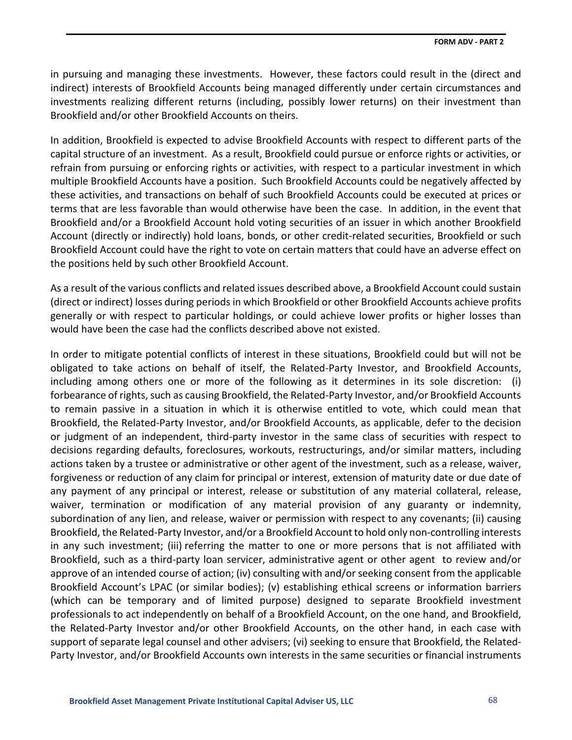in pursuing and managing these investments. However, these factors could result in the (direct and indirect) interests of Brookfield Accounts being managed differently under certain circumstances and investments realizing different returns (including, possibly lower returns) on their investment than Brookfield and/or other Brookfield Accounts on theirs.

In addition, Brookfield is expected to advise Brookfield Accounts with respect to different parts of the capital structure of an investment. As a result, Brookfield could pursue or enforce rights or activities, or refrain from pursuing or enforcing rights or activities, with respect to a particular investment in which multiple Brookfield Accounts have a position. Such Brookfield Accounts could be negatively affected by these activities, and transactions on behalf of such Brookfield Accounts could be executed at prices or terms that are less favorable than would otherwise have been the case. In addition, in the event that Brookfield and/or a Brookfield Account hold voting securities of an issuer in which another Brookfield Account (directly or indirectly) hold loans, bonds, or other credit-related securities, Brookfield or such Brookfield Account could have the right to vote on certain matters that could have an adverse effect on the positions held by such other Brookfield Account.

As a result of the various conflicts and related issues described above, a Brookfield Account could sustain (direct or indirect) losses during periods in which Brookfield or other Brookfield Accounts achieve profits generally or with respect to particular holdings, or could achieve lower profits or higher losses than would have been the case had the conflicts described above not existed.

In order to mitigate potential conflicts of interest in these situations, Brookfield could but will not be obligated to take actions on behalf of itself, the Related-Party Investor, and Brookfield Accounts, including among others one or more of the following as it determines in its sole discretion: (i) forbearance of rights, such as causing Brookfield, the Related-Party Investor, and/or Brookfield Accounts to remain passive in a situation in which it is otherwise entitled to vote, which could mean that Brookfield, the Related-Party Investor, and/or Brookfield Accounts, as applicable, defer to the decision or judgment of an independent, third-party investor in the same class of securities with respect to decisions regarding defaults, foreclosures, workouts, restructurings, and/or similar matters, including actions taken by a trustee or administrative or other agent of the investment, such as a release, waiver, forgiveness or reduction of any claim for principal or interest, extension of maturity date or due date of any payment of any principal or interest, release or substitution of any material collateral, release, waiver, termination or modification of any material provision of any guaranty or indemnity, subordination of any lien, and release, waiver or permission with respect to any covenants; (ii) causing Brookfield, the Related-Party Investor, and/or a Brookfield Account to hold only non-controlling interests in any such investment; (iii) referring the matter to one or more persons that is not affiliated with Brookfield, such as a third-party loan servicer, administrative agent or other agent to review and/or approve of an intended course of action; (iv) consulting with and/or seeking consent from the applicable Brookfield Account's LPAC (or similar bodies); (v) establishing ethical screens or information barriers (which can be temporary and of limited purpose) designed to separate Brookfield investment professionals to act independently on behalf of a Brookfield Account, on the one hand, and Brookfield, the Related-Party Investor and/or other Brookfield Accounts, on the other hand, in each case with support of separate legal counsel and other advisers; (vi) seeking to ensure that Brookfield, the Related-Party Investor, and/or Brookfield Accounts own interests in the same securities or financial instruments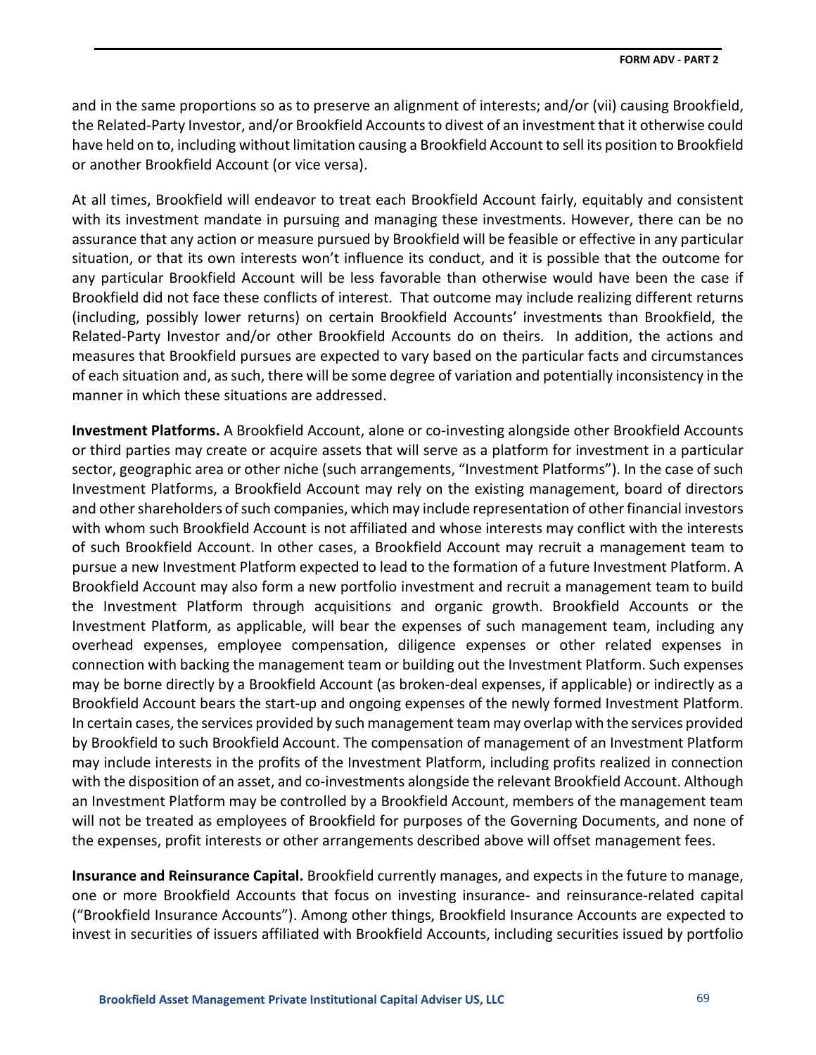and in the same proportions so as to preserve an alignment of interests; and/or (vii) causing Brookfield, the Related-Party Investor, and/or Brookfield Accounts to divest of an investment that it otherwise could have held on to, including without limitation causing a Brookfield Account to sell its position to Brookfield or another Brookfield Account (or vice versa).

At all times, Brookfield will endeavor to treat each Brookfield Account fairly, equitably and consistent with its investment mandate in pursuing and managing these investments. However, there can be no assurance that any action or measure pursued by Brookfield will be feasible or effective in any particular situation, or that its own interests won't influence its conduct, and it is possible that the outcome for any particular Brookfield Account will be less favorable than otherwise would have been the case if Brookfield did not face these conflicts of interest. That outcome may include realizing different returns (including, possibly lower returns) on certain Brookfield Accounts' investments than Brookfield, the Related-Party Investor and/or other Brookfield Accounts do on theirs. In addition, the actions and measures that Brookfield pursues are expected to vary based on the particular facts and circumstances of each situation and, as such, there will be some degree of variation and potentially inconsistency in the manner in which these situations are addressed.

**Investment Platforms.** A Brookfield Account, alone or co-investing alongside other Brookfield Accounts or third parties may create or acquire assets that will serve as a platform for investment in a particular sector, geographic area or other niche (such arrangements, "Investment Platforms"). In the case of such Investment Platforms, a Brookfield Account may rely on the existing management, board of directors and other shareholders of such companies, which may include representation of other financial investors with whom such Brookfield Account is not affiliated and whose interests may conflict with the interests of such Brookfield Account. In other cases, a Brookfield Account may recruit a management team to pursue a new Investment Platform expected to lead to the formation of a future Investment Platform. A Brookfield Account may also form a new portfolio investment and recruit a management team to build the Investment Platform through acquisitions and organic growth. Brookfield Accounts or the Investment Platform, as applicable, will bear the expenses of such management team, including any overhead expenses, employee compensation, diligence expenses or other related expenses in connection with backing the management team or building out the Investment Platform. Such expenses may be borne directly by a Brookfield Account (as broken-deal expenses, if applicable) or indirectly as a Brookfield Account bears the start-up and ongoing expenses of the newly formed Investment Platform. In certain cases, the services provided by such management team may overlap with the services provided by Brookfield to such Brookfield Account. The compensation of management of an Investment Platform may include interests in the profits of the Investment Platform, including profits realized in connection with the disposition of an asset, and co-investments alongside the relevant Brookfield Account. Although an Investment Platform may be controlled by a Brookfield Account, members of the management team will not be treated as employees of Brookfield for purposes of the Governing Documents, and none of the expenses, profit interests or other arrangements described above will offset management fees.

**Insurance and Reinsurance Capital.** Brookfield currently manages, and expects in the future to manage, one or more Brookfield Accounts that focus on investing insurance- and reinsurance-related capital ("Brookfield Insurance Accounts"). Among other things, Brookfield Insurance Accounts are expected to invest in securities of issuers affiliated with Brookfield Accounts, including securities issued by portfolio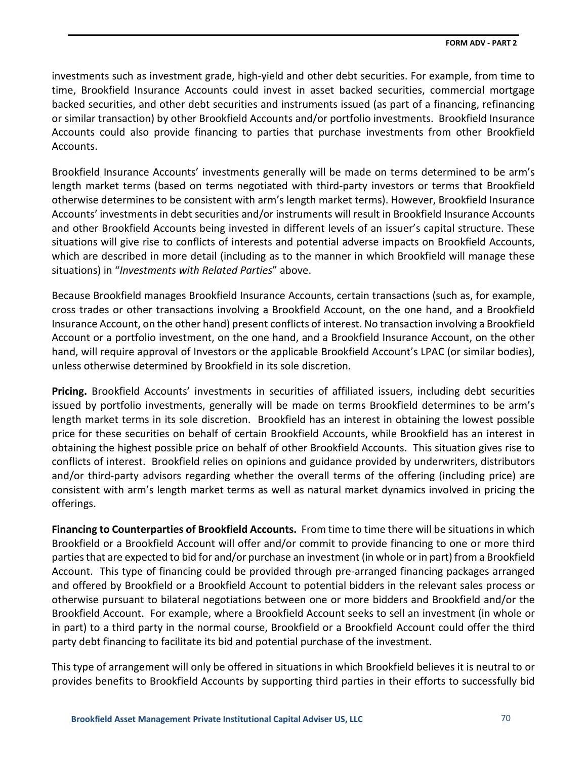investments such as investment grade, high-yield and other debt securities. For example, from time to time, Brookfield Insurance Accounts could invest in asset backed securities, commercial mortgage backed securities, and other debt securities and instruments issued (as part of a financing, refinancing or similar transaction) by other Brookfield Accounts and/or portfolio investments. Brookfield Insurance Accounts could also provide financing to parties that purchase investments from other Brookfield Accounts.

Brookfield Insurance Accounts' investments generally will be made on terms determined to be arm's length market terms (based on terms negotiated with third-party investors or terms that Brookfield otherwise determines to be consistent with arm's length market terms). However, Brookfield Insurance Accounts' investments in debt securities and/or instruments will result in Brookfield Insurance Accounts and other Brookfield Accounts being invested in different levels of an issuer's capital structure. These situations will give rise to conflicts of interests and potential adverse impacts on Brookfield Accounts, which are described in more detail (including as to the manner in which Brookfield will manage these situations) in "*Investments with Related Parties*" above.

Because Brookfield manages Brookfield Insurance Accounts, certain transactions (such as, for example, cross trades or other transactions involving a Brookfield Account, on the one hand, and a Brookfield Insurance Account, on the other hand) present conflicts of interest. No transaction involving a Brookfield Account or a portfolio investment, on the one hand, and a Brookfield Insurance Account, on the other hand, will require approval of Investors or the applicable Brookfield Account's LPAC (or similar bodies), unless otherwise determined by Brookfield in its sole discretion.

**Pricing.** Brookfield Accounts' investments in securities of affiliated issuers, including debt securities issued by portfolio investments, generally will be made on terms Brookfield determines to be arm's length market terms in its sole discretion. Brookfield has an interest in obtaining the lowest possible price for these securities on behalf of certain Brookfield Accounts, while Brookfield has an interest in obtaining the highest possible price on behalf of other Brookfield Accounts. This situation gives rise to conflicts of interest. Brookfield relies on opinions and guidance provided by underwriters, distributors and/or third-party advisors regarding whether the overall terms of the offering (including price) are consistent with arm's length market terms as well as natural market dynamics involved in pricing the offerings.

**Financing to Counterparties of Brookfield Accounts.** From time to time there will be situations in which Brookfield or a Brookfield Account will offer and/or commit to provide financing to one or more third parties that are expected to bid for and/or purchase an investment (in whole or in part) from a Brookfield Account. This type of financing could be provided through pre-arranged financing packages arranged and offered by Brookfield or a Brookfield Account to potential bidders in the relevant sales process or otherwise pursuant to bilateral negotiations between one or more bidders and Brookfield and/or the Brookfield Account. For example, where a Brookfield Account seeks to sell an investment (in whole or in part) to a third party in the normal course, Brookfield or a Brookfield Account could offer the third party debt financing to facilitate its bid and potential purchase of the investment.

This type of arrangement will only be offered in situations in which Brookfield believes it is neutral to or provides benefits to Brookfield Accounts by supporting third parties in their efforts to successfully bid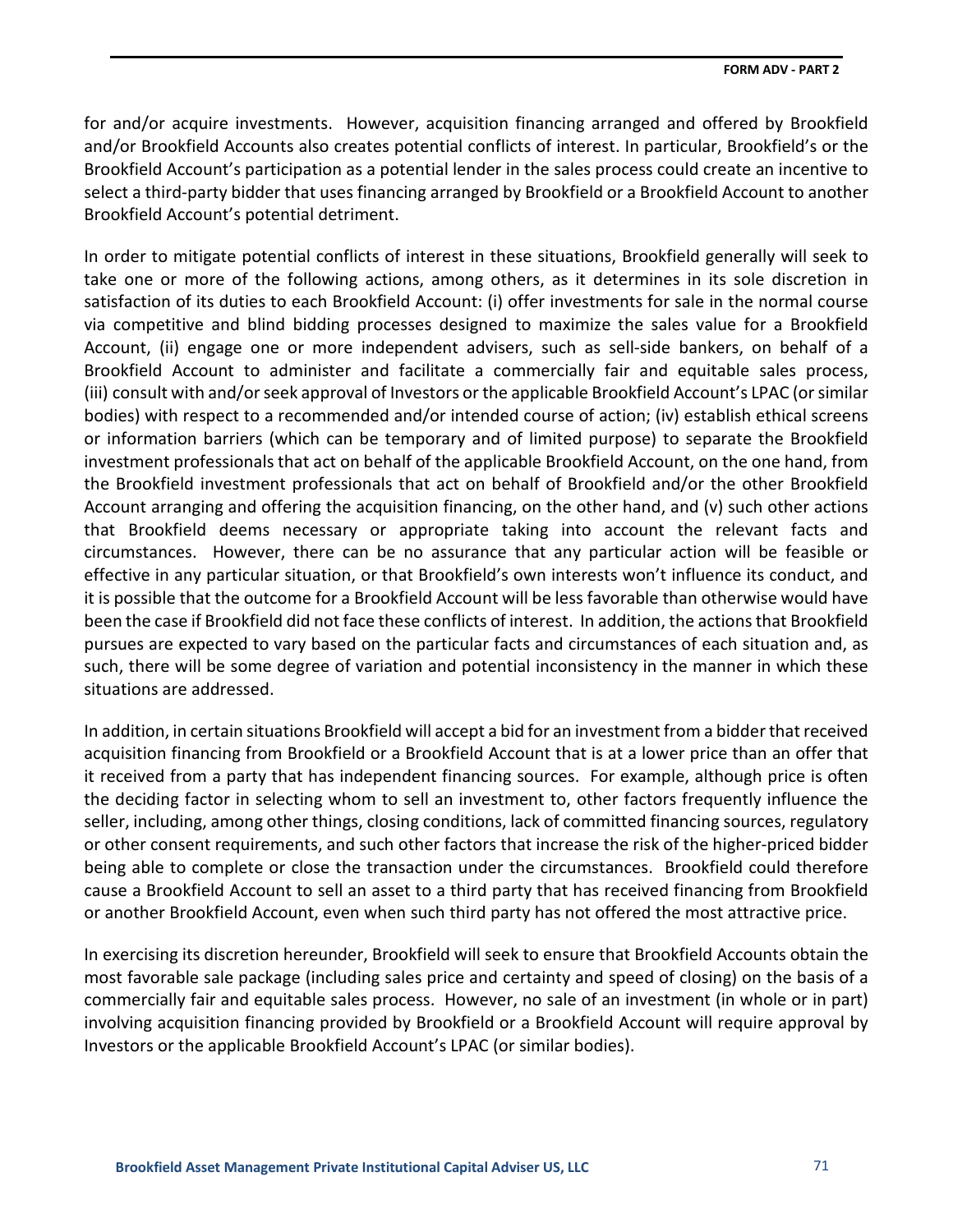for and/or acquire investments. However, acquisition financing arranged and offered by Brookfield and/or Brookfield Accounts also creates potential conflicts of interest. In particular, Brookfield's or the Brookfield Account's participation as a potential lender in the sales process could create an incentive to select a third-party bidder that uses financing arranged by Brookfield or a Brookfield Account to another Brookfield Account's potential detriment.

In order to mitigate potential conflicts of interest in these situations, Brookfield generally will seek to take one or more of the following actions, among others, as it determines in its sole discretion in satisfaction of its duties to each Brookfield Account: (i) offer investments for sale in the normal course via competitive and blind bidding processes designed to maximize the sales value for a Brookfield Account, (ii) engage one or more independent advisers, such as sell-side bankers, on behalf of a Brookfield Account to administer and facilitate a commercially fair and equitable sales process, (iii) consult with and/or seek approval of Investors or the applicable Brookfield Account's LPAC (or similar bodies) with respect to a recommended and/or intended course of action; (iv) establish ethical screens or information barriers (which can be temporary and of limited purpose) to separate the Brookfield investment professionals that act on behalf of the applicable Brookfield Account, on the one hand, from the Brookfield investment professionals that act on behalf of Brookfield and/or the other Brookfield Account arranging and offering the acquisition financing, on the other hand, and (v) such other actions that Brookfield deems necessary or appropriate taking into account the relevant facts and circumstances. However, there can be no assurance that any particular action will be feasible or effective in any particular situation, or that Brookfield's own interests won't influence its conduct, and it is possible that the outcome for a Brookfield Account will be less favorable than otherwise would have been the case if Brookfield did not face these conflicts of interest. In addition, the actions that Brookfield pursues are expected to vary based on the particular facts and circumstances of each situation and, as such, there will be some degree of variation and potential inconsistency in the manner in which these situations are addressed.

In addition, in certain situations Brookfield will accept a bid for an investment from a bidder that received acquisition financing from Brookfield or a Brookfield Account that is at a lower price than an offer that it received from a party that has independent financing sources. For example, although price is often the deciding factor in selecting whom to sell an investment to, other factors frequently influence the seller, including, among other things, closing conditions, lack of committed financing sources, regulatory or other consent requirements, and such other factors that increase the risk of the higher-priced bidder being able to complete or close the transaction under the circumstances. Brookfield could therefore cause a Brookfield Account to sell an asset to a third party that has received financing from Brookfield or another Brookfield Account, even when such third party has not offered the most attractive price.

In exercising its discretion hereunder, Brookfield will seek to ensure that Brookfield Accounts obtain the most favorable sale package (including sales price and certainty and speed of closing) on the basis of a commercially fair and equitable sales process. However, no sale of an investment (in whole or in part) involving acquisition financing provided by Brookfield or a Brookfield Account will require approval by Investors or the applicable Brookfield Account's LPAC (or similar bodies).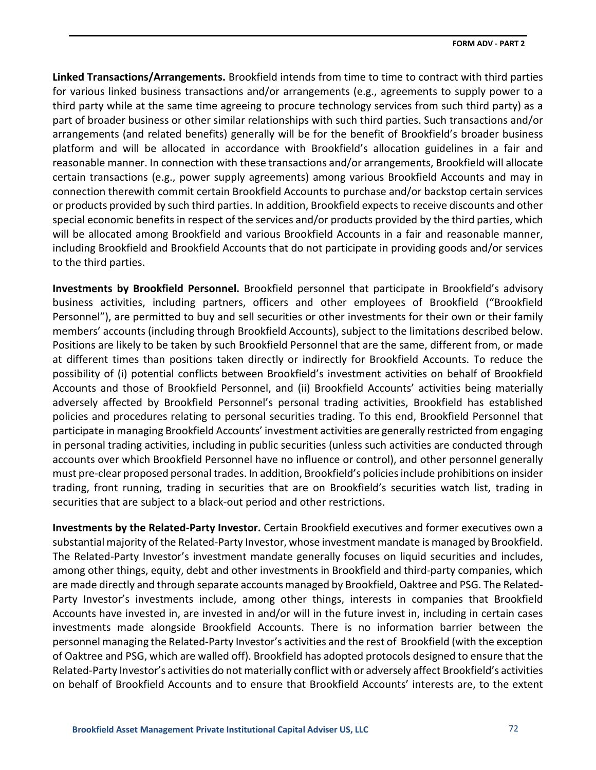**Linked Transactions/Arrangements.** Brookfield intends from time to time to contract with third parties for various linked business transactions and/or arrangements (e.g., agreements to supply power to a third party while at the same time agreeing to procure technology services from such third party) as a part of broader business or other similar relationships with such third parties. Such transactions and/or arrangements (and related benefits) generally will be for the benefit of Brookfield's broader business platform and will be allocated in accordance with Brookfield's allocation guidelines in a fair and reasonable manner. In connection with these transactions and/or arrangements, Brookfield will allocate certain transactions (e.g., power supply agreements) among various Brookfield Accounts and may in connection therewith commit certain Brookfield Accounts to purchase and/or backstop certain services or products provided by such third parties. In addition, Brookfield expects to receive discounts and other special economic benefits in respect of the services and/or products provided by the third parties, which will be allocated among Brookfield and various Brookfield Accounts in a fair and reasonable manner, including Brookfield and Brookfield Accounts that do not participate in providing goods and/or services to the third parties.

**Investments by Brookfield Personnel.** Brookfield personnel that participate in Brookfield's advisory business activities, including partners, officers and other employees of Brookfield ("Brookfield Personnel"), are permitted to buy and sell securities or other investments for their own or their family members' accounts (including through Brookfield Accounts), subject to the limitations described below. Positions are likely to be taken by such Brookfield Personnel that are the same, different from, or made at different times than positions taken directly or indirectly for Brookfield Accounts. To reduce the possibility of (i) potential conflicts between Brookfield's investment activities on behalf of Brookfield Accounts and those of Brookfield Personnel, and (ii) Brookfield Accounts' activities being materially adversely affected by Brookfield Personnel's personal trading activities, Brookfield has established policies and procedures relating to personal securities trading. To this end, Brookfield Personnel that participate in managing Brookfield Accounts' investment activities are generally restricted from engaging in personal trading activities, including in public securities (unless such activities are conducted through accounts over which Brookfield Personnel have no influence or control), and other personnel generally must pre-clear proposed personal trades. In addition, Brookfield's policies include prohibitions on insider trading, front running, trading in securities that are on Brookfield's securities watch list, trading in securities that are subject to a black-out period and other restrictions.

**Investments by the Related-Party Investor.** Certain Brookfield executives and former executives own a substantial majority of the Related-Party Investor, whose investment mandate is managed by Brookfield. The Related-Party Investor's investment mandate generally focuses on liquid securities and includes, among other things, equity, debt and other investments in Brookfield and third-party companies, which are made directly and through separate accounts managed by Brookfield, Oaktree and PSG. The Related-Party Investor's investments include, among other things, interests in companies that Brookfield Accounts have invested in, are invested in and/or will in the future invest in, including in certain cases investments made alongside Brookfield Accounts. There is no information barrier between the personnel managing the Related-Party Investor's activities and the rest of Brookfield (with the exception of Oaktree and PSG, which are walled off). Brookfield has adopted protocols designed to ensure that the Related-Party Investor's activities do not materially conflict with or adversely affect Brookfield's activities on behalf of Brookfield Accounts and to ensure that Brookfield Accounts' interests are, to the extent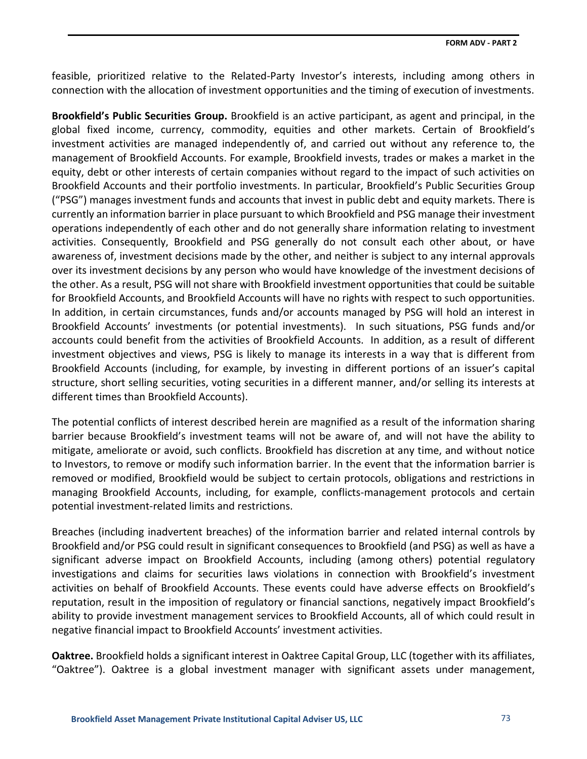feasible, prioritized relative to the Related-Party Investor's interests, including among others in connection with the allocation of investment opportunities and the timing of execution of investments.

**Brookfield's Public Securities Group.** Brookfield is an active participant, as agent and principal, in the global fixed income, currency, commodity, equities and other markets. Certain of Brookfield's investment activities are managed independently of, and carried out without any reference to, the management of Brookfield Accounts. For example, Brookfield invests, trades or makes a market in the equity, debt or other interests of certain companies without regard to the impact of such activities on Brookfield Accounts and their portfolio investments. In particular, Brookfield's Public Securities Group ("PSG") manages investment funds and accounts that invest in public debt and equity markets. There is currently an information barrier in place pursuant to which Brookfield and PSG manage their investment operations independently of each other and do not generally share information relating to investment activities. Consequently, Brookfield and PSG generally do not consult each other about, or have awareness of, investment decisions made by the other, and neither is subject to any internal approvals over its investment decisions by any person who would have knowledge of the investment decisions of the other. As a result, PSG will not share with Brookfield investment opportunities that could be suitable for Brookfield Accounts, and Brookfield Accounts will have no rights with respect to such opportunities. In addition, in certain circumstances, funds and/or accounts managed by PSG will hold an interest in Brookfield Accounts' investments (or potential investments). In such situations, PSG funds and/or accounts could benefit from the activities of Brookfield Accounts. In addition, as a result of different investment objectives and views, PSG is likely to manage its interests in a way that is different from Brookfield Accounts (including, for example, by investing in different portions of an issuer's capital structure, short selling securities, voting securities in a different manner, and/or selling its interests at different times than Brookfield Accounts).

The potential conflicts of interest described herein are magnified as a result of the information sharing barrier because Brookfield's investment teams will not be aware of, and will not have the ability to mitigate, ameliorate or avoid, such conflicts. Brookfield has discretion at any time, and without notice to Investors, to remove or modify such information barrier. In the event that the information barrier is removed or modified, Brookfield would be subject to certain protocols, obligations and restrictions in managing Brookfield Accounts, including, for example, conflicts-management protocols and certain potential investment-related limits and restrictions.

Breaches (including inadvertent breaches) of the information barrier and related internal controls by Brookfield and/or PSG could result in significant consequences to Brookfield (and PSG) as well as have a significant adverse impact on Brookfield Accounts, including (among others) potential regulatory investigations and claims for securities laws violations in connection with Brookfield's investment activities on behalf of Brookfield Accounts. These events could have adverse effects on Brookfield's reputation, result in the imposition of regulatory or financial sanctions, negatively impact Brookfield's ability to provide investment management services to Brookfield Accounts, all of which could result in negative financial impact to Brookfield Accounts' investment activities.

**Oaktree.** Brookfield holds a significant interest in Oaktree Capital Group, LLC (together with its affiliates, "Oaktree"). Oaktree is a global investment manager with significant assets under management,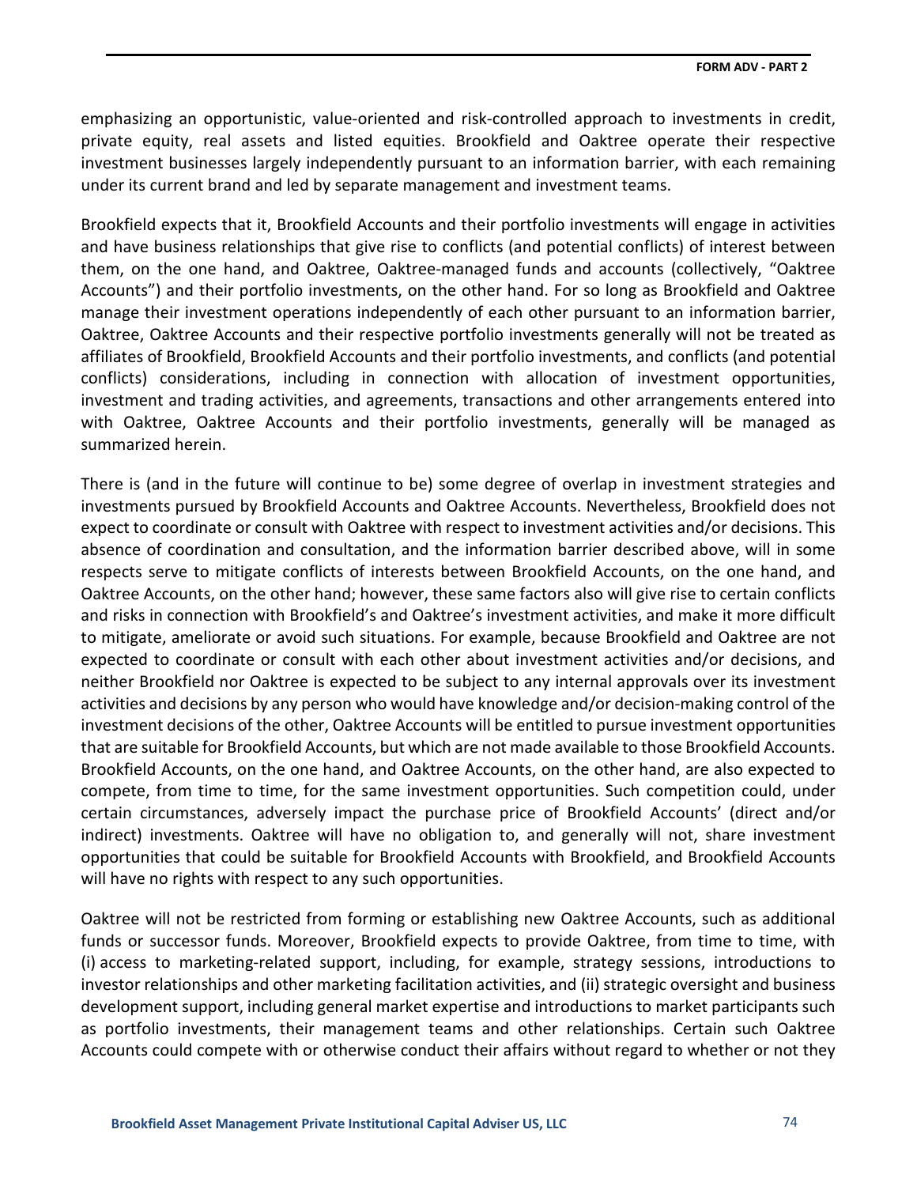emphasizing an opportunistic, value-oriented and risk-controlled approach to investments in credit, private equity, real assets and listed equities. Brookfield and Oaktree operate their respective investment businesses largely independently pursuant to an information barrier, with each remaining under its current brand and led by separate management and investment teams.

Brookfield expects that it, Brookfield Accounts and their portfolio investments will engage in activities and have business relationships that give rise to conflicts (and potential conflicts) of interest between them, on the one hand, and Oaktree, Oaktree-managed funds and accounts (collectively, "Oaktree Accounts") and their portfolio investments, on the other hand. For so long as Brookfield and Oaktree manage their investment operations independently of each other pursuant to an information barrier, Oaktree, Oaktree Accounts and their respective portfolio investments generally will not be treated as affiliates of Brookfield, Brookfield Accounts and their portfolio investments, and conflicts (and potential conflicts) considerations, including in connection with allocation of investment opportunities, investment and trading activities, and agreements, transactions and other arrangements entered into with Oaktree, Oaktree Accounts and their portfolio investments, generally will be managed as summarized herein.

There is (and in the future will continue to be) some degree of overlap in investment strategies and investments pursued by Brookfield Accounts and Oaktree Accounts. Nevertheless, Brookfield does not expect to coordinate or consult with Oaktree with respect to investment activities and/or decisions. This absence of coordination and consultation, and the information barrier described above, will in some respects serve to mitigate conflicts of interests between Brookfield Accounts, on the one hand, and Oaktree Accounts, on the other hand; however, these same factors also will give rise to certain conflicts and risks in connection with Brookfield's and Oaktree's investment activities, and make it more difficult to mitigate, ameliorate or avoid such situations. For example, because Brookfield and Oaktree are not expected to coordinate or consult with each other about investment activities and/or decisions, and neither Brookfield nor Oaktree is expected to be subject to any internal approvals over its investment activities and decisions by any person who would have knowledge and/or decision-making control of the investment decisions of the other, Oaktree Accounts will be entitled to pursue investment opportunities that are suitable for Brookfield Accounts, but which are not made available to those Brookfield Accounts. Brookfield Accounts, on the one hand, and Oaktree Accounts, on the other hand, are also expected to compete, from time to time, for the same investment opportunities. Such competition could, under certain circumstances, adversely impact the purchase price of Brookfield Accounts' (direct and/or indirect) investments. Oaktree will have no obligation to, and generally will not, share investment opportunities that could be suitable for Brookfield Accounts with Brookfield, and Brookfield Accounts will have no rights with respect to any such opportunities.

Oaktree will not be restricted from forming or establishing new Oaktree Accounts, such as additional funds or successor funds. Moreover, Brookfield expects to provide Oaktree, from time to time, with (i) access to marketing-related support, including, for example, strategy sessions, introductions to investor relationships and other marketing facilitation activities, and (ii) strategic oversight and business development support, including general market expertise and introductions to market participants such as portfolio investments, their management teams and other relationships. Certain such Oaktree Accounts could compete with or otherwise conduct their affairs without regard to whether or not they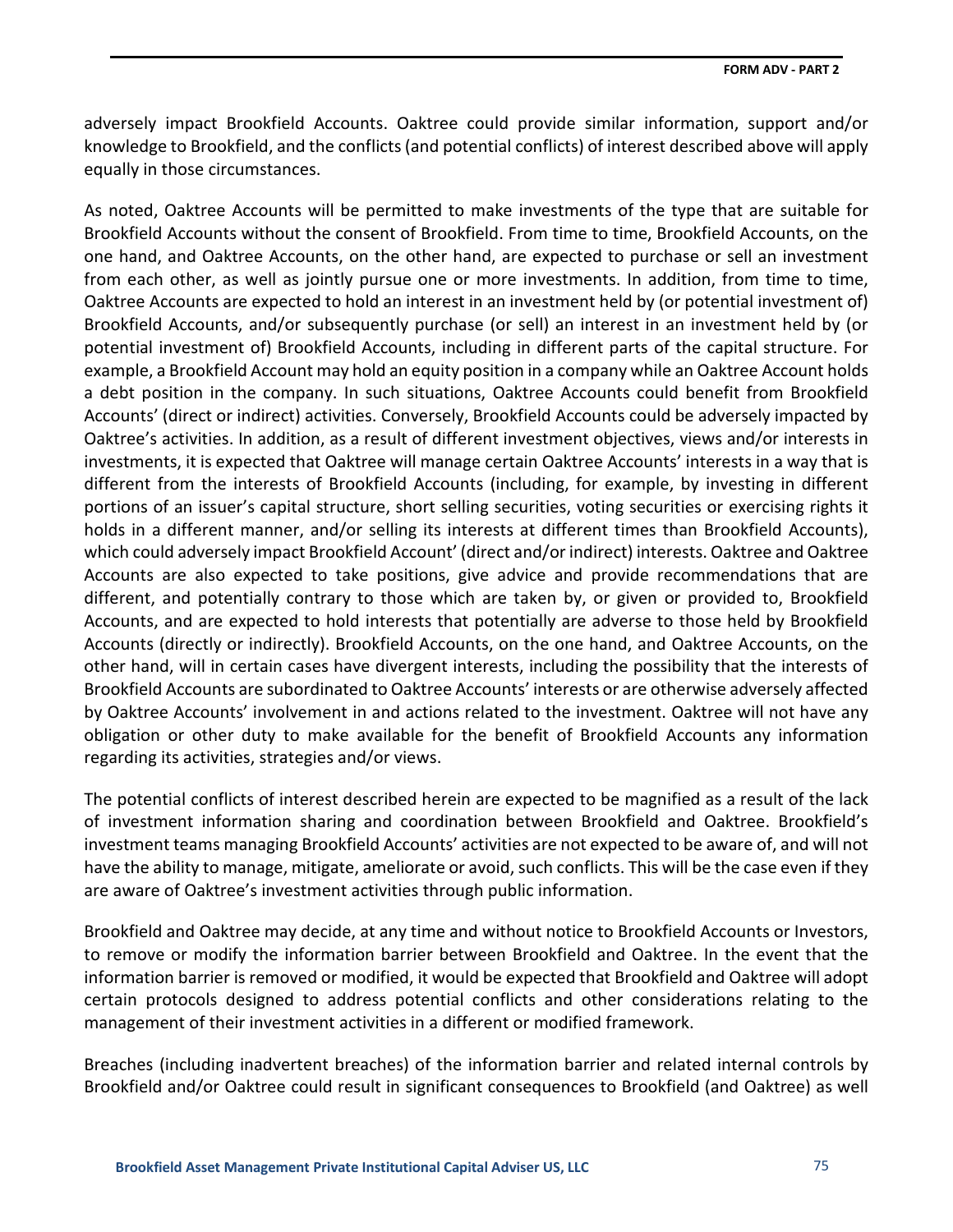adversely impact Brookfield Accounts. Oaktree could provide similar information, support and/or knowledge to Brookfield, and the conflicts (and potential conflicts) of interest described above will apply equally in those circumstances.

As noted, Oaktree Accounts will be permitted to make investments of the type that are suitable for Brookfield Accounts without the consent of Brookfield. From time to time, Brookfield Accounts, on the one hand, and Oaktree Accounts, on the other hand, are expected to purchase or sell an investment from each other, as well as jointly pursue one or more investments. In addition, from time to time, Oaktree Accounts are expected to hold an interest in an investment held by (or potential investment of) Brookfield Accounts, and/or subsequently purchase (or sell) an interest in an investment held by (or potential investment of) Brookfield Accounts, including in different parts of the capital structure. For example, a Brookfield Account may hold an equity position in a company while an Oaktree Account holds a debt position in the company. In such situations, Oaktree Accounts could benefit from Brookfield Accounts' (direct or indirect) activities. Conversely, Brookfield Accounts could be adversely impacted by Oaktree's activities. In addition, as a result of different investment objectives, views and/or interests in investments, it is expected that Oaktree will manage certain Oaktree Accounts' interests in a way that is different from the interests of Brookfield Accounts (including, for example, by investing in different portions of an issuer's capital structure, short selling securities, voting securities or exercising rights it holds in a different manner, and/or selling its interests at different times than Brookfield Accounts), which could adversely impact Brookfield Account' (direct and/or indirect) interests. Oaktree and Oaktree Accounts are also expected to take positions, give advice and provide recommendations that are different, and potentially contrary to those which are taken by, or given or provided to, Brookfield Accounts, and are expected to hold interests that potentially are adverse to those held by Brookfield Accounts (directly or indirectly). Brookfield Accounts, on the one hand, and Oaktree Accounts, on the other hand, will in certain cases have divergent interests, including the possibility that the interests of Brookfield Accounts are subordinated to Oaktree Accounts' interests or are otherwise adversely affected by Oaktree Accounts' involvement in and actions related to the investment. Oaktree will not have any obligation or other duty to make available for the benefit of Brookfield Accounts any information regarding its activities, strategies and/or views.

The potential conflicts of interest described herein are expected to be magnified as a result of the lack of investment information sharing and coordination between Brookfield and Oaktree. Brookfield's investment teams managing Brookfield Accounts' activities are not expected to be aware of, and will not have the ability to manage, mitigate, ameliorate or avoid, such conflicts. This will be the case even if they are aware of Oaktree's investment activities through public information.

Brookfield and Oaktree may decide, at any time and without notice to Brookfield Accounts or Investors, to remove or modify the information barrier between Brookfield and Oaktree. In the event that the information barrier is removed or modified, it would be expected that Brookfield and Oaktree will adopt certain protocols designed to address potential conflicts and other considerations relating to the management of their investment activities in a different or modified framework.

Breaches (including inadvertent breaches) of the information barrier and related internal controls by Brookfield and/or Oaktree could result in significant consequences to Brookfield (and Oaktree) as well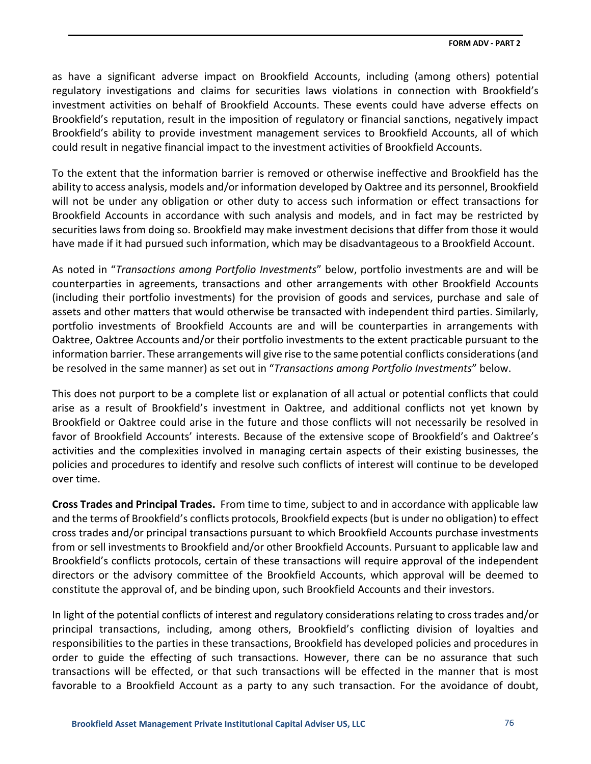as have a significant adverse impact on Brookfield Accounts, including (among others) potential regulatory investigations and claims for securities laws violations in connection with Brookfield's investment activities on behalf of Brookfield Accounts. These events could have adverse effects on Brookfield's reputation, result in the imposition of regulatory or financial sanctions, negatively impact Brookfield's ability to provide investment management services to Brookfield Accounts, all of which could result in negative financial impact to the investment activities of Brookfield Accounts.

To the extent that the information barrier is removed or otherwise ineffective and Brookfield has the ability to access analysis, models and/or information developed by Oaktree and its personnel, Brookfield will not be under any obligation or other duty to access such information or effect transactions for Brookfield Accounts in accordance with such analysis and models, and in fact may be restricted by securities laws from doing so. Brookfield may make investment decisions that differ from those it would have made if it had pursued such information, which may be disadvantageous to a Brookfield Account.

As noted in "*Transactions among Portfolio Investments*" below, portfolio investments are and will be counterparties in agreements, transactions and other arrangements with other Brookfield Accounts (including their portfolio investments) for the provision of goods and services, purchase and sale of assets and other matters that would otherwise be transacted with independent third parties. Similarly, portfolio investments of Brookfield Accounts are and will be counterparties in arrangements with Oaktree, Oaktree Accounts and/or their portfolio investments to the extent practicable pursuant to the information barrier. These arrangements will give rise to the same potential conflicts considerations (and be resolved in the same manner) as set out in "*Transactions among Portfolio Investments*" below.

This does not purport to be a complete list or explanation of all actual or potential conflicts that could arise as a result of Brookfield's investment in Oaktree, and additional conflicts not yet known by Brookfield or Oaktree could arise in the future and those conflicts will not necessarily be resolved in favor of Brookfield Accounts' interests. Because of the extensive scope of Brookfield's and Oaktree's activities and the complexities involved in managing certain aspects of their existing businesses, the policies and procedures to identify and resolve such conflicts of interest will continue to be developed over time.

**Cross Trades and Principal Trades.** From time to time, subject to and in accordance with applicable law and the terms of Brookfield's conflicts protocols, Brookfield expects (but is under no obligation) to effect cross trades and/or principal transactions pursuant to which Brookfield Accounts purchase investments from or sell investments to Brookfield and/or other Brookfield Accounts. Pursuant to applicable law and Brookfield's conflicts protocols, certain of these transactions will require approval of the independent directors or the advisory committee of the Brookfield Accounts, which approval will be deemed to constitute the approval of, and be binding upon, such Brookfield Accounts and their investors.

In light of the potential conflicts of interest and regulatory considerations relating to cross trades and/or principal transactions, including, among others, Brookfield's conflicting division of loyalties and responsibilities to the parties in these transactions, Brookfield has developed policies and procedures in order to guide the effecting of such transactions. However, there can be no assurance that such transactions will be effected, or that such transactions will be effected in the manner that is most favorable to a Brookfield Account as a party to any such transaction. For the avoidance of doubt,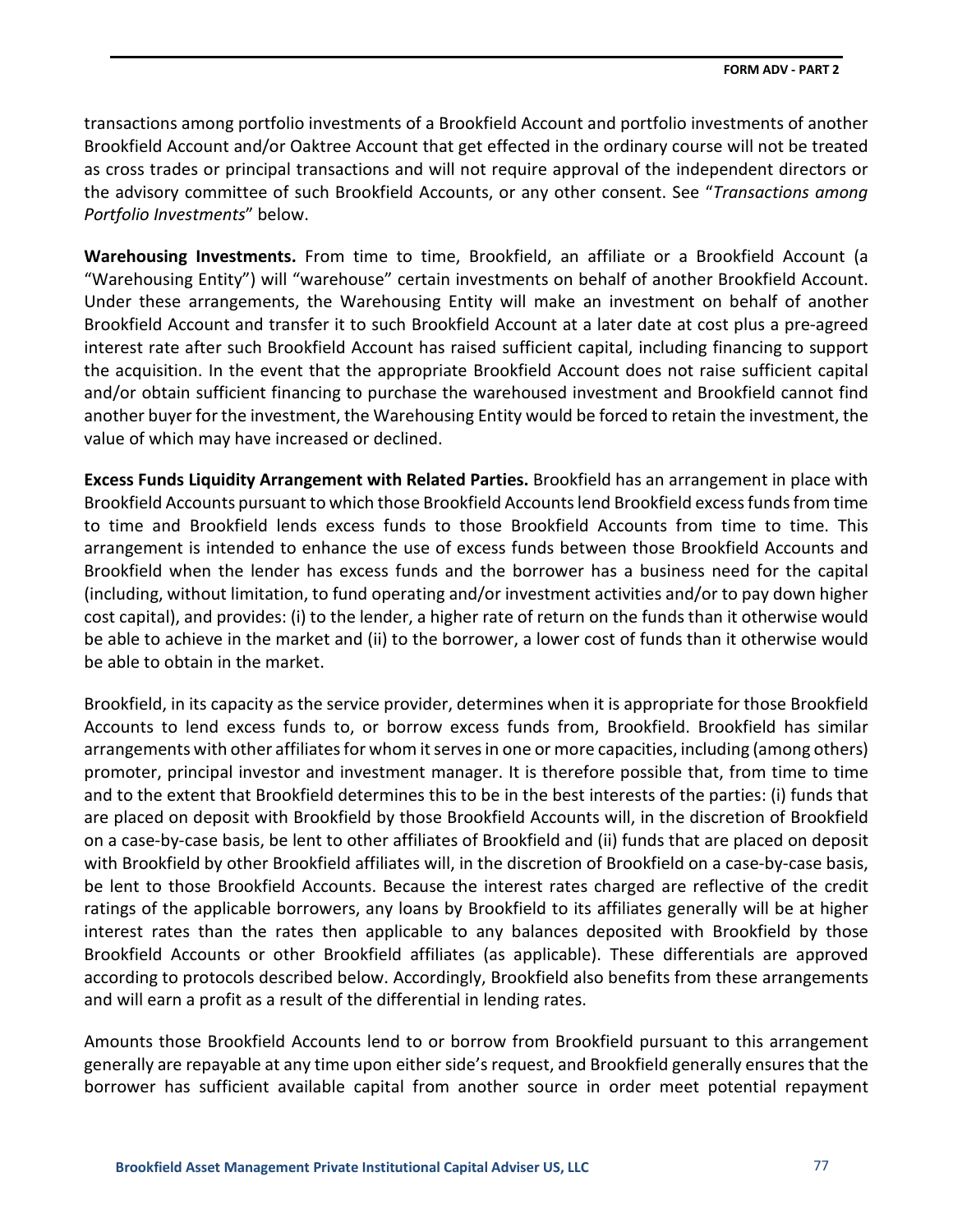transactions among portfolio investments of a Brookfield Account and portfolio investments of another Brookfield Account and/or Oaktree Account that get effected in the ordinary course will not be treated as cross trades or principal transactions and will not require approval of the independent directors or the advisory committee of such Brookfield Accounts, or any other consent. See "*Transactions among Portfolio Investments*" below.

**Warehousing Investments.** From time to time, Brookfield, an affiliate or a Brookfield Account (a "Warehousing Entity") will "warehouse" certain investments on behalf of another Brookfield Account. Under these arrangements, the Warehousing Entity will make an investment on behalf of another Brookfield Account and transfer it to such Brookfield Account at a later date at cost plus a pre-agreed interest rate after such Brookfield Account has raised sufficient capital, including financing to support the acquisition. In the event that the appropriate Brookfield Account does not raise sufficient capital and/or obtain sufficient financing to purchase the warehoused investment and Brookfield cannot find another buyer for the investment, the Warehousing Entity would be forced to retain the investment, the value of which may have increased or declined.

**Excess Funds Liquidity Arrangement with Related Parties.** Brookfield has an arrangement in place with Brookfield Accounts pursuant to which those Brookfield Accounts lend Brookfield excess funds from time to time and Brookfield lends excess funds to those Brookfield Accounts from time to time. This arrangement is intended to enhance the use of excess funds between those Brookfield Accounts and Brookfield when the lender has excess funds and the borrower has a business need for the capital (including, without limitation, to fund operating and/or investment activities and/or to pay down higher cost capital), and provides: (i) to the lender, a higher rate of return on the funds than it otherwise would be able to achieve in the market and (ii) to the borrower, a lower cost of funds than it otherwise would be able to obtain in the market.

Brookfield, in its capacity as the service provider, determines when it is appropriate for those Brookfield Accounts to lend excess funds to, or borrow excess funds from, Brookfield. Brookfield has similar arrangements with other affiliates for whom it serves in one or more capacities, including (among others) promoter, principal investor and investment manager. It is therefore possible that, from time to time and to the extent that Brookfield determines this to be in the best interests of the parties: (i) funds that are placed on deposit with Brookfield by those Brookfield Accounts will, in the discretion of Brookfield on a case-by-case basis, be lent to other affiliates of Brookfield and (ii) funds that are placed on deposit with Brookfield by other Brookfield affiliates will, in the discretion of Brookfield on a case-by-case basis, be lent to those Brookfield Accounts. Because the interest rates charged are reflective of the credit ratings of the applicable borrowers, any loans by Brookfield to its affiliates generally will be at higher interest rates than the rates then applicable to any balances deposited with Brookfield by those Brookfield Accounts or other Brookfield affiliates (as applicable). These differentials are approved according to protocols described below. Accordingly, Brookfield also benefits from these arrangements and will earn a profit as a result of the differential in lending rates.

Amounts those Brookfield Accounts lend to or borrow from Brookfield pursuant to this arrangement generally are repayable at any time upon either side's request, and Brookfield generally ensures that the borrower has sufficient available capital from another source in order meet potential repayment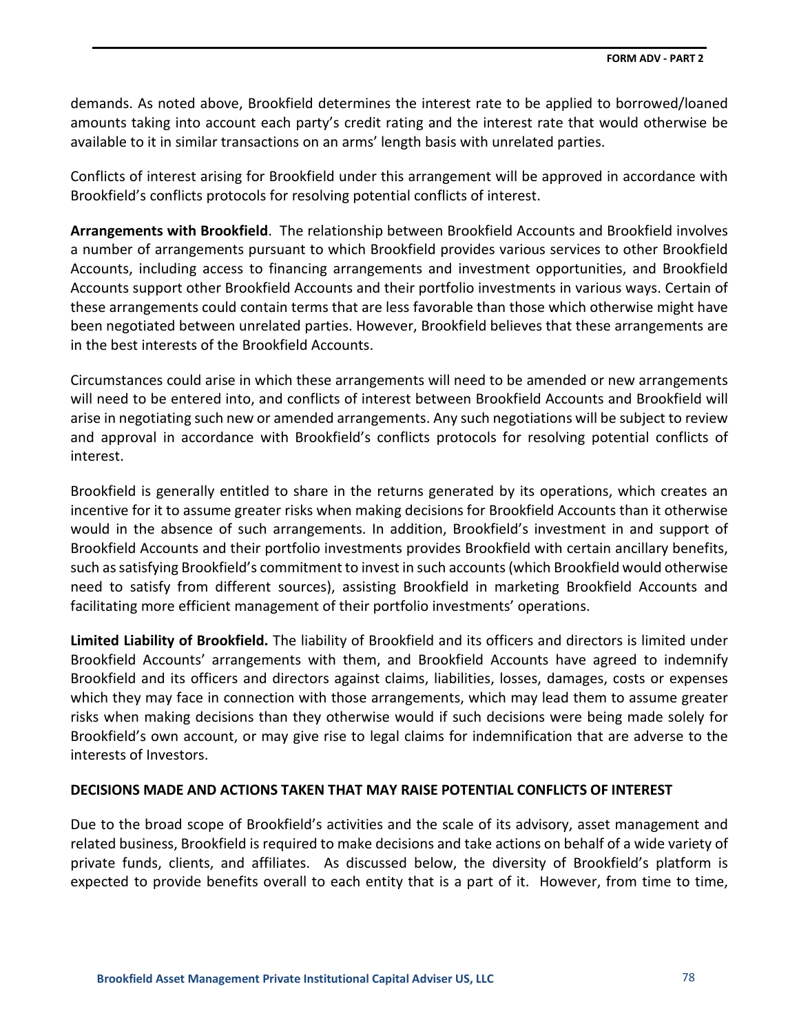demands. As noted above, Brookfield determines the interest rate to be applied to borrowed/loaned amounts taking into account each party's credit rating and the interest rate that would otherwise be available to it in similar transactions on an arms' length basis with unrelated parties.

Conflicts of interest arising for Brookfield under this arrangement will be approved in accordance with Brookfield's conflicts protocols for resolving potential conflicts of interest.

**Arrangements with Brookfield**. The relationship between Brookfield Accounts and Brookfield involves a number of arrangements pursuant to which Brookfield provides various services to other Brookfield Accounts, including access to financing arrangements and investment opportunities, and Brookfield Accounts support other Brookfield Accounts and their portfolio investments in various ways. Certain of these arrangements could contain terms that are less favorable than those which otherwise might have been negotiated between unrelated parties. However, Brookfield believes that these arrangements are in the best interests of the Brookfield Accounts.

Circumstances could arise in which these arrangements will need to be amended or new arrangements will need to be entered into, and conflicts of interest between Brookfield Accounts and Brookfield will arise in negotiating such new or amended arrangements. Any such negotiations will be subject to review and approval in accordance with Brookfield's conflicts protocols for resolving potential conflicts of interest.

Brookfield is generally entitled to share in the returns generated by its operations, which creates an incentive for it to assume greater risks when making decisions for Brookfield Accounts than it otherwise would in the absence of such arrangements. In addition, Brookfield's investment in and support of Brookfield Accounts and their portfolio investments provides Brookfield with certain ancillary benefits, such as satisfying Brookfield's commitment to invest in such accounts (which Brookfield would otherwise need to satisfy from different sources), assisting Brookfield in marketing Brookfield Accounts and facilitating more efficient management of their portfolio investments' operations.

**Limited Liability of Brookfield.** The liability of Brookfield and its officers and directors is limited under Brookfield Accounts' arrangements with them, and Brookfield Accounts have agreed to indemnify Brookfield and its officers and directors against claims, liabilities, losses, damages, costs or expenses which they may face in connection with those arrangements, which may lead them to assume greater risks when making decisions than they otherwise would if such decisions were being made solely for Brookfield's own account, or may give rise to legal claims for indemnification that are adverse to the interests of Investors.

**DECISIONS MADE AND ACTIONS TAKEN THAT MAY RAISE POTENTIAL CONFLICTS OF INTEREST**

Due to the broad scope of Brookfield's activities and the scale of its advisory, asset management and related business, Brookfield is required to make decisions and take actions on behalf of a wide variety of private funds, clients, and affiliates. As discussed below, the diversity of Brookfield's platform is expected to provide benefits overall to each entity that is a part of it. However, from time to time,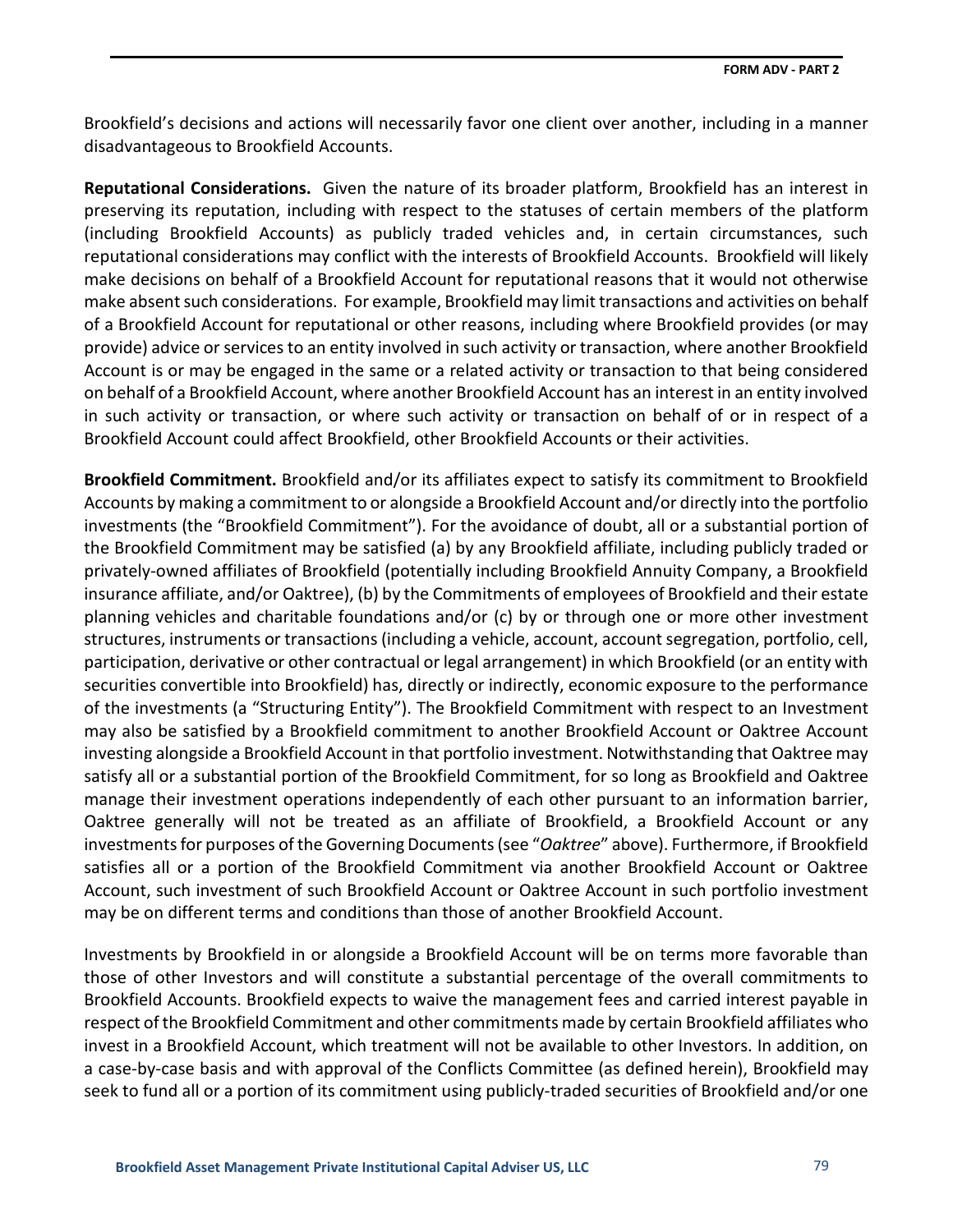Brookfield's decisions and actions will necessarily favor one client over another, including in a manner disadvantageous to Brookfield Accounts.

**Reputational Considerations.** Given the nature of its broader platform, Brookfield has an interest in preserving its reputation, including with respect to the statuses of certain members of the platform (including Brookfield Accounts) as publicly traded vehicles and, in certain circumstances, such reputational considerations may conflict with the interests of Brookfield Accounts. Brookfield will likely make decisions on behalf of a Brookfield Account for reputational reasons that it would not otherwise make absent such considerations. For example, Brookfield may limit transactions and activities on behalf of a Brookfield Account for reputational or other reasons, including where Brookfield provides (or may provide) advice or services to an entity involved in such activity or transaction, where another Brookfield Account is or may be engaged in the same or a related activity or transaction to that being considered on behalf of a Brookfield Account, where another Brookfield Account has an interest in an entity involved in such activity or transaction, or where such activity or transaction on behalf of or in respect of a Brookfield Account could affect Brookfield, other Brookfield Accounts or their activities.

**Brookfield Commitment.** Brookfield and/or its affiliates expect to satisfy its commitment to Brookfield Accounts by making a commitment to or alongside a Brookfield Account and/or directly into the portfolio investments (the "Brookfield Commitment"). For the avoidance of doubt, all or a substantial portion of the Brookfield Commitment may be satisfied (a) by any Brookfield affiliate, including publicly traded or privately-owned affiliates of Brookfield (potentially including Brookfield Annuity Company, a Brookfield insurance affiliate, and/or Oaktree), (b) by the Commitments of employees of Brookfield and their estate planning vehicles and charitable foundations and/or (c) by or through one or more other investment structures, instruments or transactions (including a vehicle, account, account segregation, portfolio, cell, participation, derivative or other contractual or legal arrangement) in which Brookfield (or an entity with securities convertible into Brookfield) has, directly or indirectly, economic exposure to the performance of the investments (a "Structuring Entity"). The Brookfield Commitment with respect to an Investment may also be satisfied by a Brookfield commitment to another Brookfield Account or Oaktree Account investing alongside a Brookfield Account in that portfolio investment. Notwithstanding that Oaktree may satisfy all or a substantial portion of the Brookfield Commitment, for so long as Brookfield and Oaktree manage their investment operations independently of each other pursuant to an information barrier, Oaktree generally will not be treated as an affiliate of Brookfield, a Brookfield Account or any investments for purposes of the Governing Documents (see "*Oaktree*" above). Furthermore, if Brookfield satisfies all or a portion of the Brookfield Commitment via another Brookfield Account or Oaktree Account, such investment of such Brookfield Account or Oaktree Account in such portfolio investment may be on different terms and conditions than those of another Brookfield Account.

Investments by Brookfield in or alongside a Brookfield Account will be on terms more favorable than those of other Investors and will constitute a substantial percentage of the overall commitments to Brookfield Accounts. Brookfield expects to waive the management fees and carried interest payable in respect of the Brookfield Commitment and other commitments made by certain Brookfield affiliates who invest in a Brookfield Account, which treatment will not be available to other Investors. In addition, on a case-by-case basis and with approval of the Conflicts Committee (as defined herein), Brookfield may seek to fund all or a portion of its commitment using publicly-traded securities of Brookfield and/or one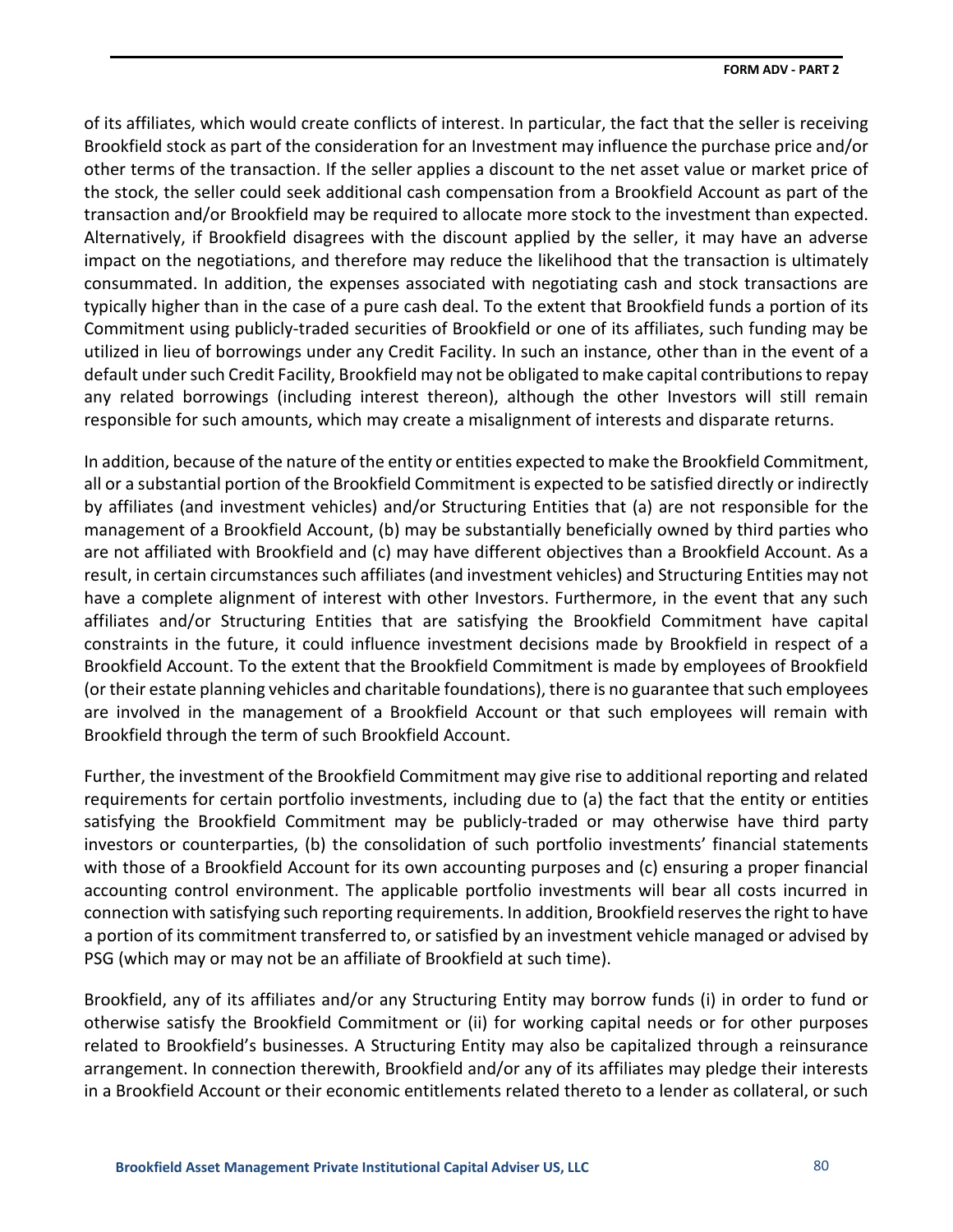of its affiliates, which would create conflicts of interest. In particular, the fact that the seller is receiving Brookfield stock as part of the consideration for an Investment may influence the purchase price and/or other terms of the transaction. If the seller applies a discount to the net asset value or market price of the stock, the seller could seek additional cash compensation from a Brookfield Account as part of the transaction and/or Brookfield may be required to allocate more stock to the investment than expected. Alternatively, if Brookfield disagrees with the discount applied by the seller, it may have an adverse impact on the negotiations, and therefore may reduce the likelihood that the transaction is ultimately consummated. In addition, the expenses associated with negotiating cash and stock transactions are typically higher than in the case of a pure cash deal. To the extent that Brookfield funds a portion of its Commitment using publicly-traded securities of Brookfield or one of its affiliates, such funding may be utilized in lieu of borrowings under any Credit Facility. In such an instance, other than in the event of a default under such Credit Facility, Brookfield may not be obligated to make capital contributions to repay any related borrowings (including interest thereon), although the other Investors will still remain responsible for such amounts, which may create a misalignment of interests and disparate returns.

In addition, because of the nature of the entity or entities expected to make the Brookfield Commitment, all or a substantial portion of the Brookfield Commitment is expected to be satisfied directly or indirectly by affiliates (and investment vehicles) and/or Structuring Entities that (a) are not responsible for the management of a Brookfield Account, (b) may be substantially beneficially owned by third parties who are not affiliated with Brookfield and (c) may have different objectives than a Brookfield Account. As a result, in certain circumstances such affiliates (and investment vehicles) and Structuring Entities may not have a complete alignment of interest with other Investors. Furthermore, in the event that any such affiliates and/or Structuring Entities that are satisfying the Brookfield Commitment have capital constraints in the future, it could influence investment decisions made by Brookfield in respect of a Brookfield Account. To the extent that the Brookfield Commitment is made by employees of Brookfield (or their estate planning vehicles and charitable foundations), there is no guarantee that such employees are involved in the management of a Brookfield Account or that such employees will remain with Brookfield through the term of such Brookfield Account.

Further, the investment of the Brookfield Commitment may give rise to additional reporting and related requirements for certain portfolio investments, including due to (a) the fact that the entity or entities satisfying the Brookfield Commitment may be publicly-traded or may otherwise have third party investors or counterparties, (b) the consolidation of such portfolio investments' financial statements with those of a Brookfield Account for its own accounting purposes and (c) ensuring a proper financial accounting control environment. The applicable portfolio investments will bear all costs incurred in connection with satisfying such reporting requirements. In addition, Brookfield reserves the right to have a portion of its commitment transferred to, or satisfied by an investment vehicle managed or advised by PSG (which may or may not be an affiliate of Brookfield at such time).

Brookfield, any of its affiliates and/or any Structuring Entity may borrow funds (i) in order to fund or otherwise satisfy the Brookfield Commitment or (ii) for working capital needs or for other purposes related to Brookfield's businesses. A Structuring Entity may also be capitalized through a reinsurance arrangement. In connection therewith, Brookfield and/or any of its affiliates may pledge their interests in a Brookfield Account or their economic entitlements related thereto to a lender as collateral, or such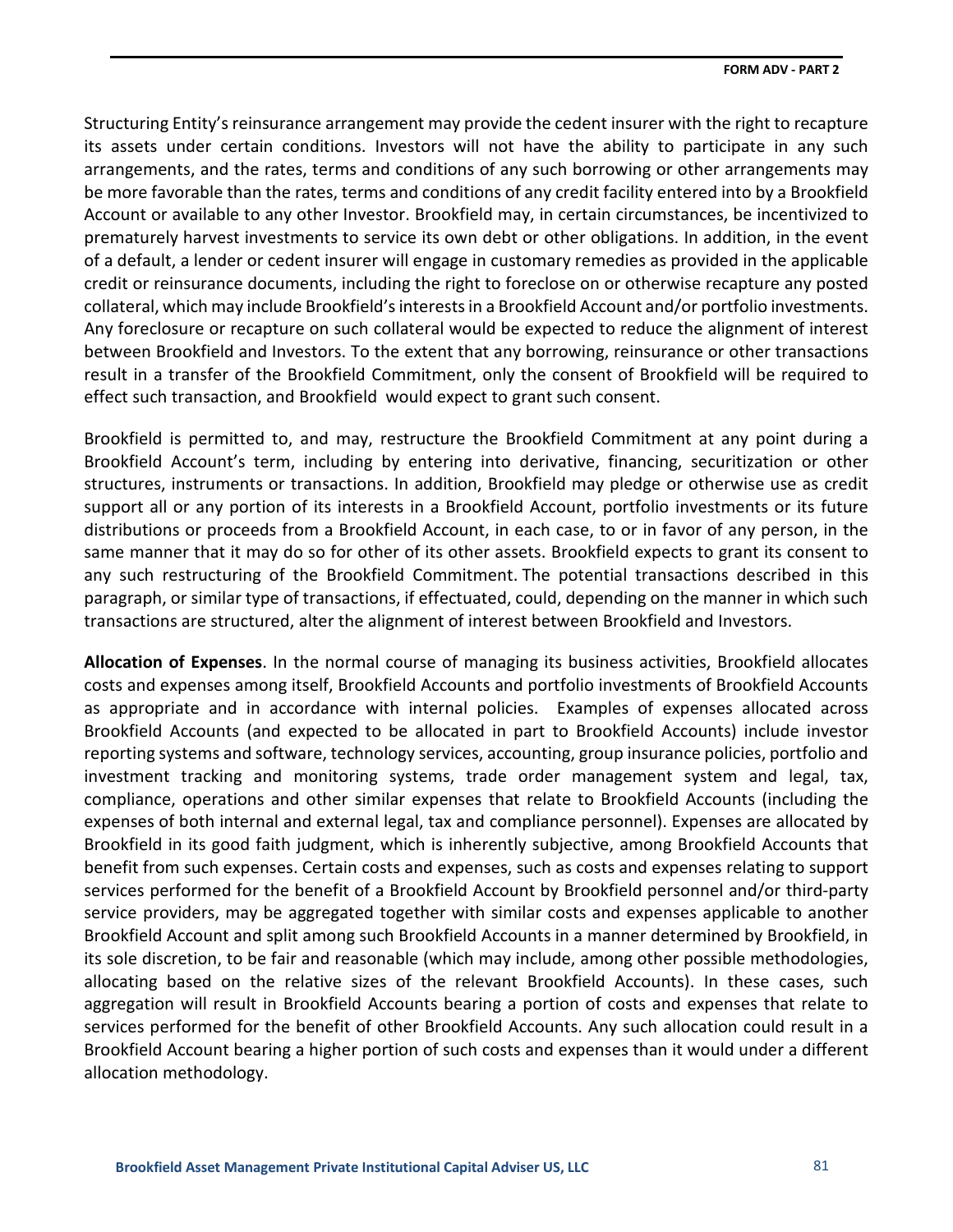Structuring Entity's reinsurance arrangement may provide the cedent insurer with the right to recapture its assets under certain conditions. Investors will not have the ability to participate in any such arrangements, and the rates, terms and conditions of any such borrowing or other arrangements may be more favorable than the rates, terms and conditions of any credit facility entered into by a Brookfield Account or available to any other Investor. Brookfield may, in certain circumstances, be incentivized to prematurely harvest investments to service its own debt or other obligations. In addition, in the event of a default, a lender or cedent insurer will engage in customary remedies as provided in the applicable credit or reinsurance documents, including the right to foreclose on or otherwise recapture any posted collateral, which may include Brookfield's interests in a Brookfield Account and/or portfolio investments. Any foreclosure or recapture on such collateral would be expected to reduce the alignment of interest between Brookfield and Investors. To the extent that any borrowing, reinsurance or other transactions result in a transfer of the Brookfield Commitment, only the consent of Brookfield will be required to effect such transaction, and Brookfield would expect to grant such consent.

Brookfield is permitted to, and may, restructure the Brookfield Commitment at any point during a Brookfield Account's term, including by entering into derivative, financing, securitization or other structures, instruments or transactions. In addition, Brookfield may pledge or otherwise use as credit support all or any portion of its interests in a Brookfield Account, portfolio investments or its future distributions or proceeds from a Brookfield Account, in each case, to or in favor of any person, in the same manner that it may do so for other of its other assets. Brookfield expects to grant its consent to any such restructuring of the Brookfield Commitment. The potential transactions described in this paragraph, or similar type of transactions, if effectuated, could, depending on the manner in which such transactions are structured, alter the alignment of interest between Brookfield and Investors.

**Allocation of Expenses**. In the normal course of managing its business activities, Brookfield allocates costs and expenses among itself, Brookfield Accounts and portfolio investments of Brookfield Accounts as appropriate and in accordance with internal policies. Examples of expenses allocated across Brookfield Accounts (and expected to be allocated in part to Brookfield Accounts) include investor reporting systems and software, technology services, accounting, group insurance policies, portfolio and investment tracking and monitoring systems, trade order management system and legal, tax, compliance, operations and other similar expenses that relate to Brookfield Accounts (including the expenses of both internal and external legal, tax and compliance personnel). Expenses are allocated by Brookfield in its good faith judgment, which is inherently subjective, among Brookfield Accounts that benefit from such expenses. Certain costs and expenses, such as costs and expenses relating to support services performed for the benefit of a Brookfield Account by Brookfield personnel and/or third-party service providers, may be aggregated together with similar costs and expenses applicable to another Brookfield Account and split among such Brookfield Accounts in a manner determined by Brookfield, in its sole discretion, to be fair and reasonable (which may include, among other possible methodologies, allocating based on the relative sizes of the relevant Brookfield Accounts). In these cases, such aggregation will result in Brookfield Accounts bearing a portion of costs and expenses that relate to services performed for the benefit of other Brookfield Accounts. Any such allocation could result in a Brookfield Account bearing a higher portion of such costs and expenses than it would under a different allocation methodology.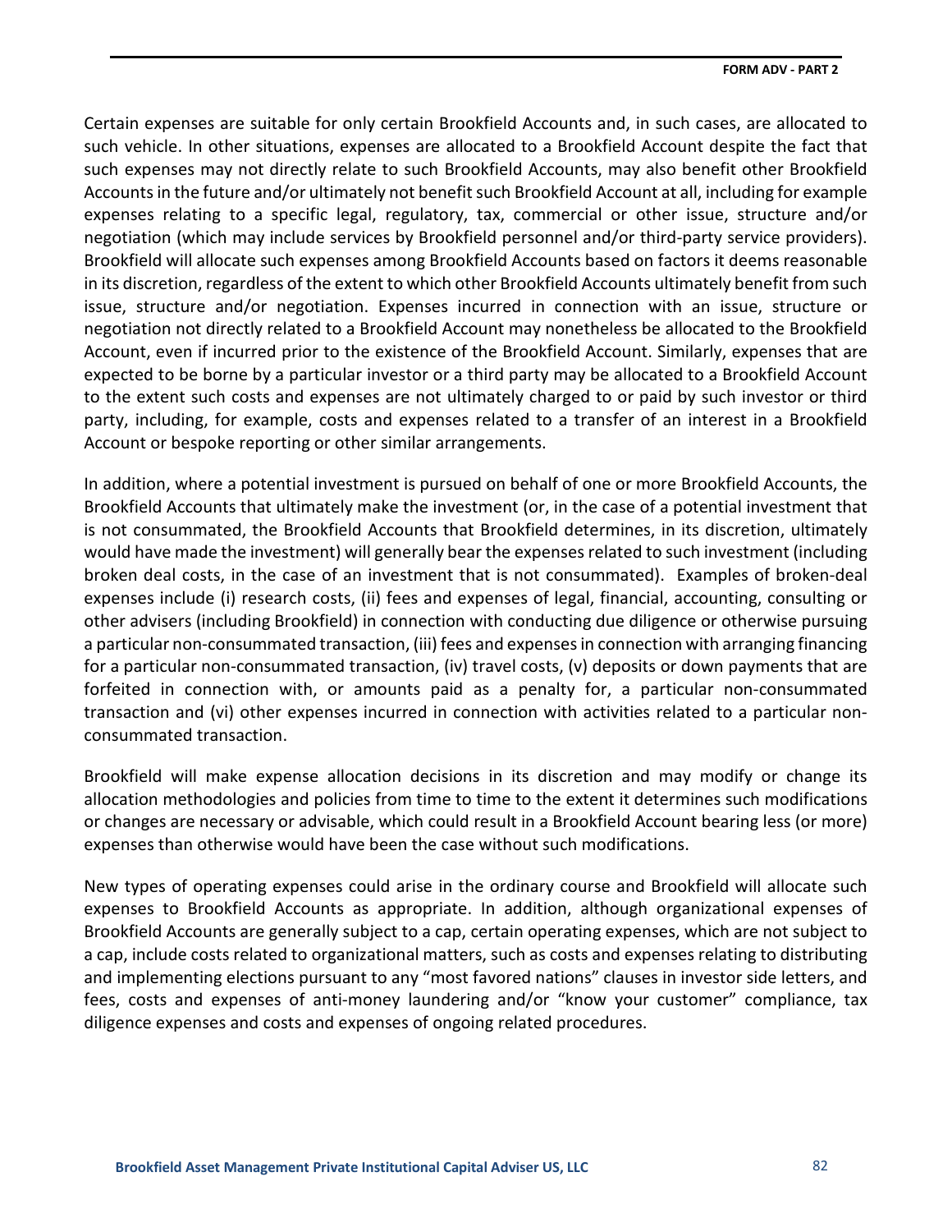Certain expenses are suitable for only certain Brookfield Accounts and, in such cases, are allocated to such vehicle. In other situations, expenses are allocated to a Brookfield Account despite the fact that such expenses may not directly relate to such Brookfield Accounts, may also benefit other Brookfield Accounts in the future and/or ultimately not benefit such Brookfield Account at all, including for example expenses relating to a specific legal, regulatory, tax, commercial or other issue, structure and/or negotiation (which may include services by Brookfield personnel and/or third-party service providers). Brookfield will allocate such expenses among Brookfield Accounts based on factors it deems reasonable in its discretion, regardless of the extent to which other Brookfield Accounts ultimately benefit from such issue, structure and/or negotiation. Expenses incurred in connection with an issue, structure or negotiation not directly related to a Brookfield Account may nonetheless be allocated to the Brookfield Account, even if incurred prior to the existence of the Brookfield Account. Similarly, expenses that are expected to be borne by a particular investor or a third party may be allocated to a Brookfield Account to the extent such costs and expenses are not ultimately charged to or paid by such investor or third party, including, for example, costs and expenses related to a transfer of an interest in a Brookfield Account or bespoke reporting or other similar arrangements.

In addition, where a potential investment is pursued on behalf of one or more Brookfield Accounts, the Brookfield Accounts that ultimately make the investment (or, in the case of a potential investment that is not consummated, the Brookfield Accounts that Brookfield determines, in its discretion, ultimately would have made the investment) will generally bear the expenses related to such investment (including broken deal costs, in the case of an investment that is not consummated). Examples of broken-deal expenses include (i) research costs, (ii) fees and expenses of legal, financial, accounting, consulting or other advisers (including Brookfield) in connection with conducting due diligence or otherwise pursuing a particular non-consummated transaction, (iii) fees and expenses in connection with arranging financing for a particular non-consummated transaction, (iv) travel costs, (v) deposits or down payments that are forfeited in connection with, or amounts paid as a penalty for, a particular non-consummated transaction and (vi) other expenses incurred in connection with activities related to a particular non-consummated transaction.

Brookfield will make expense allocation decisions in its discretion and may modify or change its allocation methodologies and policies from time to time to the extent it determines such modifications or changes are necessary or advisable, which could result in a Brookfield Account bearing less (or more) expenses than otherwise would have been the case without such modifications.

New types of operating expenses could arise in the ordinary course and Brookfield will allocate such expenses to Brookfield Accounts as appropriate. In addition, although organizational expenses of Brookfield Accounts are generally subject to a cap, certain operating expenses, which are not subject to a cap, include costs related to organizational matters, such as costs and expenses relating to distributing and implementing elections pursuant to any "most favored nations" clauses in investor side letters, and fees, costs and expenses of anti-money laundering and/or "know your customer" compliance, tax diligence expenses and costs and expenses of ongoing related procedures.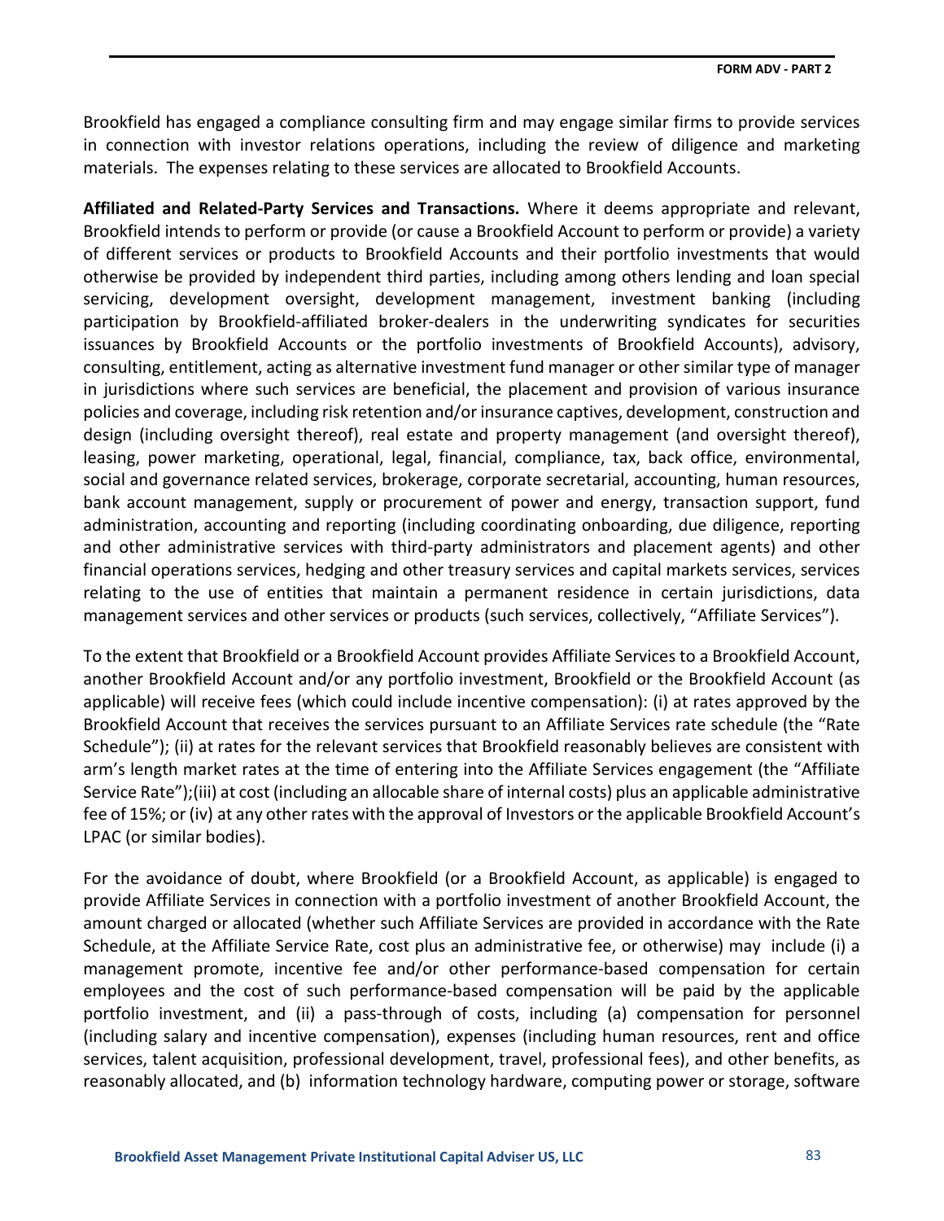Brookfield has engaged a compliance consulting firm and may engage similar firms to provide services in connection with investor relations operations, including the review of diligence and marketing materials. The expenses relating to these services are allocated to Brookfield Accounts.

**Affiliated and Related-Party Services and Transactions.** Where it deems appropriate and relevant, Brookfield intends to perform or provide (or cause a Brookfield Account to perform or provide) a variety of different services or products to Brookfield Accounts and their portfolio investments that would otherwise be provided by independent third parties, including among others lending and loan special servicing, development oversight, development management, investment banking (including participation by Brookfield-affiliated broker-dealers in the underwriting syndicates for securities issuances by Brookfield Accounts or the portfolio investments of Brookfield Accounts), advisory, consulting, entitlement, acting as alternative investment fund manager or other similar type of manager in jurisdictions where such services are beneficial, the placement and provision of various insurance policies and coverage, including risk retention and/or insurance captives, development, construction and design (including oversight thereof), real estate and property management (and oversight thereof), leasing, power marketing, operational, legal, financial, compliance, tax, back office, environmental, social and governance related services, brokerage, corporate secretarial, accounting, human resources, bank account management, supply or procurement of power and energy, transaction support, fund administration, accounting and reporting (including coordinating onboarding, due diligence, reporting and other administrative services with third-party administrators and placement agents) and other financial operations services, hedging and other treasury services and capital markets services, services relating to the use of entities that maintain a permanent residence in certain jurisdictions, data management services and other services or products (such services, collectively, "Affiliate Services").

To the extent that Brookfield or a Brookfield Account provides Affiliate Services to a Brookfield Account, another Brookfield Account and/or any portfolio investment, Brookfield or the Brookfield Account (as applicable) will receive fees (which could include incentive compensation): (i) at rates approved by the Brookfield Account that receives the services pursuant to an Affiliate Services rate schedule (the "Rate Schedule"); (ii) at rates for the relevant services that Brookfield reasonably believes are consistent with arm's length market rates at the time of entering into the Affiliate Services engagement (the "Affiliate Service Rate");(iii) at cost (including an allocable share of internal costs) plus an applicable administrative fee of 15%; or (iv) at any other rates with the approval of Investors or the applicable Brookfield Account's LPAC (or similar bodies).

For the avoidance of doubt, where Brookfield (or a Brookfield Account, as applicable) is engaged to provide Affiliate Services in connection with a portfolio investment of another Brookfield Account, the amount charged or allocated (whether such Affiliate Services are provided in accordance with the Rate Schedule, at the Affiliate Service Rate, cost plus an administrative fee, or otherwise) may include (i) a management promote, incentive fee and/or other performance-based compensation for certain employees and the cost of such performance-based compensation will be paid by the applicable portfolio investment, and (ii) a pass-through of costs, including (a) compensation for personnel (including salary and incentive compensation), expenses (including human resources, rent and office services, talent acquisition, professional development, travel, professional fees), and other benefits, as reasonably allocated, and (b) information technology hardware, computing power or storage, software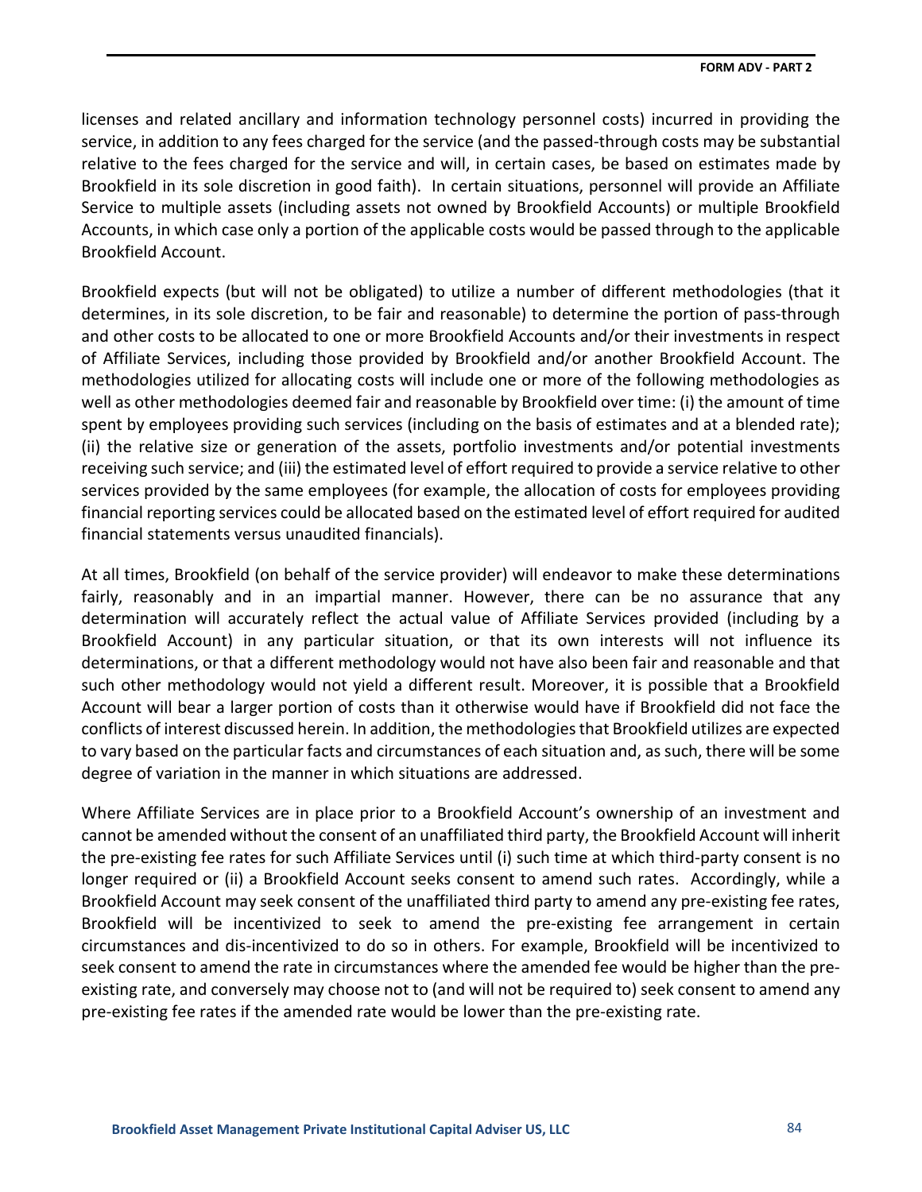licenses and related ancillary and information technology personnel costs) incurred in providing the service, in addition to any fees charged for the service (and the passed-through costs may be substantial relative to the fees charged for the service and will, in certain cases, be based on estimates made by Brookfield in its sole discretion in good faith). In certain situations, personnel will provide an Affiliate Service to multiple assets (including assets not owned by Brookfield Accounts) or multiple Brookfield Accounts, in which case only a portion of the applicable costs would be passed through to the applicable Brookfield Account.

Brookfield expects (but will not be obligated) to utilize a number of different methodologies (that it determines, in its sole discretion, to be fair and reasonable) to determine the portion of pass-through and other costs to be allocated to one or more Brookfield Accounts and/or their investments in respect of Affiliate Services, including those provided by Brookfield and/or another Brookfield Account. The methodologies utilized for allocating costs will include one or more of the following methodologies as well as other methodologies deemed fair and reasonable by Brookfield over time: (i) the amount of time spent by employees providing such services (including on the basis of estimates and at a blended rate); (ii) the relative size or generation of the assets, portfolio investments and/or potential investments receiving such service; and (iii) the estimated level of effort required to provide a service relative to other services provided by the same employees (for example, the allocation of costs for employees providing financial reporting services could be allocated based on the estimated level of effort required for audited financial statements versus unaudited financials).

At all times, Brookfield (on behalf of the service provider) will endeavor to make these determinations fairly, reasonably and in an impartial manner. However, there can be no assurance that any determination will accurately reflect the actual value of Affiliate Services provided (including by a Brookfield Account) in any particular situation, or that its own interests will not influence its determinations, or that a different methodology would not have also been fair and reasonable and that such other methodology would not yield a different result. Moreover, it is possible that a Brookfield Account will bear a larger portion of costs than it otherwise would have if Brookfield did not face the conflicts of interest discussed herein. In addition, the methodologies that Brookfield utilizes are expected to vary based on the particular facts and circumstances of each situation and, as such, there will be some degree of variation in the manner in which situations are addressed.

Where Affiliate Services are in place prior to a Brookfield Account's ownership of an investment and cannot be amended without the consent of an unaffiliated third party, the Brookfield Account will inherit the pre-existing fee rates for such Affiliate Services until (i) such time at which third-party consent is no longer required or (ii) a Brookfield Account seeks consent to amend such rates. Accordingly, while a Brookfield Account may seek consent of the unaffiliated third party to amend any pre-existing fee rates, Brookfield will be incentivized to seek to amend the pre-existing fee arrangement in certain circumstances and dis-incentivized to do so in others. For example, Brookfield will be incentivized to seek consent to amend the rate in circumstances where the amended fee would be higher than the pre-existing rate, and conversely may choose not to (and will not be required to) seek consent to amend any pre-existing fee rates if the amended rate would be lower than the pre-existing rate.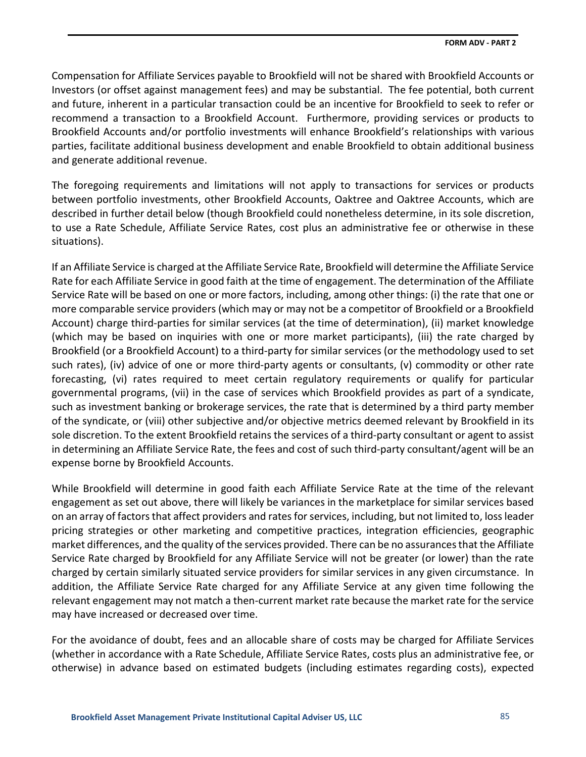Compensation for Affiliate Services payable to Brookfield will not be shared with Brookfield Accounts or Investors (or offset against management fees) and may be substantial. The fee potential, both current and future, inherent in a particular transaction could be an incentive for Brookfield to seek to refer or recommend a transaction to a Brookfield Account. Furthermore, providing services or products to Brookfield Accounts and/or portfolio investments will enhance Brookfield's relationships with various parties, facilitate additional business development and enable Brookfield to obtain additional business and generate additional revenue.

The foregoing requirements and limitations will not apply to transactions for services or products between portfolio investments, other Brookfield Accounts, Oaktree and Oaktree Accounts, which are described in further detail below (though Brookfield could nonetheless determine, in its sole discretion, to use a Rate Schedule, Affiliate Service Rates, cost plus an administrative fee or otherwise in these situations).

If an Affiliate Service is charged at the Affiliate Service Rate, Brookfield will determine the Affiliate Service Rate for each Affiliate Service in good faith at the time of engagement. The determination of the Affiliate Service Rate will be based on one or more factors, including, among other things: (i) the rate that one or more comparable service providers (which may or may not be a competitor of Brookfield or a Brookfield Account) charge third-parties for similar services (at the time of determination), (ii) market knowledge (which may be based on inquiries with one or more market participants), (iii) the rate charged by Brookfield (or a Brookfield Account) to a third-party for similar services (or the methodology used to set such rates), (iv) advice of one or more third-party agents or consultants, (v) commodity or other rate forecasting, (vi) rates required to meet certain regulatory requirements or qualify for particular governmental programs, (vii) in the case of services which Brookfield provides as part of a syndicate, such as investment banking or brokerage services, the rate that is determined by a third party member of the syndicate, or (viii) other subjective and/or objective metrics deemed relevant by Brookfield in its sole discretion. To the extent Brookfield retains the services of a third-party consultant or agent to assist in determining an Affiliate Service Rate, the fees and cost of such third-party consultant/agent will be an expense borne by Brookfield Accounts.

While Brookfield will determine in good faith each Affiliate Service Rate at the time of the relevant engagement as set out above, there will likely be variances in the marketplace for similar services based on an array of factors that affect providers and rates for services, including, but not limited to, loss leader pricing strategies or other marketing and competitive practices, integration efficiencies, geographic market differences, and the quality of the services provided. There can be no assurances that the Affiliate Service Rate charged by Brookfield for any Affiliate Service will not be greater (or lower) than the rate charged by certain similarly situated service providers for similar services in any given circumstance. In addition, the Affiliate Service Rate charged for any Affiliate Service at any given time following the relevant engagement may not match a then-current market rate because the market rate for the service may have increased or decreased over time.

For the avoidance of doubt, fees and an allocable share of costs may be charged for Affiliate Services (whether in accordance with a Rate Schedule, Affiliate Service Rates, costs plus an administrative fee, or otherwise) in advance based on estimated budgets (including estimates regarding costs), expected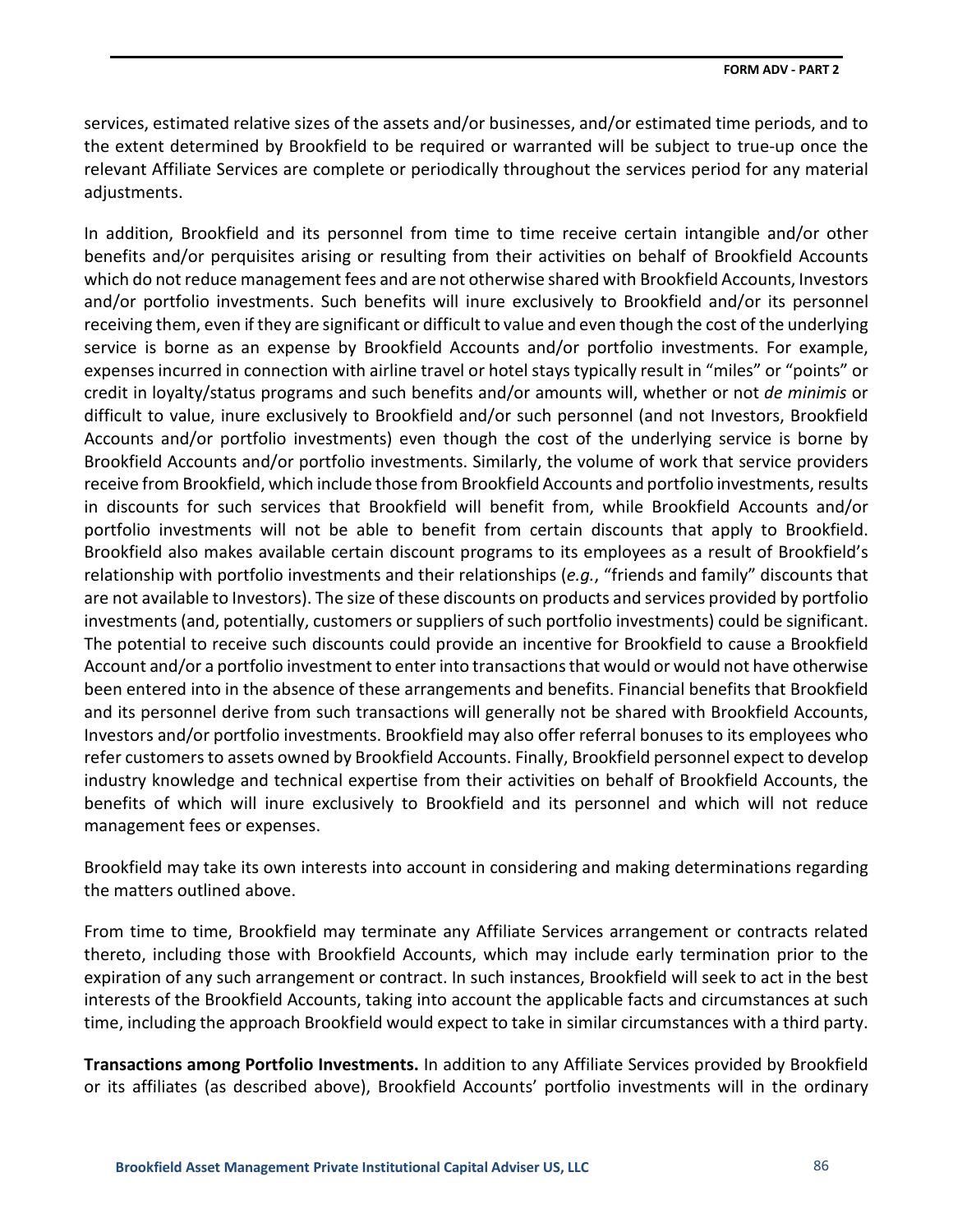services, estimated relative sizes of the assets and/or businesses, and/or estimated time periods, and to the extent determined by Brookfield to be required or warranted will be subject to true-up once the relevant Affiliate Services are complete or periodically throughout the services period for any material adjustments.

In addition, Brookfield and its personnel from time to time receive certain intangible and/or other benefits and/or perquisites arising or resulting from their activities on behalf of Brookfield Accounts which do not reduce management fees and are not otherwise shared with Brookfield Accounts, Investors and/or portfolio investments. Such benefits will inure exclusively to Brookfield and/or its personnel receiving them, even if they are significant or difficult to value and even though the cost of the underlying service is borne as an expense by Brookfield Accounts and/or portfolio investments. For example, expenses incurred in connection with airline travel or hotel stays typically result in "miles" or "points" or credit in loyalty/status programs and such benefits and/or amounts will, whether or not *de minimis* or difficult to value, inure exclusively to Brookfield and/or such personnel (and not Investors, Brookfield Accounts and/or portfolio investments) even though the cost of the underlying service is borne by Brookfield Accounts and/or portfolio investments. Similarly, the volume of work that service providers receive from Brookfield, which include those from Brookfield Accounts and portfolio investments, results in discounts for such services that Brookfield will benefit from, while Brookfield Accounts and/or portfolio investments will not be able to benefit from certain discounts that apply to Brookfield. Brookfield also makes available certain discount programs to its employees as a result of Brookfield's relationship with portfolio investments and their relationships (*e.g.*, "friends and family" discounts that are not available to Investors). The size of these discounts on products and services provided by portfolio investments (and, potentially, customers or suppliers of such portfolio investments) could be significant. The potential to receive such discounts could provide an incentive for Brookfield to cause a Brookfield Account and/or a portfolio investment to enter into transactions that would or would not have otherwise been entered into in the absence of these arrangements and benefits. Financial benefits that Brookfield and its personnel derive from such transactions will generally not be shared with Brookfield Accounts, Investors and/or portfolio investments. Brookfield may also offer referral bonuses to its employees who refer customers to assets owned by Brookfield Accounts. Finally, Brookfield personnel expect to develop industry knowledge and technical expertise from their activities on behalf of Brookfield Accounts, the benefits of which will inure exclusively to Brookfield and its personnel and which will not reduce management fees or expenses.

Brookfield may take its own interests into account in considering and making determinations regarding the matters outlined above.

From time to time, Brookfield may terminate any Affiliate Services arrangement or contracts related thereto, including those with Brookfield Accounts, which may include early termination prior to the expiration of any such arrangement or contract. In such instances, Brookfield will seek to act in the best interests of the Brookfield Accounts, taking into account the applicable facts and circumstances at such time, including the approach Brookfield would expect to take in similar circumstances with a third party.

**Transactions among Portfolio Investments.** In addition to any Affiliate Services provided by Brookfield or its affiliates (as described above), Brookfield Accounts' portfolio investments will in the ordinary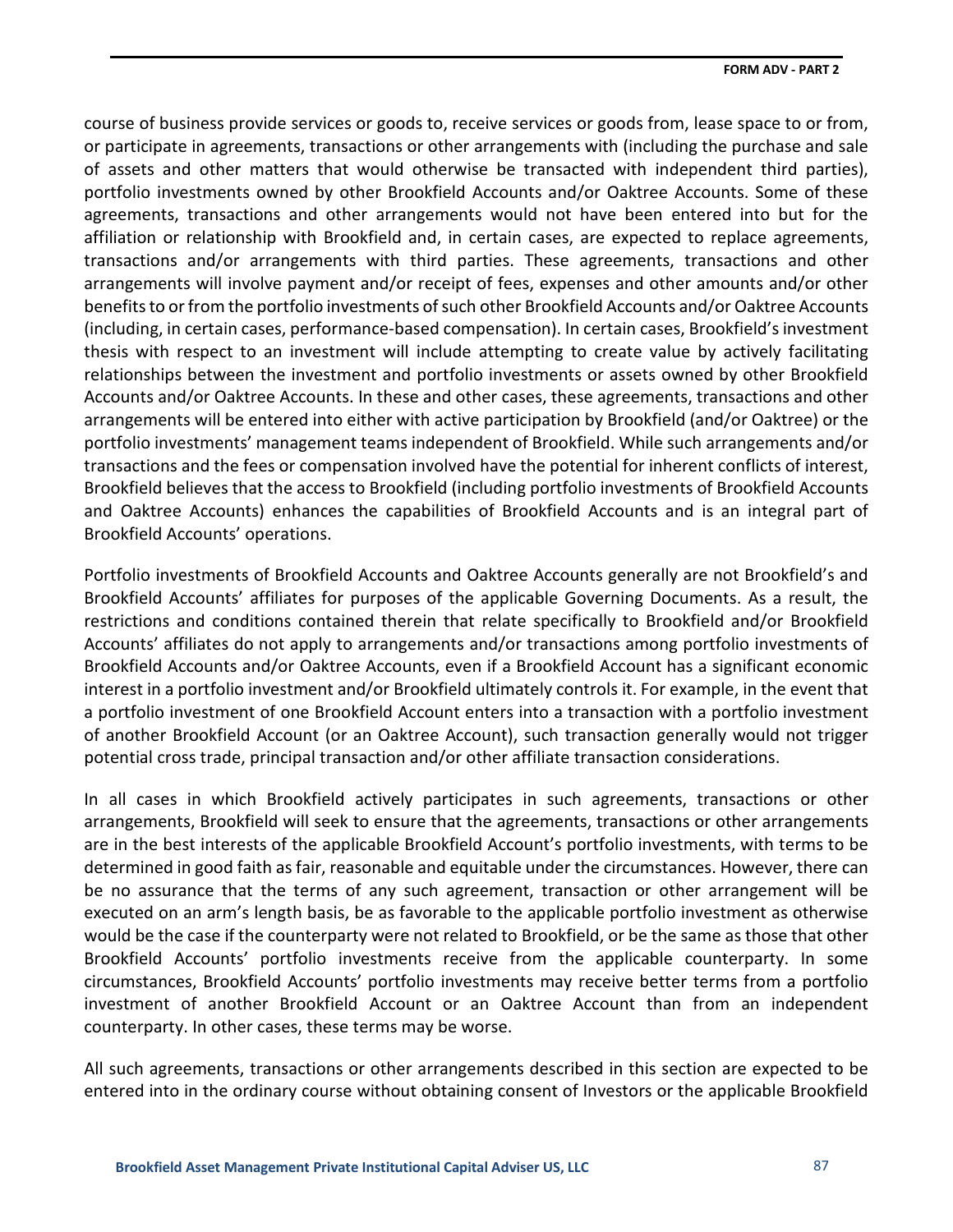course of business provide services or goods to, receive services or goods from, lease space to or from, or participate in agreements, transactions or other arrangements with (including the purchase and sale of assets and other matters that would otherwise be transacted with independent third parties), portfolio investments owned by other Brookfield Accounts and/or Oaktree Accounts. Some of these agreements, transactions and other arrangements would not have been entered into but for the affiliation or relationship with Brookfield and, in certain cases, are expected to replace agreements, transactions and/or arrangements with third parties. These agreements, transactions and other arrangements will involve payment and/or receipt of fees, expenses and other amounts and/or other benefits to or from the portfolio investments of such other Brookfield Accounts and/or Oaktree Accounts (including, in certain cases, performance-based compensation). In certain cases, Brookfield's investment thesis with respect to an investment will include attempting to create value by actively facilitating relationships between the investment and portfolio investments or assets owned by other Brookfield Accounts and/or Oaktree Accounts. In these and other cases, these agreements, transactions and other arrangements will be entered into either with active participation by Brookfield (and/or Oaktree) or the portfolio investments' management teams independent of Brookfield. While such arrangements and/or transactions and the fees or compensation involved have the potential for inherent conflicts of interest, Brookfield believes that the access to Brookfield (including portfolio investments of Brookfield Accounts and Oaktree Accounts) enhances the capabilities of Brookfield Accounts and is an integral part of Brookfield Accounts' operations.

Portfolio investments of Brookfield Accounts and Oaktree Accounts generally are not Brookfield's and Brookfield Accounts' affiliates for purposes of the applicable Governing Documents. As a result, the restrictions and conditions contained therein that relate specifically to Brookfield and/or Brookfield Accounts' affiliates do not apply to arrangements and/or transactions among portfolio investments of Brookfield Accounts and/or Oaktree Accounts, even if a Brookfield Account has a significant economic interest in a portfolio investment and/or Brookfield ultimately controls it. For example, in the event that a portfolio investment of one Brookfield Account enters into a transaction with a portfolio investment of another Brookfield Account (or an Oaktree Account), such transaction generally would not trigger potential cross trade, principal transaction and/or other affiliate transaction considerations.

In all cases in which Brookfield actively participates in such agreements, transactions or other arrangements, Brookfield will seek to ensure that the agreements, transactions or other arrangements are in the best interests of the applicable Brookfield Account's portfolio investments, with terms to be determined in good faith as fair, reasonable and equitable under the circumstances. However, there can be no assurance that the terms of any such agreement, transaction or other arrangement will be executed on an arm's length basis, be as favorable to the applicable portfolio investment as otherwise would be the case if the counterparty were not related to Brookfield, or be the same as those that other Brookfield Accounts' portfolio investments receive from the applicable counterparty. In some circumstances, Brookfield Accounts' portfolio investments may receive better terms from a portfolio investment of another Brookfield Account or an Oaktree Account than from an independent counterparty. In other cases, these terms may be worse.

All such agreements, transactions or other arrangements described in this section are expected to be entered into in the ordinary course without obtaining consent of Investors or the applicable Brookfield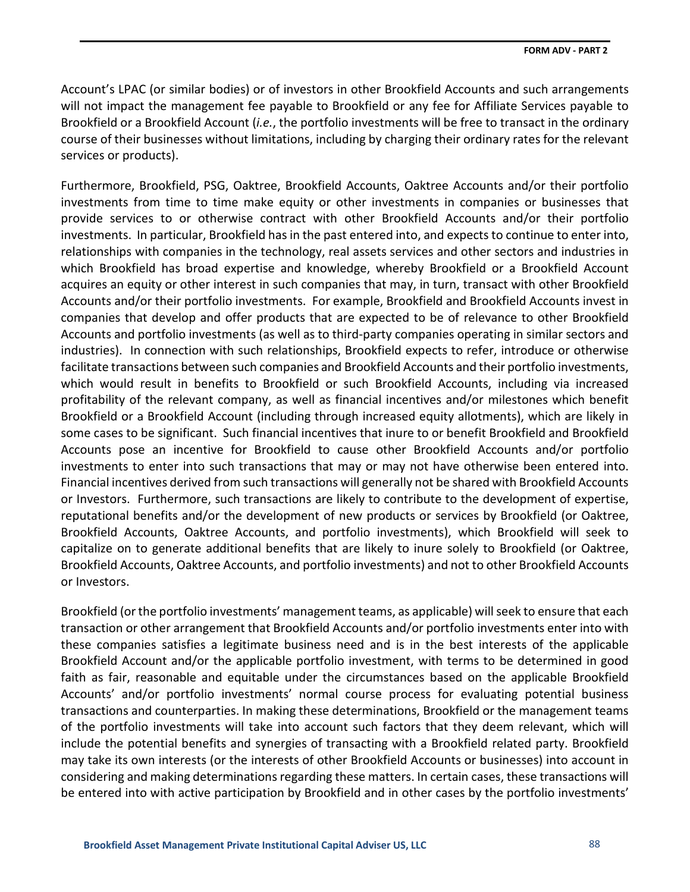Account's LPAC (or similar bodies) or of investors in other Brookfield Accounts and such arrangements will not impact the management fee payable to Brookfield or any fee for Affiliate Services payable to Brookfield or a Brookfield Account (*i.e.*, the portfolio investments will be free to transact in the ordinary course of their businesses without limitations, including by charging their ordinary rates for the relevant services or products).

Furthermore, Brookfield, PSG, Oaktree, Brookfield Accounts, Oaktree Accounts and/or their portfolio investments from time to time make equity or other investments in companies or businesses that provide services to or otherwise contract with other Brookfield Accounts and/or their portfolio investments. In particular, Brookfield has in the past entered into, and expects to continue to enter into, relationships with companies in the technology, real assets services and other sectors and industries in which Brookfield has broad expertise and knowledge, whereby Brookfield or a Brookfield Account acquires an equity or other interest in such companies that may, in turn, transact with other Brookfield Accounts and/or their portfolio investments. For example, Brookfield and Brookfield Accounts invest in companies that develop and offer products that are expected to be of relevance to other Brookfield Accounts and portfolio investments (as well as to third-party companies operating in similar sectors and industries). In connection with such relationships, Brookfield expects to refer, introduce or otherwise facilitate transactions between such companies and Brookfield Accounts and their portfolio investments, which would result in benefits to Brookfield or such Brookfield Accounts, including via increased profitability of the relevant company, as well as financial incentives and/or milestones which benefit Brookfield or a Brookfield Account (including through increased equity allotments), which are likely in some cases to be significant. Such financial incentives that inure to or benefit Brookfield and Brookfield Accounts pose an incentive for Brookfield to cause other Brookfield Accounts and/or portfolio investments to enter into such transactions that may or may not have otherwise been entered into. Financial incentives derived from such transactions will generally not be shared with Brookfield Accounts or Investors. Furthermore, such transactions are likely to contribute to the development of expertise, reputational benefits and/or the development of new products or services by Brookfield (or Oaktree, Brookfield Accounts, Oaktree Accounts, and portfolio investments), which Brookfield will seek to capitalize on to generate additional benefits that are likely to inure solely to Brookfield (or Oaktree, Brookfield Accounts, Oaktree Accounts, and portfolio investments) and not to other Brookfield Accounts or Investors.

Brookfield (or the portfolio investments' management teams, as applicable) will seek to ensure that each transaction or other arrangement that Brookfield Accounts and/or portfolio investments enter into with these companies satisfies a legitimate business need and is in the best interests of the applicable Brookfield Account and/or the applicable portfolio investment, with terms to be determined in good faith as fair, reasonable and equitable under the circumstances based on the applicable Brookfield Accounts' and/or portfolio investments' normal course process for evaluating potential business transactions and counterparties. In making these determinations, Brookfield or the management teams of the portfolio investments will take into account such factors that they deem relevant, which will include the potential benefits and synergies of transacting with a Brookfield related party. Brookfield may take its own interests (or the interests of other Brookfield Accounts or businesses) into account in considering and making determinations regarding these matters. In certain cases, these transactions will be entered into with active participation by Brookfield and in other cases by the portfolio investments'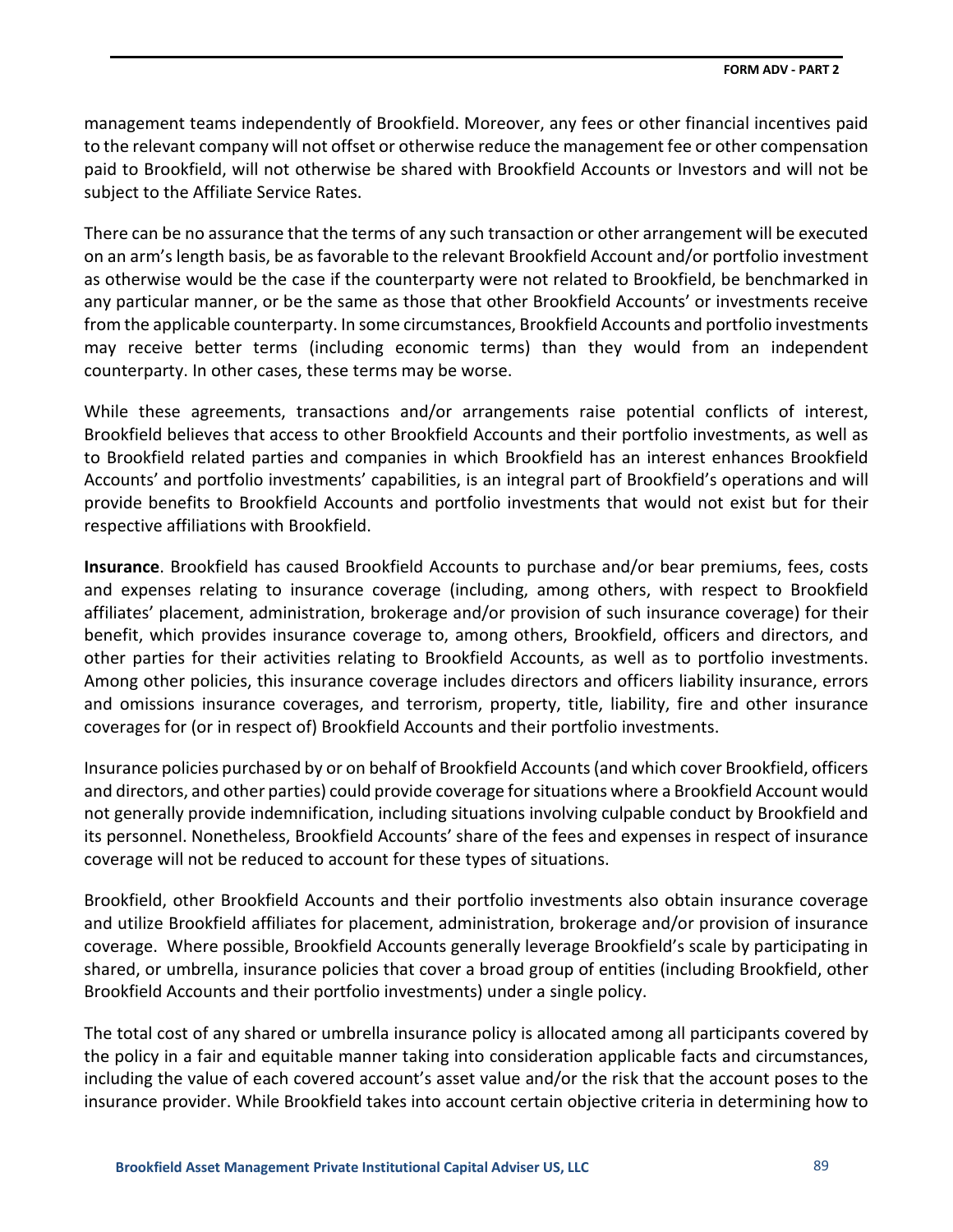management teams independently of Brookfield. Moreover, any fees or other financial incentives paid to the relevant company will not offset or otherwise reduce the management fee or other compensation paid to Brookfield, will not otherwise be shared with Brookfield Accounts or Investors and will not be subject to the Affiliate Service Rates.

There can be no assurance that the terms of any such transaction or other arrangement will be executed on an arm's length basis, be as favorable to the relevant Brookfield Account and/or portfolio investment as otherwise would be the case if the counterparty were not related to Brookfield, be benchmarked in any particular manner, or be the same as those that other Brookfield Accounts' or investments receive from the applicable counterparty. In some circumstances, Brookfield Accounts and portfolio investments may receive better terms (including economic terms) than they would from an independent counterparty. In other cases, these terms may be worse.

While these agreements, transactions and/or arrangements raise potential conflicts of interest, Brookfield believes that access to other Brookfield Accounts and their portfolio investments, as well as to Brookfield related parties and companies in which Brookfield has an interest enhances Brookfield Accounts' and portfolio investments' capabilities, is an integral part of Brookfield's operations and will provide benefits to Brookfield Accounts and portfolio investments that would not exist but for their respective affiliations with Brookfield.

**Insurance**. Brookfield has caused Brookfield Accounts to purchase and/or bear premiums, fees, costs and expenses relating to insurance coverage (including, among others, with respect to Brookfield affiliates' placement, administration, brokerage and/or provision of such insurance coverage) for their benefit, which provides insurance coverage to, among others, Brookfield, officers and directors, and other parties for their activities relating to Brookfield Accounts, as well as to portfolio investments. Among other policies, this insurance coverage includes directors and officers liability insurance, errors and omissions insurance coverages, and terrorism, property, title, liability, fire and other insurance coverages for (or in respect of) Brookfield Accounts and their portfolio investments.

Insurance policies purchased by or on behalf of Brookfield Accounts (and which cover Brookfield, officers and directors, and other parties) could provide coverage for situations where a Brookfield Account would not generally provide indemnification, including situations involving culpable conduct by Brookfield and its personnel. Nonetheless, Brookfield Accounts' share of the fees and expenses in respect of insurance coverage will not be reduced to account for these types of situations.

Brookfield, other Brookfield Accounts and their portfolio investments also obtain insurance coverage and utilize Brookfield affiliates for placement, administration, brokerage and/or provision of insurance coverage. Where possible, Brookfield Accounts generally leverage Brookfield's scale by participating in shared, or umbrella, insurance policies that cover a broad group of entities (including Brookfield, other Brookfield Accounts and their portfolio investments) under a single policy.

The total cost of any shared or umbrella insurance policy is allocated among all participants covered by the policy in a fair and equitable manner taking into consideration applicable facts and circumstances, including the value of each covered account's asset value and/or the risk that the account poses to the insurance provider. While Brookfield takes into account certain objective criteria in determining how to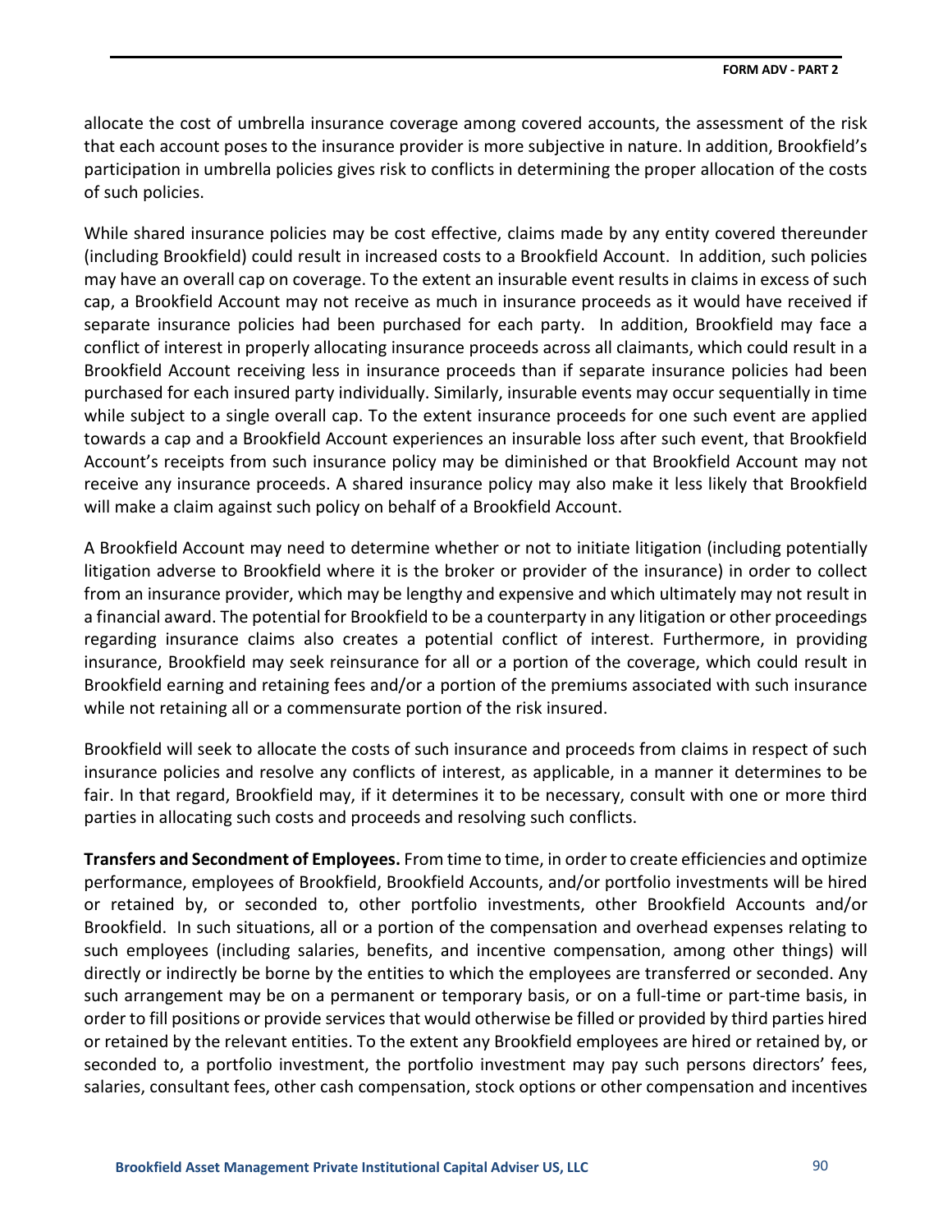allocate the cost of umbrella insurance coverage among covered accounts, the assessment of the risk that each account poses to the insurance provider is more subjective in nature. In addition, Brookfield's participation in umbrella policies gives risk to conflicts in determining the proper allocation of the costs of such policies.

While shared insurance policies may be cost effective, claims made by any entity covered thereunder (including Brookfield) could result in increased costs to a Brookfield Account. In addition, such policies may have an overall cap on coverage. To the extent an insurable event results in claims in excess of such cap, a Brookfield Account may not receive as much in insurance proceeds as it would have received if separate insurance policies had been purchased for each party. In addition, Brookfield may face a conflict of interest in properly allocating insurance proceeds across all claimants, which could result in a Brookfield Account receiving less in insurance proceeds than if separate insurance policies had been purchased for each insured party individually. Similarly, insurable events may occur sequentially in time while subject to a single overall cap. To the extent insurance proceeds for one such event are applied towards a cap and a Brookfield Account experiences an insurable loss after such event, that Brookfield Account's receipts from such insurance policy may be diminished or that Brookfield Account may not receive any insurance proceeds. A shared insurance policy may also make it less likely that Brookfield will make a claim against such policy on behalf of a Brookfield Account.

A Brookfield Account may need to determine whether or not to initiate litigation (including potentially litigation adverse to Brookfield where it is the broker or provider of the insurance) in order to collect from an insurance provider, which may be lengthy and expensive and which ultimately may not result in a financial award. The potential for Brookfield to be a counterparty in any litigation or other proceedings regarding insurance claims also creates a potential conflict of interest. Furthermore, in providing insurance, Brookfield may seek reinsurance for all or a portion of the coverage, which could result in Brookfield earning and retaining fees and/or a portion of the premiums associated with such insurance while not retaining all or a commensurate portion of the risk insured.

Brookfield will seek to allocate the costs of such insurance and proceeds from claims in respect of such insurance policies and resolve any conflicts of interest, as applicable, in a manner it determines to be fair. In that regard, Brookfield may, if it determines it to be necessary, consult with one or more third parties in allocating such costs and proceeds and resolving such conflicts.

**Transfers and Secondment of Employees.** From time to time, in order to create efficiencies and optimize performance, employees of Brookfield, Brookfield Accounts, and/or portfolio investments will be hired or retained by, or seconded to, other portfolio investments, other Brookfield Accounts and/or Brookfield. In such situations, all or a portion of the compensation and overhead expenses relating to such employees (including salaries, benefits, and incentive compensation, among other things) will directly or indirectly be borne by the entities to which the employees are transferred or seconded. Any such arrangement may be on a permanent or temporary basis, or on a full-time or part-time basis, in order to fill positions or provide services that would otherwise be filled or provided by third parties hired or retained by the relevant entities. To the extent any Brookfield employees are hired or retained by, or seconded to, a portfolio investment, the portfolio investment may pay such persons directors' fees, salaries, consultant fees, other cash compensation, stock options or other compensation and incentives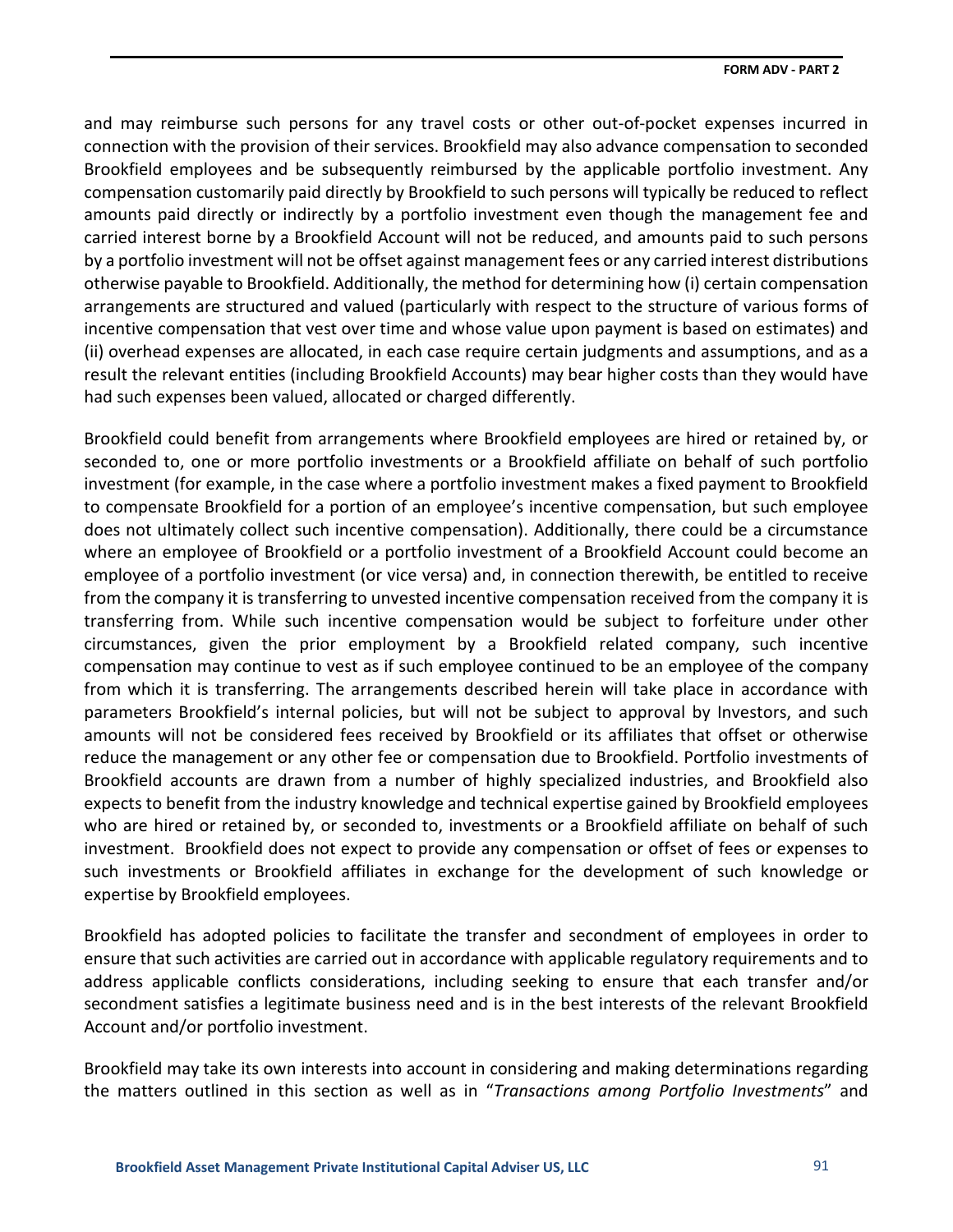and may reimburse such persons for any travel costs or other out-of-pocket expenses incurred in connection with the provision of their services. Brookfield may also advance compensation to seconded Brookfield employees and be subsequently reimbursed by the applicable portfolio investment. Any compensation customarily paid directly by Brookfield to such persons will typically be reduced to reflect amounts paid directly or indirectly by a portfolio investment even though the management fee and carried interest borne by a Brookfield Account will not be reduced, and amounts paid to such persons by a portfolio investment will not be offset against management fees or any carried interest distributions otherwise payable to Brookfield. Additionally, the method for determining how (i) certain compensation arrangements are structured and valued (particularly with respect to the structure of various forms of incentive compensation that vest over time and whose value upon payment is based on estimates) and (ii) overhead expenses are allocated, in each case require certain judgments and assumptions, and as a result the relevant entities (including Brookfield Accounts) may bear higher costs than they would have had such expenses been valued, allocated or charged differently.

Brookfield could benefit from arrangements where Brookfield employees are hired or retained by, or seconded to, one or more portfolio investments or a Brookfield affiliate on behalf of such portfolio investment (for example, in the case where a portfolio investment makes a fixed payment to Brookfield to compensate Brookfield for a portion of an employee's incentive compensation, but such employee does not ultimately collect such incentive compensation). Additionally, there could be a circumstance where an employee of Brookfield or a portfolio investment of a Brookfield Account could become an employee of a portfolio investment (or vice versa) and, in connection therewith, be entitled to receive from the company it is transferring to unvested incentive compensation received from the company it is transferring from. While such incentive compensation would be subject to forfeiture under other circumstances, given the prior employment by a Brookfield related company, such incentive compensation may continue to vest as if such employee continued to be an employee of the company from which it is transferring. The arrangements described herein will take place in accordance with parameters Brookfield's internal policies, but will not be subject to approval by Investors, and such amounts will not be considered fees received by Brookfield or its affiliates that offset or otherwise reduce the management or any other fee or compensation due to Brookfield. Portfolio investments of Brookfield accounts are drawn from a number of highly specialized industries, and Brookfield also expects to benefit from the industry knowledge and technical expertise gained by Brookfield employees who are hired or retained by, or seconded to, investments or a Brookfield affiliate on behalf of such investment. Brookfield does not expect to provide any compensation or offset of fees or expenses to such investments or Brookfield affiliates in exchange for the development of such knowledge or expertise by Brookfield employees.

Brookfield has adopted policies to facilitate the transfer and secondment of employees in order to ensure that such activities are carried out in accordance with applicable regulatory requirements and to address applicable conflicts considerations, including seeking to ensure that each transfer and/or secondment satisfies a legitimate business need and is in the best interests of the relevant Brookfield Account and/or portfolio investment.

Brookfield may take its own interests into account in considering and making determinations regarding the matters outlined in this section as well as in "*Transactions among Portfolio Investments*" and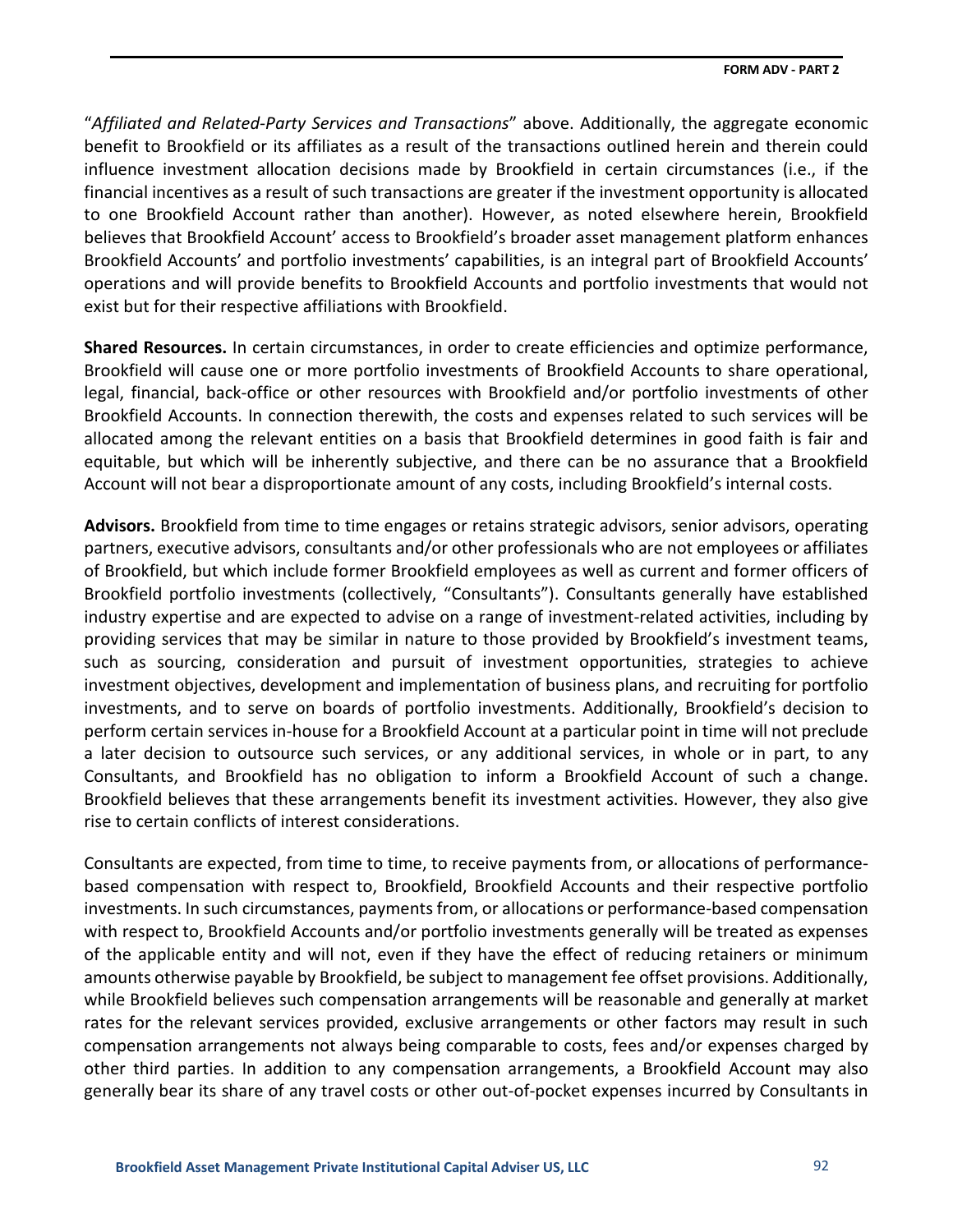"*Affiliated and Related-Party Services and Transactions*" above. Additionally, the aggregate economic benefit to Brookfield or its affiliates as a result of the transactions outlined herein and therein could influence investment allocation decisions made by Brookfield in certain circumstances (i.e., if the financial incentives as a result of such transactions are greater if the investment opportunity is allocated to one Brookfield Account rather than another). However, as noted elsewhere herein, Brookfield believes that Brookfield Account' access to Brookfield's broader asset management platform enhances Brookfield Accounts' and portfolio investments' capabilities, is an integral part of Brookfield Accounts' operations and will provide benefits to Brookfield Accounts and portfolio investments that would not exist but for their respective affiliations with Brookfield.

**Shared Resources.** In certain circumstances, in order to create efficiencies and optimize performance, Brookfield will cause one or more portfolio investments of Brookfield Accounts to share operational, legal, financial, back-office or other resources with Brookfield and/or portfolio investments of other Brookfield Accounts. In connection therewith, the costs and expenses related to such services will be allocated among the relevant entities on a basis that Brookfield determines in good faith is fair and equitable, but which will be inherently subjective, and there can be no assurance that a Brookfield Account will not bear a disproportionate amount of any costs, including Brookfield's internal costs.

**Advisors.** Brookfield from time to time engages or retains strategic advisors, senior advisors, operating partners, executive advisors, consultants and/or other professionals who are not employees or affiliates of Brookfield, but which include former Brookfield employees as well as current and former officers of Brookfield portfolio investments (collectively, "Consultants"). Consultants generally have established industry expertise and are expected to advise on a range of investment-related activities, including by providing services that may be similar in nature to those provided by Brookfield's investment teams, such as sourcing, consideration and pursuit of investment opportunities, strategies to achieve investment objectives, development and implementation of business plans, and recruiting for portfolio investments, and to serve on boards of portfolio investments. Additionally, Brookfield's decision to perform certain services in-house for a Brookfield Account at a particular point in time will not preclude a later decision to outsource such services, or any additional services, in whole or in part, to any Consultants, and Brookfield has no obligation to inform a Brookfield Account of such a change. Brookfield believes that these arrangements benefit its investment activities. However, they also give rise to certain conflicts of interest considerations.

Consultants are expected, from time to time, to receive payments from, or allocations of performance-based compensation with respect to, Brookfield, Brookfield Accounts and their respective portfolio investments. In such circumstances, payments from, or allocations or performance-based compensation with respect to, Brookfield Accounts and/or portfolio investments generally will be treated as expenses of the applicable entity and will not, even if they have the effect of reducing retainers or minimum amounts otherwise payable by Brookfield, be subject to management fee offset provisions. Additionally, while Brookfield believes such compensation arrangements will be reasonable and generally at market rates for the relevant services provided, exclusive arrangements or other factors may result in such compensation arrangements not always being comparable to costs, fees and/or expenses charged by other third parties. In addition to any compensation arrangements, a Brookfield Account may also generally bear its share of any travel costs or other out-of-pocket expenses incurred by Consultants in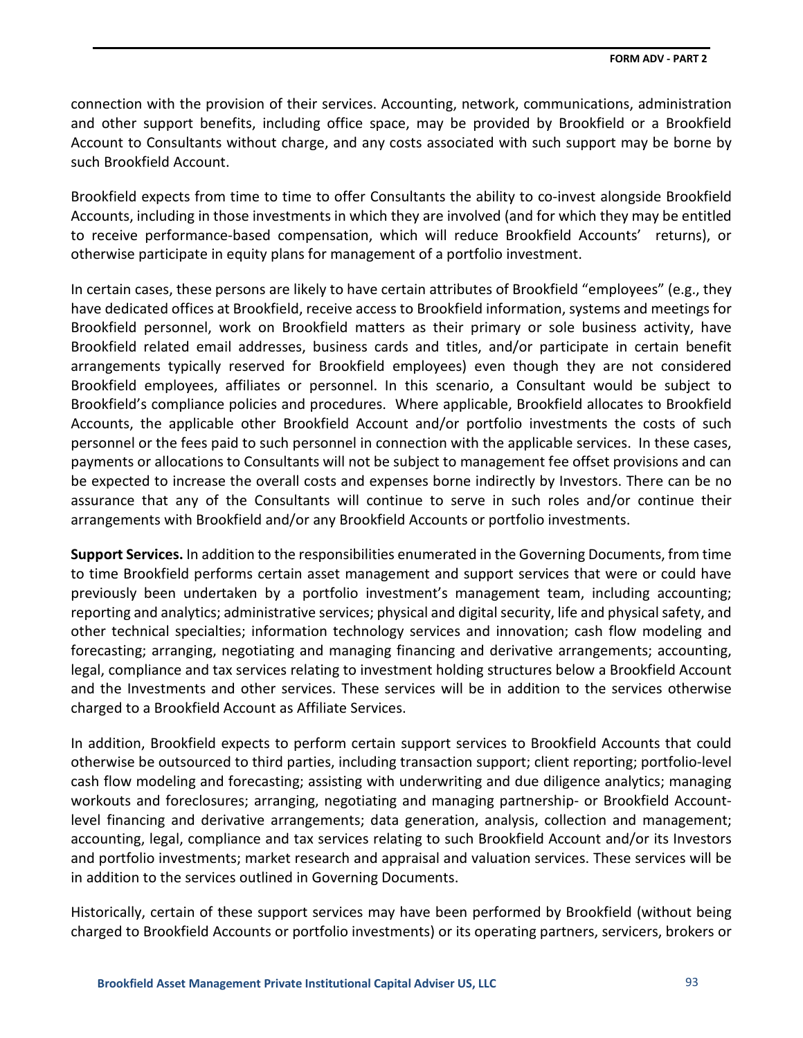connection with the provision of their services. Accounting, network, communications, administration and other support benefits, including office space, may be provided by Brookfield or a Brookfield Account to Consultants without charge, and any costs associated with such support may be borne by such Brookfield Account.

Brookfield expects from time to time to offer Consultants the ability to co-invest alongside Brookfield Accounts, including in those investments in which they are involved (and for which they may be entitled to receive performance-based compensation, which will reduce Brookfield Accounts' returns), or otherwise participate in equity plans for management of a portfolio investment.

In certain cases, these persons are likely to have certain attributes of Brookfield "employees" (e.g., they have dedicated offices at Brookfield, receive access to Brookfield information, systems and meetings for Brookfield personnel, work on Brookfield matters as their primary or sole business activity, have Brookfield related email addresses, business cards and titles, and/or participate in certain benefit arrangements typically reserved for Brookfield employees) even though they are not considered Brookfield employees, affiliates or personnel. In this scenario, a Consultant would be subject to Brookfield's compliance policies and procedures. Where applicable, Brookfield allocates to Brookfield Accounts, the applicable other Brookfield Account and/or portfolio investments the costs of such personnel or the fees paid to such personnel in connection with the applicable services. In these cases, payments or allocations to Consultants will not be subject to management fee offset provisions and can be expected to increase the overall costs and expenses borne indirectly by Investors. There can be no assurance that any of the Consultants will continue to serve in such roles and/or continue their arrangements with Brookfield and/or any Brookfield Accounts or portfolio investments.

**Support Services.** In addition to the responsibilities enumerated in the Governing Documents, from time to time Brookfield performs certain asset management and support services that were or could have previously been undertaken by a portfolio investment's management team, including accounting; reporting and analytics; administrative services; physical and digital security, life and physical safety, and other technical specialties; information technology services and innovation; cash flow modeling and forecasting; arranging, negotiating and managing financing and derivative arrangements; accounting, legal, compliance and tax services relating to investment holding structures below a Brookfield Account and the Investments and other services. These services will be in addition to the services otherwise charged to a Brookfield Account as Affiliate Services.

In addition, Brookfield expects to perform certain support services to Brookfield Accounts that could otherwise be outsourced to third parties, including transaction support; client reporting; portfolio-level cash flow modeling and forecasting; assisting with underwriting and due diligence analytics; managing workouts and foreclosures; arranging, negotiating and managing partnership- or Brookfield Account-level financing and derivative arrangements; data generation, analysis, collection and management; accounting, legal, compliance and tax services relating to such Brookfield Account and/or its Investors and portfolio investments; market research and appraisal and valuation services. These services will be in addition to the services outlined in Governing Documents.

Historically, certain of these support services may have been performed by Brookfield (without being charged to Brookfield Accounts or portfolio investments) or its operating partners, servicers, brokers or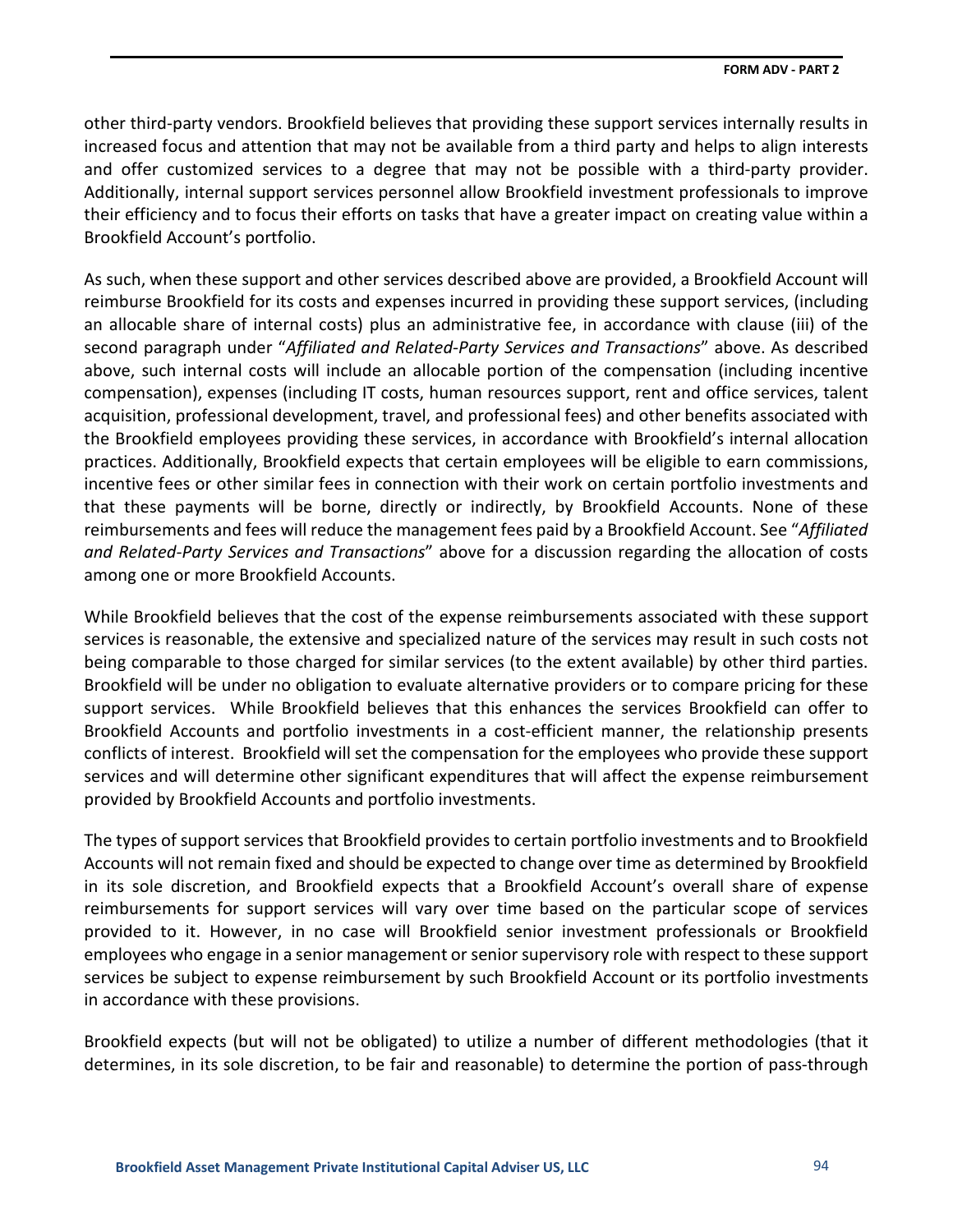other third-party vendors. Brookfield believes that providing these support services internally results in increased focus and attention that may not be available from a third party and helps to align interests and offer customized services to a degree that may not be possible with a third-party provider. Additionally, internal support services personnel allow Brookfield investment professionals to improve their efficiency and to focus their efforts on tasks that have a greater impact on creating value within a Brookfield Account's portfolio.

As such, when these support and other services described above are provided, a Brookfield Account will reimburse Brookfield for its costs and expenses incurred in providing these support services, (including an allocable share of internal costs) plus an administrative fee, in accordance with clause (iii) of the second paragraph under "*Affiliated and Related-Party Services and Transactions*" above. As described above, such internal costs will include an allocable portion of the compensation (including incentive compensation), expenses (including IT costs, human resources support, rent and office services, talent acquisition, professional development, travel, and professional fees) and other benefits associated with the Brookfield employees providing these services, in accordance with Brookfield's internal allocation practices. Additionally, Brookfield expects that certain employees will be eligible to earn commissions, incentive fees or other similar fees in connection with their work on certain portfolio investments and that these payments will be borne, directly or indirectly, by Brookfield Accounts. None of these reimbursements and fees will reduce the management fees paid by a Brookfield Account. See "*Affiliated and Related-Party Services and Transactions*" above for a discussion regarding the allocation of costs among one or more Brookfield Accounts.

While Brookfield believes that the cost of the expense reimbursements associated with these support services is reasonable, the extensive and specialized nature of the services may result in such costs not being comparable to those charged for similar services (to the extent available) by other third parties. Brookfield will be under no obligation to evaluate alternative providers or to compare pricing for these support services. While Brookfield believes that this enhances the services Brookfield can offer to Brookfield Accounts and portfolio investments in a cost-efficient manner, the relationship presents conflicts of interest. Brookfield will set the compensation for the employees who provide these support services and will determine other significant expenditures that will affect the expense reimbursement provided by Brookfield Accounts and portfolio investments.

The types of support services that Brookfield provides to certain portfolio investments and to Brookfield Accounts will not remain fixed and should be expected to change over time as determined by Brookfield in its sole discretion, and Brookfield expects that a Brookfield Account's overall share of expense reimbursements for support services will vary over time based on the particular scope of services provided to it. However, in no case will Brookfield senior investment professionals or Brookfield employees who engage in a senior management or senior supervisory role with respect to these support services be subject to expense reimbursement by such Brookfield Account or its portfolio investments in accordance with these provisions.

Brookfield expects (but will not be obligated) to utilize a number of different methodologies (that it determines, in its sole discretion, to be fair and reasonable) to determine the portion of pass-through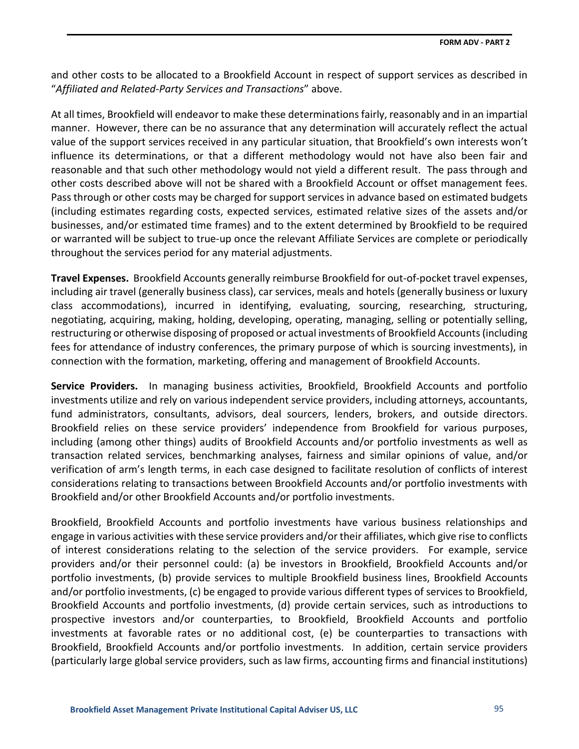and other costs to be allocated to a Brookfield Account in respect of support services as described in "*Affiliated and Related-Party Services and Transactions*" above.

At all times, Brookfield will endeavor to make these determinations fairly, reasonably and in an impartial manner. However, there can be no assurance that any determination will accurately reflect the actual value of the support services received in any particular situation, that Brookfield's own interests won't influence its determinations, or that a different methodology would not have also been fair and reasonable and that such other methodology would not yield a different result. The pass through and other costs described above will not be shared with a Brookfield Account or offset management fees. Pass through or other costs may be charged for support services in advance based on estimated budgets (including estimates regarding costs, expected services, estimated relative sizes of the assets and/or businesses, and/or estimated time frames) and to the extent determined by Brookfield to be required or warranted will be subject to true-up once the relevant Affiliate Services are complete or periodically throughout the services period for any material adjustments.

**Travel Expenses.** Brookfield Accounts generally reimburse Brookfield for out-of-pocket travel expenses, including air travel (generally business class), car services, meals and hotels (generally business or luxury class accommodations), incurred in identifying, evaluating, sourcing, researching, structuring, negotiating, acquiring, making, holding, developing, operating, managing, selling or potentially selling, restructuring or otherwise disposing of proposed or actual investments of Brookfield Accounts (including fees for attendance of industry conferences, the primary purpose of which is sourcing investments), in connection with the formation, marketing, offering and management of Brookfield Accounts.

**Service Providers.** In managing business activities, Brookfield, Brookfield Accounts and portfolio investments utilize and rely on various independent service providers, including attorneys, accountants, fund administrators, consultants, advisors, deal sourcers, lenders, brokers, and outside directors. Brookfield relies on these service providers' independence from Brookfield for various purposes, including (among other things) audits of Brookfield Accounts and/or portfolio investments as well as transaction related services, benchmarking analyses, fairness and similar opinions of value, and/or verification of arm's length terms, in each case designed to facilitate resolution of conflicts of interest considerations relating to transactions between Brookfield Accounts and/or portfolio investments with Brookfield and/or other Brookfield Accounts and/or portfolio investments.

Brookfield, Brookfield Accounts and portfolio investments have various business relationships and engage in various activities with these service providers and/or their affiliates, which give rise to conflicts of interest considerations relating to the selection of the service providers. For example, service providers and/or their personnel could: (a) be investors in Brookfield, Brookfield Accounts and/or portfolio investments, (b) provide services to multiple Brookfield business lines, Brookfield Accounts and/or portfolio investments, (c) be engaged to provide various different types of services to Brookfield, Brookfield Accounts and portfolio investments, (d) provide certain services, such as introductions to prospective investors and/or counterparties, to Brookfield, Brookfield Accounts and portfolio investments at favorable rates or no additional cost, (e) be counterparties to transactions with Brookfield, Brookfield Accounts and/or portfolio investments. In addition, certain service providers (particularly large global service providers, such as law firms, accounting firms and financial institutions)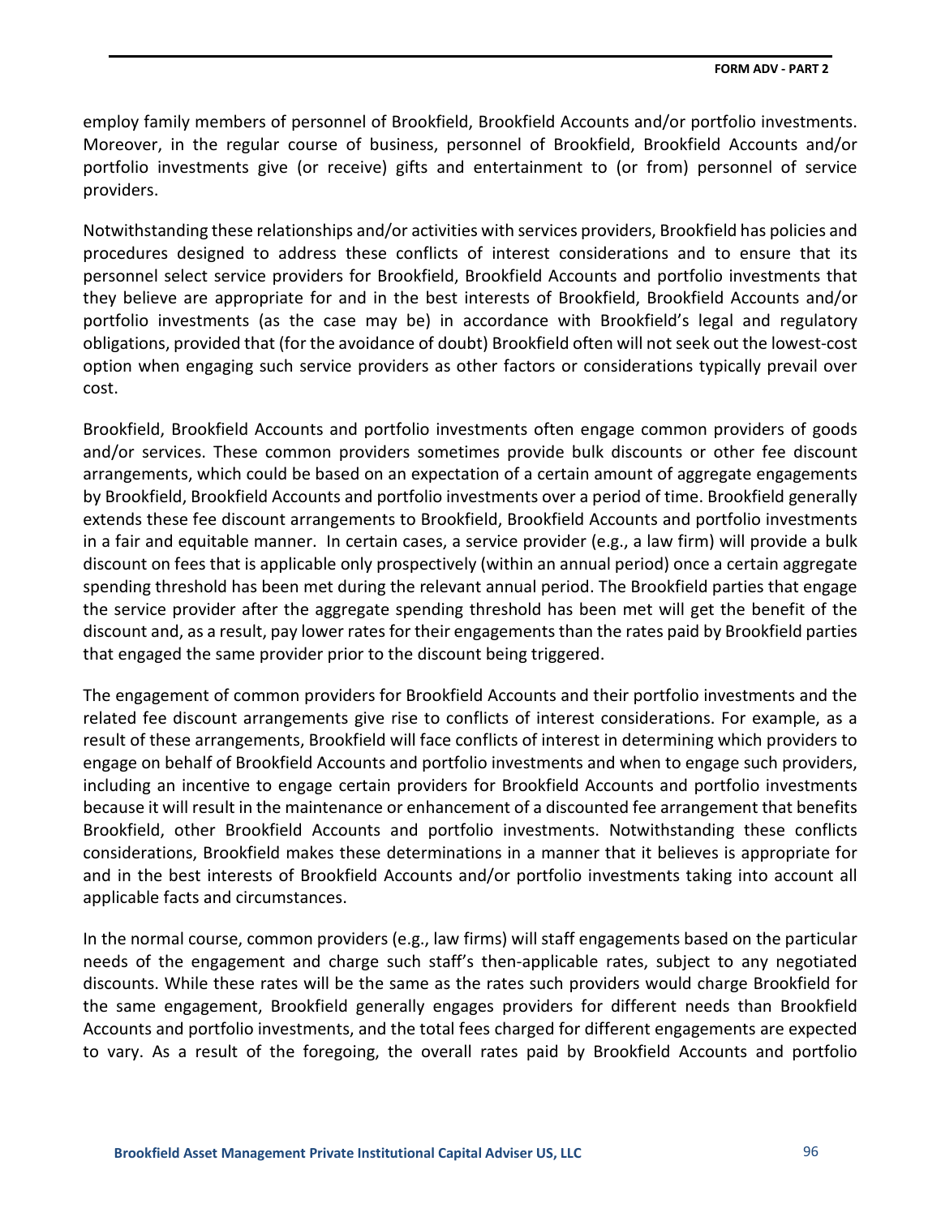employ family members of personnel of Brookfield, Brookfield Accounts and/or portfolio investments. Moreover, in the regular course of business, personnel of Brookfield, Brookfield Accounts and/or portfolio investments give (or receive) gifts and entertainment to (or from) personnel of service providers.

Notwithstanding these relationships and/or activities with services providers, Brookfield has policies and procedures designed to address these conflicts of interest considerations and to ensure that its personnel select service providers for Brookfield, Brookfield Accounts and portfolio investments that they believe are appropriate for and in the best interests of Brookfield, Brookfield Accounts and/or portfolio investments (as the case may be) in accordance with Brookfield's legal and regulatory obligations, provided that (for the avoidance of doubt) Brookfield often will not seek out the lowest-cost option when engaging such service providers as other factors or considerations typically prevail over cost.

Brookfield, Brookfield Accounts and portfolio investments often engage common providers of goods and/or services. These common providers sometimes provide bulk discounts or other fee discount arrangements, which could be based on an expectation of a certain amount of aggregate engagements by Brookfield, Brookfield Accounts and portfolio investments over a period of time. Brookfield generally extends these fee discount arrangements to Brookfield, Brookfield Accounts and portfolio investments in a fair and equitable manner. In certain cases, a service provider (e.g., a law firm) will provide a bulk discount on fees that is applicable only prospectively (within an annual period) once a certain aggregate spending threshold has been met during the relevant annual period. The Brookfield parties that engage the service provider after the aggregate spending threshold has been met will get the benefit of the discount and, as a result, pay lower rates for their engagements than the rates paid by Brookfield parties that engaged the same provider prior to the discount being triggered.

The engagement of common providers for Brookfield Accounts and their portfolio investments and the related fee discount arrangements give rise to conflicts of interest considerations. For example, as a result of these arrangements, Brookfield will face conflicts of interest in determining which providers to engage on behalf of Brookfield Accounts and portfolio investments and when to engage such providers, including an incentive to engage certain providers for Brookfield Accounts and portfolio investments because it will result in the maintenance or enhancement of a discounted fee arrangement that benefits Brookfield, other Brookfield Accounts and portfolio investments. Notwithstanding these conflicts considerations, Brookfield makes these determinations in a manner that it believes is appropriate for and in the best interests of Brookfield Accounts and/or portfolio investments taking into account all applicable facts and circumstances.

In the normal course, common providers (e.g., law firms) will staff engagements based on the particular needs of the engagement and charge such staff's then-applicable rates, subject to any negotiated discounts. While these rates will be the same as the rates such providers would charge Brookfield for the same engagement, Brookfield generally engages providers for different needs than Brookfield Accounts and portfolio investments, and the total fees charged for different engagements are expected to vary. As a result of the foregoing, the overall rates paid by Brookfield Accounts and portfolio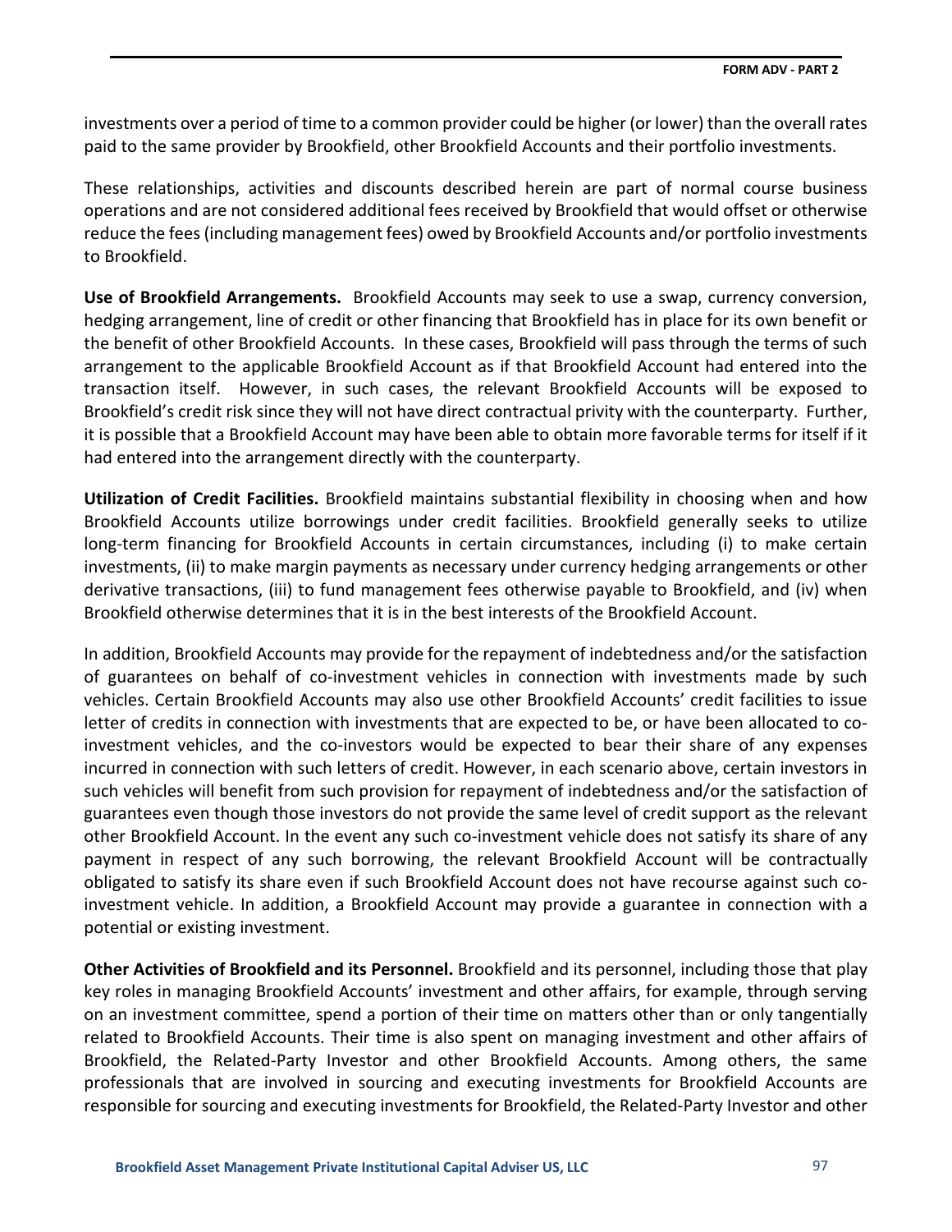investments over a period of time to a common provider could be higher (or lower) than the overall rates paid to the same provider by Brookfield, other Brookfield Accounts and their portfolio investments.

These relationships, activities and discounts described herein are part of normal course business operations and are not considered additional fees received by Brookfield that would offset or otherwise reduce the fees (including management fees) owed by Brookfield Accounts and/or portfolio investments to Brookfield.

**Use of Brookfield Arrangements.** Brookfield Accounts may seek to use a swap, currency conversion, hedging arrangement, line of credit or other financing that Brookfield has in place for its own benefit or the benefit of other Brookfield Accounts. In these cases, Brookfield will pass through the terms of such arrangement to the applicable Brookfield Account as if that Brookfield Account had entered into the transaction itself. However, in such cases, the relevant Brookfield Accounts will be exposed to Brookfield's credit risk since they will not have direct contractual privity with the counterparty. Further, it is possible that a Brookfield Account may have been able to obtain more favorable terms for itself if it had entered into the arrangement directly with the counterparty.

**Utilization of Credit Facilities.** Brookfield maintains substantial flexibility in choosing when and how Brookfield Accounts utilize borrowings under credit facilities. Brookfield generally seeks to utilize long-term financing for Brookfield Accounts in certain circumstances, including (i) to make certain investments, (ii) to make margin payments as necessary under currency hedging arrangements or other derivative transactions, (iii) to fund management fees otherwise payable to Brookfield, and (iv) when Brookfield otherwise determines that it is in the best interests of the Brookfield Account.

In addition, Brookfield Accounts may provide for the repayment of indebtedness and/or the satisfaction of guarantees on behalf of co-investment vehicles in connection with investments made by such vehicles. Certain Brookfield Accounts may also use other Brookfield Accounts' credit facilities to issue letter of credits in connection with investments that are expected to be, or have been allocated to co-investment vehicles, and the co-investors would be expected to bear their share of any expenses incurred in connection with such letters of credit. However, in each scenario above, certain investors in such vehicles will benefit from such provision for repayment of indebtedness and/or the satisfaction of guarantees even though those investors do not provide the same level of credit support as the relevant other Brookfield Account. In the event any such co-investment vehicle does not satisfy its share of any payment in respect of any such borrowing, the relevant Brookfield Account will be contractually obligated to satisfy its share even if such Brookfield Account does not have recourse against such co-investment vehicle. In addition, a Brookfield Account may provide a guarantee in connection with a potential or existing investment.

**Other Activities of Brookfield and its Personnel.** Brookfield and its personnel, including those that play key roles in managing Brookfield Accounts' investment and other affairs, for example, through serving on an investment committee, spend a portion of their time on matters other than or only tangentially related to Brookfield Accounts. Their time is also spent on managing investment and other affairs of Brookfield, the Related-Party Investor and other Brookfield Accounts. Among others, the same professionals that are involved in sourcing and executing investments for Brookfield Accounts are responsible for sourcing and executing investments for Brookfield, the Related-Party Investor and other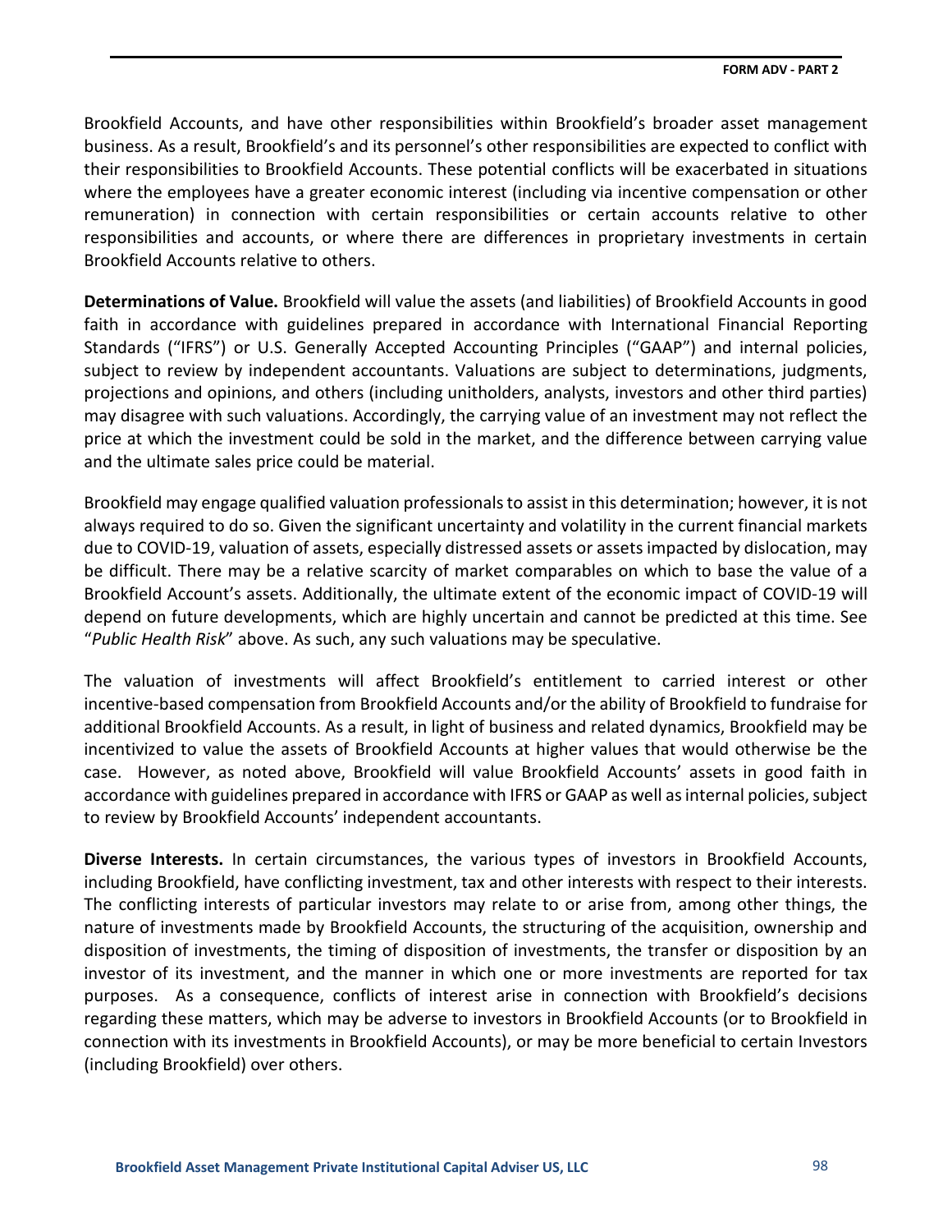Brookfield Accounts, and have other responsibilities within Brookfield's broader asset management business. As a result, Brookfield's and its personnel's other responsibilities are expected to conflict with their responsibilities to Brookfield Accounts. These potential conflicts will be exacerbated in situations where the employees have a greater economic interest (including via incentive compensation or other remuneration) in connection with certain responsibilities or certain accounts relative to other responsibilities and accounts, or where there are differences in proprietary investments in certain Brookfield Accounts relative to others.

**Determinations of Value.** Brookfield will value the assets (and liabilities) of Brookfield Accounts in good faith in accordance with guidelines prepared in accordance with International Financial Reporting Standards ("IFRS") or U.S. Generally Accepted Accounting Principles ("GAAP") and internal policies, subject to review by independent accountants. Valuations are subject to determinations, judgments, projections and opinions, and others (including unitholders, analysts, investors and other third parties) may disagree with such valuations. Accordingly, the carrying value of an investment may not reflect the price at which the investment could be sold in the market, and the difference between carrying value and the ultimate sales price could be material.

Brookfield may engage qualified valuation professionals to assist in this determination; however, it is not always required to do so. Given the significant uncertainty and volatility in the current financial markets due to COVID-19, valuation of assets, especially distressed assets or assets impacted by dislocation, may be difficult. There may be a relative scarcity of market comparables on which to base the value of a Brookfield Account's assets. Additionally, the ultimate extent of the economic impact of COVID-19 will depend on future developments, which are highly uncertain and cannot be predicted at this time. See "*Public Health Risk*" above. As such, any such valuations may be speculative.

The valuation of investments will affect Brookfield's entitlement to carried interest or other incentive-based compensation from Brookfield Accounts and/or the ability of Brookfield to fundraise for additional Brookfield Accounts. As a result, in light of business and related dynamics, Brookfield may be incentivized to value the assets of Brookfield Accounts at higher values that would otherwise be the case. However, as noted above, Brookfield will value Brookfield Accounts' assets in good faith in accordance with guidelines prepared in accordance with IFRS or GAAP as well as internal policies, subject to review by Brookfield Accounts' independent accountants.

**Diverse Interests.** In certain circumstances, the various types of investors in Brookfield Accounts, including Brookfield, have conflicting investment, tax and other interests with respect to their interests. The conflicting interests of particular investors may relate to or arise from, among other things, the nature of investments made by Brookfield Accounts, the structuring of the acquisition, ownership and disposition of investments, the timing of disposition of investments, the transfer or disposition by an investor of its investment, and the manner in which one or more investments are reported for tax purposes. As a consequence, conflicts of interest arise in connection with Brookfield's decisions regarding these matters, which may be adverse to investors in Brookfield Accounts (or to Brookfield in connection with its investments in Brookfield Accounts), or may be more beneficial to certain Investors (including Brookfield) over others.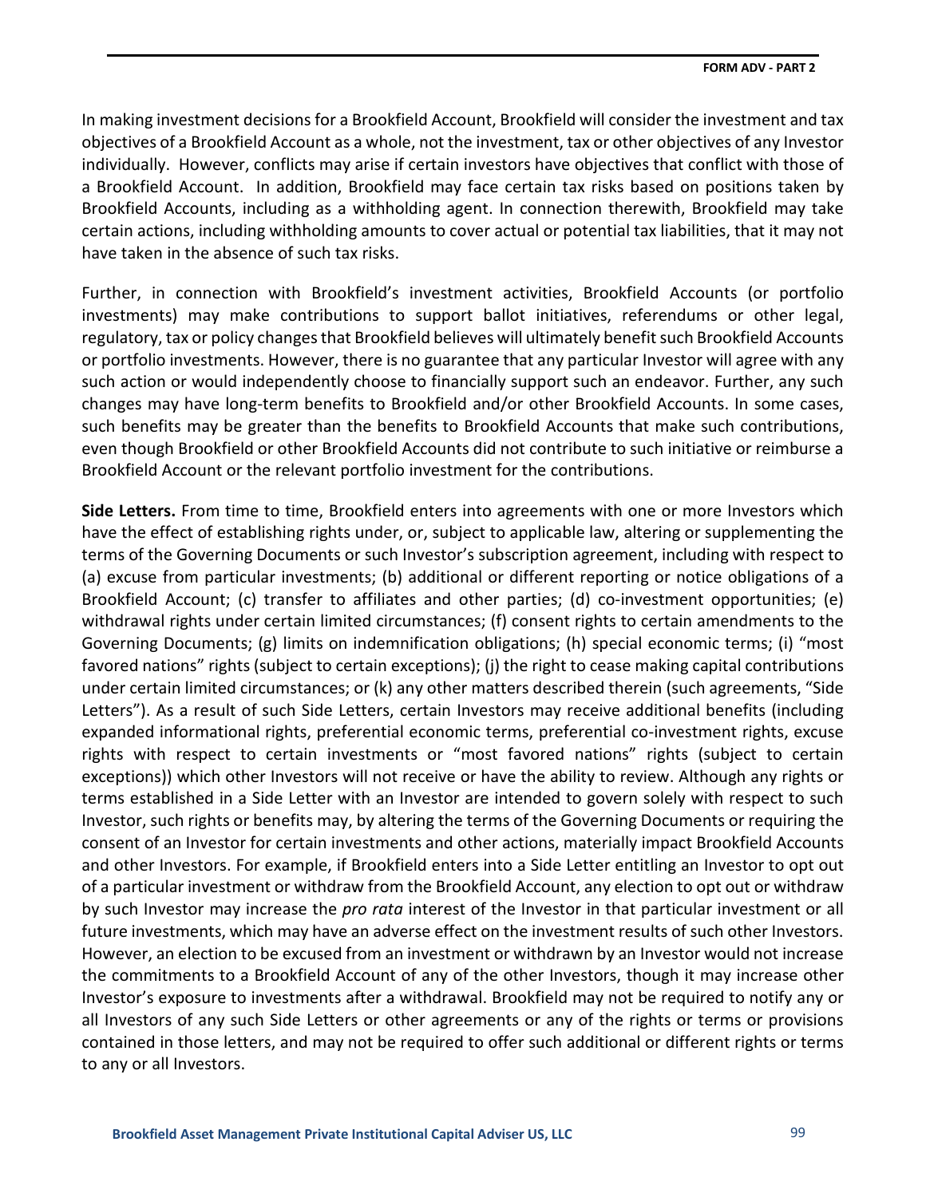In making investment decisions for a Brookfield Account, Brookfield will consider the investment and tax objectives of a Brookfield Account as a whole, not the investment, tax or other objectives of any Investor individually. However, conflicts may arise if certain investors have objectives that conflict with those of a Brookfield Account. In addition, Brookfield may face certain tax risks based on positions taken by Brookfield Accounts, including as a withholding agent. In connection therewith, Brookfield may take certain actions, including withholding amounts to cover actual or potential tax liabilities, that it may not have taken in the absence of such tax risks.

Further, in connection with Brookfield's investment activities, Brookfield Accounts (or portfolio investments) may make contributions to support ballot initiatives, referendums or other legal, regulatory, tax or policy changes that Brookfield believes will ultimately benefit such Brookfield Accounts or portfolio investments. However, there is no guarantee that any particular Investor will agree with any such action or would independently choose to financially support such an endeavor. Further, any such changes may have long-term benefits to Brookfield and/or other Brookfield Accounts. In some cases, such benefits may be greater than the benefits to Brookfield Accounts that make such contributions, even though Brookfield or other Brookfield Accounts did not contribute to such initiative or reimburse a Brookfield Account or the relevant portfolio investment for the contributions.

**Side Letters.** From time to time, Brookfield enters into agreements with one or more Investors which have the effect of establishing rights under, or, subject to applicable law, altering or supplementing the terms of the Governing Documents or such Investor's subscription agreement, including with respect to (a) excuse from particular investments; (b) additional or different reporting or notice obligations of a Brookfield Account; (c) transfer to affiliates and other parties; (d) co-investment opportunities; (e) withdrawal rights under certain limited circumstances; (f) consent rights to certain amendments to the Governing Documents; (g) limits on indemnification obligations; (h) special economic terms; (i) "most favored nations" rights (subject to certain exceptions); (j) the right to cease making capital contributions under certain limited circumstances; or (k) any other matters described therein (such agreements, "Side Letters"). As a result of such Side Letters, certain Investors may receive additional benefits (including expanded informational rights, preferential economic terms, preferential co-investment rights, excuse rights with respect to certain investments or "most favored nations" rights (subject to certain exceptions)) which other Investors will not receive or have the ability to review. Although any rights or terms established in a Side Letter with an Investor are intended to govern solely with respect to such Investor, such rights or benefits may, by altering the terms of the Governing Documents or requiring the consent of an Investor for certain investments and other actions, materially impact Brookfield Accounts and other Investors. For example, if Brookfield enters into a Side Letter entitling an Investor to opt out of a particular investment or withdraw from the Brookfield Account, any election to opt out or withdraw by such Investor may increase the *pro rata* interest of the Investor in that particular investment or all future investments, which may have an adverse effect on the investment results of such other Investors. However, an election to be excused from an investment or withdrawn by an Investor would not increase the commitments to a Brookfield Account of any of the other Investors, though it may increase other Investor's exposure to investments after a withdrawal. Brookfield may not be required to notify any or all Investors of any such Side Letters or other agreements or any of the rights or terms or provisions contained in those letters, and may not be required to offer such additional or different rights or terms to any or all Investors.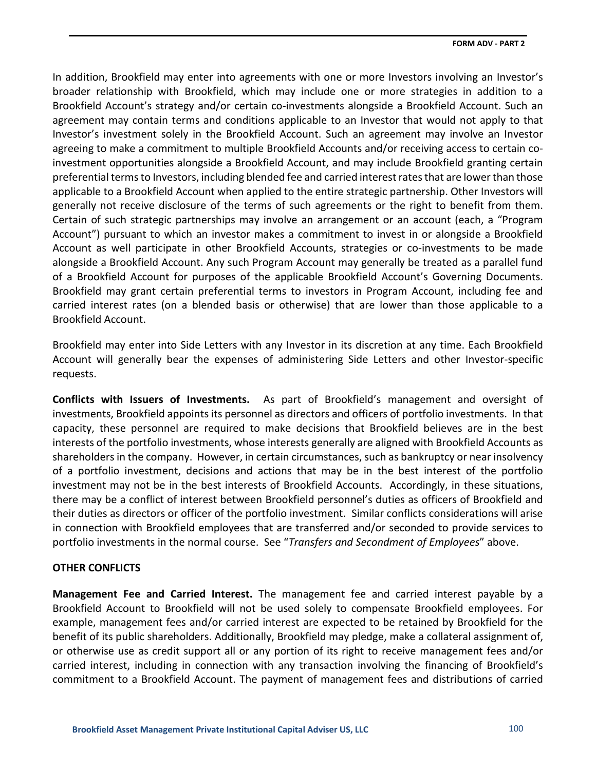In addition, Brookfield may enter into agreements with one or more Investors involving an Investor's broader relationship with Brookfield, which may include one or more strategies in addition to a Brookfield Account's strategy and/or certain co-investments alongside a Brookfield Account. Such an agreement may contain terms and conditions applicable to an Investor that would not apply to that Investor's investment solely in the Brookfield Account. Such an agreement may involve an Investor agreeing to make a commitment to multiple Brookfield Accounts and/or receiving access to certain co-investment opportunities alongside a Brookfield Account, and may include Brookfield granting certain preferential terms to Investors, including blended fee and carried interest rates that are lower than those applicable to a Brookfield Account when applied to the entire strategic partnership. Other Investors will generally not receive disclosure of the terms of such agreements or the right to benefit from them. Certain of such strategic partnerships may involve an arrangement or an account (each, a "Program Account") pursuant to which an investor makes a commitment to invest in or alongside a Brookfield Account as well participate in other Brookfield Accounts, strategies or co-investments to be made alongside a Brookfield Account. Any such Program Account may generally be treated as a parallel fund of a Brookfield Account for purposes of the applicable Brookfield Account's Governing Documents. Brookfield may grant certain preferential terms to investors in Program Account, including fee and carried interest rates (on a blended basis or otherwise) that are lower than those applicable to a Brookfield Account.

Brookfield may enter into Side Letters with any Investor in its discretion at any time. Each Brookfield Account will generally bear the expenses of administering Side Letters and other Investor-specific requests.

**Conflicts with Issuers of Investments.** As part of Brookfield's management and oversight of investments, Brookfield appoints its personnel as directors and officers of portfolio investments. In that capacity, these personnel are required to make decisions that Brookfield believes are in the best interests of the portfolio investments, whose interests generally are aligned with Brookfield Accounts as shareholders in the company. However, in certain circumstances, such as bankruptcy or near insolvency of a portfolio investment, decisions and actions that may be in the best interest of the portfolio investment may not be in the best interests of Brookfield Accounts. Accordingly, in these situations, there may be a conflict of interest between Brookfield personnel's duties as officers of Brookfield and their duties as directors or officer of the portfolio investment. Similar conflicts considerations will arise in connection with Brookfield employees that are transferred and/or seconded to provide services to portfolio investments in the normal course. See "*Transfers and Secondment of Employees*" above.

**OTHER CONFLICTS**

**Management Fee and Carried Interest.** The management fee and carried interest payable by a Brookfield Account to Brookfield will not be used solely to compensate Brookfield employees. For example, management fees and/or carried interest are expected to be retained by Brookfield for the benefit of its public shareholders. Additionally, Brookfield may pledge, make a collateral assignment of, or otherwise use as credit support all or any portion of its right to receive management fees and/or carried interest, including in connection with any transaction involving the financing of Brookfield's commitment to a Brookfield Account. The payment of management fees and distributions of carried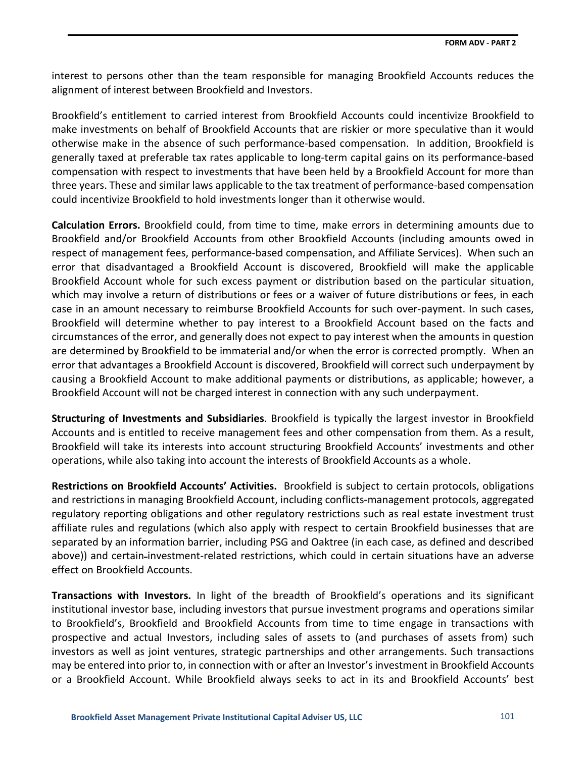interest to persons other than the team responsible for managing Brookfield Accounts reduces the alignment of interest between Brookfield and Investors.

Brookfield's entitlement to carried interest from Brookfield Accounts could incentivize Brookfield to make investments on behalf of Brookfield Accounts that are riskier or more speculative than it would otherwise make in the absence of such performance-based compensation. In addition, Brookfield is generally taxed at preferable tax rates applicable to long-term capital gains on its performance-based compensation with respect to investments that have been held by a Brookfield Account for more than three years. These and similar laws applicable to the tax treatment of performance-based compensation could incentivize Brookfield to hold investments longer than it otherwise would.

**Calculation Errors.** Brookfield could, from time to time, make errors in determining amounts due to Brookfield and/or Brookfield Accounts from other Brookfield Accounts (including amounts owed in respect of management fees, performance-based compensation, and Affiliate Services). When such an error that disadvantaged a Brookfield Account is discovered, Brookfield will make the applicable Brookfield Account whole for such excess payment or distribution based on the particular situation, which may involve a return of distributions or fees or a waiver of future distributions or fees, in each case in an amount necessary to reimburse Brookfield Accounts for such over-payment. In such cases, Brookfield will determine whether to pay interest to a Brookfield Account based on the facts and circumstances of the error, and generally does not expect to pay interest when the amounts in question are determined by Brookfield to be immaterial and/or when the error is corrected promptly. When an error that advantages a Brookfield Account is discovered, Brookfield will correct such underpayment by causing a Brookfield Account to make additional payments or distributions, as applicable; however, a Brookfield Account will not be charged interest in connection with any such underpayment.

**Structuring of Investments and Subsidiaries**. Brookfield is typically the largest investor in Brookfield Accounts and is entitled to receive management fees and other compensation from them. As a result, Brookfield will take its interests into account structuring Brookfield Accounts' investments and other operations, while also taking into account the interests of Brookfield Accounts as a whole.

**Restrictions on Brookfield Accounts' Activities.** Brookfield is subject to certain protocols, obligations and restrictions in managing Brookfield Account, including conflicts-management protocols, aggregated regulatory reporting obligations and other regulatory restrictions such as real estate investment trust affiliate rules and regulations (which also apply with respect to certain Brookfield businesses that are separated by an information barrier, including PSG and Oaktree (in each case, as defined and described above)) and certain investment-related restrictions, which could in certain situations have an adverse effect on Brookfield Accounts.

**Transactions with Investors.** In light of the breadth of Brookfield's operations and its significant institutional investor base, including investors that pursue investment programs and operations similar to Brookfield's, Brookfield and Brookfield Accounts from time to time engage in transactions with prospective and actual Investors, including sales of assets to (and purchases of assets from) such investors as well as joint ventures, strategic partnerships and other arrangements. Such transactions may be entered into prior to, in connection with or after an Investor's investment in Brookfield Accounts or a Brookfield Account. While Brookfield always seeks to act in its and Brookfield Accounts' best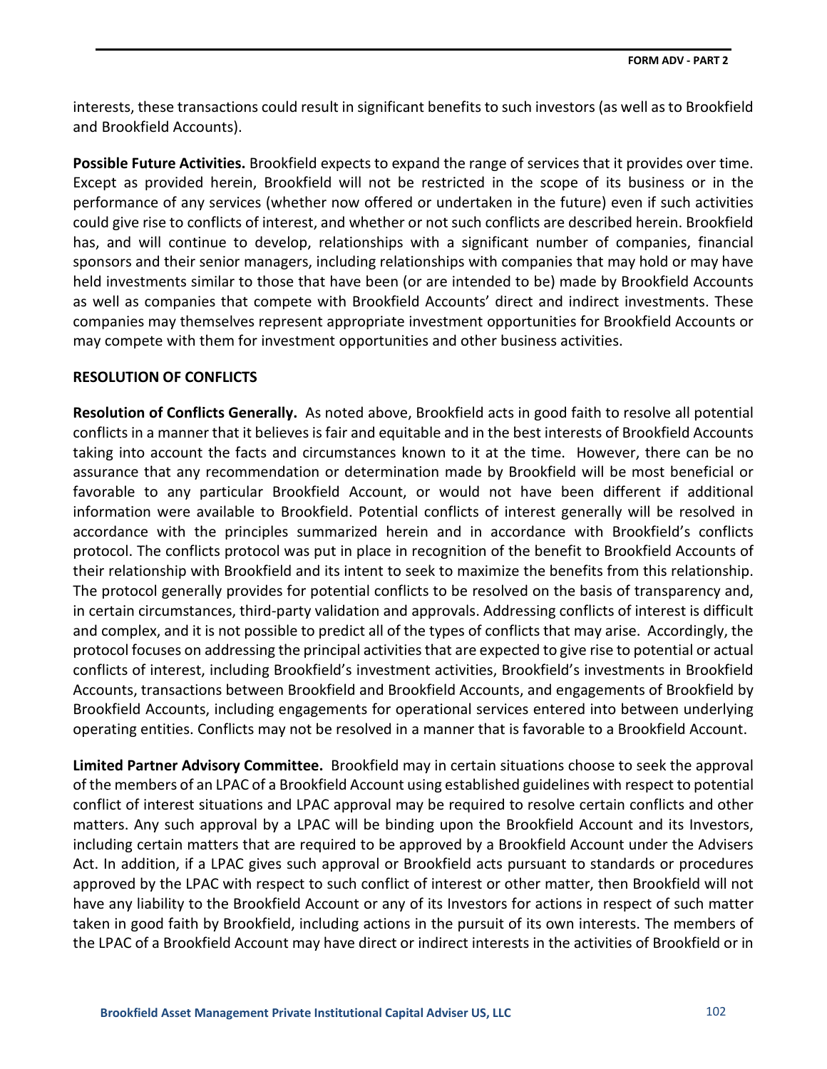interests, these transactions could result in significant benefits to such investors (as well as to Brookfield and Brookfield Accounts).

**Possible Future Activities.** Brookfield expects to expand the range of services that it provides over time. Except as provided herein, Brookfield will not be restricted in the scope of its business or in the performance of any services (whether now offered or undertaken in the future) even if such activities could give rise to conflicts of interest, and whether or not such conflicts are described herein. Brookfield has, and will continue to develop, relationships with a significant number of companies, financial sponsors and their senior managers, including relationships with companies that may hold or may have held investments similar to those that have been (or are intended to be) made by Brookfield Accounts as well as companies that compete with Brookfield Accounts' direct and indirect investments. These companies may themselves represent appropriate investment opportunities for Brookfield Accounts or may compete with them for investment opportunities and other business activities.

**RESOLUTION OF CONFLICTS**

**Resolution of Conflicts Generally.** As noted above, Brookfield acts in good faith to resolve all potential conflicts in a manner that it believes is fair and equitable and in the best interests of Brookfield Accounts taking into account the facts and circumstances known to it at the time. However, there can be no assurance that any recommendation or determination made by Brookfield will be most beneficial or favorable to any particular Brookfield Account, or would not have been different if additional information were available to Brookfield. Potential conflicts of interest generally will be resolved in accordance with the principles summarized herein and in accordance with Brookfield's conflicts protocol. The conflicts protocol was put in place in recognition of the benefit to Brookfield Accounts of their relationship with Brookfield and its intent to seek to maximize the benefits from this relationship. The protocol generally provides for potential conflicts to be resolved on the basis of transparency and, in certain circumstances, third-party validation and approvals. Addressing conflicts of interest is difficult and complex, and it is not possible to predict all of the types of conflicts that may arise. Accordingly, the protocol focuses on addressing the principal activities that are expected to give rise to potential or actual conflicts of interest, including Brookfield's investment activities, Brookfield's investments in Brookfield Accounts, transactions between Brookfield and Brookfield Accounts, and engagements of Brookfield by Brookfield Accounts, including engagements for operational services entered into between underlying operating entities. Conflicts may not be resolved in a manner that is favorable to a Brookfield Account.

**Limited Partner Advisory Committee.** Brookfield may in certain situations choose to seek the approval of the members of an LPAC of a Brookfield Account using established guidelines with respect to potential conflict of interest situations and LPAC approval may be required to resolve certain conflicts and other matters. Any such approval by a LPAC will be binding upon the Brookfield Account and its Investors, including certain matters that are required to be approved by a Brookfield Account under the Advisers Act. In addition, if a LPAC gives such approval or Brookfield acts pursuant to standards or procedures approved by the LPAC with respect to such conflict of interest or other matter, then Brookfield will not have any liability to the Brookfield Account or any of its Investors for actions in respect of such matter taken in good faith by Brookfield, including actions in the pursuit of its own interests. The members of the LPAC of a Brookfield Account may have direct or indirect interests in the activities of Brookfield or in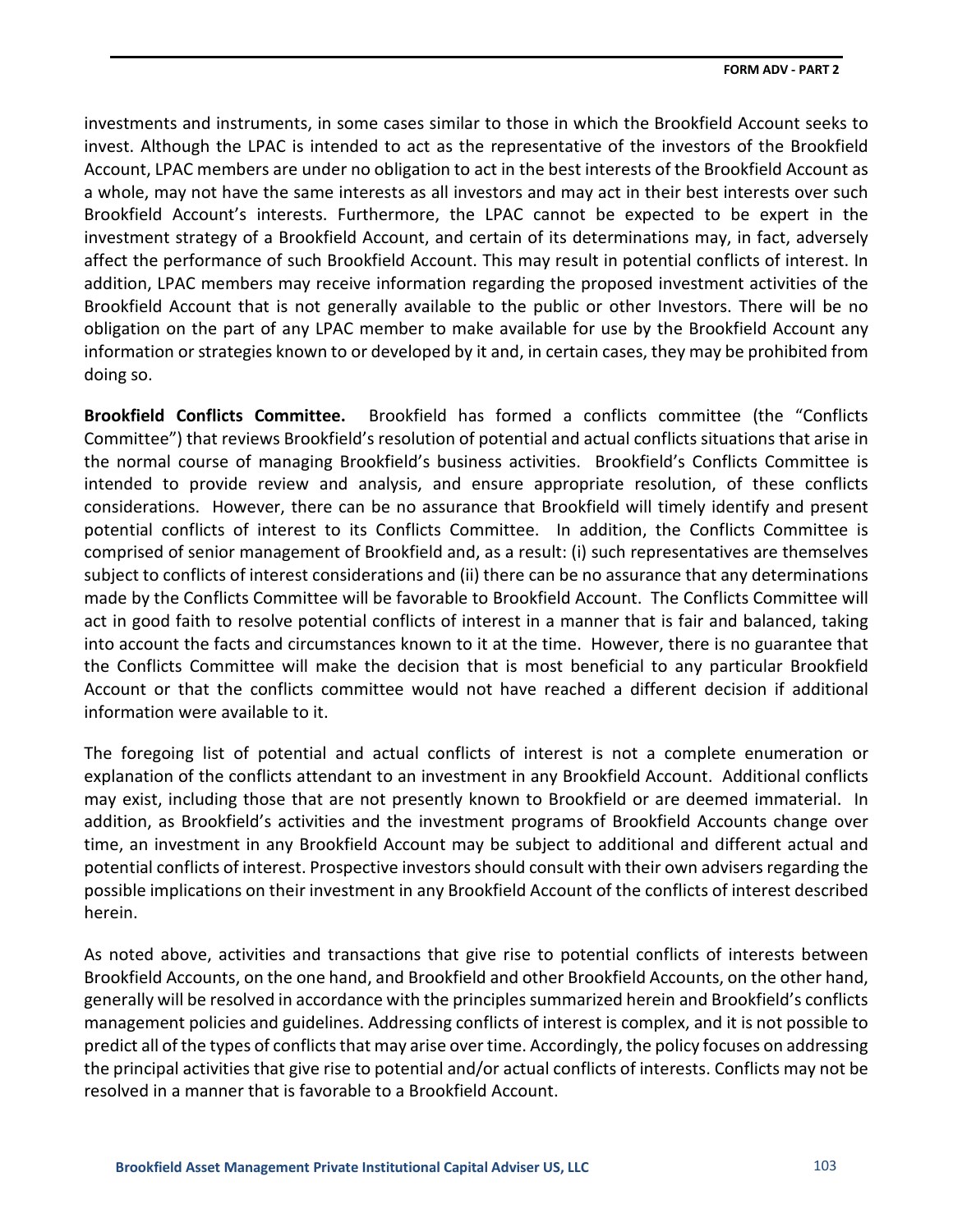investments and instruments, in some cases similar to those in which the Brookfield Account seeks to invest. Although the LPAC is intended to act as the representative of the investors of the Brookfield Account, LPAC members are under no obligation to act in the best interests of the Brookfield Account as a whole, may not have the same interests as all investors and may act in their best interests over such Brookfield Account's interests. Furthermore, the LPAC cannot be expected to be expert in the investment strategy of a Brookfield Account, and certain of its determinations may, in fact, adversely affect the performance of such Brookfield Account. This may result in potential conflicts of interest. In addition, LPAC members may receive information regarding the proposed investment activities of the Brookfield Account that is not generally available to the public or other Investors. There will be no obligation on the part of any LPAC member to make available for use by the Brookfield Account any information or strategies known to or developed by it and, in certain cases, they may be prohibited from doing so.

**Brookfield Conflicts Committee.** Brookfield has formed a conflicts committee (the "Conflicts Committee") that reviews Brookfield's resolution of potential and actual conflicts situations that arise in the normal course of managing Brookfield's business activities. Brookfield's Conflicts Committee is intended to provide review and analysis, and ensure appropriate resolution, of these conflicts considerations. However, there can be no assurance that Brookfield will timely identify and present potential conflicts of interest to its Conflicts Committee. In addition, the Conflicts Committee is comprised of senior management of Brookfield and, as a result: (i) such representatives are themselves subject to conflicts of interest considerations and (ii) there can be no assurance that any determinations made by the Conflicts Committee will be favorable to Brookfield Account. The Conflicts Committee will act in good faith to resolve potential conflicts of interest in a manner that is fair and balanced, taking into account the facts and circumstances known to it at the time. However, there is no guarantee that the Conflicts Committee will make the decision that is most beneficial to any particular Brookfield Account or that the conflicts committee would not have reached a different decision if additional information were available to it.

The foregoing list of potential and actual conflicts of interest is not a complete enumeration or explanation of the conflicts attendant to an investment in any Brookfield Account. Additional conflicts may exist, including those that are not presently known to Brookfield or are deemed immaterial. In addition, as Brookfield's activities and the investment programs of Brookfield Accounts change over time, an investment in any Brookfield Account may be subject to additional and different actual and potential conflicts of interest. Prospective investors should consult with their own advisers regarding the possible implications on their investment in any Brookfield Account of the conflicts of interest described herein.

As noted above, activities and transactions that give rise to potential conflicts of interests between Brookfield Accounts, on the one hand, and Brookfield and other Brookfield Accounts, on the other hand, generally will be resolved in accordance with the principles summarized herein and Brookfield's conflicts management policies and guidelines. Addressing conflicts of interest is complex, and it is not possible to predict all of the types of conflicts that may arise over time. Accordingly, the policy focuses on addressing the principal activities that give rise to potential and/or actual conflicts of interests. Conflicts may not be resolved in a manner that is favorable to a Brookfield Account.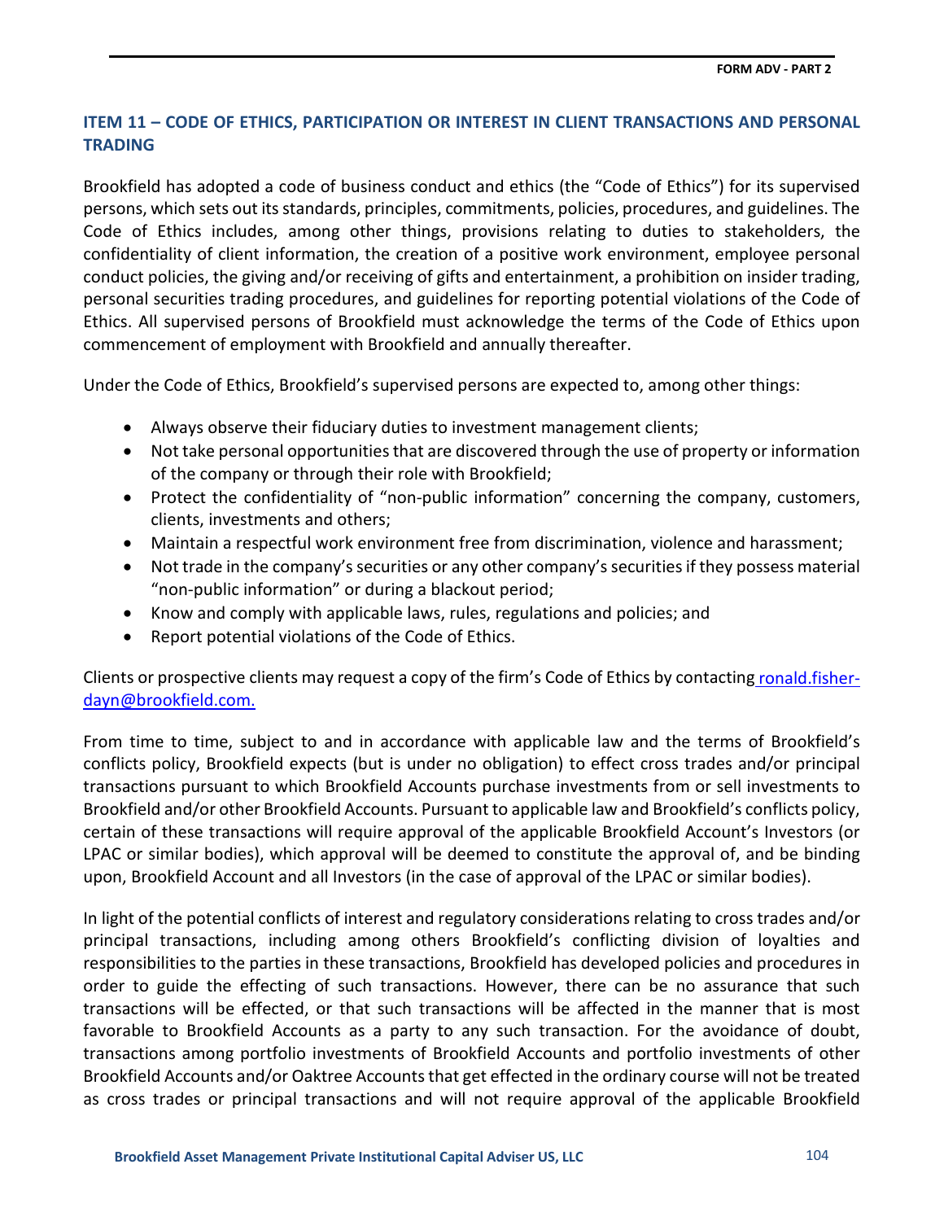## ITEM 11 – CODE OF ETHICS, PARTICIPATION OR INTEREST IN CLIENT TRANSACTIONS AND PERSONAL TRADING

Brookfield has adopted a code of business conduct and ethics (the "Code of Ethics") for its supervised persons, which sets out its standards, principles, commitments, policies, procedures, and guidelines. The Code of Ethics includes, among other things, provisions relating to duties to stakeholders, the confidentiality of client information, the creation of a positive work environment, employee personal conduct policies, the giving and/or receiving of gifts and entertainment, a prohibition on insider trading, personal securities trading procedures, and guidelines for reporting potential violations of the Code of Ethics. All supervised persons of Brookfield must acknowledge the terms of the Code of Ethics upon commencement of employment with Brookfield and annually thereafter.

Under the Code of Ethics, Brookfield's supervised persons are expected to, among other things:

- Always observe their fiduciary duties to investment management clients;
- Not take personal opportunities that are discovered through the use of property or information of the company or through their role with Brookfield;
- Protect the confidentiality of "non-public information" concerning the company, customers, clients, investments and others;
- Maintain a respectful work environment free from discrimination, violence and harassment;
- Not trade in the company's securities or any other company's securities if they possess material "non-public information" or during a blackout period;
- Know and comply with applicable laws, rules, regulations and policies; and
- Report potential violations of the Code of Ethics.

Clients or prospective clients may request a copy of the firm's Code of Ethics by contacting ronald.fisher-dayn@brookfield.com.

From time to time, subject to and in accordance with applicable law and the terms of Brookfield's conflicts policy, Brookfield expects (but is under no obligation) to effect cross trades and/or principal transactions pursuant to which Brookfield Accounts purchase investments from or sell investments to Brookfield and/or other Brookfield Accounts. Pursuant to applicable law and Brookfield's conflicts policy, certain of these transactions will require approval of the applicable Brookfield Account's Investors (or LPAC or similar bodies), which approval will be deemed to constitute the approval of, and be binding upon, Brookfield Account and all Investors (in the case of approval of the LPAC or similar bodies).

In light of the potential conflicts of interest and regulatory considerations relating to cross trades and/or principal transactions, including among others Brookfield's conflicting division of loyalties and responsibilities to the parties in these transactions, Brookfield has developed policies and procedures in order to guide the effecting of such transactions. However, there can be no assurance that such transactions will be effected, or that such transactions will be affected in the manner that is most favorable to Brookfield Accounts as a party to any such transaction. For the avoidance of doubt, transactions among portfolio investments of Brookfield Accounts and portfolio investments of other Brookfield Accounts and/or Oaktree Accounts that get effected in the ordinary course will not be treated as cross trades or principal transactions and will not require approval of the applicable Brookfield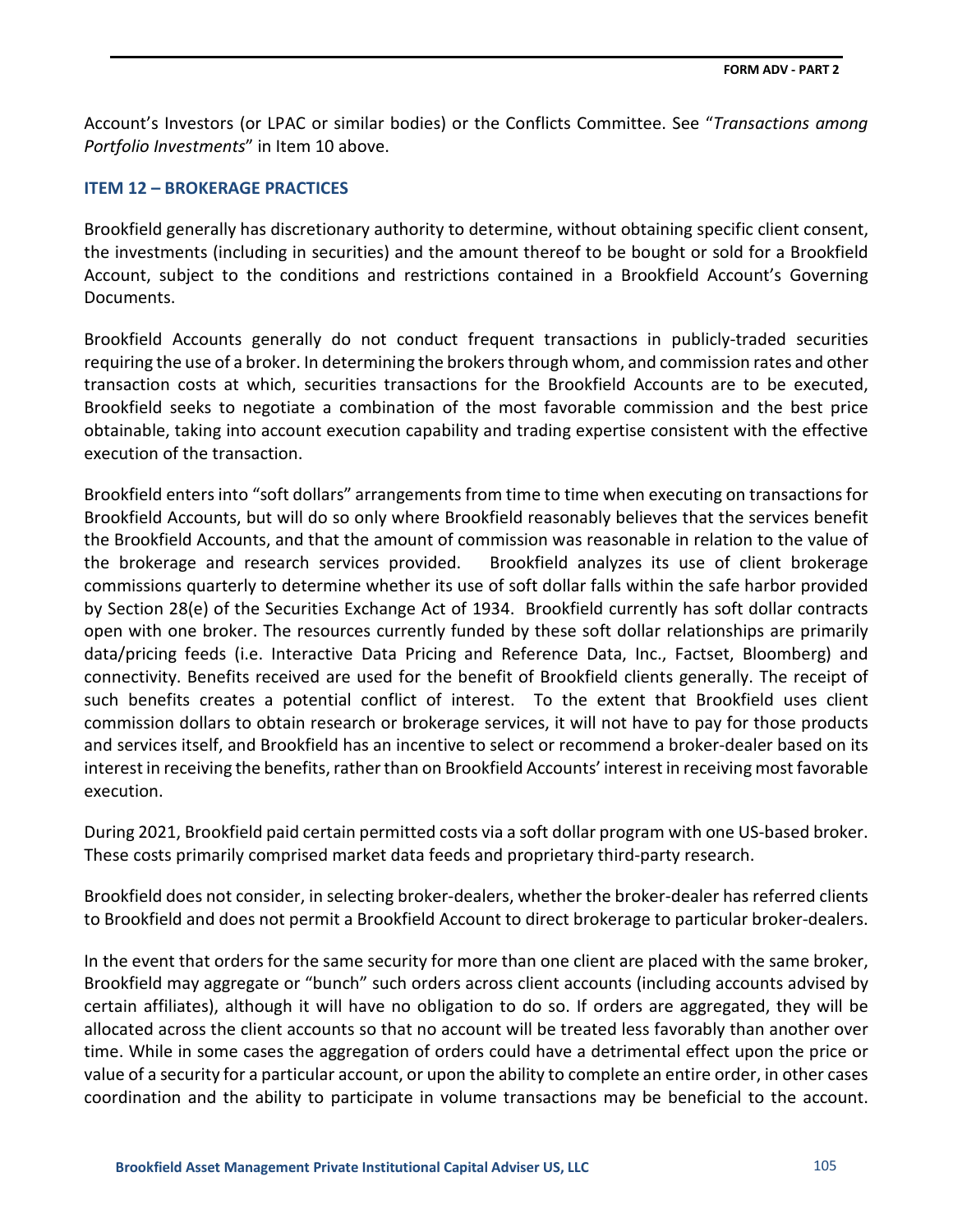Account's Investors (or LPAC or similar bodies) or the Conflicts Committee. See "*Transactions among Portfolio Investments*" in Item 10 above.

## ITEM 12 – BROKERAGE PRACTICES

Brookfield generally has discretionary authority to determine, without obtaining specific client consent, the investments (including in securities) and the amount thereof to be bought or sold for a Brookfield Account, subject to the conditions and restrictions contained in a Brookfield Account's Governing Documents.

Brookfield Accounts generally do not conduct frequent transactions in publicly-traded securities requiring the use of a broker. In determining the brokers through whom, and commission rates and other transaction costs at which, securities transactions for the Brookfield Accounts are to be executed, Brookfield seeks to negotiate a combination of the most favorable commission and the best price obtainable, taking into account execution capability and trading expertise consistent with the effective execution of the transaction.

Brookfield enters into "soft dollars" arrangements from time to time when executing on transactions for Brookfield Accounts, but will do so only where Brookfield reasonably believes that the services benefit the Brookfield Accounts, and that the amount of commission was reasonable in relation to the value of the brokerage and research services provided. Brookfield analyzes its use of client brokerage commissions quarterly to determine whether its use of soft dollar falls within the safe harbor provided by Section 28(e) of the Securities Exchange Act of 1934. Brookfield currently has soft dollar contracts open with one broker. The resources currently funded by these soft dollar relationships are primarily data/pricing feeds (i.e. Interactive Data Pricing and Reference Data, Inc., Factset, Bloomberg) and connectivity. Benefits received are used for the benefit of Brookfield clients generally. The receipt of such benefits creates a potential conflict of interest. To the extent that Brookfield uses client commission dollars to obtain research or brokerage services, it will not have to pay for those products and services itself, and Brookfield has an incentive to select or recommend a broker-dealer based on its interest in receiving the benefits, rather than on Brookfield Accounts' interest in receiving most favorable execution.

During 2021, Brookfield paid certain permitted costs via a soft dollar program with one US-based broker. These costs primarily comprised market data feeds and proprietary third-party research.

Brookfield does not consider, in selecting broker-dealers, whether the broker-dealer has referred clients to Brookfield and does not permit a Brookfield Account to direct brokerage to particular broker-dealers.

In the event that orders for the same security for more than one client are placed with the same broker, Brookfield may aggregate or "bunch" such orders across client accounts (including accounts advised by certain affiliates), although it will have no obligation to do so. If orders are aggregated, they will be allocated across the client accounts so that no account will be treated less favorably than another over time. While in some cases the aggregation of orders could have a detrimental effect upon the price or value of a security for a particular account, or upon the ability to complete an entire order, in other cases coordination and the ability to participate in volume transactions may be beneficial to the account.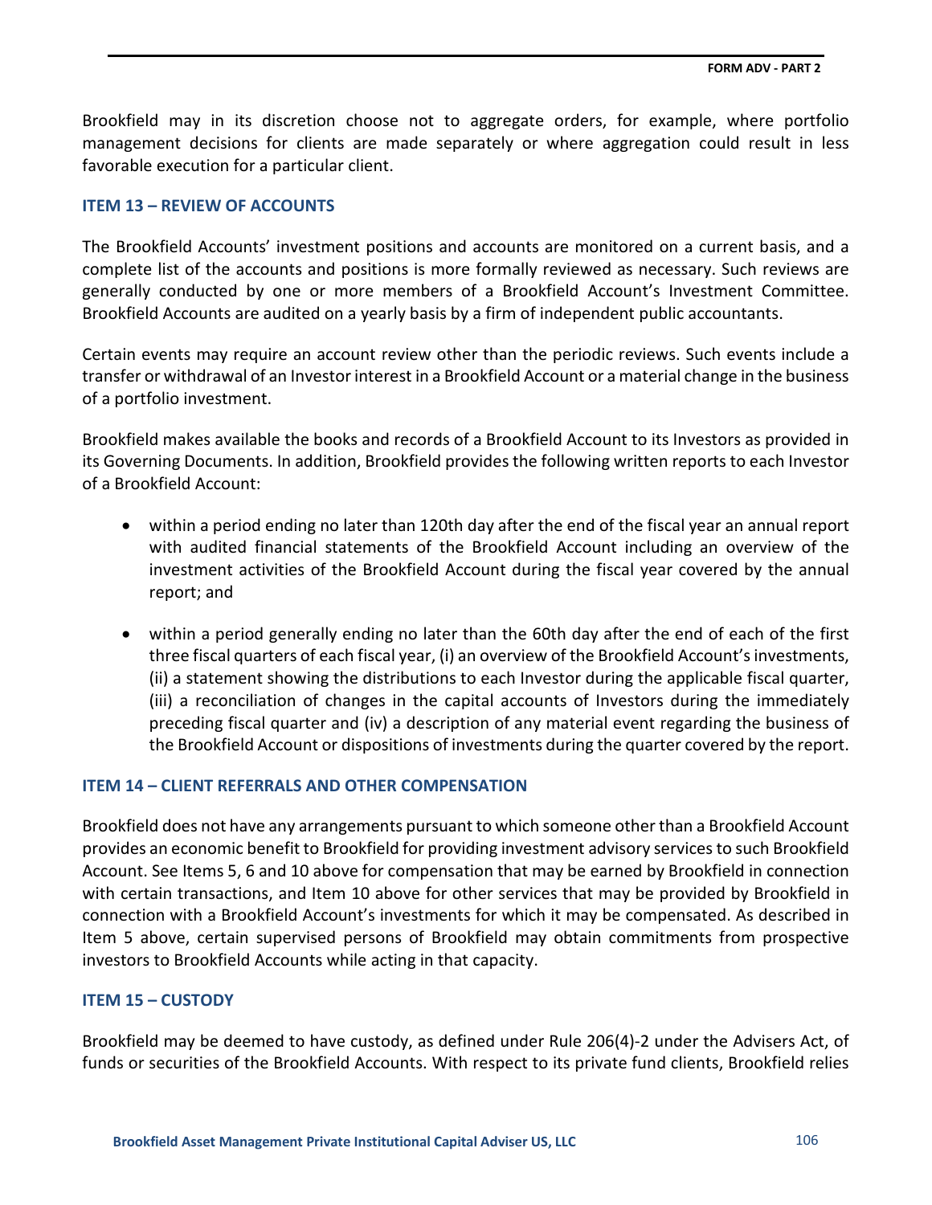Brookfield may in its discretion choose not to aggregate orders, for example, where portfolio management decisions for clients are made separately or where aggregation could result in less favorable execution for a particular client.

## ITEM 13 – REVIEW OF ACCOUNTS

The Brookfield Accounts' investment positions and accounts are monitored on a current basis, and a complete list of the accounts and positions is more formally reviewed as necessary. Such reviews are generally conducted by one or more members of a Brookfield Account's Investment Committee. Brookfield Accounts are audited on a yearly basis by a firm of independent public accountants.

Certain events may require an account review other than the periodic reviews. Such events include a transfer or withdrawal of an Investor interest in a Brookfield Account or a material change in the business of a portfolio investment.

Brookfield makes available the books and records of a Brookfield Account to its Investors as provided in its Governing Documents. In addition, Brookfield provides the following written reports to each Investor of a Brookfield Account:

- within a period ending no later than 120th day after the end of the fiscal year an annual report with audited financial statements of the Brookfield Account including an overview of the investment activities of the Brookfield Account during the fiscal year covered by the annual report; and

- within a period generally ending no later than the 60th day after the end of each of the first three fiscal quarters of each fiscal year, (i) an overview of the Brookfield Account's investments, (ii) a statement showing the distributions to each Investor during the applicable fiscal quarter, (iii) a reconciliation of changes in the capital accounts of Investors during the immediately preceding fiscal quarter and (iv) a description of any material event regarding the business of the Brookfield Account or dispositions of investments during the quarter covered by the report.

## ITEM 14 – CLIENT REFERRALS AND OTHER COMPENSATION

Brookfield does not have any arrangements pursuant to which someone other than a Brookfield Account provides an economic benefit to Brookfield for providing investment advisory services to such Brookfield Account. See Items 5, 6 and 10 above for compensation that may be earned by Brookfield in connection with certain transactions, and Item 10 above for other services that may be provided by Brookfield in connection with a Brookfield Account's investments for which it may be compensated. As described in Item 5 above, certain supervised persons of Brookfield may obtain commitments from prospective investors to Brookfield Accounts while acting in that capacity.

## ITEM 15 – CUSTODY

Brookfield may be deemed to have custody, as defined under Rule 206(4)-2 under the Advisers Act, of funds or securities of the Brookfield Accounts. With respect to its private fund clients, Brookfield relies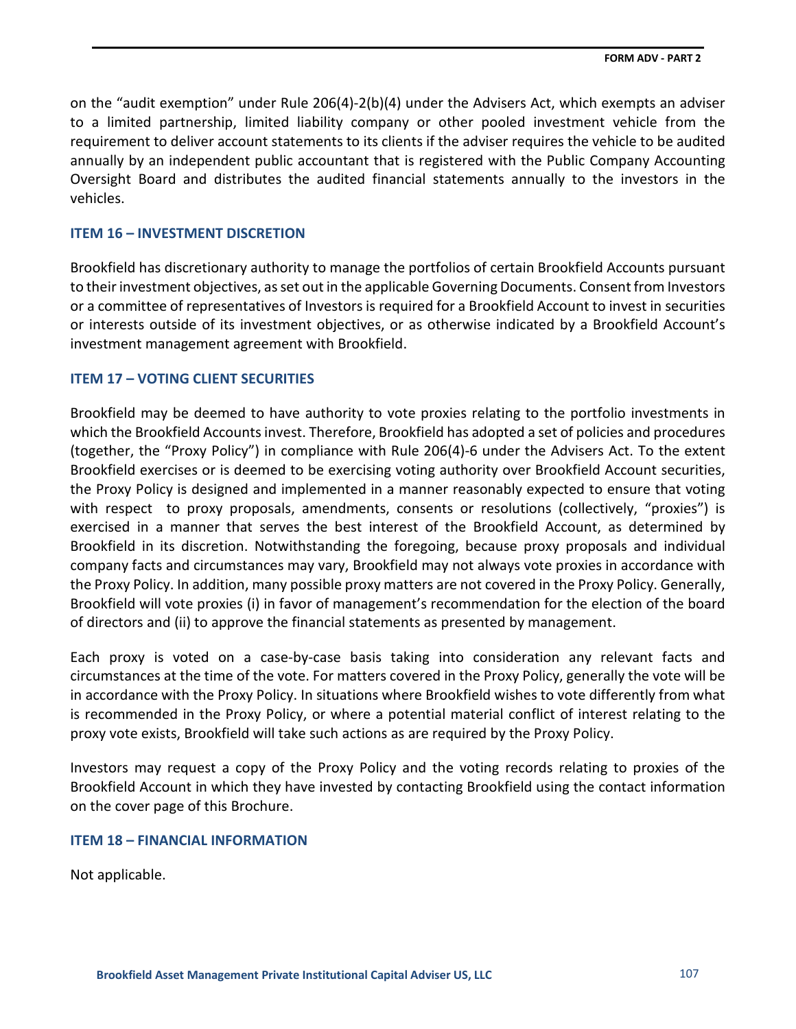on the "audit exemption" under Rule 206(4)-2(b)(4) under the Advisers Act, which exempts an adviser to a limited partnership, limited liability company or other pooled investment vehicle from the requirement to deliver account statements to its clients if the adviser requires the vehicle to be audited annually by an independent public accountant that is registered with the Public Company Accounting Oversight Board and distributes the audited financial statements annually to the investors in the vehicles.

## ITEM 16 – INVESTMENT DISCRETION

Brookfield has discretionary authority to manage the portfolios of certain Brookfield Accounts pursuant to their investment objectives, as set out in the applicable Governing Documents. Consent from Investors or a committee of representatives of Investors is required for a Brookfield Account to invest in securities or interests outside of its investment objectives, or as otherwise indicated by a Brookfield Account's investment management agreement with Brookfield.

## ITEM 17 – VOTING CLIENT SECURITIES

Brookfield may be deemed to have authority to vote proxies relating to the portfolio investments in which the Brookfield Accounts invest. Therefore, Brookfield has adopted a set of policies and procedures (together, the "Proxy Policy") in compliance with Rule 206(4)-6 under the Advisers Act. To the extent Brookfield exercises or is deemed to be exercising voting authority over Brookfield Account securities, the Proxy Policy is designed and implemented in a manner reasonably expected to ensure that voting with respect to proxy proposals, amendments, consents or resolutions (collectively, "proxies") is exercised in a manner that serves the best interest of the Brookfield Account, as determined by Brookfield in its discretion. Notwithstanding the foregoing, because proxy proposals and individual company facts and circumstances may vary, Brookfield may not always vote proxies in accordance with the Proxy Policy. In addition, many possible proxy matters are not covered in the Proxy Policy. Generally, Brookfield will vote proxies (i) in favor of management's recommendation for the election of the board of directors and (ii) to approve the financial statements as presented by management.

Each proxy is voted on a case-by-case basis taking into consideration any relevant facts and circumstances at the time of the vote. For matters covered in the Proxy Policy, generally the vote will be in accordance with the Proxy Policy. In situations where Brookfield wishes to vote differently from what is recommended in the Proxy Policy, or where a potential material conflict of interest relating to the proxy vote exists, Brookfield will take such actions as are required by the Proxy Policy.

Investors may request a copy of the Proxy Policy and the voting records relating to proxies of the Brookfield Account in which they have invested by contacting Brookfield using the contact information on the cover page of this Brochure.

## ITEM 18 – FINANCIAL INFORMATION

Not applicable.